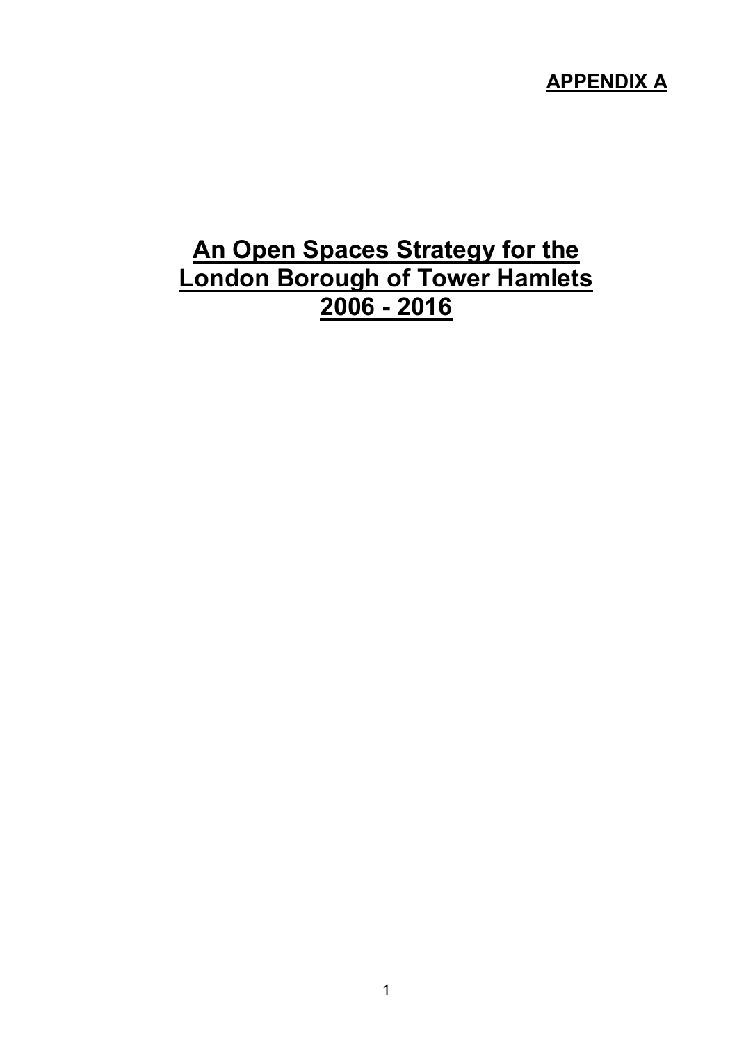**APPENDIX A**

# An Open Spaces Strategy for the London Borough of Tower Hamlets 2006 - 2016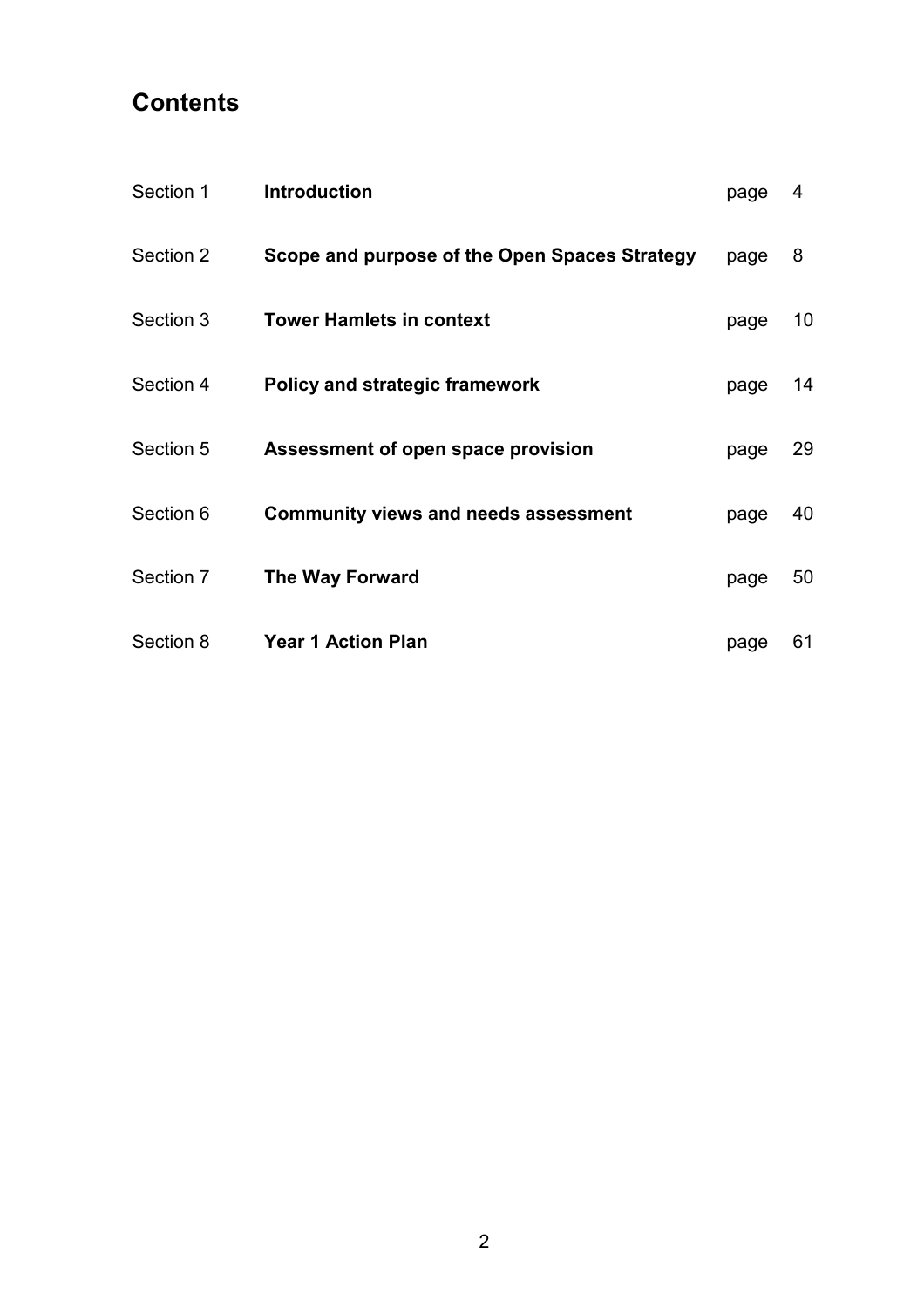# Contents

| | | | |
|---|---|---|---|
| Section 1 | **Introduction** | page | 4 |
| Section 2 | **Scope and purpose of the Open Spaces Strategy** | page | 8 |
| Section 3 | **Tower Hamlets in context** | page | 10 |
| Section 4 | **Policy and strategic framework** | page | 14 |
| Section 5 | **Assessment of open space provision** | page | 29 |
| Section 6 | **Community views and needs assessment** | page | 40 |
| Section 7 | **The Way Forward** | page | 50 |
| Section 8 | **Year 1 Action Plan** | page | 61 |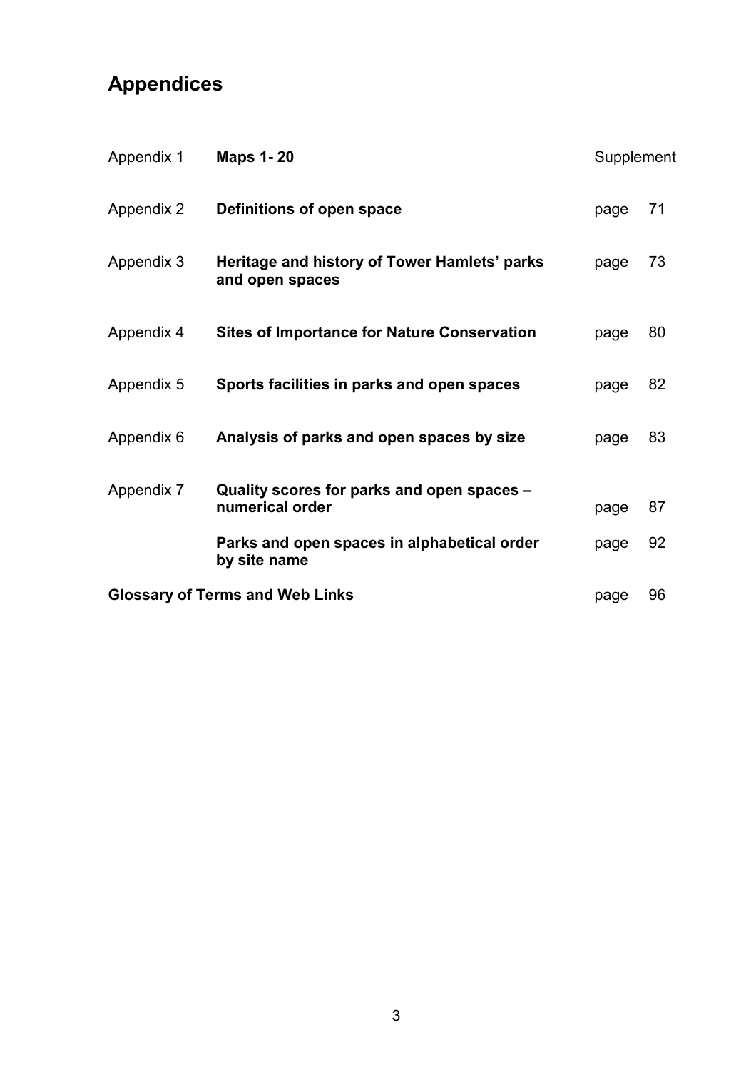# Appendices

| | | | |
|---|---|---|---|
| Appendix 1 | **Maps 1- 20** | Supplement | |
| Appendix 2 | **Definitions of open space** | page | 71 |
| Appendix 3 | **Heritage and history of Tower Hamlets' parks and open spaces** | page | 73 |
| Appendix 4 | **Sites of Importance for Nature Conservation** | page | 80 |
| Appendix 5 | **Sports facilities in parks and open spaces** | page | 82 |
| Appendix 6 | **Analysis of parks and open spaces by size** | page | 83 |
| Appendix 7 | **Quality scores for parks and open spaces – numerical order** | page | 87 |
| | **Parks and open spaces in alphabetical order by site name** | page | 92 |
| **Glossary of Terms and Web Links** | | page | 96 |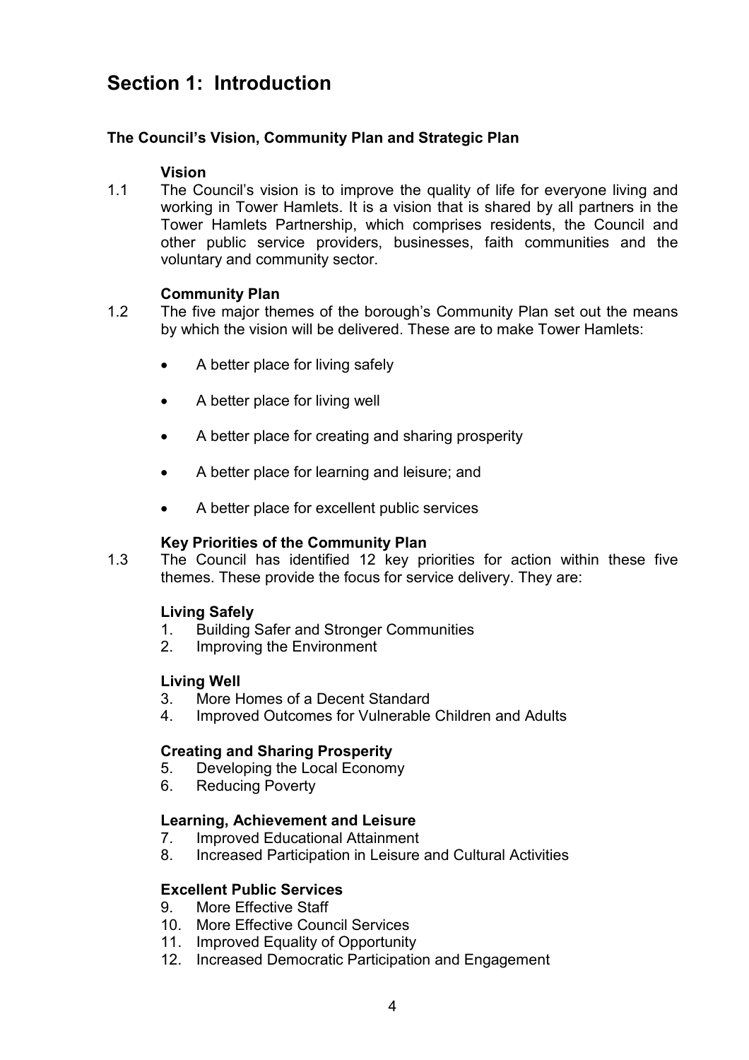# Section 1: Introduction

**The Council's Vision, Community Plan and Strategic Plan**

**Vision**

1.1 The Council's vision is to improve the quality of life for everyone living and working in Tower Hamlets. It is a vision that is shared by all partners in the Tower Hamlets Partnership, which comprises residents, the Council and other public service providers, businesses, faith communities and the voluntary and community sector.

**Community Plan**

1.2 The five major themes of the borough's Community Plan set out the means by which the vision will be delivered. These are to make Tower Hamlets:

- A better place for living safely
- A better place for living well
- A better place for creating and sharing prosperity
- A better place for learning and leisure; and
- A better place for excellent public services

**Key Priorities of the Community Plan**

1.3 The Council has identified 12 key priorities for action within these five themes. These provide the focus for service delivery. They are:

**Living Safely**

1. Building Safer and Stronger Communities
2. Improving the Environment

**Living Well**

3. More Homes of a Decent Standard
4. Improved Outcomes for Vulnerable Children and Adults

**Creating and Sharing Prosperity**

5. Developing the Local Economy
6. Reducing Poverty

**Learning, Achievement and Leisure**

7. Improved Educational Attainment
8. Increased Participation in Leisure and Cultural Activities

**Excellent Public Services**

9. More Effective Staff
10. More Effective Council Services
11. Improved Equality of Opportunity
12. Increased Democratic Participation and Engagement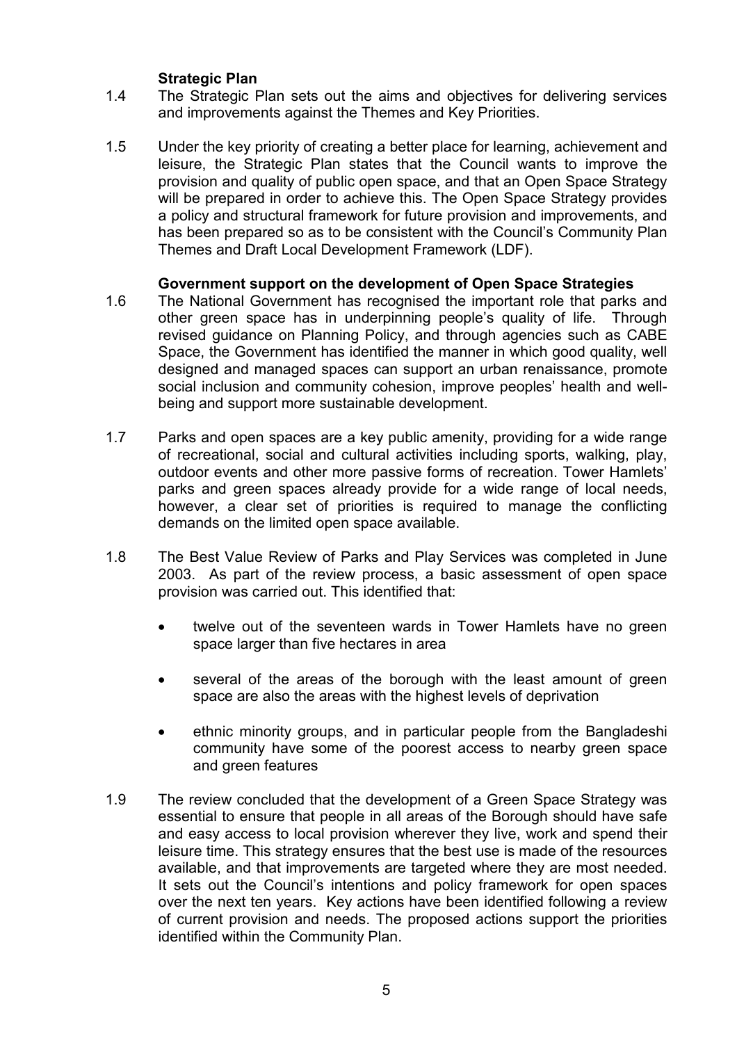**Strategic Plan**

1.4 The Strategic Plan sets out the aims and objectives for delivering services and improvements against the Themes and Key Priorities.

1.5 Under the key priority of creating a better place for learning, achievement and leisure, the Strategic Plan states that the Council wants to improve the provision and quality of public open space, and that an Open Space Strategy will be prepared in order to achieve this. The Open Space Strategy provides a policy and structural framework for future provision and improvements, and has been prepared so as to be consistent with the Council's Community Plan Themes and Draft Local Development Framework (LDF).

**Government support on the development of Open Space Strategies**

1.6 The National Government has recognised the important role that parks and other green space has in underpinning people's quality of life. Through revised guidance on Planning Policy, and through agencies such as CABE Space, the Government has identified the manner in which good quality, well designed and managed spaces can support an urban renaissance, promote social inclusion and community cohesion, improve peoples' health and well-being and support more sustainable development.

1.7 Parks and open spaces are a key public amenity, providing for a wide range of recreational, social and cultural activities including sports, walking, play, outdoor events and other more passive forms of recreation. Tower Hamlets' parks and green spaces already provide for a wide range of local needs, however, a clear set of priorities is required to manage the conflicting demands on the limited open space available.

1.8 The Best Value Review of Parks and Play Services was completed in June 2003. As part of the review process, a basic assessment of open space provision was carried out. This identified that:

- twelve out of the seventeen wards in Tower Hamlets have no green space larger than five hectares in area
- several of the areas of the borough with the least amount of green space are also the areas with the highest levels of deprivation
- ethnic minority groups, and in particular people from the Bangladeshi community have some of the poorest access to nearby green space and green features

1.9 The review concluded that the development of a Green Space Strategy was essential to ensure that people in all areas of the Borough should have safe and easy access to local provision wherever they live, work and spend their leisure time. This strategy ensures that the best use is made of the resources available, and that improvements are targeted where they are most needed. It sets out the Council's intentions and policy framework for open spaces over the next ten years. Key actions have been identified following a review of current provision and needs. The proposed actions support the priorities identified within the Community Plan.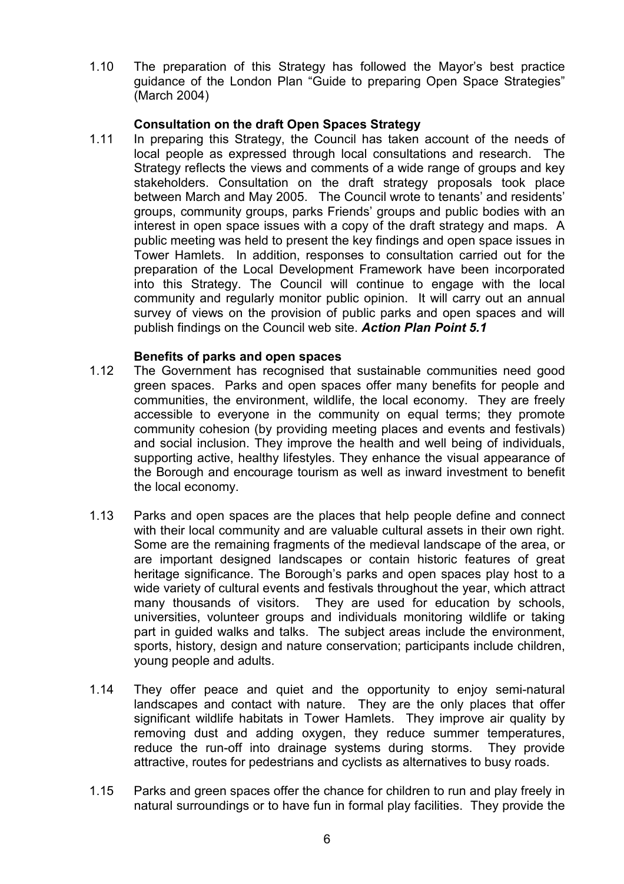1.10 The preparation of this Strategy has followed the Mayor's best practice guidance of the London Plan "Guide to preparing Open Space Strategies" (March 2004)

**Consultation on the draft Open Spaces Strategy**

1.11 In preparing this Strategy, the Council has taken account of the needs of local people as expressed through local consultations and research. The Strategy reflects the views and comments of a wide range of groups and key stakeholders. Consultation on the draft strategy proposals took place between March and May 2005. The Council wrote to tenants' and residents' groups, community groups, parks Friends' groups and public bodies with an interest in open space issues with a copy of the draft strategy and maps. A public meeting was held to present the key findings and open space issues in Tower Hamlets. In addition, responses to consultation carried out for the preparation of the Local Development Framework have been incorporated into this Strategy. The Council will continue to engage with the local community and regularly monitor public opinion. It will carry out an annual survey of views on the provision of public parks and open spaces and will publish findings on the Council web site. ***Action Plan Point 5.1***

**Benefits of parks and open spaces**

1.12 The Government has recognised that sustainable communities need good green spaces. Parks and open spaces offer many benefits for people and communities, the environment, wildlife, the local economy. They are freely accessible to everyone in the community on equal terms; they promote community cohesion (by providing meeting places and events and festivals) and social inclusion. They improve the health and well being of individuals, supporting active, healthy lifestyles. They enhance the visual appearance of the Borough and encourage tourism as well as inward investment to benefit the local economy.

1.13 Parks and open spaces are the places that help people define and connect with their local community and are valuable cultural assets in their own right. Some are the remaining fragments of the medieval landscape of the area, or are important designed landscapes or contain historic features of great heritage significance. The Borough's parks and open spaces play host to a wide variety of cultural events and festivals throughout the year, which attract many thousands of visitors. They are used for education by schools, universities, volunteer groups and individuals monitoring wildlife or taking part in guided walks and talks. The subject areas include the environment, sports, history, design and nature conservation; participants include children, young people and adults.

1.14 They offer peace and quiet and the opportunity to enjoy semi-natural landscapes and contact with nature. They are the only places that offer significant wildlife habitats in Tower Hamlets. They improve air quality by removing dust and adding oxygen, they reduce summer temperatures, reduce the run-off into drainage systems during storms. They provide attractive, routes for pedestrians and cyclists as alternatives to busy roads.

1.15 Parks and green spaces offer the chance for children to run and play freely in natural surroundings or to have fun in formal play facilities. They provide the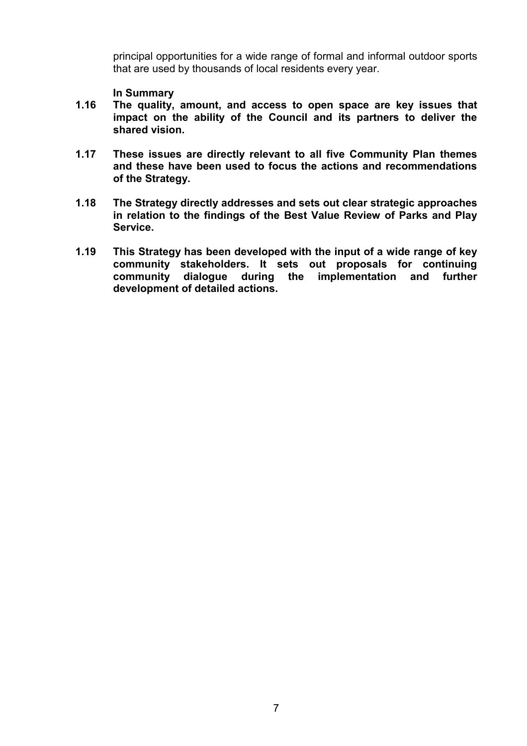principal opportunities for a wide range of formal and informal outdoor sports that are used by thousands of local residents every year.

**In Summary**

**1.16 The quality, amount, and access to open space are key issues that impact on the ability of the Council and its partners to deliver the shared vision.**

**1.17 These issues are directly relevant to all five Community Plan themes and these have been used to focus the actions and recommendations of the Strategy.**

**1.18 The Strategy directly addresses and sets out clear strategic approaches in relation to the findings of the Best Value Review of Parks and Play Service.**

**1.19 This Strategy has been developed with the input of a wide range of key community stakeholders. It sets out proposals for continuing community dialogue during the implementation and further development of detailed actions.**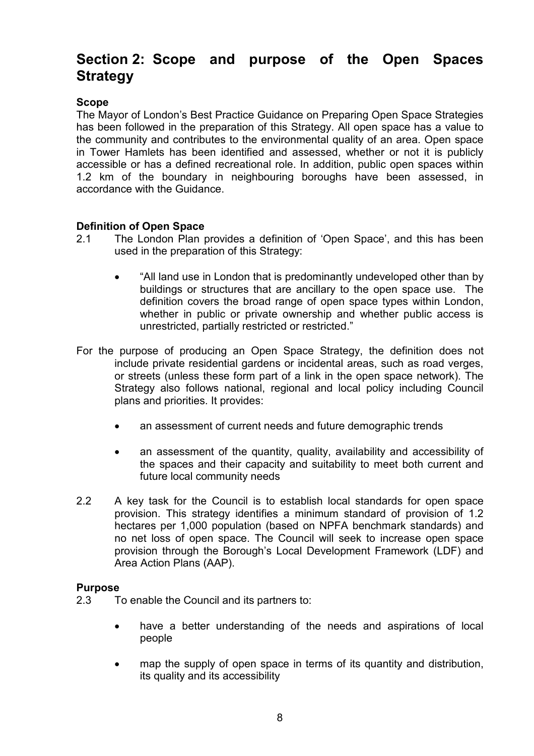## Section 2: Scope and purpose of the Open Spaces Strategy

**Scope**

The Mayor of London's Best Practice Guidance on Preparing Open Space Strategies has been followed in the preparation of this Strategy. All open space has a value to the community and contributes to the environmental quality of an area. Open space in Tower Hamlets has been identified and assessed, whether or not it is publicly accessible or has a defined recreational role. In addition, public open spaces within 1.2 km of the boundary in neighbouring boroughs have been assessed, in accordance with the Guidance.

**Definition of Open Space**

2.1 The London Plan provides a definition of 'Open Space', and this has been used in the preparation of this Strategy:

- "All land use in London that is predominantly undeveloped other than by buildings or structures that are ancillary to the open space use. The definition covers the broad range of open space types within London, whether in public or private ownership and whether public access is unrestricted, partially restricted or restricted."

For the purpose of producing an Open Space Strategy, the definition does not include private residential gardens or incidental areas, such as road verges, or streets (unless these form part of a link in the open space network). The Strategy also follows national, regional and local policy including Council plans and priorities. It provides:

- an assessment of current needs and future demographic trends
- an assessment of the quantity, quality, availability and accessibility of the spaces and their capacity and suitability to meet both current and future local community needs

2.2 A key task for the Council is to establish local standards for open space provision. This strategy identifies a minimum standard of provision of 1.2 hectares per 1,000 population (based on NPFA benchmark standards) and no net loss of open space. The Council will seek to increase open space provision through the Borough's Local Development Framework (LDF) and Area Action Plans (AAP).

**Purpose**

2.3 To enable the Council and its partners to:

- have a better understanding of the needs and aspirations of local people
- map the supply of open space in terms of its quantity and distribution, its quality and its accessibility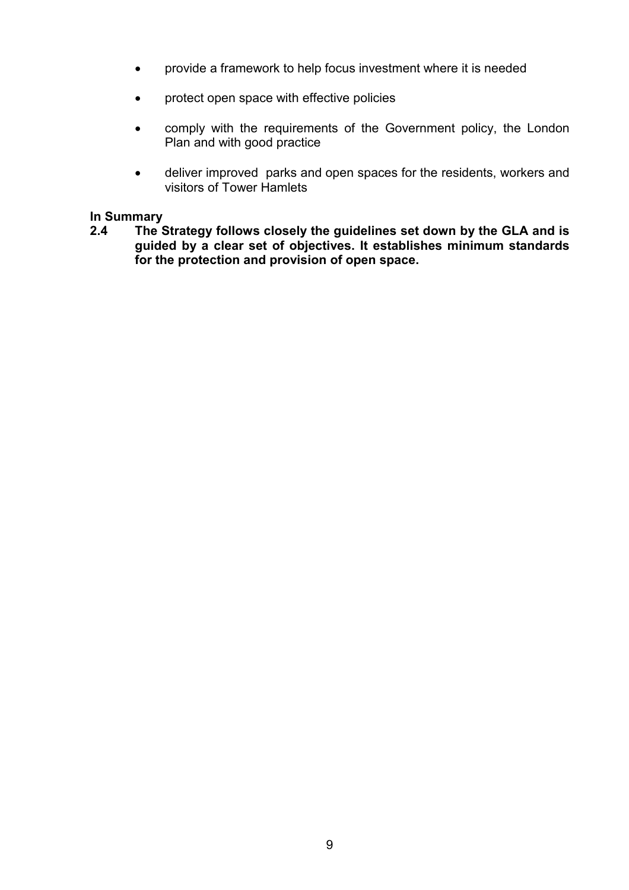- provide a framework to help focus investment where it is needed
- protect open space with effective policies
- comply with the requirements of the Government policy, the London Plan and with good practice
- deliver improved parks and open spaces for the residents, workers and visitors of Tower Hamlets

**In Summary**

**2.4 The Strategy follows closely the guidelines set down by the GLA and is guided by a clear set of objectives. It establishes minimum standards for the protection and provision of open space.**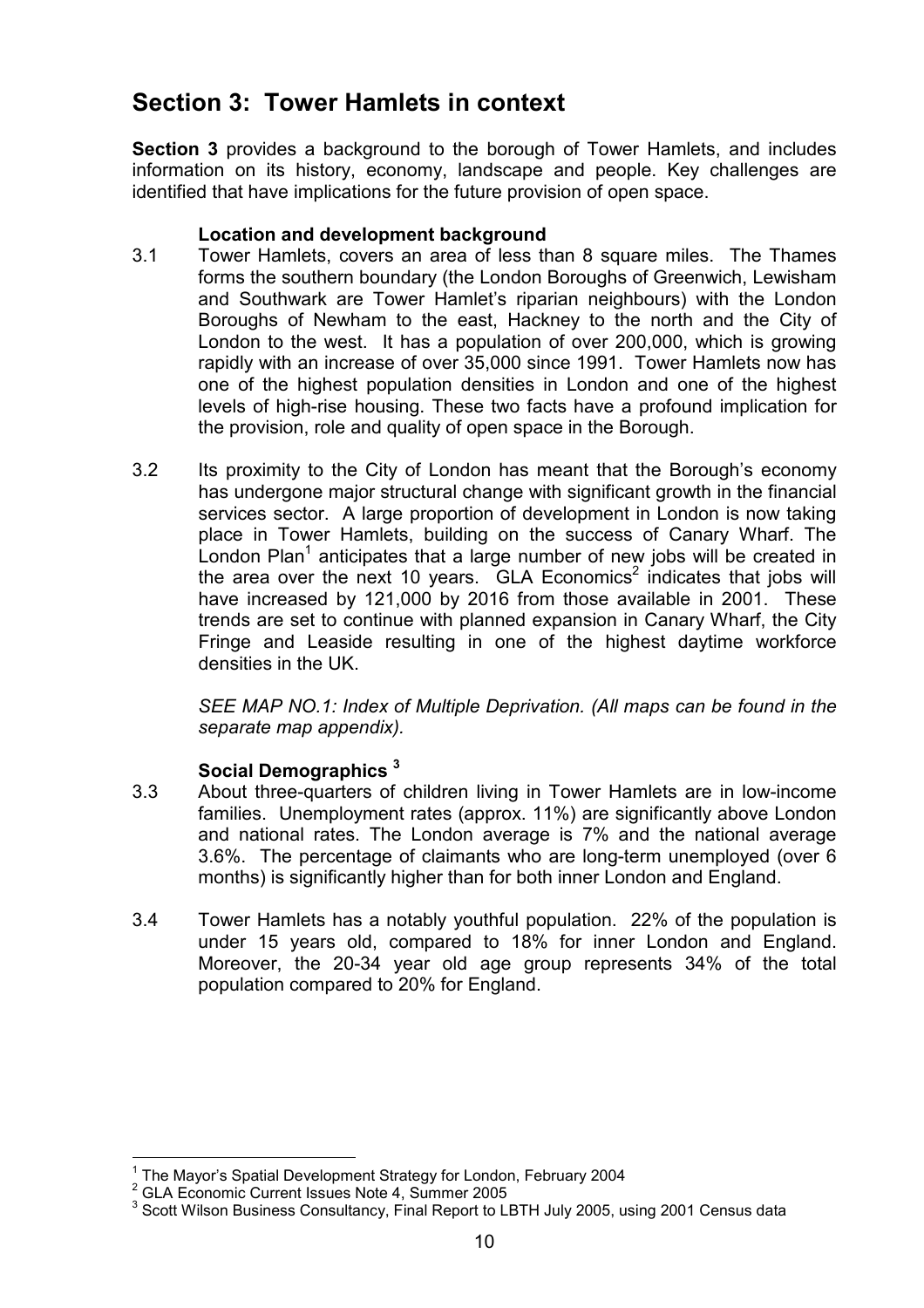## Section 3: Tower Hamlets in context

**Section 3** provides a background to the borough of Tower Hamlets, and includes information on its history, economy, landscape and people. Key challenges are identified that have implications for the future provision of open space.

### Location and development background

3.1 Tower Hamlets, covers an area of less than 8 square miles. The Thames forms the southern boundary (the London Boroughs of Greenwich, Lewisham and Southwark are Tower Hamlet's riparian neighbours) with the London Boroughs of Newham to the east, Hackney to the north and the City of London to the west. It has a population of over 200,000, which is growing rapidly with an increase of over 35,000 since 1991. Tower Hamlets now has one of the highest population densities in London and one of the highest levels of high-rise housing. These two facts have a profound implication for the provision, role and quality of open space in the Borough.

3.2 Its proximity to the City of London has meant that the Borough's economy has undergone major structural change with significant growth in the financial services sector. A large proportion of development in London is now taking place in Tower Hamlets, building on the success of Canary Wharf. The London Plan[1] anticipates that a large number of new jobs will be created in the area over the next 10 years. GLA Economics[2] indicates that jobs will have increased by 121,000 by 2016 from those available in 2001. These trends are set to continue with planned expansion in Canary Wharf, the City Fringe and Leaside resulting in one of the highest daytime workforce densities in the UK.

*SEE MAP NO.1: Index of Multiple Deprivation. (All maps can be found in the separate map appendix).*

### Social Demographics [3]

3.3 About three-quarters of children living in Tower Hamlets are in low-income families. Unemployment rates (approx. 11%) are significantly above London and national rates. The London average is 7% and the national average 3.6%. The percentage of claimants who are long-term unemployed (over 6 months) is significantly higher than for both inner London and England.

3.4 Tower Hamlets has a notably youthful population. 22% of the population is under 15 years old, compared to 18% for inner London and England. Moreover, the 20-34 year old age group represents 34% of the total population compared to 20% for England.

---

[1] The Mayor's Spatial Development Strategy for London, February 2004
[2] GLA Economic Current Issues Note 4, Summer 2005
[3] Scott Wilson Business Consultancy, Final Report to LBTH July 2005, using 2001 Census data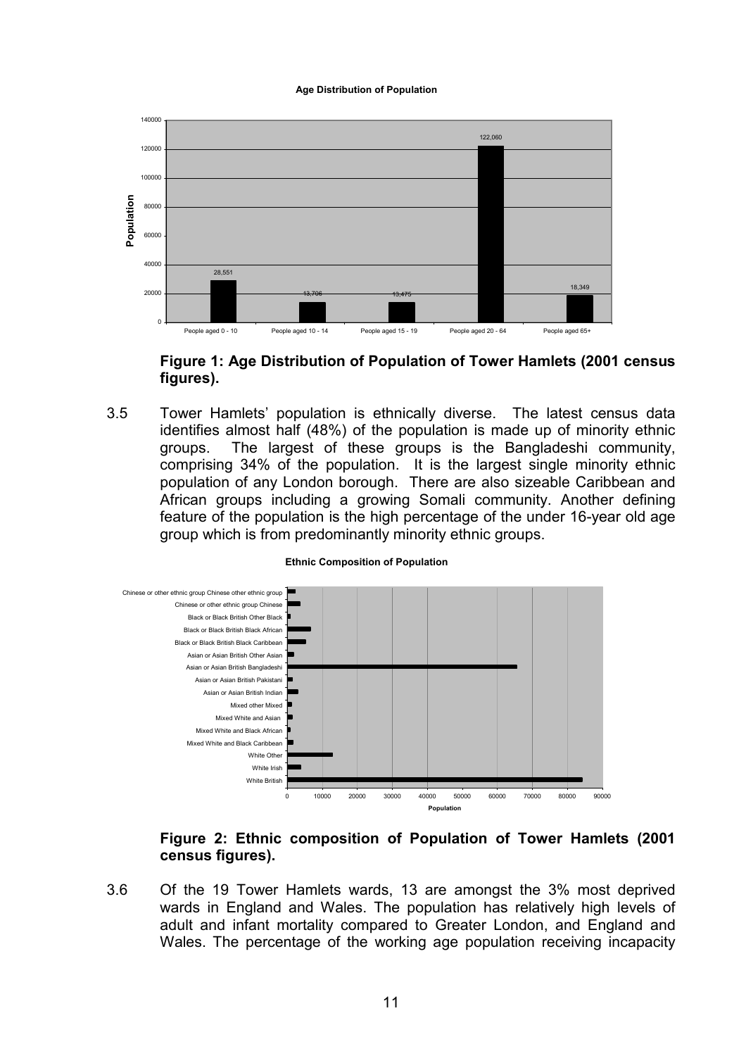**Age Distribution of Population**

| Age group | Population |
|---|---|
| People aged 0 - 10 | 28,551 |
| People aged 10 - 14 | 13,706 |
| People aged 15 - 19 | 13,475 |
| People aged 20 - 64 | 122,060 |
| People aged 65+ | 18,349 |

**Figure 1: Age Distribution of Population of Tower Hamlets (2001 census figures).**

3.5 Tower Hamlets' population is ethnically diverse. The latest census data identifies almost half (48%) of the population is made up of minority ethnic groups. The largest of these groups is the Bangladeshi community, comprising 34% of the population. It is the largest single minority ethnic population of any London borough. There are also sizeable Caribbean and African groups including a growing Somali community. Another defining feature of the population is the high percentage of the under 16-year old age group which is from predominantly minority ethnic groups.

**Ethnic Composition of Population**

Categories shown: Chinese or other ethnic group Chinese other ethnic group; Chinese or other ethnic group Chinese; Black or Black British Other Black; Black or Black British Black African; Black or Black British Black Caribbean; Asian or Asian British Other Asian; Asian or Asian British Bangladeshi; Asian or Asian British Pakistani; Asian or Asian British Indian; Mixed other Mixed; Mixed White and Asian; Mixed White and Black African; Mixed White and Black Caribbean; White Other; White Irish; White British

Population axis: 0 – 90000

**Figure 2: Ethnic composition of Population of Tower Hamlets (2001 census figures).**

3.6 Of the 19 Tower Hamlets wards, 13 are amongst the 3% most deprived wards in England and Wales. The population has relatively high levels of adult and infant mortality compared to Greater London, and England and Wales. The percentage of the working age population receiving incapacity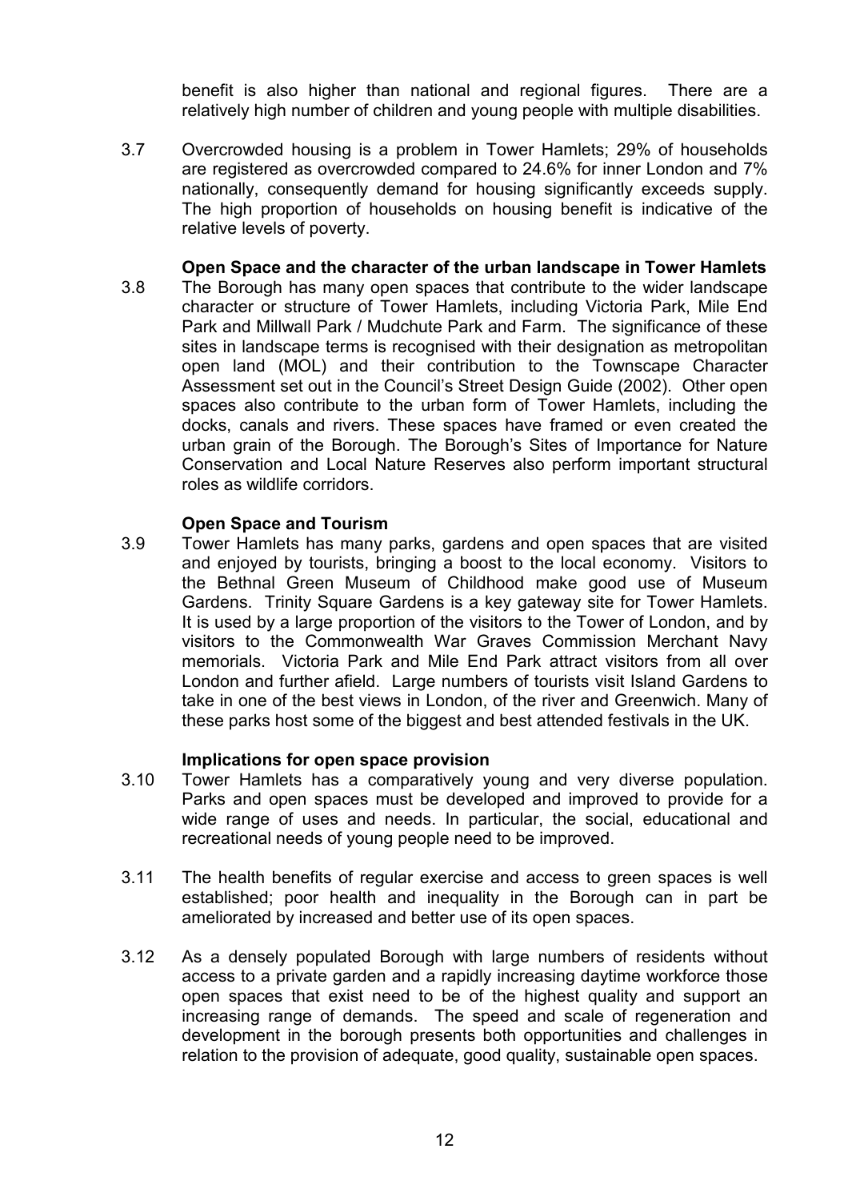benefit is also higher than national and regional figures. There are a relatively high number of children and young people with multiple disabilities.

3.7 Overcrowded housing is a problem in Tower Hamlets; 29% of households are registered as overcrowded compared to 24.6% for inner London and 7% nationally, consequently demand for housing significantly exceeds supply. The high proportion of households on housing benefit is indicative of the relative levels of poverty.

**Open Space and the character of the urban landscape in Tower Hamlets**

3.8 The Borough has many open spaces that contribute to the wider landscape character or structure of Tower Hamlets, including Victoria Park, Mile End Park and Millwall Park / Mudchute Park and Farm. The significance of these sites in landscape terms is recognised with their designation as metropolitan open land (MOL) and their contribution to the Townscape Character Assessment set out in the Council's Street Design Guide (2002). Other open spaces also contribute to the urban form of Tower Hamlets, including the docks, canals and rivers. These spaces have framed or even created the urban grain of the Borough. The Borough's Sites of Importance for Nature Conservation and Local Nature Reserves also perform important structural roles as wildlife corridors.

**Open Space and Tourism**

3.9 Tower Hamlets has many parks, gardens and open spaces that are visited and enjoyed by tourists, bringing a boost to the local economy. Visitors to the Bethnal Green Museum of Childhood make good use of Museum Gardens. Trinity Square Gardens is a key gateway site for Tower Hamlets. It is used by a large proportion of the visitors to the Tower of London, and by visitors to the Commonwealth War Graves Commission Merchant Navy memorials. Victoria Park and Mile End Park attract visitors from all over London and further afield. Large numbers of tourists visit Island Gardens to take in one of the best views in London, of the river and Greenwich. Many of these parks host some of the biggest and best attended festivals in the UK.

**Implications for open space provision**

3.10 Tower Hamlets has a comparatively young and very diverse population. Parks and open spaces must be developed and improved to provide for a wide range of uses and needs. In particular, the social, educational and recreational needs of young people need to be improved.

3.11 The health benefits of regular exercise and access to green spaces is well established; poor health and inequality in the Borough can in part be ameliorated by increased and better use of its open spaces.

3.12 As a densely populated Borough with large numbers of residents without access to a private garden and a rapidly increasing daytime workforce those open spaces that exist need to be of the highest quality and support an increasing range of demands. The speed and scale of regeneration and development in the borough presents both opportunities and challenges in relation to the provision of adequate, good quality, sustainable open spaces.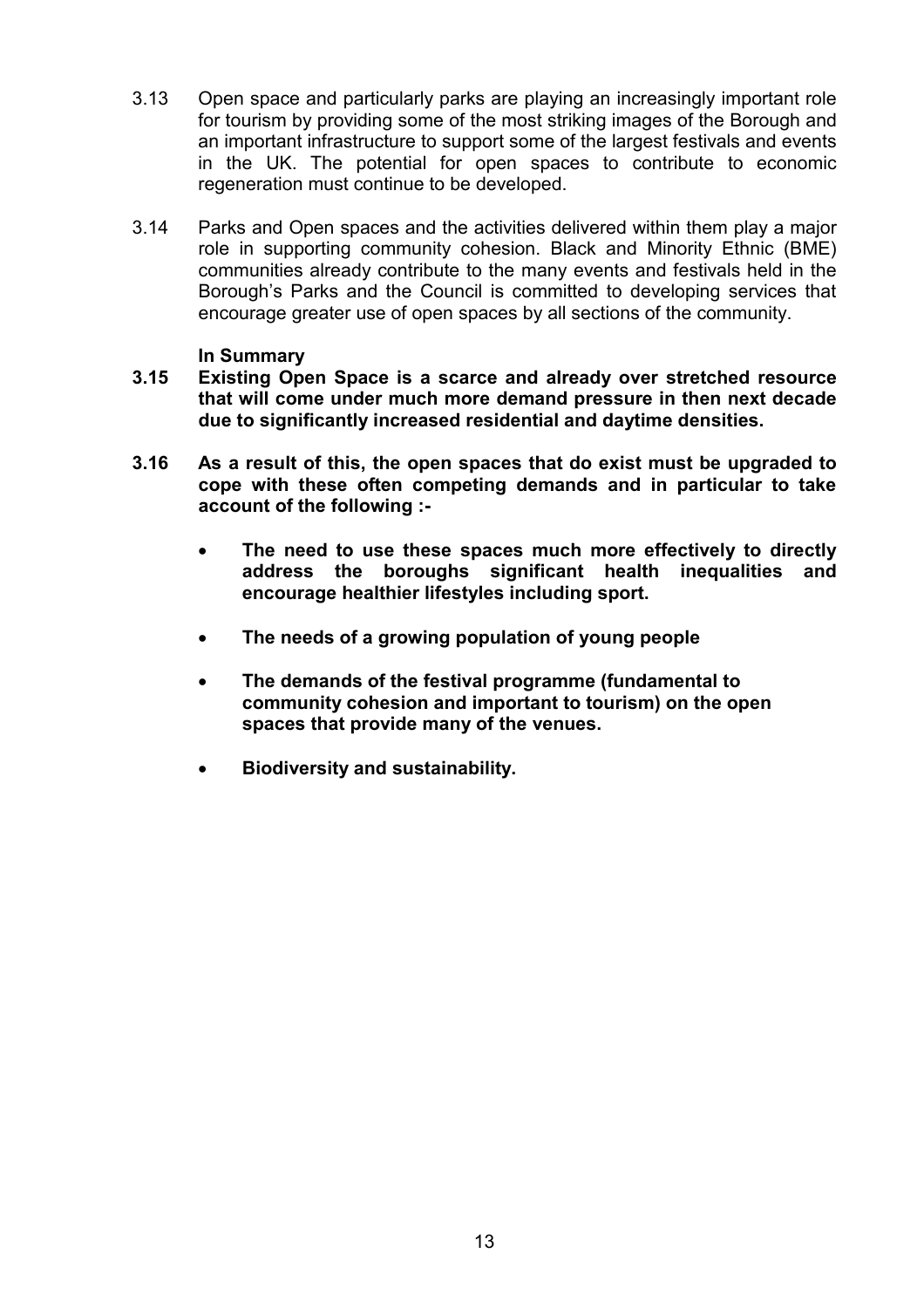3.13 Open space and particularly parks are playing an increasingly important role for tourism by providing some of the most striking images of the Borough and an important infrastructure to support some of the largest festivals and events in the UK. The potential for open spaces to contribute to economic regeneration must continue to be developed.

3.14 Parks and Open spaces and the activities delivered within them play a major role in supporting community cohesion. Black and Minority Ethnic (BME) communities already contribute to the many events and festivals held in the Borough's Parks and the Council is committed to developing services that encourage greater use of open spaces by all sections of the community.

**In Summary**

**3.15 Existing Open Space is a scarce and already over stretched resource that will come under much more demand pressure in then next decade due to significantly increased residential and daytime densities.**

**3.16 As a result of this, the open spaces that do exist must be upgraded to cope with these often competing demands and in particular to take account of the following :-**

- **The need to use these spaces much more effectively to directly address the boroughs significant health inequalities and encourage healthier lifestyles including sport.**
- **The needs of a growing population of young people**
- **The demands of the festival programme (fundamental to community cohesion and important to tourism) on the open spaces that provide many of the venues.**
- **Biodiversity and sustainability.**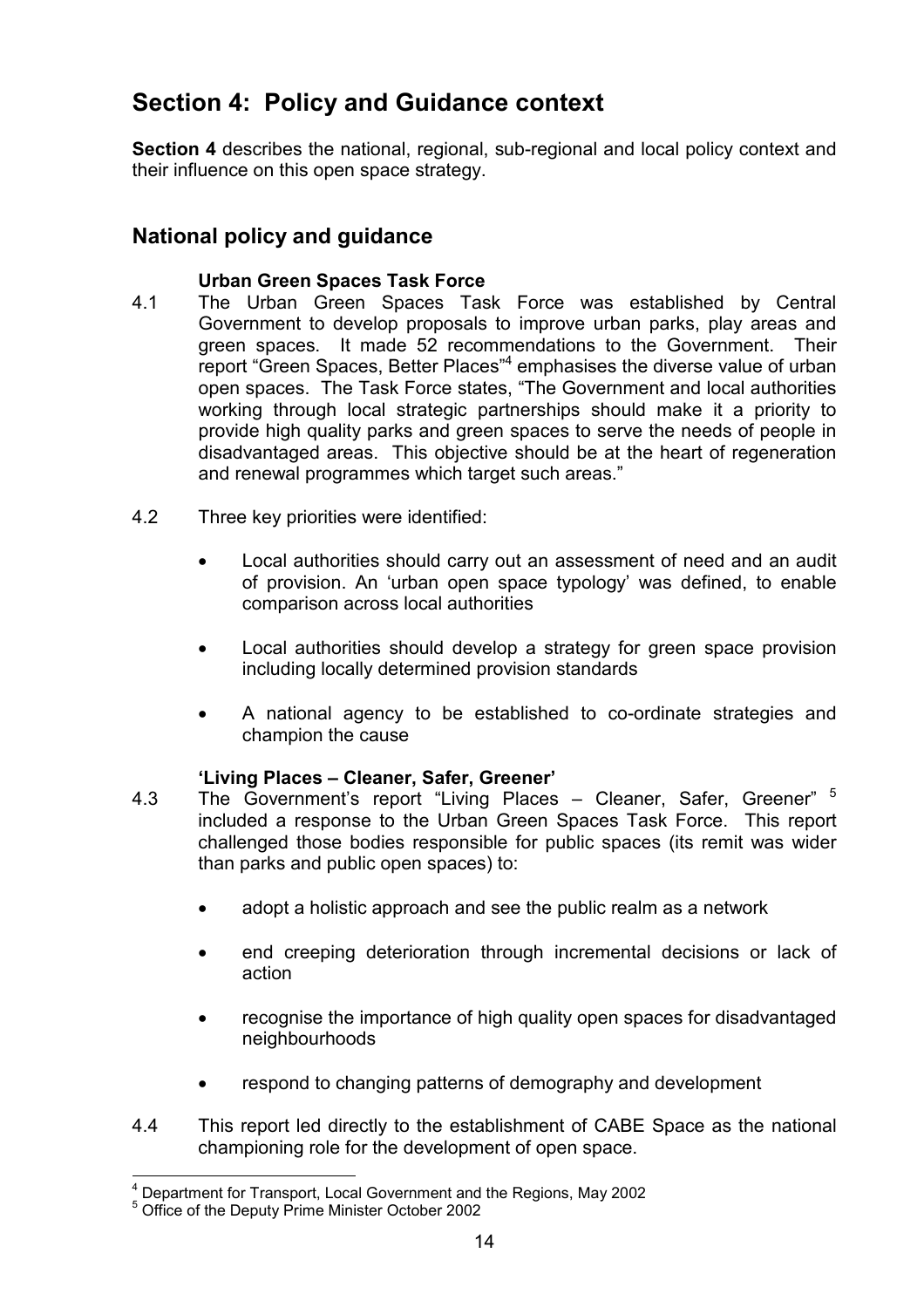# Section 4: Policy and Guidance context

**Section 4** describes the national, regional, sub-regional and local policy context and their influence on this open space strategy.

## National policy and guidance

### Urban Green Spaces Task Force

4.1 The Urban Green Spaces Task Force was established by Central Government to develop proposals to improve urban parks, play areas and green spaces. It made 52 recommendations to the Government. Their report "Green Spaces, Better Places"[4] emphasises the diverse value of urban open spaces. The Task Force states, "The Government and local authorities working through local strategic partnerships should make it a priority to provide high quality parks and green spaces to serve the needs of people in disadvantaged areas. This objective should be at the heart of regeneration and renewal programmes which target such areas."

4.2 Three key priorities were identified:

- Local authorities should carry out an assessment of need and an audit of provision. An 'urban open space typology' was defined, to enable comparison across local authorities
- Local authorities should develop a strategy for green space provision including locally determined provision standards
- A national agency to be established to co-ordinate strategies and champion the cause

### 'Living Places – Cleaner, Safer, Greener'

4.3 The Government's report "Living Places – Cleaner, Safer, Greener" [5] included a response to the Urban Green Spaces Task Force. This report challenged those bodies responsible for public spaces (its remit was wider than parks and public open spaces) to:

- adopt a holistic approach and see the public realm as a network
- end creeping deterioration through incremental decisions or lack of action
- recognise the importance of high quality open spaces for disadvantaged neighbourhoods
- respond to changing patterns of demography and development

4.4 This report led directly to the establishment of CABE Space as the national championing role for the development of open space.

---

[4] Department for Transport, Local Government and the Regions, May 2002

[5] Office of the Deputy Prime Minister October 2002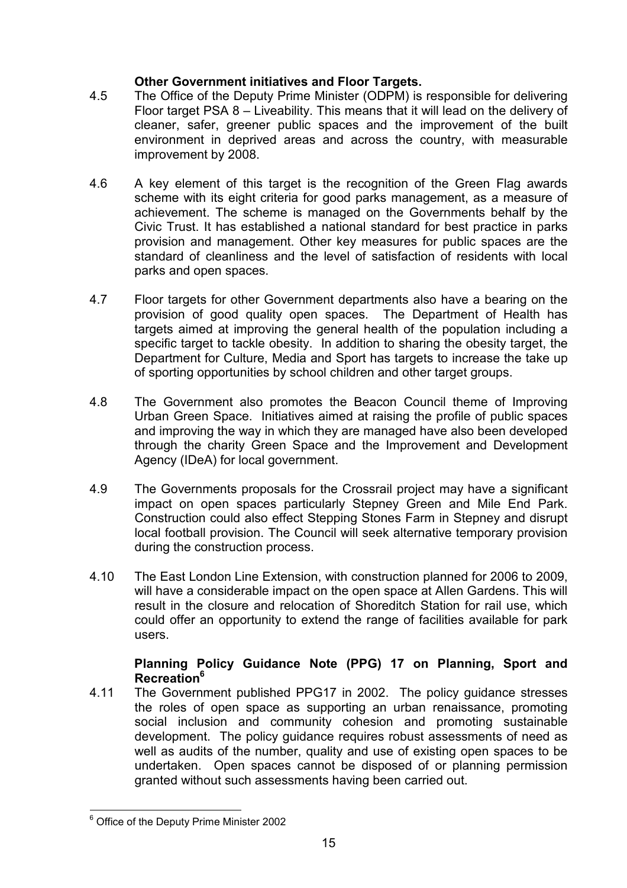**Other Government initiatives and Floor Targets.**

4.5 The Office of the Deputy Prime Minister (ODPM) is responsible for delivering Floor target PSA 8 – Liveability. This means that it will lead on the delivery of cleaner, safer, greener public spaces and the improvement of the built environment in deprived areas and across the country, with measurable improvement by 2008.

4.6 A key element of this target is the recognition of the Green Flag awards scheme with its eight criteria for good parks management, as a measure of achievement. The scheme is managed on the Governments behalf by the Civic Trust. It has established a national standard for best practice in parks provision and management. Other key measures for public spaces are the standard of cleanliness and the level of satisfaction of residents with local parks and open spaces.

4.7 Floor targets for other Government departments also have a bearing on the provision of good quality open spaces. The Department of Health has targets aimed at improving the general health of the population including a specific target to tackle obesity. In addition to sharing the obesity target, the Department for Culture, Media and Sport has targets to increase the take up of sporting opportunities by school children and other target groups.

4.8 The Government also promotes the Beacon Council theme of Improving Urban Green Space. Initiatives aimed at raising the profile of public spaces and improving the way in which they are managed have also been developed through the charity Green Space and the Improvement and Development Agency (IDeA) for local government.

4.9 The Governments proposals for the Crossrail project may have a significant impact on open spaces particularly Stepney Green and Mile End Park. Construction could also effect Stepping Stones Farm in Stepney and disrupt local football provision. The Council will seek alternative temporary provision during the construction process.

4.10 The East London Line Extension, with construction planned for 2006 to 2009, will have a considerable impact on the open space at Allen Gardens. This will result in the closure and relocation of Shoreditch Station for rail use, which could offer an opportunity to extend the range of facilities available for park users.

**Planning Policy Guidance Note (PPG) 17 on Planning, Sport and Recreation[6]**

4.11 The Government published PPG17 in 2002. The policy guidance stresses the roles of open space as supporting an urban renaissance, promoting social inclusion and community cohesion and promoting sustainable development. The policy guidance requires robust assessments of need as well as audits of the number, quality and use of existing open spaces to be undertaken. Open spaces cannot be disposed of or planning permission granted without such assessments having been carried out.

[6] Office of the Deputy Prime Minister 2002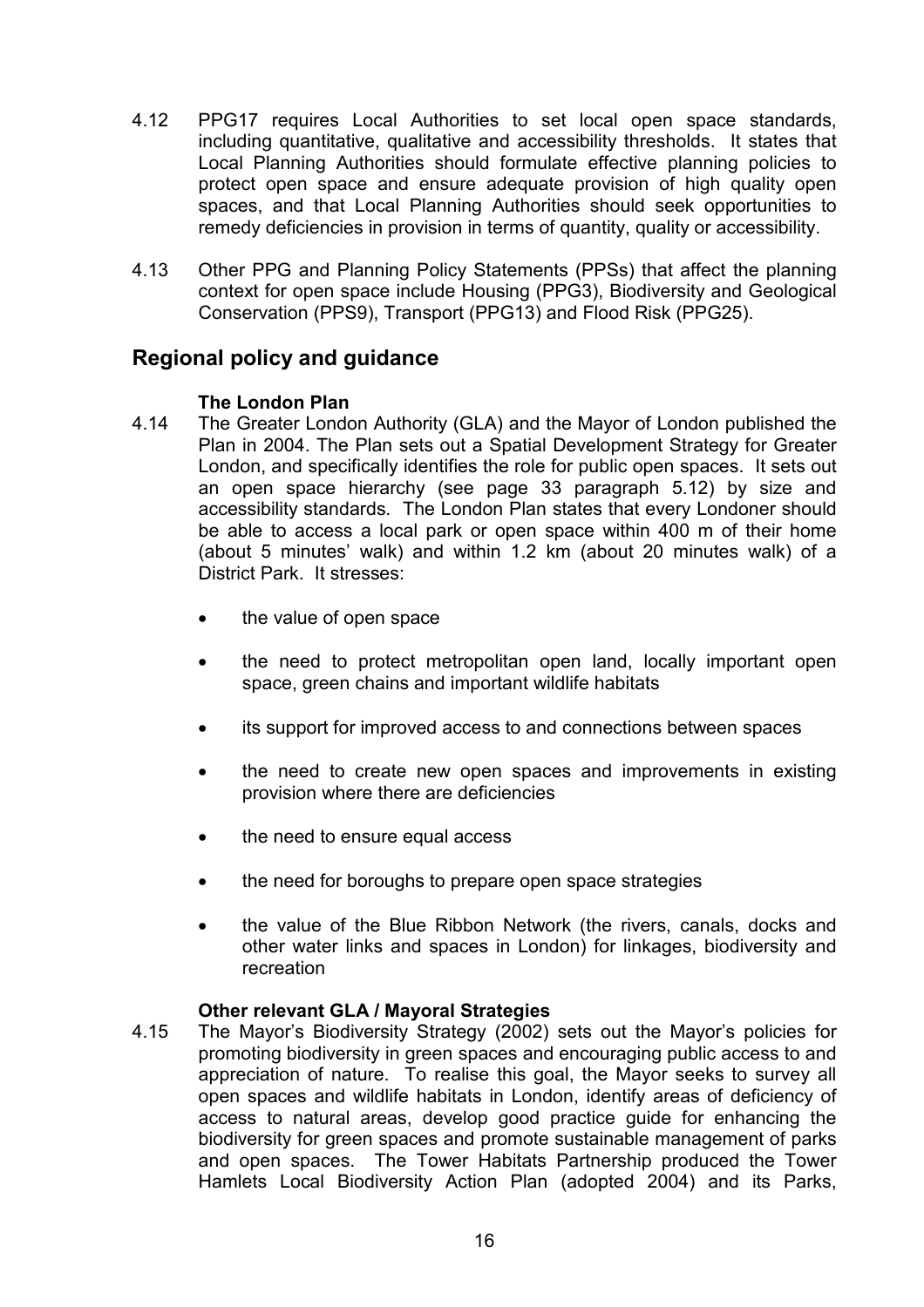4.12 PPG17 requires Local Authorities to set local open space standards, including quantitative, qualitative and accessibility thresholds. It states that Local Planning Authorities should formulate effective planning policies to protect open space and ensure adequate provision of high quality open spaces, and that Local Planning Authorities should seek opportunities to remedy deficiencies in provision in terms of quantity, quality or accessibility.

4.13 Other PPG and Planning Policy Statements (PPSs) that affect the planning context for open space include Housing (PPG3), Biodiversity and Geological Conservation (PPS9), Transport (PPG13) and Flood Risk (PPG25).

## Regional policy and guidance

**The London Plan**

4.14 The Greater London Authority (GLA) and the Mayor of London published the Plan in 2004. The Plan sets out a Spatial Development Strategy for Greater London, and specifically identifies the role for public open spaces. It sets out an open space hierarchy (see page 33 paragraph 5.12) by size and accessibility standards. The London Plan states that every Londoner should be able to access a local park or open space within 400 m of their home (about 5 minutes' walk) and within 1.2 km (about 20 minutes walk) of a District Park. It stresses:

- the value of open space
- the need to protect metropolitan open land, locally important open space, green chains and important wildlife habitats
- its support for improved access to and connections between spaces
- the need to create new open spaces and improvements in existing provision where there are deficiencies
- the need to ensure equal access
- the need for boroughs to prepare open space strategies
- the value of the Blue Ribbon Network (the rivers, canals, docks and other water links and spaces in London) for linkages, biodiversity and recreation

**Other relevant GLA / Mayoral Strategies**

4.15 The Mayor's Biodiversity Strategy (2002) sets out the Mayor's policies for promoting biodiversity in green spaces and encouraging public access to and appreciation of nature. To realise this goal, the Mayor seeks to survey all open spaces and wildlife habitats in London, identify areas of deficiency of access to natural areas, develop good practice guide for enhancing the biodiversity for green spaces and promote sustainable management of parks and open spaces. The Tower Habitats Partnership produced the Tower Hamlets Local Biodiversity Action Plan (adopted 2004) and its Parks,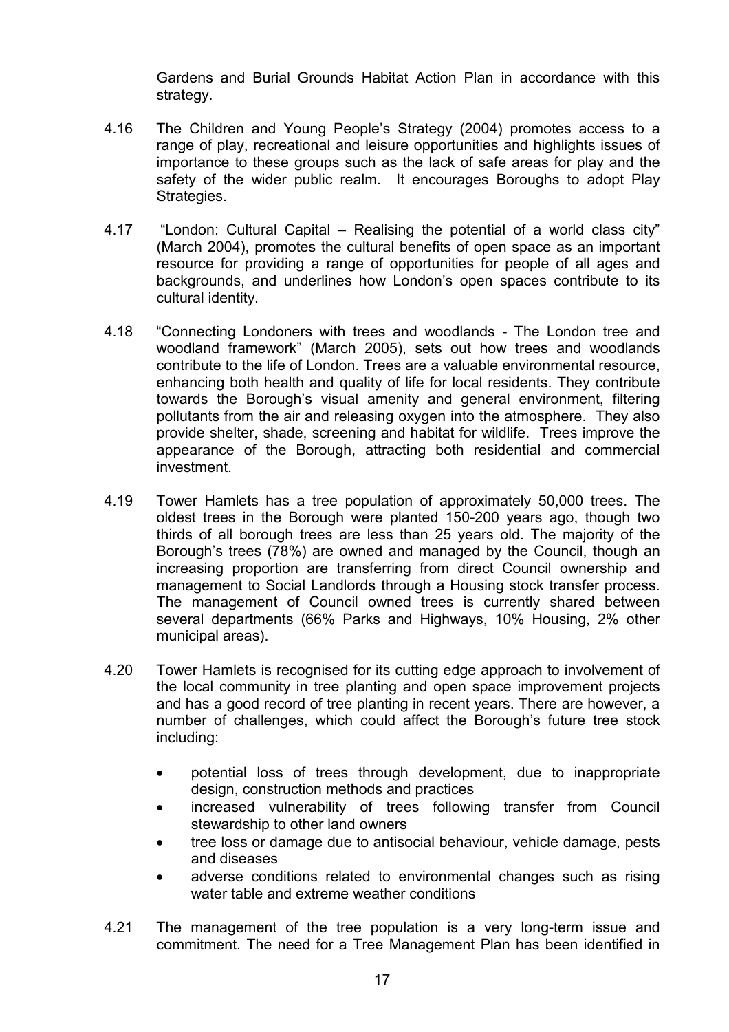Gardens and Burial Grounds Habitat Action Plan in accordance with this strategy.

4.16 The Children and Young People's Strategy (2004) promotes access to a range of play, recreational and leisure opportunities and highlights issues of importance to these groups such as the lack of safe areas for play and the safety of the wider public realm. It encourages Boroughs to adopt Play Strategies.

4.17 "London: Cultural Capital – Realising the potential of a world class city" (March 2004), promotes the cultural benefits of open space as an important resource for providing a range of opportunities for people of all ages and backgrounds, and underlines how London's open spaces contribute to its cultural identity.

4.18 "Connecting Londoners with trees and woodlands - The London tree and woodland framework" (March 2005), sets out how trees and woodlands contribute to the life of London. Trees are a valuable environmental resource, enhancing both health and quality of life for local residents. They contribute towards the Borough's visual amenity and general environment, filtering pollutants from the air and releasing oxygen into the atmosphere. They also provide shelter, shade, screening and habitat for wildlife. Trees improve the appearance of the Borough, attracting both residential and commercial investment.

4.19 Tower Hamlets has a tree population of approximately 50,000 trees. The oldest trees in the Borough were planted 150-200 years ago, though two thirds of all borough trees are less than 25 years old. The majority of the Borough's trees (78%) are owned and managed by the Council, though an increasing proportion are transferring from direct Council ownership and management to Social Landlords through a Housing stock transfer process. The management of Council owned trees is currently shared between several departments (66% Parks and Highways, 10% Housing, 2% other municipal areas).

4.20 Tower Hamlets is recognised for its cutting edge approach to involvement of the local community in tree planting and open space improvement projects and has a good record of tree planting in recent years. There are however, a number of challenges, which could affect the Borough's future tree stock including:

- potential loss of trees through development, due to inappropriate design, construction methods and practices
- increased vulnerability of trees following transfer from Council stewardship to other land owners
- tree loss or damage due to antisocial behaviour, vehicle damage, pests and diseases
- adverse conditions related to environmental changes such as rising water table and extreme weather conditions

4.21 The management of the tree population is a very long-term issue and commitment. The need for a Tree Management Plan has been identified in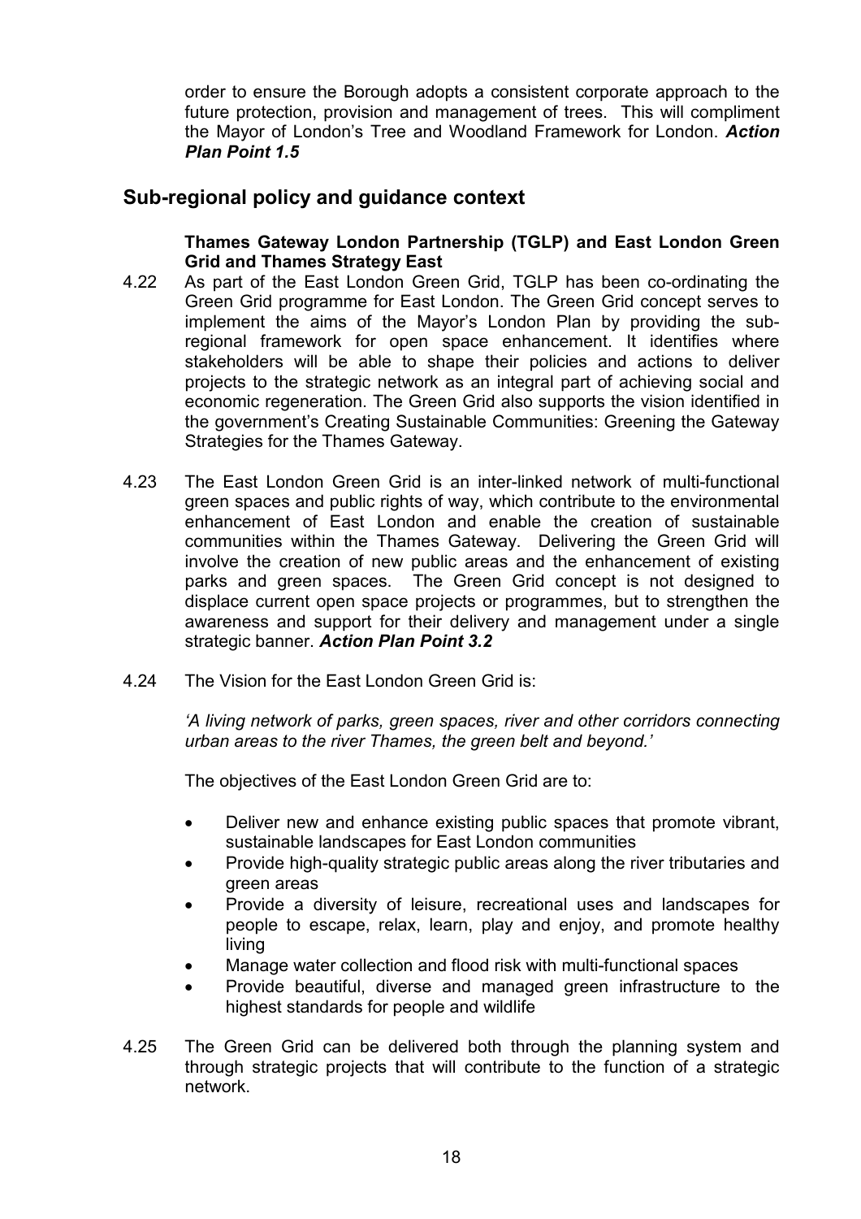order to ensure the Borough adopts a consistent corporate approach to the future protection, provision and management of trees. This will compliment the Mayor of London's Tree and Woodland Framework for London. ***Action Plan Point 1.5***

## Sub-regional policy and guidance context

**Thames Gateway London Partnership (TGLP) and East London Green Grid and Thames Strategy East**

4.22 As part of the East London Green Grid, TGLP has been co-ordinating the Green Grid programme for East London. The Green Grid concept serves to implement the aims of the Mayor's London Plan by providing the sub-regional framework for open space enhancement. It identifies where stakeholders will be able to shape their policies and actions to deliver projects to the strategic network as an integral part of achieving social and economic regeneration. The Green Grid also supports the vision identified in the government's Creating Sustainable Communities: Greening the Gateway Strategies for the Thames Gateway.

4.23 The East London Green Grid is an inter-linked network of multi-functional green spaces and public rights of way, which contribute to the environmental enhancement of East London and enable the creation of sustainable communities within the Thames Gateway. Delivering the Green Grid will involve the creation of new public areas and the enhancement of existing parks and green spaces. The Green Grid concept is not designed to displace current open space projects or programmes, but to strengthen the awareness and support for their delivery and management under a single strategic banner. ***Action Plan Point 3.2***

4.24 The Vision for the East London Green Grid is:

*'A living network of parks, green spaces, river and other corridors connecting urban areas to the river Thames, the green belt and beyond.'*

The objectives of the East London Green Grid are to:

- Deliver new and enhance existing public spaces that promote vibrant, sustainable landscapes for East London communities
- Provide high-quality strategic public areas along the river tributaries and green areas
- Provide a diversity of leisure, recreational uses and landscapes for people to escape, relax, learn, play and enjoy, and promote healthy living
- Manage water collection and flood risk with multi-functional spaces
- Provide beautiful, diverse and managed green infrastructure to the highest standards for people and wildlife

4.25 The Green Grid can be delivered both through the planning system and through strategic projects that will contribute to the function of a strategic network.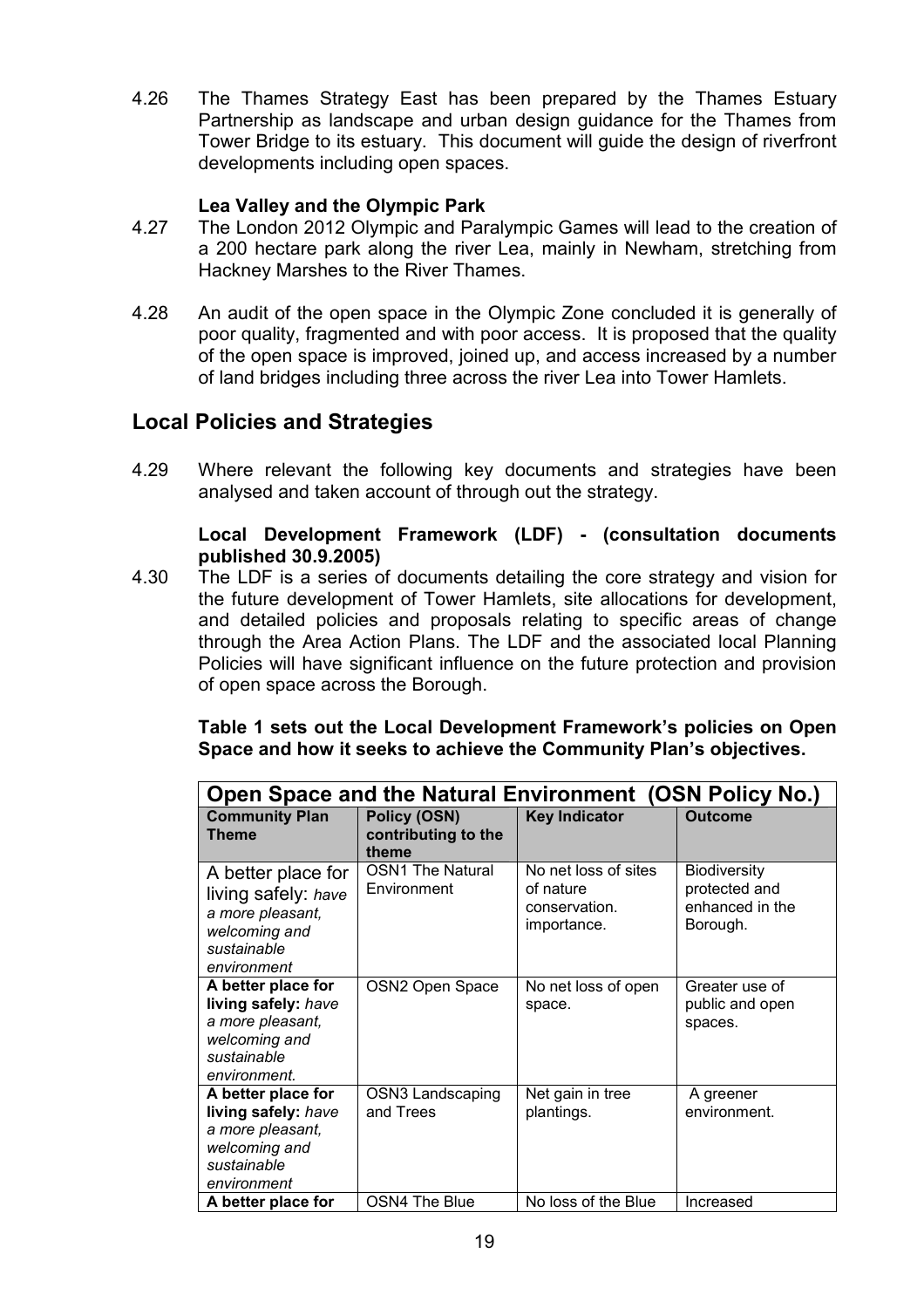4.26 The Thames Strategy East has been prepared by the Thames Estuary Partnership as landscape and urban design guidance for the Thames from Tower Bridge to its estuary. This document will guide the design of riverfront developments including open spaces.

**Lea Valley and the Olympic Park**

4.27 The London 2012 Olympic and Paralympic Games will lead to the creation of a 200 hectare park along the river Lea, mainly in Newham, stretching from Hackney Marshes to the River Thames.

4.28 An audit of the open space in the Olympic Zone concluded it is generally of poor quality, fragmented and with poor access. It is proposed that the quality of the open space is improved, joined up, and access increased by a number of land bridges including three across the river Lea into Tower Hamlets.

## Local Policies and Strategies

4.29 Where relevant the following key documents and strategies have been analysed and taken account of through out the strategy.

**Local Development Framework (LDF) - (consultation documents published 30.9.2005)**

4.30 The LDF is a series of documents detailing the core strategy and vision for the future development of Tower Hamlets, site allocations for development, and detailed policies and proposals relating to specific areas of change through the Area Action Plans. The LDF and the associated local Planning Policies will have significant influence on the future protection and provision of open space across the Borough.

**Table 1 sets out the Local Development Framework's policies on Open Space and how it seeks to achieve the Community Plan's objectives.**

| Open Space and the Natural Environment (OSN Policy No.) | | | |
|---|---|---|---|
| **Community Plan Theme** | **Policy (OSN) contributing to the theme** | **Key Indicator** | **Outcome** |
| A better place for living safely: *have a more pleasant, welcoming and sustainable environment* | OSN1 The Natural Environment | No net loss of sites of nature conservation. importance. | Biodiversity protected and enhanced in the Borough. |
| **A better place for living safely:** *have a more pleasant, welcoming and sustainable environment.* | OSN2 Open Space | No net loss of open space. | Greater use of public and open spaces. |
| **A better place for living safely:** *have a more pleasant, welcoming and sustainable environment* | OSN3 Landscaping and Trees | Net gain in tree plantings. | A greener environment. |
| **A better place for** | OSN4 The Blue | No loss of the Blue | Increased |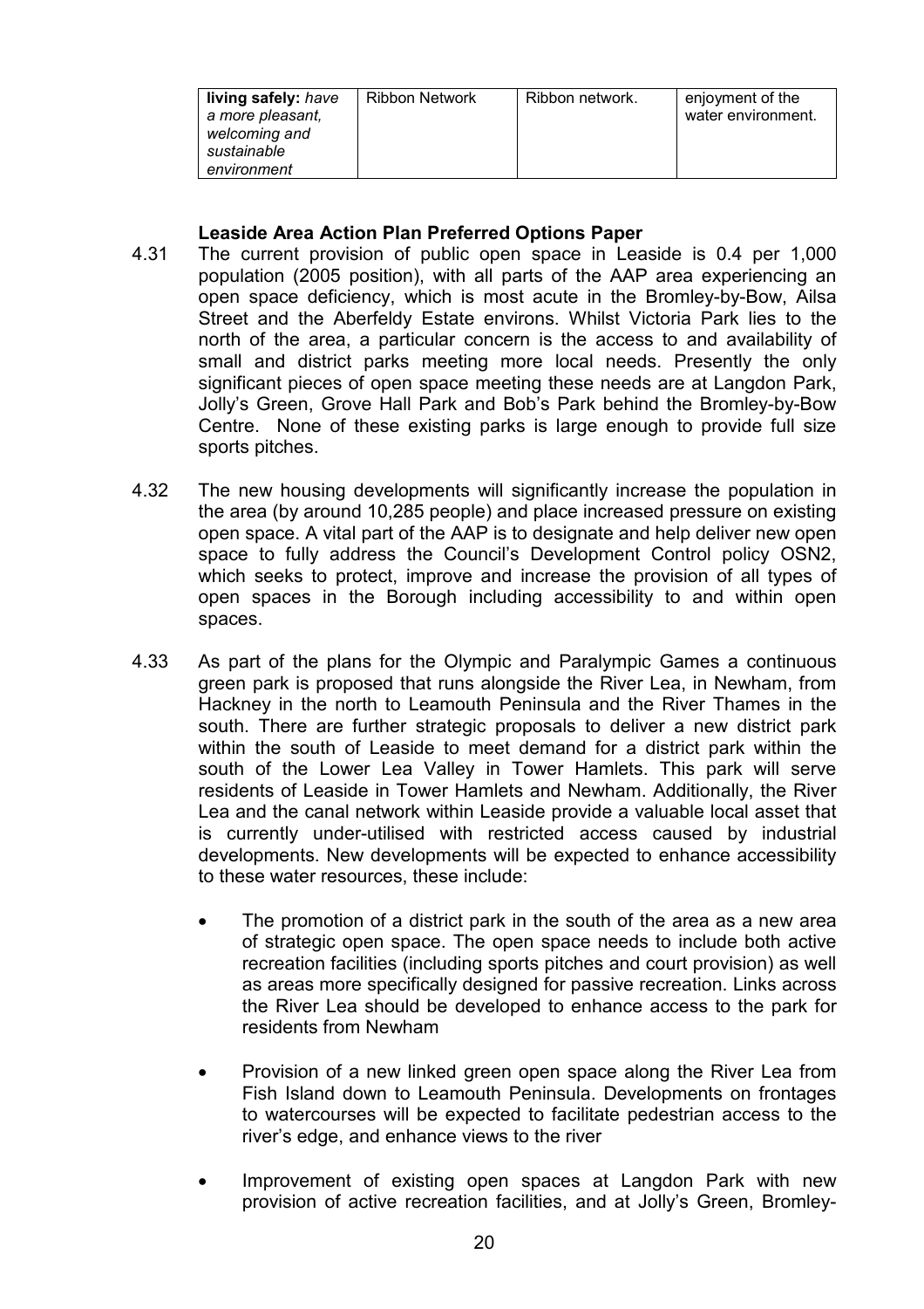| **living safely:** *have a more pleasant, welcoming and sustainable environment* | Ribbon Network | Ribbon network. | enjoyment of the water environment. |
|---|---|---|---|

**Leaside Area Action Plan Preferred Options Paper**

4.31 The current provision of public open space in Leaside is 0.4 per 1,000 population (2005 position), with all parts of the AAP area experiencing an open space deficiency, which is most acute in the Bromley-by-Bow, Ailsa Street and the Aberfeldy Estate environs. Whilst Victoria Park lies to the north of the area, a particular concern is the access to and availability of small and district parks meeting more local needs. Presently the only significant pieces of open space meeting these needs are at Langdon Park, Jolly's Green, Grove Hall Park and Bob's Park behind the Bromley-by-Bow Centre. None of these existing parks is large enough to provide full size sports pitches.

4.32 The new housing developments will significantly increase the population in the area (by around 10,285 people) and place increased pressure on existing open space. A vital part of the AAP is to designate and help deliver new open space to fully address the Council's Development Control policy OSN2, which seeks to protect, improve and increase the provision of all types of open spaces in the Borough including accessibility to and within open spaces.

4.33 As part of the plans for the Olympic and Paralympic Games a continuous green park is proposed that runs alongside the River Lea, in Newham, from Hackney in the north to Leamouth Peninsula and the River Thames in the south. There are further strategic proposals to deliver a new district park within the south of Leaside to meet demand for a district park within the south of the Lower Lea Valley in Tower Hamlets. This park will serve residents of Leaside in Tower Hamlets and Newham. Additionally, the River Lea and the canal network within Leaside provide a valuable local asset that is currently under-utilised with restricted access caused by industrial developments. New developments will be expected to enhance accessibility to these water resources, these include:

- The promotion of a district park in the south of the area as a new area of strategic open space. The open space needs to include both active recreation facilities (including sports pitches and court provision) as well as areas more specifically designed for passive recreation. Links across the River Lea should be developed to enhance access to the park for residents from Newham
- Provision of a new linked green open space along the River Lea from Fish Island down to Leamouth Peninsula. Developments on frontages to watercourses will be expected to facilitate pedestrian access to the river's edge, and enhance views to the river
- Improvement of existing open spaces at Langdon Park with new provision of active recreation facilities, and at Jolly's Green, Bromley-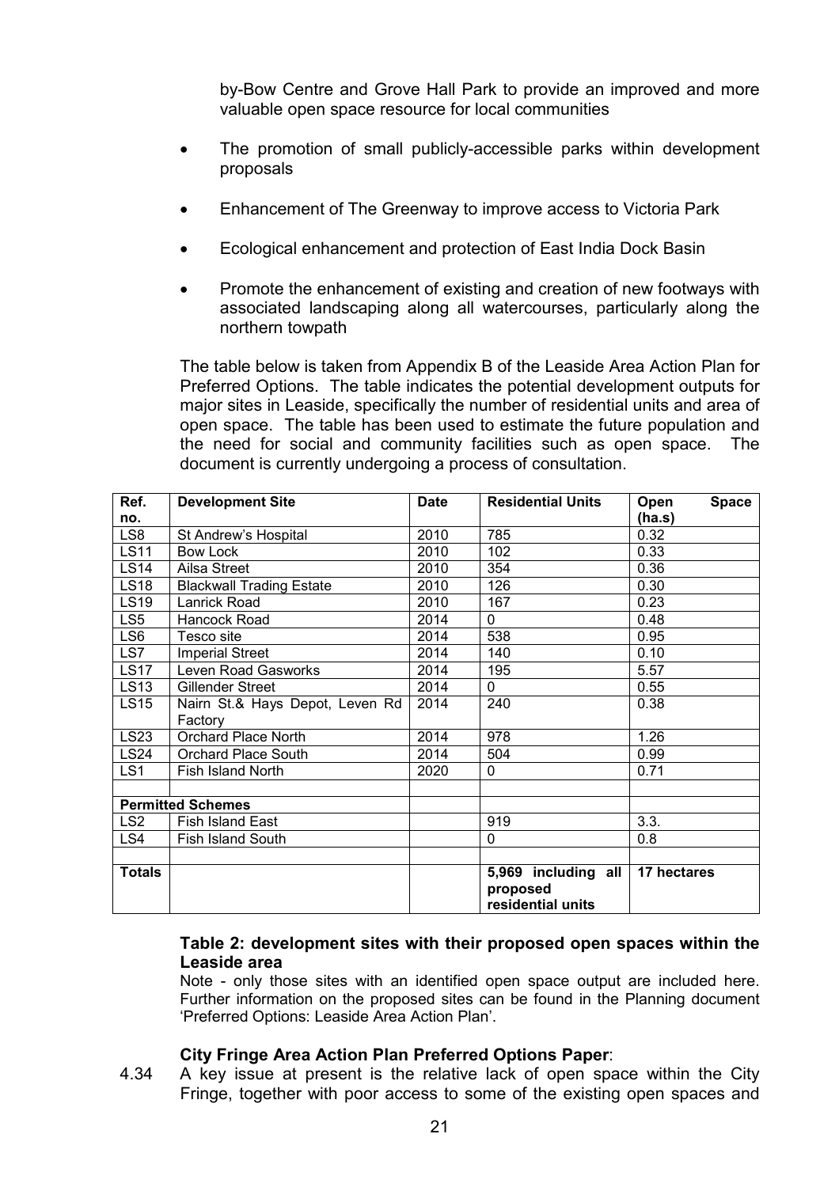by-Bow Centre and Grove Hall Park to provide an improved and more valuable open space resource for local communities

- The promotion of small publicly-accessible parks within development proposals
- Enhancement of The Greenway to improve access to Victoria Park
- Ecological enhancement and protection of East India Dock Basin
- Promote the enhancement of existing and creation of new footways with associated landscaping along all watercourses, particularly along the northern towpath

The table below is taken from Appendix B of the Leaside Area Action Plan for Preferred Options. The table indicates the potential development outputs for major sites in Leaside, specifically the number of residential units and area of open space. The table has been used to estimate the future population and the need for social and community facilities such as open space. The document is currently undergoing a process of consultation.

| Ref. no. | Development Site | Date | Residential Units | Open Space (ha.s) |
|---|---|---|---|---|
| LS8 | St Andrew's Hospital | 2010 | 785 | 0.32 |
| LS11 | Bow Lock | 2010 | 102 | 0.33 |
| LS14 | Ailsa Street | 2010 | 354 | 0.36 |
| LS18 | Blackwall Trading Estate | 2010 | 126 | 0.30 |
| LS19 | Lanrick Road | 2010 | 167 | 0.23 |
| LS5 | Hancock Road | 2014 | 0 | 0.48 |
| LS6 | Tesco site | 2014 | 538 | 0.95 |
| LS7 | Imperial Street | 2014 | 140 | 0.10 |
| LS17 | Leven Road Gasworks | 2014 | 195 | 5.57 |
| LS13 | Gillender Street | 2014 | 0 | 0.55 |
| LS15 | Nairn St.& Hays Depot, Leven Rd Factory | 2014 | 240 | 0.38 |
| LS23 | Orchard Place North | 2014 | 978 | 1.26 |
| LS24 | Orchard Place South | 2014 | 504 | 0.99 |
| LS1 | Fish Island North | 2020 | 0 | 0.71 |
| | | | | |
| **Permitted Schemes** | | | | |
| LS2 | Fish Island East | | 919 | 3.3. |
| LS4 | Fish Island South | | 0 | 0.8 |
| | | | | |
| **Totals** | | | **5,969 including all proposed residential units** | **17 hectares** |

**Table 2: development sites with their proposed open spaces within the Leaside area**

Note - only those sites with an identified open space output are included here. Further information on the proposed sites can be found in the Planning document 'Preferred Options: Leaside Area Action Plan'.

**City Fringe Area Action Plan Preferred Options Paper**:

4.34 A key issue at present is the relative lack of open space within the City Fringe, together with poor access to some of the existing open spaces and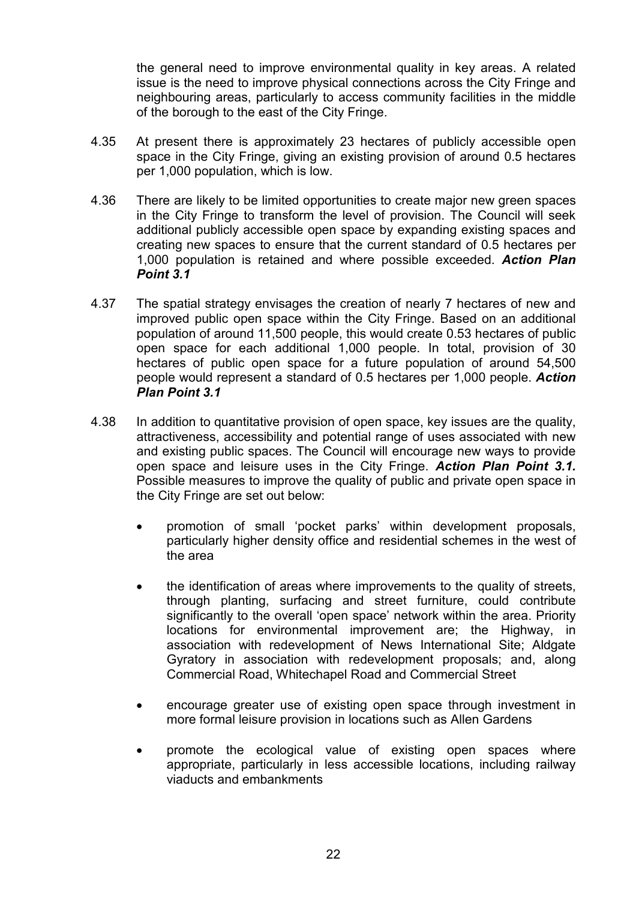the general need to improve environmental quality in key areas. A related issue is the need to improve physical connections across the City Fringe and neighbouring areas, particularly to access community facilities in the middle of the borough to the east of the City Fringe.

4.35 At present there is approximately 23 hectares of publicly accessible open space in the City Fringe, giving an existing provision of around 0.5 hectares per 1,000 population, which is low.

4.36 There are likely to be limited opportunities to create major new green spaces in the City Fringe to transform the level of provision. The Council will seek additional publicly accessible open space by expanding existing spaces and creating new spaces to ensure that the current standard of 0.5 hectares per 1,000 population is retained and where possible exceeded. ***Action Plan Point 3.1***

4.37 The spatial strategy envisages the creation of nearly 7 hectares of new and improved public open space within the City Fringe. Based on an additional population of around 11,500 people, this would create 0.53 hectares of public open space for each additional 1,000 people. In total, provision of 30 hectares of public open space for a future population of around 54,500 people would represent a standard of 0.5 hectares per 1,000 people. ***Action Plan Point 3.1***

4.38 In addition to quantitative provision of open space, key issues are the quality, attractiveness, accessibility and potential range of uses associated with new and existing public spaces. The Council will encourage new ways to provide open space and leisure uses in the City Fringe. ***Action Plan Point 3.1.*** Possible measures to improve the quality of public and private open space in the City Fringe are set out below:

- promotion of small 'pocket parks' within development proposals, particularly higher density office and residential schemes in the west of the area
- the identification of areas where improvements to the quality of streets, through planting, surfacing and street furniture, could contribute significantly to the overall 'open space' network within the area. Priority locations for environmental improvement are; the Highway, in association with redevelopment of News International Site; Aldgate Gyratory in association with redevelopment proposals; and, along Commercial Road, Whitechapel Road and Commercial Street
- encourage greater use of existing open space through investment in more formal leisure provision in locations such as Allen Gardens
- promote the ecological value of existing open spaces where appropriate, particularly in less accessible locations, including railway viaducts and embankments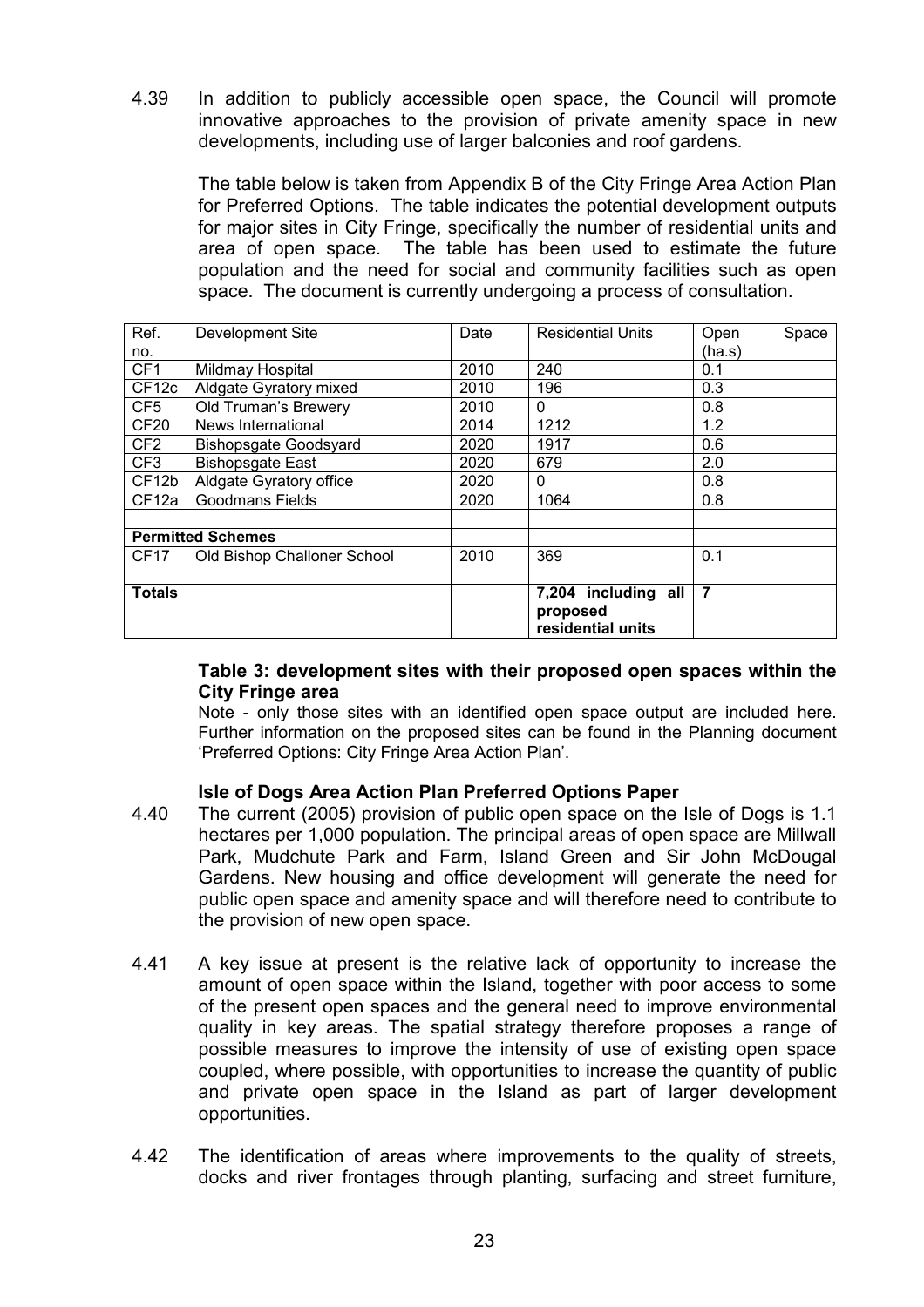4.39 In addition to publicly accessible open space, the Council will promote innovative approaches to the provision of private amenity space in new developments, including use of larger balconies and roof gardens.

The table below is taken from Appendix B of the City Fringe Area Action Plan for Preferred Options. The table indicates the potential development outputs for major sites in City Fringe, specifically the number of residential units and area of open space. The table has been used to estimate the future population and the need for social and community facilities such as open space. The document is currently undergoing a process of consultation.

| Ref. no. | Development Site | Date | Residential Units | Open Space (ha.s) |
|---|---|---|---|---|
| CF1 | Mildmay Hospital | 2010 | 240 | 0.1 |
| CF12c | Aldgate Gyratory mixed | 2010 | 196 | 0.3 |
| CF5 | Old Truman's Brewery | 2010 | 0 | 0.8 |
| CF20 | News International | 2014 | 1212 | 1.2 |
| CF2 | Bishopsgate Goodsyard | 2020 | 1917 | 0.6 |
| CF3 | Bishopsgate East | 2020 | 679 | 2.0 |
| CF12b | Aldgate Gyratory office | 2020 | 0 | 0.8 |
| CF12a | Goodmans Fields | 2020 | 1064 | 0.8 |
| | | | | |
| **Permitted Schemes** | | | | |
| CF17 | Old Bishop Challoner School | 2010 | 369 | 0.1 |
| | | | | |
| **Totals** | | | **7,204 including all proposed residential units** | **7** |

**Table 3: development sites with their proposed open spaces within the City Fringe area**

Note - only those sites with an identified open space output are included here. Further information on the proposed sites can be found in the Planning document 'Preferred Options: City Fringe Area Action Plan'.

### Isle of Dogs Area Action Plan Preferred Options Paper

4.40 The current (2005) provision of public open space on the Isle of Dogs is 1.1 hectares per 1,000 population. The principal areas of open space are Millwall Park, Mudchute Park and Farm, Island Green and Sir John McDougal Gardens. New housing and office development will generate the need for public open space and amenity space and will therefore need to contribute to the provision of new open space.

4.41 A key issue at present is the relative lack of opportunity to increase the amount of open space within the Island, together with poor access to some of the present open spaces and the general need to improve environmental quality in key areas. The spatial strategy therefore proposes a range of possible measures to improve the intensity of use of existing open space coupled, where possible, with opportunities to increase the quantity of public and private open space in the Island as part of larger development opportunities.

4.42 The identification of areas where improvements to the quality of streets, docks and river frontages through planting, surfacing and street furniture,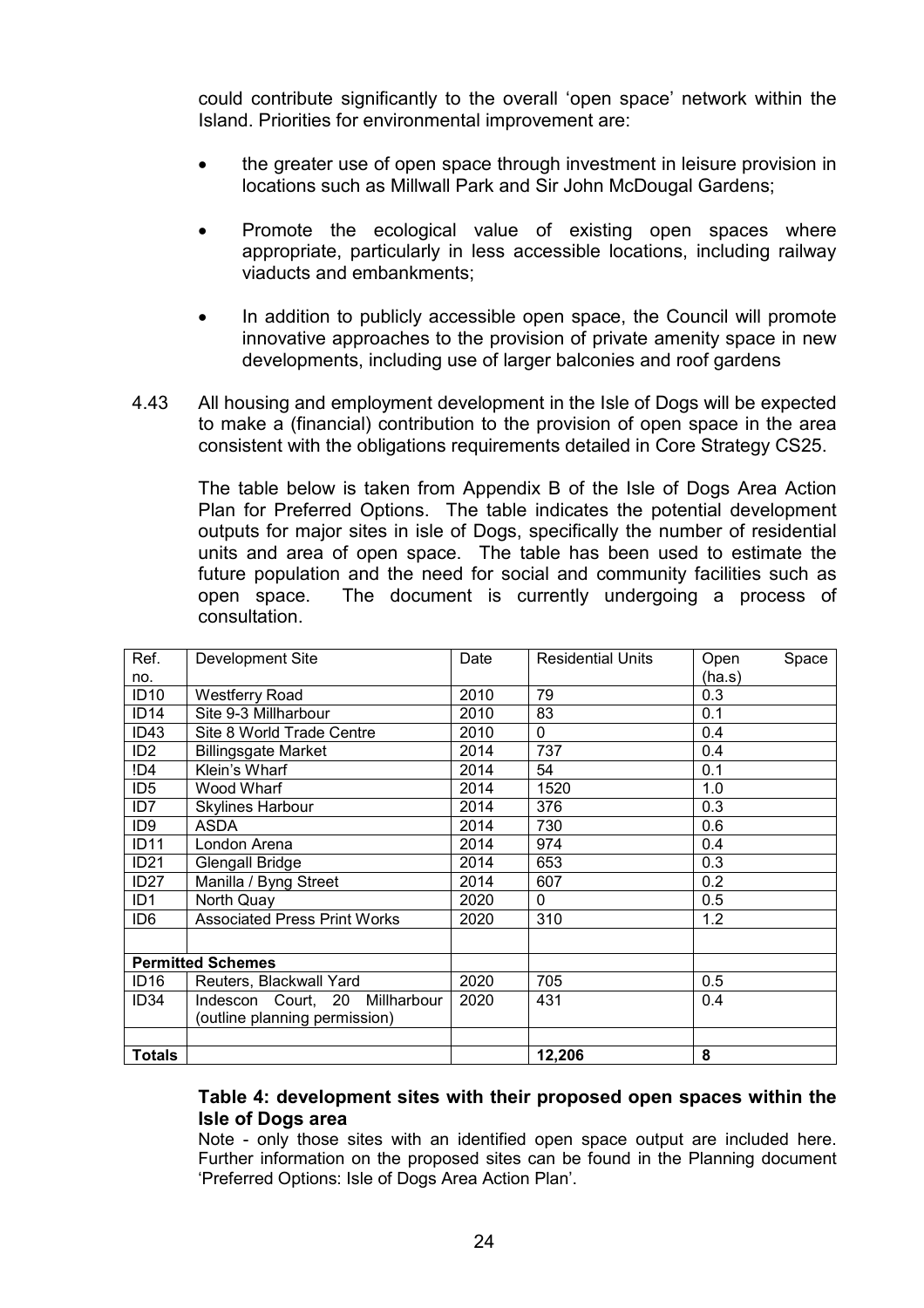could contribute significantly to the overall 'open space' network within the Island. Priorities for environmental improvement are:

- the greater use of open space through investment in leisure provision in locations such as Millwall Park and Sir John McDougal Gardens;
- Promote the ecological value of existing open spaces where appropriate, particularly in less accessible locations, including railway viaducts and embankments;
- In addition to publicly accessible open space, the Council will promote innovative approaches to the provision of private amenity space in new developments, including use of larger balconies and roof gardens

4.43 All housing and employment development in the Isle of Dogs will be expected to make a (financial) contribution to the provision of open space in the area consistent with the obligations requirements detailed in Core Strategy CS25.

The table below is taken from Appendix B of the Isle of Dogs Area Action Plan for Preferred Options. The table indicates the potential development outputs for major sites in isle of Dogs, specifically the number of residential units and area of open space. The table has been used to estimate the future population and the need for social and community facilities such as open space. The document is currently undergoing a process of consultation.

| Ref. no. | Development Site | Date | Residential Units | Open Space (ha.s) |
|---|---|---|---|---|
| ID10 | Westferry Road | 2010 | 79 | 0.3 |
| ID14 | Site 9-3 Millharbour | 2010 | 83 | 0.1 |
| ID43 | Site 8 World Trade Centre | 2010 | 0 | 0.4 |
| ID2 | Billingsgate Market | 2014 | 737 | 0.4 |
| !D4 | Klein's Wharf | 2014 | 54 | 0.1 |
| ID5 | Wood Wharf | 2014 | 1520 | 1.0 |
| ID7 | Skylines Harbour | 2014 | 376 | 0.3 |
| ID9 | ASDA | 2014 | 730 | 0.6 |
| ID11 | London Arena | 2014 | 974 | 0.4 |
| ID21 | Glengall Bridge | 2014 | 653 | 0.3 |
| ID27 | Manilla / Byng Street | 2014 | 607 | 0.2 |
| ID1 | North Quay | 2020 | 0 | 0.5 |
| ID6 | Associated Press Print Works | 2020 | 310 | 1.2 |
| | | | | |
| **Permitted Schemes** | | | | |
| ID16 | Reuters, Blackwall Yard | 2020 | 705 | 0.5 |
| ID34 | Indescon Court, 20 Millharbour (outline planning permission) | 2020 | 431 | 0.4 |
| | | | | |
| **Totals** | | | **12,206** | **8** |

**Table 4: development sites with their proposed open spaces within the Isle of Dogs area**

Note - only those sites with an identified open space output are included here. Further information on the proposed sites can be found in the Planning document 'Preferred Options: Isle of Dogs Area Action Plan'.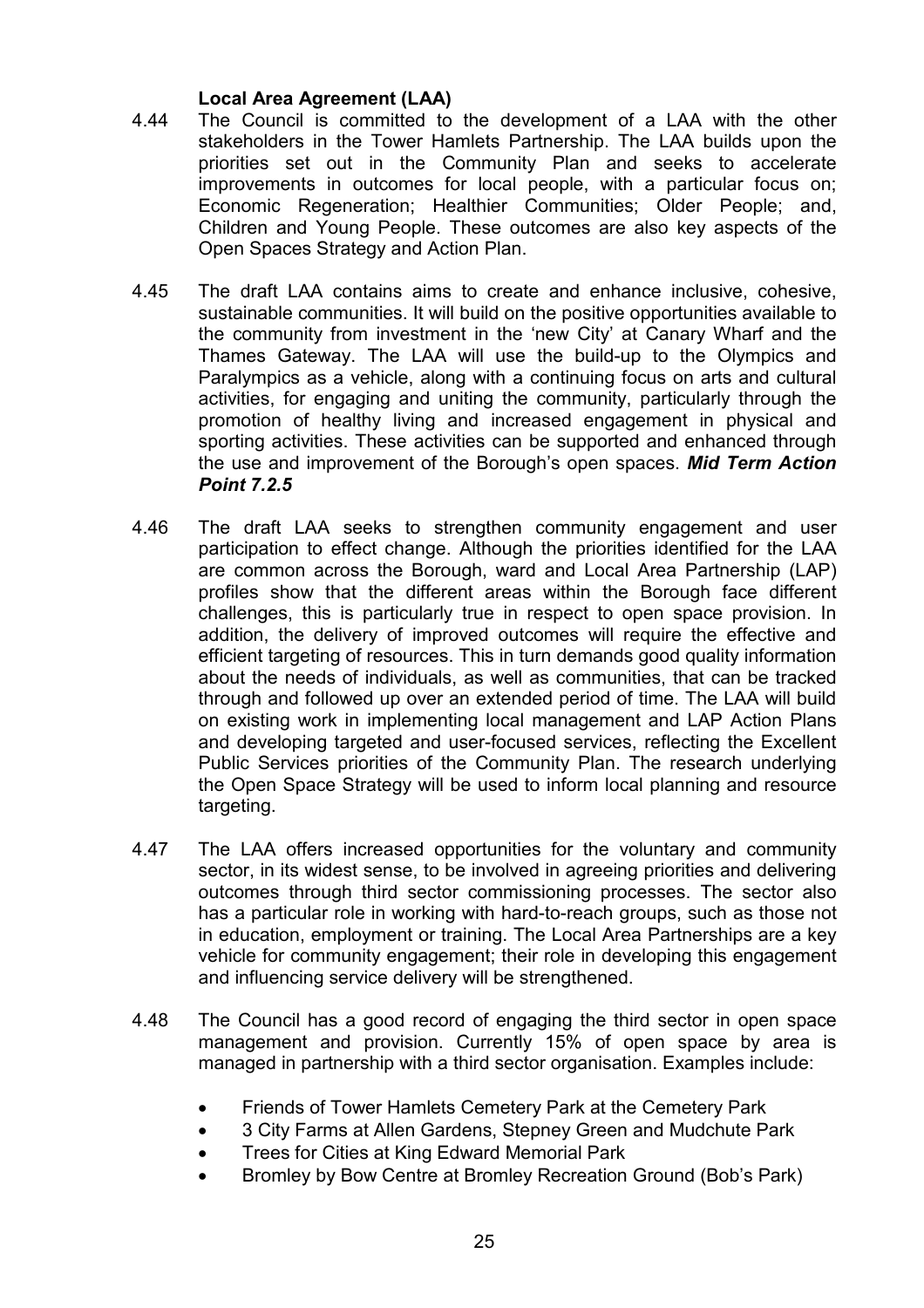**Local Area Agreement (LAA)**

4.44 The Council is committed to the development of a LAA with the other stakeholders in the Tower Hamlets Partnership. The LAA builds upon the priorities set out in the Community Plan and seeks to accelerate improvements in outcomes for local people, with a particular focus on; Economic Regeneration; Healthier Communities; Older People; and, Children and Young People. These outcomes are also key aspects of the Open Spaces Strategy and Action Plan.

4.45 The draft LAA contains aims to create and enhance inclusive, cohesive, sustainable communities. It will build on the positive opportunities available to the community from investment in the 'new City' at Canary Wharf and the Thames Gateway. The LAA will use the build-up to the Olympics and Paralympics as a vehicle, along with a continuing focus on arts and cultural activities, for engaging and uniting the community, particularly through the promotion of healthy living and increased engagement in physical and sporting activities. These activities can be supported and enhanced through the use and improvement of the Borough's open spaces. ***Mid Term Action Point 7.2.5***

4.46 The draft LAA seeks to strengthen community engagement and user participation to effect change. Although the priorities identified for the LAA are common across the Borough, ward and Local Area Partnership (LAP) profiles show that the different areas within the Borough face different challenges, this is particularly true in respect to open space provision. In addition, the delivery of improved outcomes will require the effective and efficient targeting of resources. This in turn demands good quality information about the needs of individuals, as well as communities, that can be tracked through and followed up over an extended period of time. The LAA will build on existing work in implementing local management and LAP Action Plans and developing targeted and user-focused services, reflecting the Excellent Public Services priorities of the Community Plan. The research underlying the Open Space Strategy will be used to inform local planning and resource targeting.

4.47 The LAA offers increased opportunities for the voluntary and community sector, in its widest sense, to be involved in agreeing priorities and delivering outcomes through third sector commissioning processes. The sector also has a particular role in working with hard-to-reach groups, such as those not in education, employment or training. The Local Area Partnerships are a key vehicle for community engagement; their role in developing this engagement and influencing service delivery will be strengthened.

4.48 The Council has a good record of engaging the third sector in open space management and provision. Currently 15% of open space by area is managed in partnership with a third sector organisation. Examples include:

- Friends of Tower Hamlets Cemetery Park at the Cemetery Park
- 3 City Farms at Allen Gardens, Stepney Green and Mudchute Park
- Trees for Cities at King Edward Memorial Park
- Bromley by Bow Centre at Bromley Recreation Ground (Bob's Park)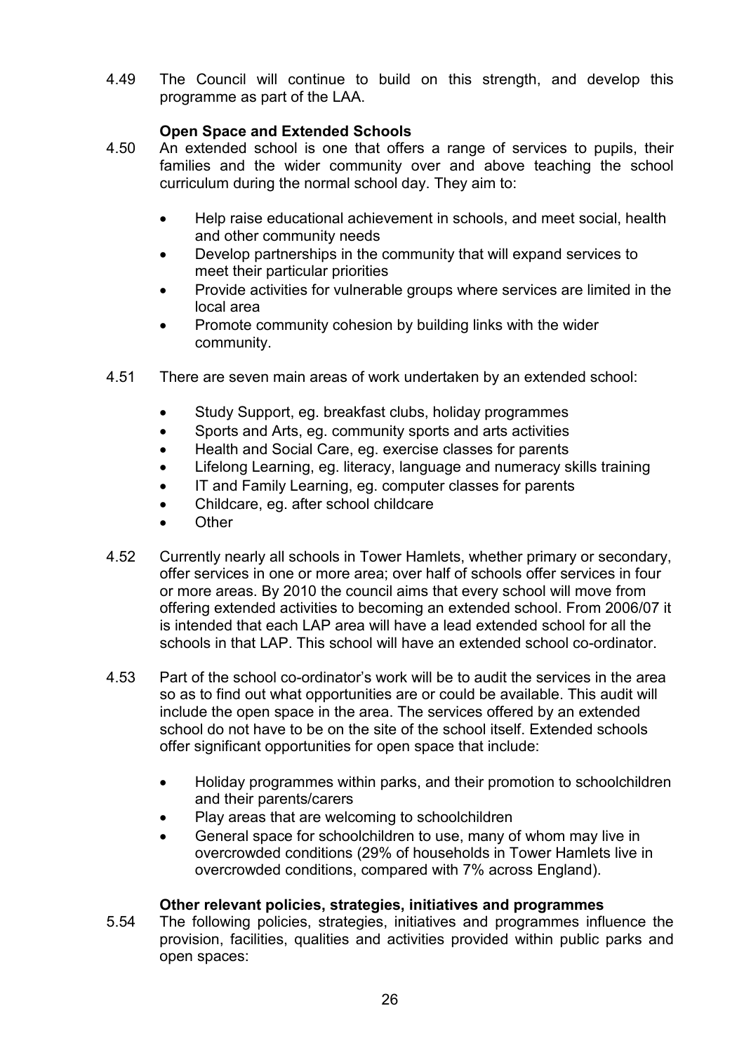4.49 The Council will continue to build on this strength, and develop this programme as part of the LAA.

**Open Space and Extended Schools**

4.50 An extended school is one that offers a range of services to pupils, their families and the wider community over and above teaching the school curriculum during the normal school day. They aim to:

- Help raise educational achievement in schools, and meet social, health and other community needs
- Develop partnerships in the community that will expand services to meet their particular priorities
- Provide activities for vulnerable groups where services are limited in the local area
- Promote community cohesion by building links with the wider community.

4.51 There are seven main areas of work undertaken by an extended school:

- Study Support, eg. breakfast clubs, holiday programmes
- Sports and Arts, eg. community sports and arts activities
- Health and Social Care, eg. exercise classes for parents
- Lifelong Learning, eg. literacy, language and numeracy skills training
- IT and Family Learning, eg. computer classes for parents
- Childcare, eg. after school childcare
- Other

4.52 Currently nearly all schools in Tower Hamlets, whether primary or secondary, offer services in one or more area; over half of schools offer services in four or more areas. By 2010 the council aims that every school will move from offering extended activities to becoming an extended school. From 2006/07 it is intended that each LAP area will have a lead extended school for all the schools in that LAP. This school will have an extended school co-ordinator.

4.53 Part of the school co-ordinator's work will be to audit the services in the area so as to find out what opportunities are or could be available. This audit will include the open space in the area. The services offered by an extended school do not have to be on the site of the school itself. Extended schools offer significant opportunities for open space that include:

- Holiday programmes within parks, and their promotion to schoolchildren and their parents/carers
- Play areas that are welcoming to schoolchildren
- General space for schoolchildren to use, many of whom may live in overcrowded conditions (29% of households in Tower Hamlets live in overcrowded conditions, compared with 7% across England).

**Other relevant policies, strategies, initiatives and programmes**

5.54 The following policies, strategies, initiatives and programmes influence the provision, facilities, qualities and activities provided within public parks and open spaces: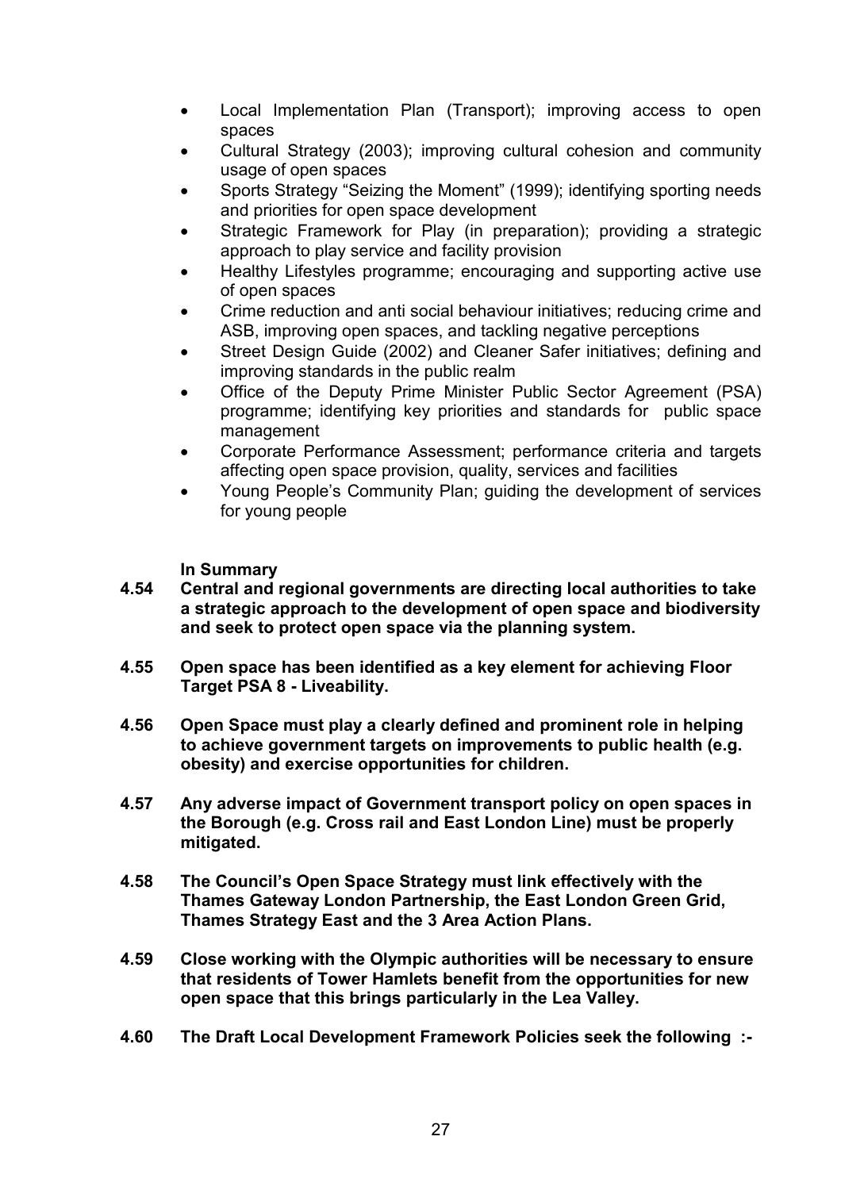- Local Implementation Plan (Transport); improving access to open spaces
- Cultural Strategy (2003); improving cultural cohesion and community usage of open spaces
- Sports Strategy "Seizing the Moment" (1999); identifying sporting needs and priorities for open space development
- Strategic Framework for Play (in preparation); providing a strategic approach to play service and facility provision
- Healthy Lifestyles programme; encouraging and supporting active use of open spaces
- Crime reduction and anti social behaviour initiatives; reducing crime and ASB, improving open spaces, and tackling negative perceptions
- Street Design Guide (2002) and Cleaner Safer initiatives; defining and improving standards in the public realm
- Office of the Deputy Prime Minister Public Sector Agreement (PSA) programme; identifying key priorities and standards for public space management
- Corporate Performance Assessment; performance criteria and targets affecting open space provision, quality, services and facilities
- Young People's Community Plan; guiding the development of services for young people

**In Summary**

**4.54 Central and regional governments are directing local authorities to take a strategic approach to the development of open space and biodiversity and seek to protect open space via the planning system.**

**4.55 Open space has been identified as a key element for achieving Floor Target PSA 8 - Liveability.**

**4.56 Open Space must play a clearly defined and prominent role in helping to achieve government targets on improvements to public health (e.g. obesity) and exercise opportunities for children.**

**4.57 Any adverse impact of Government transport policy on open spaces in the Borough (e.g. Cross rail and East London Line) must be properly mitigated.**

**4.58 The Council's Open Space Strategy must link effectively with the Thames Gateway London Partnership, the East London Green Grid, Thames Strategy East and the 3 Area Action Plans.**

**4.59 Close working with the Olympic authorities will be necessary to ensure that residents of Tower Hamlets benefit from the opportunities for new open space that this brings particularly in the Lea Valley.**

**4.60 The Draft Local Development Framework Policies seek the following :-**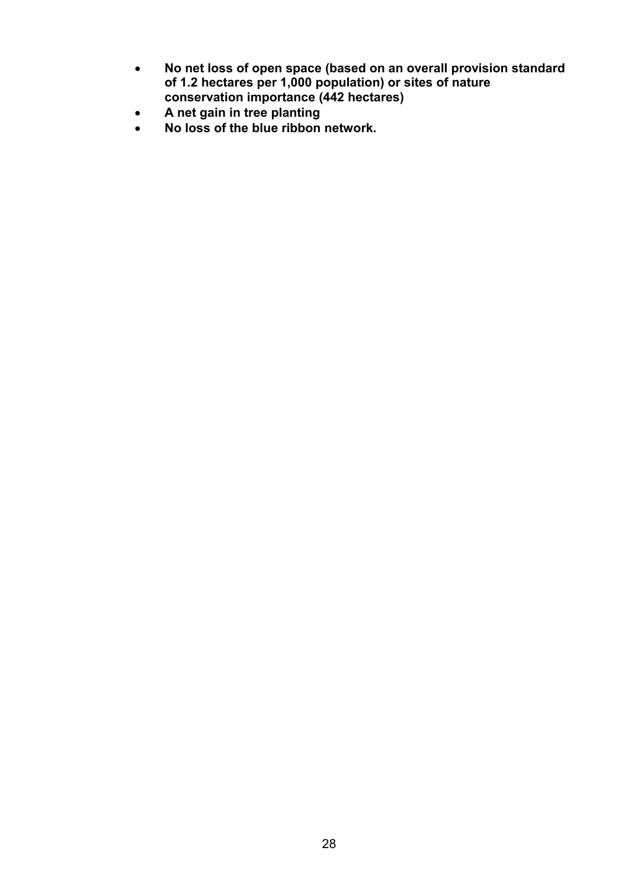- **No net loss of open space (based on an overall provision standard of 1.2 hectares per 1,000 population) or sites of nature conservation importance (442 hectares)**
- **A net gain in tree planting**
- **No loss of the blue ribbon network.**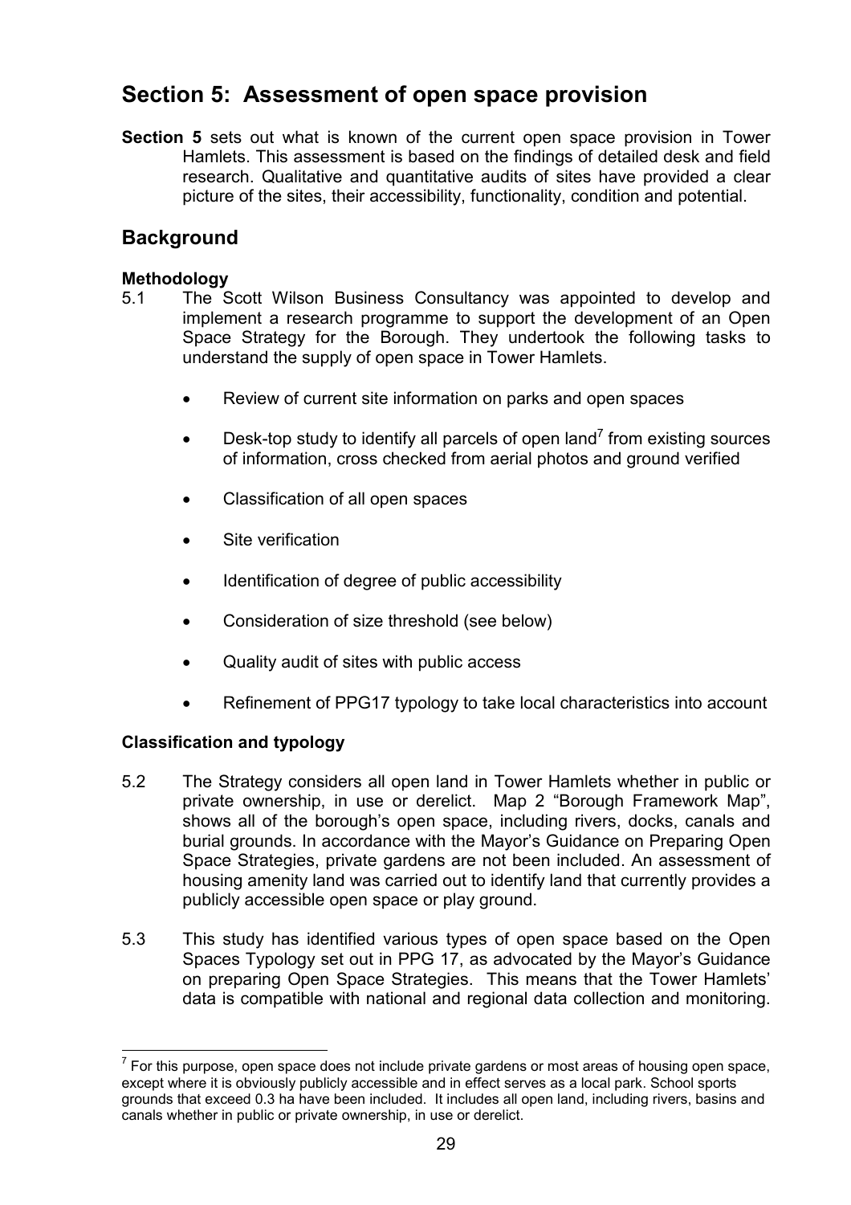# Section 5: Assessment of open space provision

**Section 5** sets out what is known of the current open space provision in Tower Hamlets. This assessment is based on the findings of detailed desk and field research. Qualitative and quantitative audits of sites have provided a clear picture of the sites, their accessibility, functionality, condition and potential.

## Background

### Methodology

5.1 The Scott Wilson Business Consultancy was appointed to develop and implement a research programme to support the development of an Open Space Strategy for the Borough. They undertook the following tasks to understand the supply of open space in Tower Hamlets.

- Review of current site information on parks and open spaces
- Desk-top study to identify all parcels of open land[7] from existing sources of information, cross checked from aerial photos and ground verified
- Classification of all open spaces
- Site verification
- Identification of degree of public accessibility
- Consideration of size threshold (see below)
- Quality audit of sites with public access
- Refinement of PPG17 typology to take local characteristics into account

### Classification and typology

5.2 The Strategy considers all open land in Tower Hamlets whether in public or private ownership, in use or derelict. Map 2 "Borough Framework Map", shows all of the borough's open space, including rivers, docks, canals and burial grounds. In accordance with the Mayor's Guidance on Preparing Open Space Strategies, private gardens are not been included. An assessment of housing amenity land was carried out to identify land that currently provides a publicly accessible open space or play ground.

5.3 This study has identified various types of open space based on the Open Spaces Typology set out in PPG 17, as advocated by the Mayor's Guidance on preparing Open Space Strategies. This means that the Tower Hamlets' data is compatible with national and regional data collection and monitoring.

---

[7] For this purpose, open space does not include private gardens or most areas of housing open space, except where it is obviously publicly accessible and in effect serves as a local park. School sports grounds that exceed 0.3 ha have been included. It includes all open land, including rivers, basins and canals whether in public or private ownership, in use or derelict.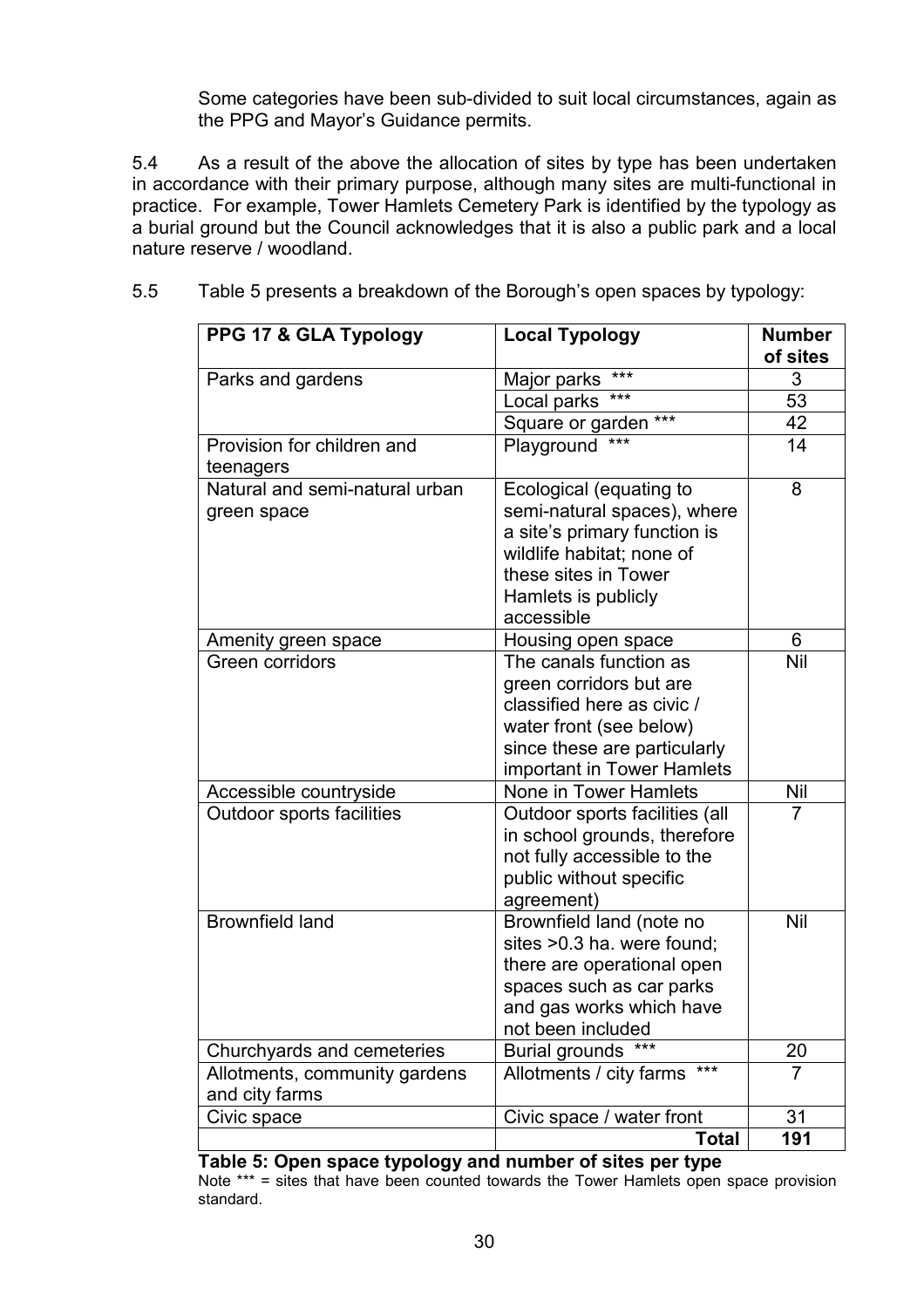Some categories have been sub-divided to suit local circumstances, again as the PPG and Mayor's Guidance permits.

5.4 As a result of the above the allocation of sites by type has been undertaken in accordance with their primary purpose, although many sites are multi-functional in practice. For example, Tower Hamlets Cemetery Park is identified by the typology as a burial ground but the Council acknowledges that it is also a public park and a local nature reserve / woodland.

5.5 Table 5 presents a breakdown of the Borough's open spaces by typology:

| PPG 17 & GLA Typology | Local Typology | Number of sites |
|---|---|---|
| Parks and gardens | Major parks *** | 3 |
| | Local parks *** | 53 |
| | Square or garden *** | 42 |
| Provision for children and teenagers | Playground *** | 14 |
| Natural and semi-natural urban green space | Ecological (equating to semi-natural spaces), where a site's primary function is wildlife habitat; none of these sites in Tower Hamlets is publicly accessible | 8 |
| Amenity green space | Housing open space | 6 |
| Green corridors | The canals function as green corridors but are classified here as civic / water front (see below) since these are particularly important in Tower Hamlets | Nil |
| Accessible countryside | None in Tower Hamlets | Nil |
| Outdoor sports facilities | Outdoor sports facilities (all in school grounds, therefore not fully accessible to the public without specific agreement) | 7 |
| Brownfield land | Brownfield land (note no sites >0.3 ha. were found; there are operational open spaces such as car parks and gas works which have not been included | Nil |
| Churchyards and cemeteries | Burial grounds *** | 20 |
| Allotments, community gardens and city farms | Allotments / city farms *** | 7 |
| Civic space | Civic space / water front | 31 |
| | **Total** | **191** |

**Table 5: Open space typology and number of sites per type**

Note *** = sites that have been counted towards the Tower Hamlets open space provision standard.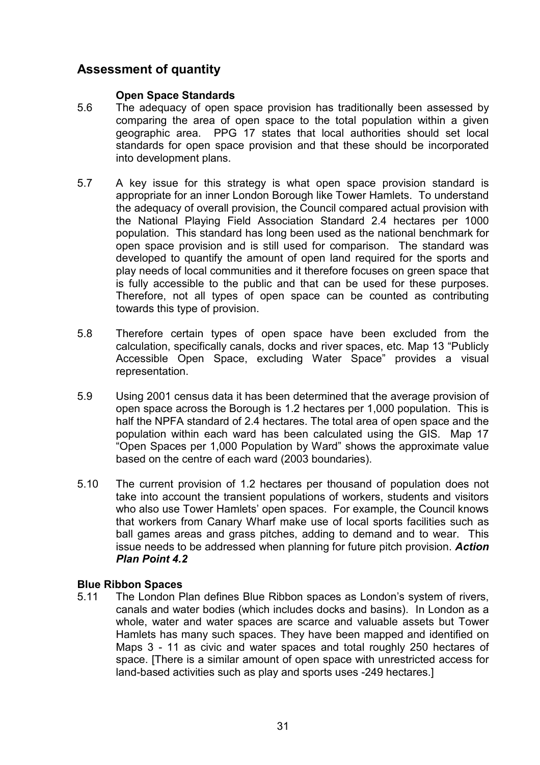## Assessment of quantity

### Open Space Standards

5.6 The adequacy of open space provision has traditionally been assessed by comparing the area of open space to the total population within a given geographic area. PPG 17 states that local authorities should set local standards for open space provision and that these should be incorporated into development plans.

5.7 A key issue for this strategy is what open space provision standard is appropriate for an inner London Borough like Tower Hamlets. To understand the adequacy of overall provision, the Council compared actual provision with the National Playing Field Association Standard 2.4 hectares per 1000 population. This standard has long been used as the national benchmark for open space provision and is still used for comparison. The standard was developed to quantify the amount of open land required for the sports and play needs of local communities and it therefore focuses on green space that is fully accessible to the public and that can be used for these purposes. Therefore, not all types of open space can be counted as contributing towards this type of provision.

5.8 Therefore certain types of open space have been excluded from the calculation, specifically canals, docks and river spaces, etc. Map 13 "Publicly Accessible Open Space, excluding Water Space" provides a visual representation.

5.9 Using 2001 census data it has been determined that the average provision of open space across the Borough is 1.2 hectares per 1,000 population. This is half the NPFA standard of 2.4 hectares. The total area of open space and the population within each ward has been calculated using the GIS. Map 17 "Open Spaces per 1,000 Population by Ward" shows the approximate value based on the centre of each ward (2003 boundaries).

5.10 The current provision of 1.2 hectares per thousand of population does not take into account the transient populations of workers, students and visitors who also use Tower Hamlets' open spaces. For example, the Council knows that workers from Canary Wharf make use of local sports facilities such as ball games areas and grass pitches, adding to demand and to wear. This issue needs to be addressed when planning for future pitch provision. ***Action Plan Point 4.2***

### Blue Ribbon Spaces

5.11 The London Plan defines Blue Ribbon spaces as London's system of rivers, canals and water bodies (which includes docks and basins). In London as a whole, water and water spaces are scarce and valuable assets but Tower Hamlets has many such spaces. They have been mapped and identified on Maps 3 - 11 as civic and water spaces and total roughly 250 hectares of space. [There is a similar amount of open space with unrestricted access for land-based activities such as play and sports uses -249 hectares.]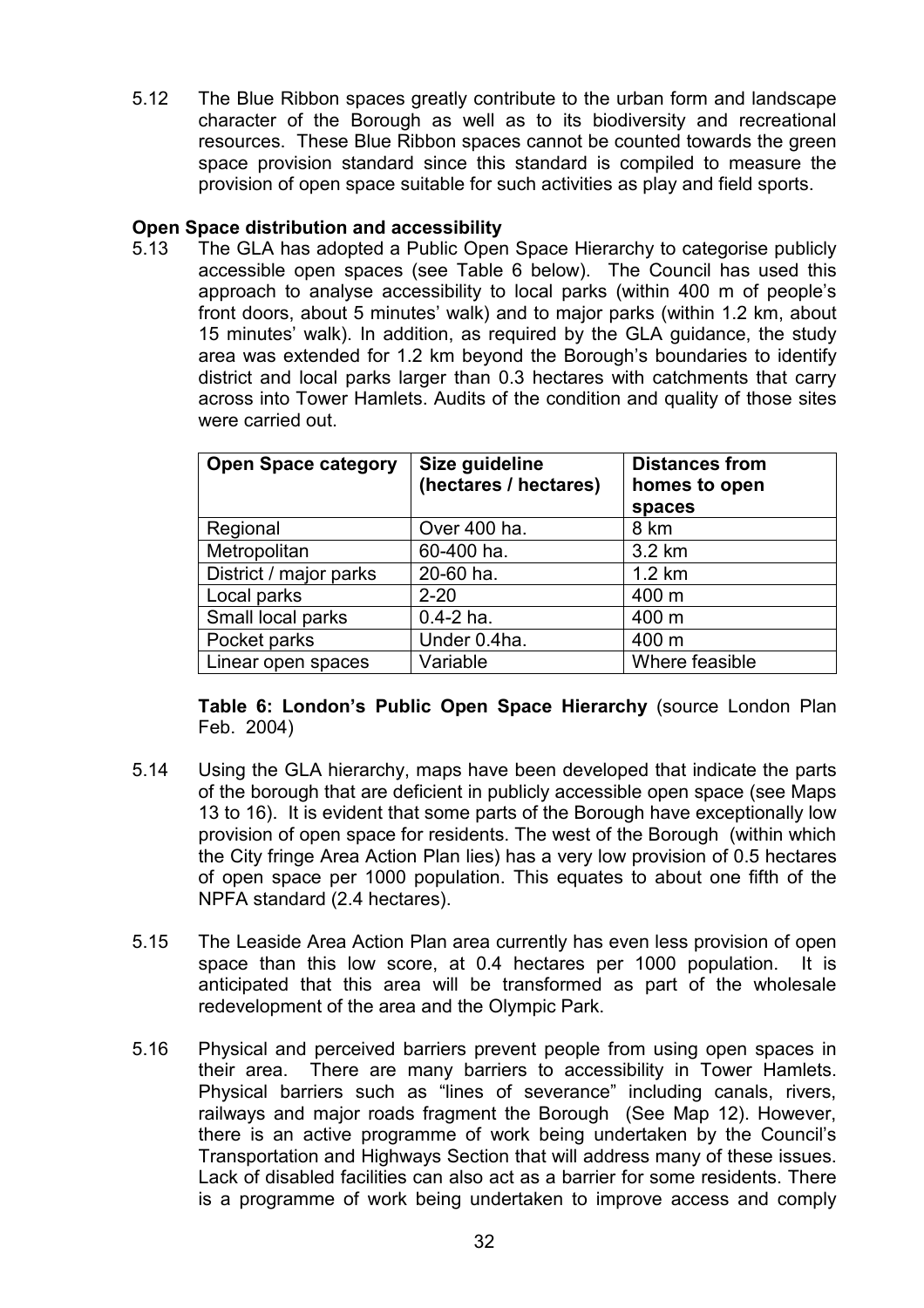5.12 The Blue Ribbon spaces greatly contribute to the urban form and landscape character of the Borough as well as to its biodiversity and recreational resources. These Blue Ribbon spaces cannot be counted towards the green space provision standard since this standard is compiled to measure the provision of open space suitable for such activities as play and field sports.

**Open Space distribution and accessibility**

5.13 The GLA has adopted a Public Open Space Hierarchy to categorise publicly accessible open spaces (see Table 6 below). The Council has used this approach to analyse accessibility to local parks (within 400 m of people's front doors, about 5 minutes' walk) and to major parks (within 1.2 km, about 15 minutes' walk). In addition, as required by the GLA guidance, the study area was extended for 1.2 km beyond the Borough's boundaries to identify district and local parks larger than 0.3 hectares with catchments that carry across into Tower Hamlets. Audits of the condition and quality of those sites were carried out.

| Open Space category | Size guideline (hectares / hectares) | Distances from homes to open spaces |
|---|---|---|
| Regional | Over 400 ha. | 8 km |
| Metropolitan | 60-400 ha. | 3.2 km |
| District / major parks | 20-60 ha. | 1.2 km |
| Local parks | 2-20 | 400 m |
| Small local parks | 0.4-2 ha. | 400 m |
| Pocket parks | Under 0.4ha. | 400 m |
| Linear open spaces | Variable | Where feasible |

**Table 6: London's Public Open Space Hierarchy** (source London Plan Feb. 2004)

5.14 Using the GLA hierarchy, maps have been developed that indicate the parts of the borough that are deficient in publicly accessible open space (see Maps 13 to 16). It is evident that some parts of the Borough have exceptionally low provision of open space for residents. The west of the Borough (within which the City fringe Area Action Plan lies) has a very low provision of 0.5 hectares of open space per 1000 population. This equates to about one fifth of the NPFA standard (2.4 hectares).

5.15 The Leaside Area Action Plan area currently has even less provision of open space than this low score, at 0.4 hectares per 1000 population. It is anticipated that this area will be transformed as part of the wholesale redevelopment of the area and the Olympic Park.

5.16 Physical and perceived barriers prevent people from using open spaces in their area. There are many barriers to accessibility in Tower Hamlets. Physical barriers such as "lines of severance" including canals, rivers, railways and major roads fragment the Borough (See Map 12). However, there is an active programme of work being undertaken by the Council's Transportation and Highways Section that will address many of these issues. Lack of disabled facilities can also act as a barrier for some residents. There is a programme of work being undertaken to improve access and comply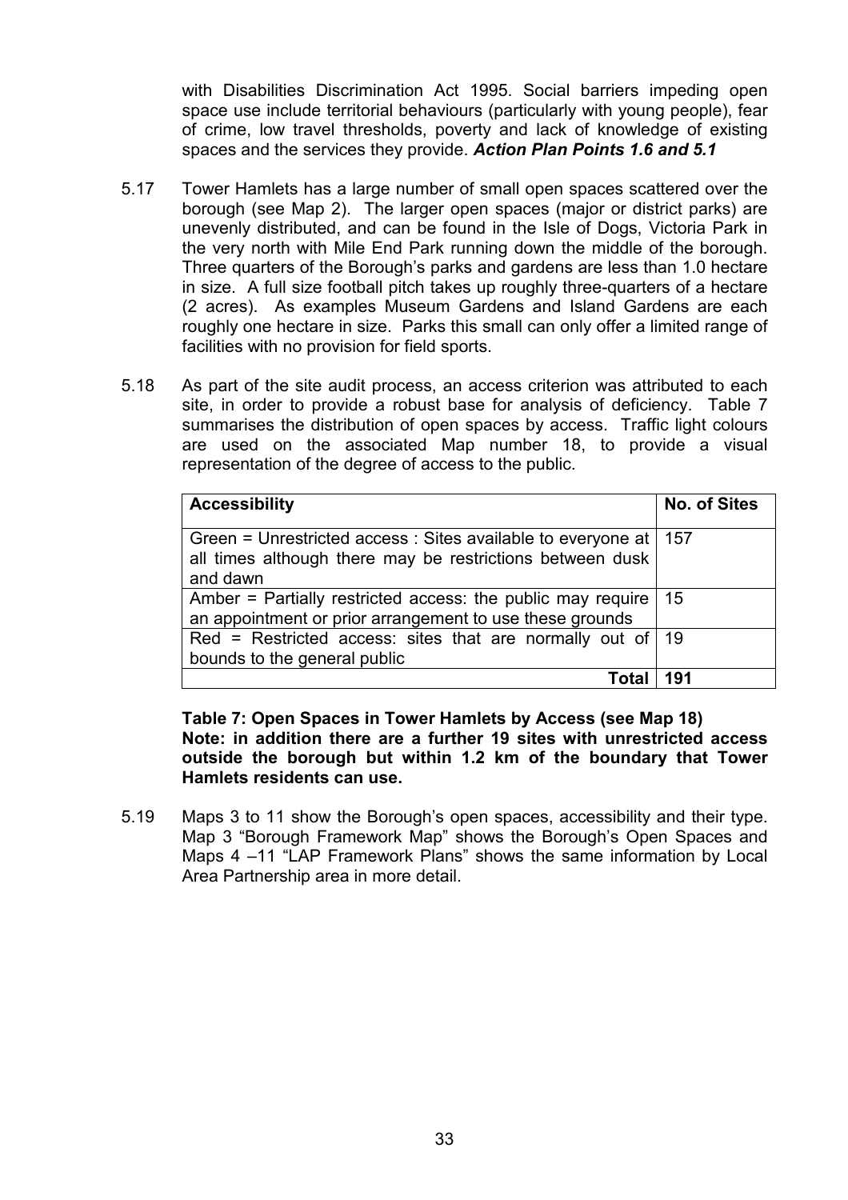with Disabilities Discrimination Act 1995. Social barriers impeding open space use include territorial behaviours (particularly with young people), fear of crime, low travel thresholds, poverty and lack of knowledge of existing spaces and the services they provide. ***Action Plan Points 1.6 and 5.1***

5.17 Tower Hamlets has a large number of small open spaces scattered over the borough (see Map 2). The larger open spaces (major or district parks) are unevenly distributed, and can be found in the Isle of Dogs, Victoria Park in the very north with Mile End Park running down the middle of the borough. Three quarters of the Borough's parks and gardens are less than 1.0 hectare in size. A full size football pitch takes up roughly three-quarters of a hectare (2 acres). As examples Museum Gardens and Island Gardens are each roughly one hectare in size. Parks this small can only offer a limited range of facilities with no provision for field sports.

5.18 As part of the site audit process, an access criterion was attributed to each site, in order to provide a robust base for analysis of deficiency. Table 7 summarises the distribution of open spaces by access. Traffic light colours are used on the associated Map number 18, to provide a visual representation of the degree of access to the public.

| **Accessibility** | **No. of Sites** |
|---|---|
| Green = Unrestricted access : Sites available to everyone at all times although there may be restrictions between dusk and dawn | 157 |
| Amber = Partially restricted access: the public may require an appointment or prior arrangement to use these grounds | 15 |
| Red = Restricted access: sites that are normally out of bounds to the general public | 19 |
| **Total** | **191** |

**Table 7: Open Spaces in Tower Hamlets by Access (see Map 18)**
**Note: in addition there are a further 19 sites with unrestricted access outside the borough but within 1.2 km of the boundary that Tower Hamlets residents can use.**

5.19 Maps 3 to 11 show the Borough's open spaces, accessibility and their type. Map 3 "Borough Framework Map" shows the Borough's Open Spaces and Maps 4 –11 "LAP Framework Plans" shows the same information by Local Area Partnership area in more detail.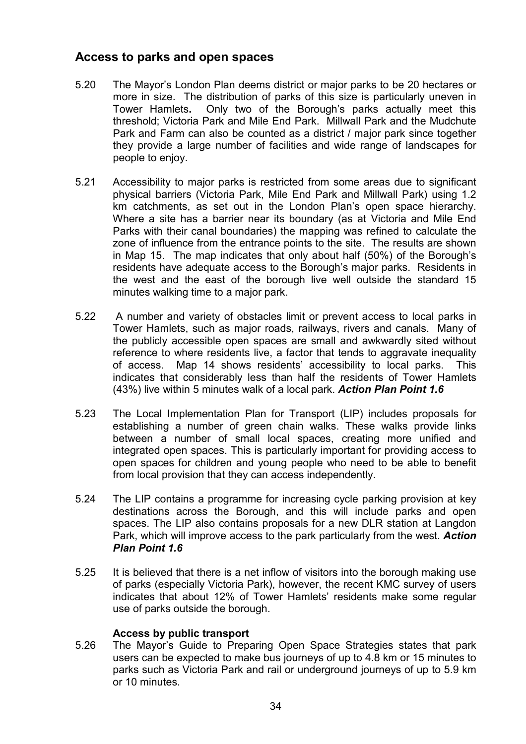## Access to parks and open spaces

5.20 The Mayor's London Plan deems district or major parks to be 20 hectares or more in size. The distribution of parks of this size is particularly uneven in Tower Hamlets**.** Only two of the Borough's parks actually meet this threshold; Victoria Park and Mile End Park. Millwall Park and the Mudchute Park and Farm can also be counted as a district / major park since together they provide a large number of facilities and wide range of landscapes for people to enjoy.

5.21 Accessibility to major parks is restricted from some areas due to significant physical barriers (Victoria Park, Mile End Park and Millwall Park) using 1.2 km catchments, as set out in the London Plan's open space hierarchy. Where a site has a barrier near its boundary (as at Victoria and Mile End Parks with their canal boundaries) the mapping was refined to calculate the zone of influence from the entrance points to the site. The results are shown in Map 15. The map indicates that only about half (50%) of the Borough's residents have adequate access to the Borough's major parks. Residents in the west and the east of the borough live well outside the standard 15 minutes walking time to a major park.

5.22 A number and variety of obstacles limit or prevent access to local parks in Tower Hamlets, such as major roads, railways, rivers and canals. Many of the publicly accessible open spaces are small and awkwardly sited without reference to where residents live, a factor that tends to aggravate inequality of access. Map 14 shows residents' accessibility to local parks. This indicates that considerably less than half the residents of Tower Hamlets (43%) live within 5 minutes walk of a local park. ***Action Plan Point 1.6***

5.23 The Local Implementation Plan for Transport (LIP) includes proposals for establishing a number of green chain walks. These walks provide links between a number of small local spaces, creating more unified and integrated open spaces. This is particularly important for providing access to open spaces for children and young people who need to be able to benefit from local provision that they can access independently.

5.24 The LIP contains a programme for increasing cycle parking provision at key destinations across the Borough, and this will include parks and open spaces. The LIP also contains proposals for a new DLR station at Langdon Park, which will improve access to the park particularly from the west. ***Action Plan Point 1.6***

5.25 It is believed that there is a net inflow of visitors into the borough making use of parks (especially Victoria Park), however, the recent KMC survey of users indicates that about 12% of Tower Hamlets' residents make some regular use of parks outside the borough.

**Access by public transport**

5.26 The Mayor's Guide to Preparing Open Space Strategies states that park users can be expected to make bus journeys of up to 4.8 km or 15 minutes to parks such as Victoria Park and rail or underground journeys of up to 5.9 km or 10 minutes.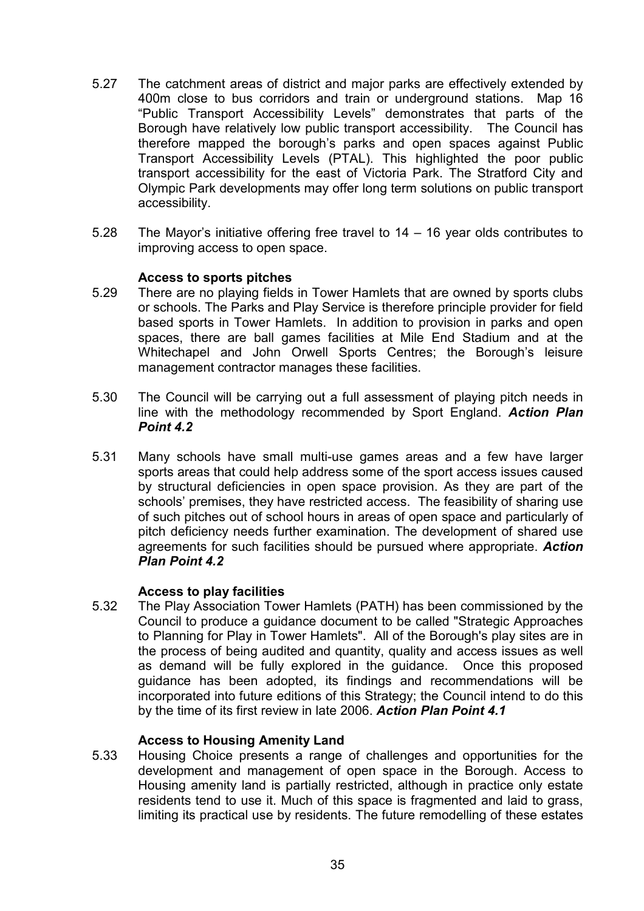5.27 The catchment areas of district and major parks are effectively extended by 400m close to bus corridors and train or underground stations. Map 16 "Public Transport Accessibility Levels" demonstrates that parts of the Borough have relatively low public transport accessibility. The Council has therefore mapped the borough's parks and open spaces against Public Transport Accessibility Levels (PTAL). This highlighted the poor public transport accessibility for the east of Victoria Park. The Stratford City and Olympic Park developments may offer long term solutions on public transport accessibility.

5.28 The Mayor's initiative offering free travel to 14 – 16 year olds contributes to improving access to open space.

**Access to sports pitches**

5.29 There are no playing fields in Tower Hamlets that are owned by sports clubs or schools. The Parks and Play Service is therefore principle provider for field based sports in Tower Hamlets. In addition to provision in parks and open spaces, there are ball games facilities at Mile End Stadium and at the Whitechapel and John Orwell Sports Centres; the Borough's leisure management contractor manages these facilities.

5.30 The Council will be carrying out a full assessment of playing pitch needs in line with the methodology recommended by Sport England. ***Action Plan Point 4.2***

5.31 Many schools have small multi-use games areas and a few have larger sports areas that could help address some of the sport access issues caused by structural deficiencies in open space provision. As they are part of the schools' premises, they have restricted access. The feasibility of sharing use of such pitches out of school hours in areas of open space and particularly of pitch deficiency needs further examination. The development of shared use agreements for such facilities should be pursued where appropriate. ***Action Plan Point 4.2***

**Access to play facilities**

5.32 The Play Association Tower Hamlets (PATH) has been commissioned by the Council to produce a guidance document to be called "Strategic Approaches to Planning for Play in Tower Hamlets". All of the Borough's play sites are in the process of being audited and quantity, quality and access issues as well as demand will be fully explored in the guidance. Once this proposed guidance has been adopted, its findings and recommendations will be incorporated into future editions of this Strategy; the Council intend to do this by the time of its first review in late 2006. ***Action Plan Point 4.1***

**Access to Housing Amenity Land**

5.33 Housing Choice presents a range of challenges and opportunities for the development and management of open space in the Borough. Access to Housing amenity land is partially restricted, although in practice only estate residents tend to use it. Much of this space is fragmented and laid to grass, limiting its practical use by residents. The future remodelling of these estates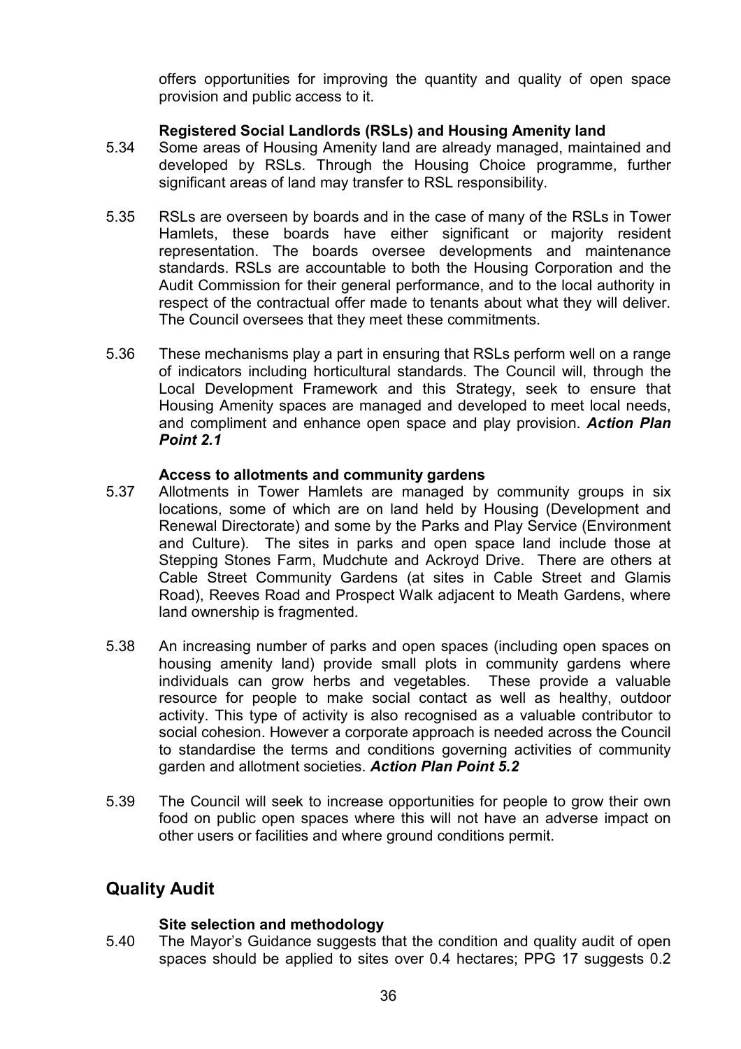offers opportunities for improving the quantity and quality of open space provision and public access to it.

**Registered Social Landlords (RSLs) and Housing Amenity land**

5.34 Some areas of Housing Amenity land are already managed, maintained and developed by RSLs. Through the Housing Choice programme, further significant areas of land may transfer to RSL responsibility.

5.35 RSLs are overseen by boards and in the case of many of the RSLs in Tower Hamlets, these boards have either significant or majority resident representation. The boards oversee developments and maintenance standards. RSLs are accountable to both the Housing Corporation and the Audit Commission for their general performance, and to the local authority in respect of the contractual offer made to tenants about what they will deliver. The Council oversees that they meet these commitments.

5.36 These mechanisms play a part in ensuring that RSLs perform well on a range of indicators including horticultural standards. The Council will, through the Local Development Framework and this Strategy, seek to ensure that Housing Amenity spaces are managed and developed to meet local needs, and compliment and enhance open space and play provision. ***Action Plan Point 2.1***

**Access to allotments and community gardens**

5.37 Allotments in Tower Hamlets are managed by community groups in six locations, some of which are on land held by Housing (Development and Renewal Directorate) and some by the Parks and Play Service (Environment and Culture). The sites in parks and open space land include those at Stepping Stones Farm, Mudchute and Ackroyd Drive. There are others at Cable Street Community Gardens (at sites in Cable Street and Glamis Road), Reeves Road and Prospect Walk adjacent to Meath Gardens, where land ownership is fragmented.

5.38 An increasing number of parks and open spaces (including open spaces on housing amenity land) provide small plots in community gardens where individuals can grow herbs and vegetables. These provide a valuable resource for people to make social contact as well as healthy, outdoor activity. This type of activity is also recognised as a valuable contributor to social cohesion. However a corporate approach is needed across the Council to standardise the terms and conditions governing activities of community garden and allotment societies. ***Action Plan Point 5.2***

5.39 The Council will seek to increase opportunities for people to grow their own food on public open spaces where this will not have an adverse impact on other users or facilities and where ground conditions permit.

## Quality Audit

**Site selection and methodology**

5.40 The Mayor's Guidance suggests that the condition and quality audit of open spaces should be applied to sites over 0.4 hectares; PPG 17 suggests 0.2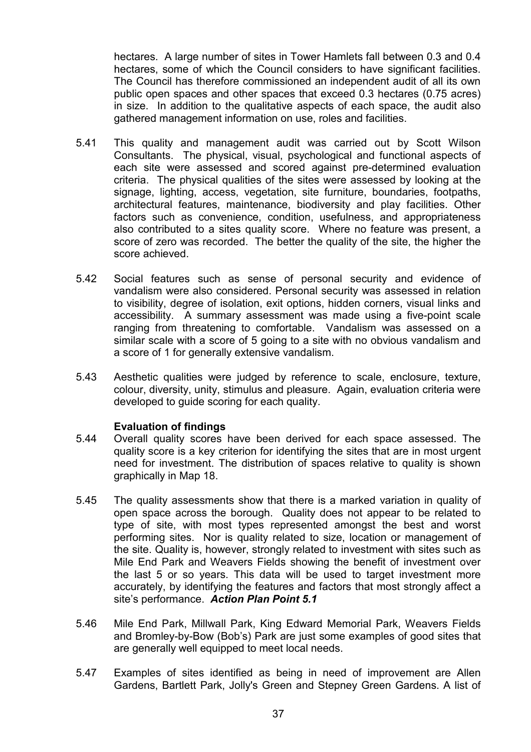hectares. A large number of sites in Tower Hamlets fall between 0.3 and 0.4 hectares, some of which the Council considers to have significant facilities. The Council has therefore commissioned an independent audit of all its own public open spaces and other spaces that exceed 0.3 hectares (0.75 acres) in size. In addition to the qualitative aspects of each space, the audit also gathered management information on use, roles and facilities.

5.41 This quality and management audit was carried out by Scott Wilson Consultants. The physical, visual, psychological and functional aspects of each site were assessed and scored against pre-determined evaluation criteria. The physical qualities of the sites were assessed by looking at the signage, lighting, access, vegetation, site furniture, boundaries, footpaths, architectural features, maintenance, biodiversity and play facilities. Other factors such as convenience, condition, usefulness, and appropriateness also contributed to a sites quality score. Where no feature was present, a score of zero was recorded. The better the quality of the site, the higher the score achieved.

5.42 Social features such as sense of personal security and evidence of vandalism were also considered. Personal security was assessed in relation to visibility, degree of isolation, exit options, hidden corners, visual links and accessibility. A summary assessment was made using a five-point scale ranging from threatening to comfortable. Vandalism was assessed on a similar scale with a score of 5 going to a site with no obvious vandalism and a score of 1 for generally extensive vandalism.

5.43 Aesthetic qualities were judged by reference to scale, enclosure, texture, colour, diversity, unity, stimulus and pleasure. Again, evaluation criteria were developed to guide scoring for each quality.

**Evaluation of findings**

5.44 Overall quality scores have been derived for each space assessed. The quality score is a key criterion for identifying the sites that are in most urgent need for investment. The distribution of spaces relative to quality is shown graphically in Map 18.

5.45 The quality assessments show that there is a marked variation in quality of open space across the borough. Quality does not appear to be related to type of site, with most types represented amongst the best and worst performing sites. Nor is quality related to size, location or management of the site. Quality is, however, strongly related to investment with sites such as Mile End Park and Weavers Fields showing the benefit of investment over the last 5 or so years. This data will be used to target investment more accurately, by identifying the features and factors that most strongly affect a site's performance. ***Action Plan Point 5.1***

5.46 Mile End Park, Millwall Park, King Edward Memorial Park, Weavers Fields and Bromley-by-Bow (Bob's) Park are just some examples of good sites that are generally well equipped to meet local needs.

5.47 Examples of sites identified as being in need of improvement are Allen Gardens, Bartlett Park, Jolly's Green and Stepney Green Gardens. A list of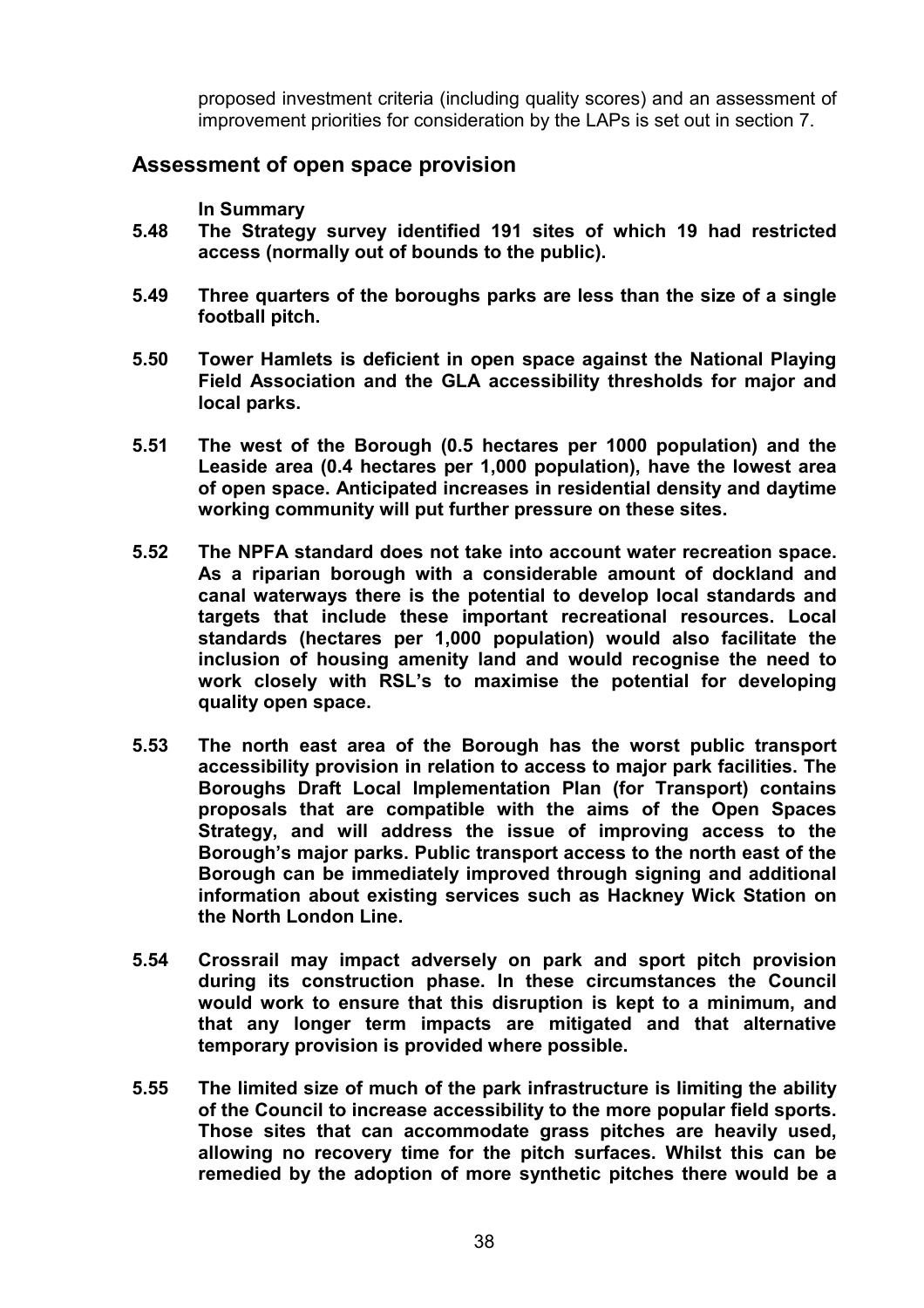proposed investment criteria (including quality scores) and an assessment of improvement priorities for consideration by the LAPs is set out in section 7.

## Assessment of open space provision

**In Summary**

**5.48 The Strategy survey identified 191 sites of which 19 had restricted access (normally out of bounds to the public).**

**5.49 Three quarters of the boroughs parks are less than the size of a single football pitch.**

**5.50 Tower Hamlets is deficient in open space against the National Playing Field Association and the GLA accessibility thresholds for major and local parks.**

**5.51 The west of the Borough (0.5 hectares per 1000 population) and the Leaside area (0.4 hectares per 1,000 population), have the lowest area of open space. Anticipated increases in residential density and daytime working community will put further pressure on these sites.**

**5.52 The NPFA standard does not take into account water recreation space. As a riparian borough with a considerable amount of dockland and canal waterways there is the potential to develop local standards and targets that include these important recreational resources. Local standards (hectares per 1,000 population) would also facilitate the inclusion of housing amenity land and would recognise the need to work closely with RSL's to maximise the potential for developing quality open space.**

**5.53 The north east area of the Borough has the worst public transport accessibility provision in relation to access to major park facilities. The Boroughs Draft Local Implementation Plan (for Transport) contains proposals that are compatible with the aims of the Open Spaces Strategy, and will address the issue of improving access to the Borough's major parks. Public transport access to the north east of the Borough can be immediately improved through signing and additional information about existing services such as Hackney Wick Station on the North London Line.**

**5.54 Crossrail may impact adversely on park and sport pitch provision during its construction phase. In these circumstances the Council would work to ensure that this disruption is kept to a minimum, and that any longer term impacts are mitigated and that alternative temporary provision is provided where possible.**

**5.55 The limited size of much of the park infrastructure is limiting the ability of the Council to increase accessibility to the more popular field sports. Those sites that can accommodate grass pitches are heavily used, allowing no recovery time for the pitch surfaces. Whilst this can be remedied by the adoption of more synthetic pitches there would be a**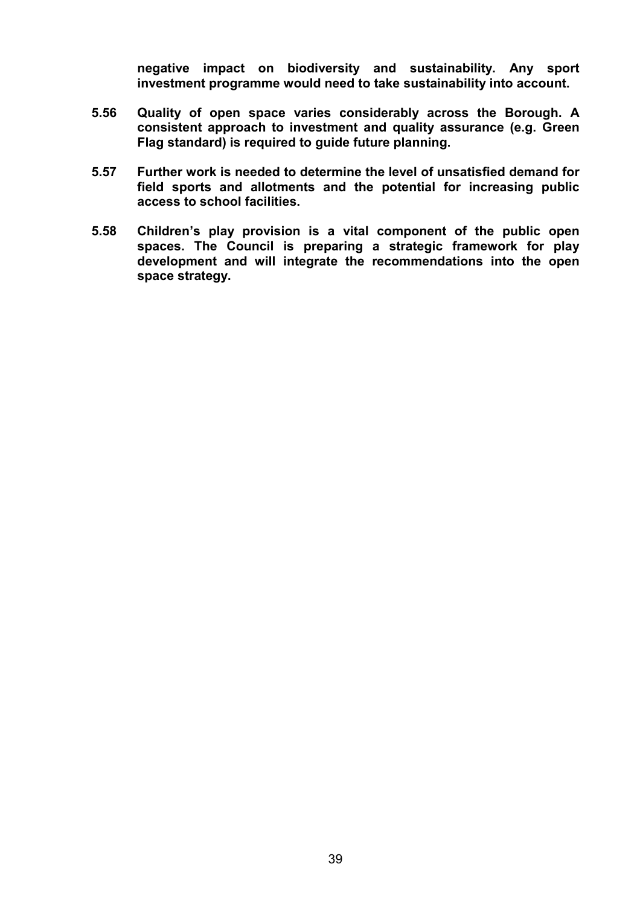**negative impact on biodiversity and sustainability. Any sport investment programme would need to take sustainability into account.**

**5.56 Quality of open space varies considerably across the Borough. A consistent approach to investment and quality assurance (e.g. Green Flag standard) is required to guide future planning.**

**5.57 Further work is needed to determine the level of unsatisfied demand for field sports and allotments and the potential for increasing public access to school facilities.**

**5.58 Children's play provision is a vital component of the public open spaces. The Council is preparing a strategic framework for play development and will integrate the recommendations into the open space strategy.**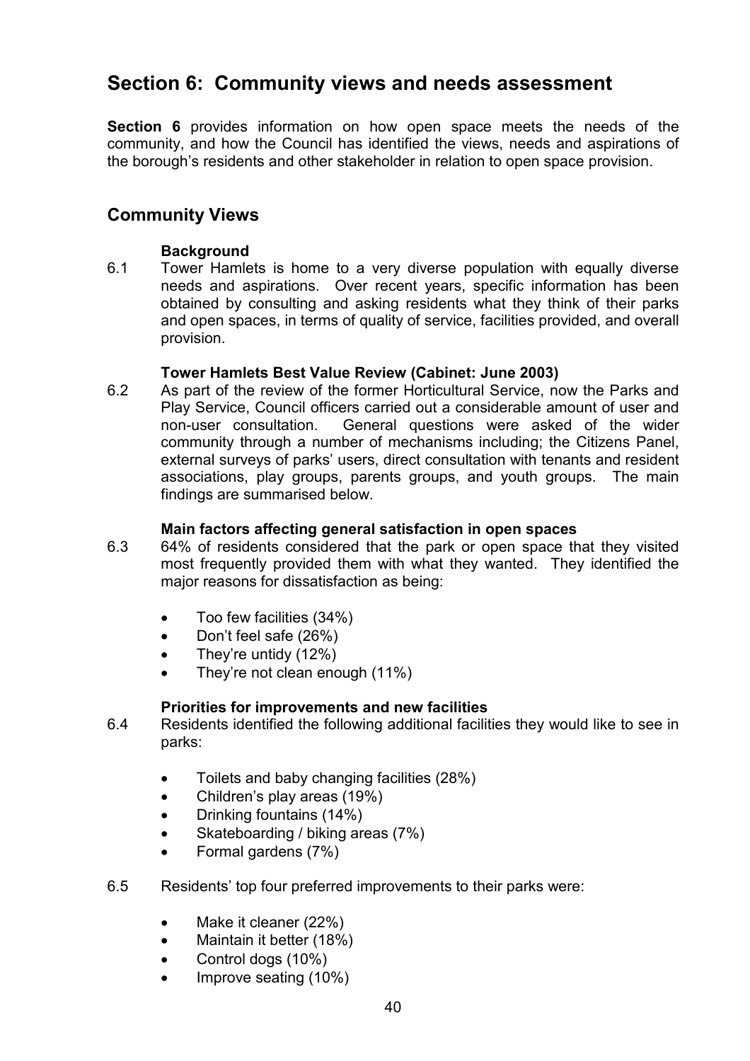# Section 6: Community views and needs assessment

**Section 6** provides information on how open space meets the needs of the community, and how the Council has identified the views, needs and aspirations of the borough's residents and other stakeholder in relation to open space provision.

## Community Views

### Background

6.1 Tower Hamlets is home to a very diverse population with equally diverse needs and aspirations. Over recent years, specific information has been obtained by consulting and asking residents what they think of their parks and open spaces, in terms of quality of service, facilities provided, and overall provision.

### Tower Hamlets Best Value Review (Cabinet: June 2003)

6.2 As part of the review of the former Horticultural Service, now the Parks and Play Service, Council officers carried out a considerable amount of user and non-user consultation. General questions were asked of the wider community through a number of mechanisms including; the Citizens Panel, external surveys of parks' users, direct consultation with tenants and resident associations, play groups, parents groups, and youth groups. The main findings are summarised below.

### Main factors affecting general satisfaction in open spaces

6.3 64% of residents considered that the park or open space that they visited most frequently provided them with what they wanted. They identified the major reasons for dissatisfaction as being:

- Too few facilities (34%)
- Don't feel safe (26%)
- They're untidy (12%)
- They're not clean enough (11%)

### Priorities for improvements and new facilities

6.4 Residents identified the following additional facilities they would like to see in parks:

- Toilets and baby changing facilities (28%)
- Children's play areas (19%)
- Drinking fountains (14%)
- Skateboarding / biking areas (7%)
- Formal gardens (7%)

6.5 Residents' top four preferred improvements to their parks were:

- Make it cleaner (22%)
- Maintain it better (18%)
- Control dogs (10%)
- Improve seating (10%)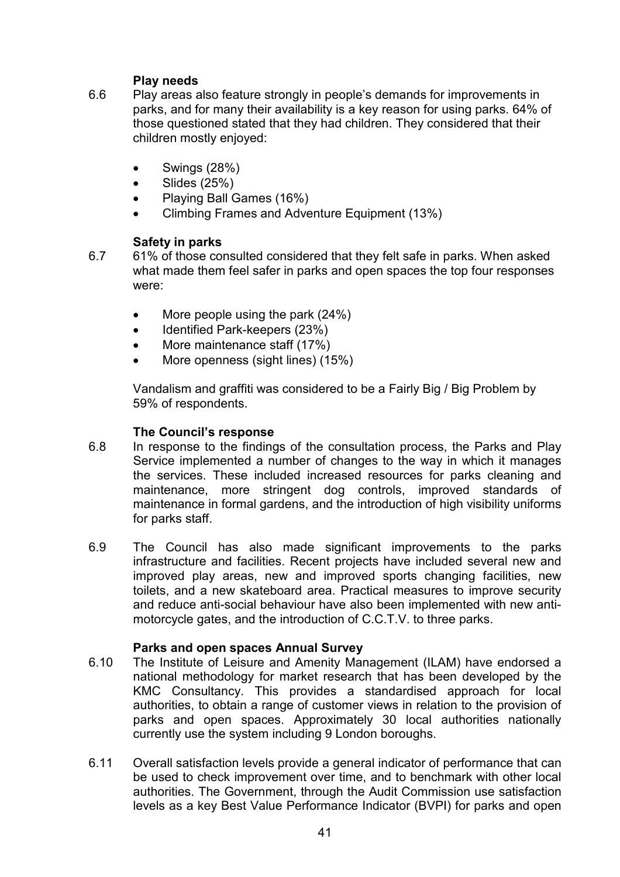**Play needs**

6.6 Play areas also feature strongly in people's demands for improvements in parks, and for many their availability is a key reason for using parks. 64% of those questioned stated that they had children. They considered that their children mostly enjoyed:

- Swings (28%)
- Slides (25%)
- Playing Ball Games (16%)
- Climbing Frames and Adventure Equipment (13%)

**Safety in parks**

6.7 61% of those consulted considered that they felt safe in parks. When asked what made them feel safer in parks and open spaces the top four responses were:

- More people using the park (24%)
- Identified Park-keepers (23%)
- More maintenance staff (17%)
- More openness (sight lines) (15%)

Vandalism and graffiti was considered to be a Fairly Big / Big Problem by 59% of respondents.

**The Council's response**

6.8 In response to the findings of the consultation process, the Parks and Play Service implemented a number of changes to the way in which it manages the services. These included increased resources for parks cleaning and maintenance, more stringent dog controls, improved standards of maintenance in formal gardens, and the introduction of high visibility uniforms for parks staff.

6.9 The Council has also made significant improvements to the parks infrastructure and facilities. Recent projects have included several new and improved play areas, new and improved sports changing facilities, new toilets, and a new skateboard area. Practical measures to improve security and reduce anti-social behaviour have also been implemented with new anti-motorcycle gates, and the introduction of C.C.T.V. to three parks.

**Parks and open spaces Annual Survey**

6.10 The Institute of Leisure and Amenity Management (ILAM) have endorsed a national methodology for market research that has been developed by the KMC Consultancy. This provides a standardised approach for local authorities, to obtain a range of customer views in relation to the provision of parks and open spaces. Approximately 30 local authorities nationally currently use the system including 9 London boroughs.

6.11 Overall satisfaction levels provide a general indicator of performance that can be used to check improvement over time, and to benchmark with other local authorities. The Government, through the Audit Commission use satisfaction levels as a key Best Value Performance Indicator (BVPI) for parks and open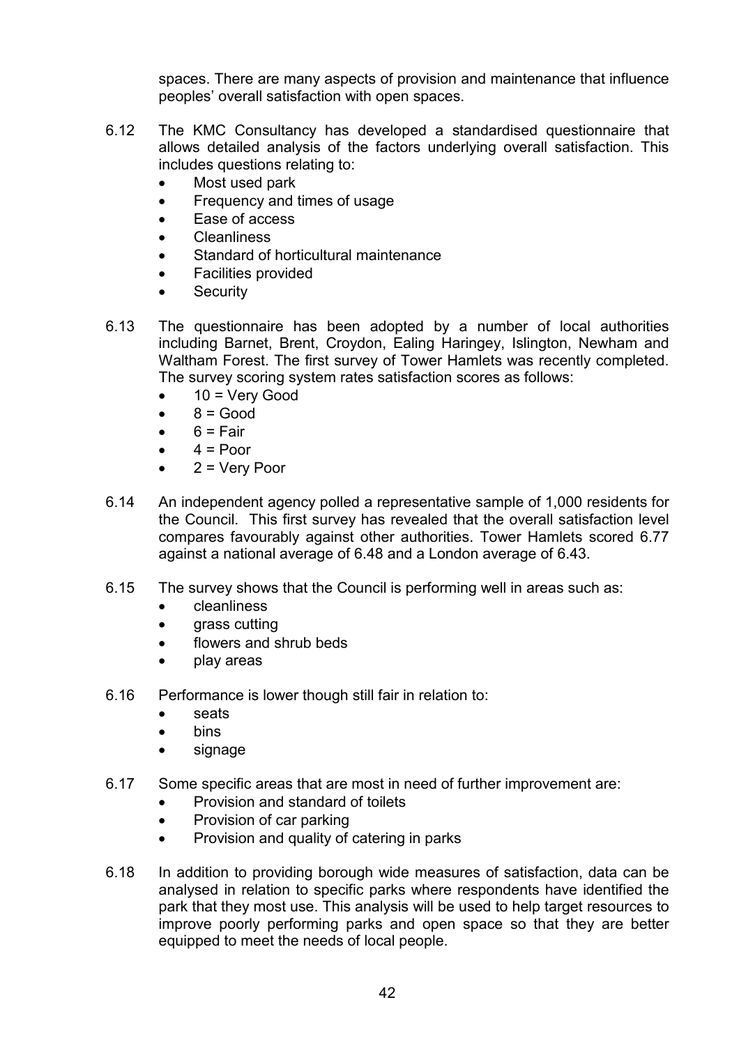spaces. There are many aspects of provision and maintenance that influence peoples' overall satisfaction with open spaces.

6.12 The KMC Consultancy has developed a standardised questionnaire that allows detailed analysis of the factors underlying overall satisfaction. This includes questions relating to:

- Most used park
- Frequency and times of usage
- Ease of access
- Cleanliness
- Standard of horticultural maintenance
- Facilities provided
- Security

6.13 The questionnaire has been adopted by a number of local authorities including Barnet, Brent, Croydon, Ealing Haringey, Islington, Newham and Waltham Forest. The first survey of Tower Hamlets was recently completed. The survey scoring system rates satisfaction scores as follows:

- 10 = Very Good
- 8 = Good
- 6 = Fair
- 4 = Poor
- 2 = Very Poor

6.14 An independent agency polled a representative sample of 1,000 residents for the Council. This first survey has revealed that the overall satisfaction level compares favourably against other authorities. Tower Hamlets scored 6.77 against a national average of 6.48 and a London average of 6.43.

6.15 The survey shows that the Council is performing well in areas such as:

- cleanliness
- grass cutting
- flowers and shrub beds
- play areas

6.16 Performance is lower though still fair in relation to:

- seats
- bins
- signage

6.17 Some specific areas that are most in need of further improvement are:

- Provision and standard of toilets
- Provision of car parking
- Provision and quality of catering in parks

6.18 In addition to providing borough wide measures of satisfaction, data can be analysed in relation to specific parks where respondents have identified the park that they most use. This analysis will be used to help target resources to improve poorly performing parks and open space so that they are better equipped to meet the needs of local people.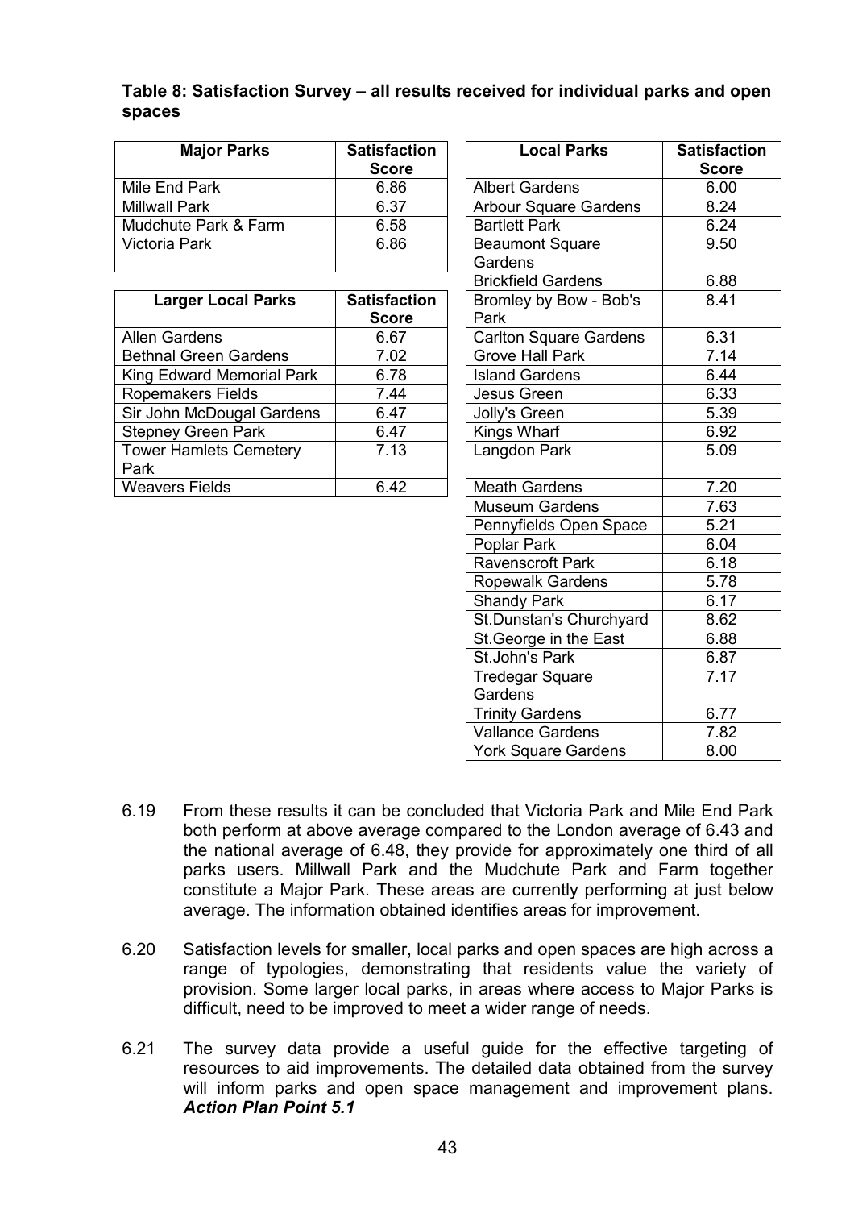**Table 8: Satisfaction Survey – all results received for individual parks and open spaces**

| Major Parks | Satisfaction Score |
|---|---|
| Mile End Park | 6.86 |
| Millwall Park | 6.37 |
| Mudchute Park & Farm | 6.58 |
| Victoria Park | 6.86 |

| Larger Local Parks | Satisfaction Score |
|---|---|
| Allen Gardens | 6.67 |
| Bethnal Green Gardens | 7.02 |
| King Edward Memorial Park | 6.78 |
| Ropemakers Fields | 7.44 |
| Sir John McDougal Gardens | 6.47 |
| Stepney Green Park | 6.47 |
| Tower Hamlets Cemetery Park | 7.13 |
| Weavers Fields | 6.42 |

| Local Parks | Satisfaction Score |
|---|---|
| Albert Gardens | 6.00 |
| Arbour Square Gardens | 8.24 |
| Bartlett Park | 6.24 |
| Beaumont Square Gardens | 9.50 |
| Brickfield Gardens | 6.88 |
| Bromley by Bow - Bob's Park | 8.41 |
| Carlton Square Gardens | 6.31 |
| Grove Hall Park | 7.14 |
| Island Gardens | 6.44 |
| Jesus Green | 6.33 |
| Jolly's Green | 5.39 |
| Kings Wharf | 6.92 |
| Langdon Park | 5.09 |
| Meath Gardens | 7.20 |
| Museum Gardens | 7.63 |
| Pennyfields Open Space | 5.21 |
| Poplar Park | 6.04 |
| Ravenscroft Park | 6.18 |
| Ropewalk Gardens | 5.78 |
| Shandy Park | 6.17 |
| St.Dunstan's Churchyard | 8.62 |
| St.George in the East | 6.88 |
| St.John's Park | 6.87 |
| Tredegar Square Gardens | 7.17 |
| Trinity Gardens | 6.77 |
| Vallance Gardens | 7.82 |
| York Square Gardens | 8.00 |

6.19 From these results it can be concluded that Victoria Park and Mile End Park both perform at above average compared to the London average of 6.43 and the national average of 6.48, they provide for approximately one third of all parks users. Millwall Park and the Mudchute Park and Farm together constitute a Major Park. These areas are currently performing at just below average. The information obtained identifies areas for improvement.

6.20 Satisfaction levels for smaller, local parks and open spaces are high across a range of typologies, demonstrating that residents value the variety of provision. Some larger local parks, in areas where access to Major Parks is difficult, need to be improved to meet a wider range of needs.

6.21 The survey data provide a useful guide for the effective targeting of resources to aid improvements. The detailed data obtained from the survey will inform parks and open space management and improvement plans. ***Action Plan Point 5.1***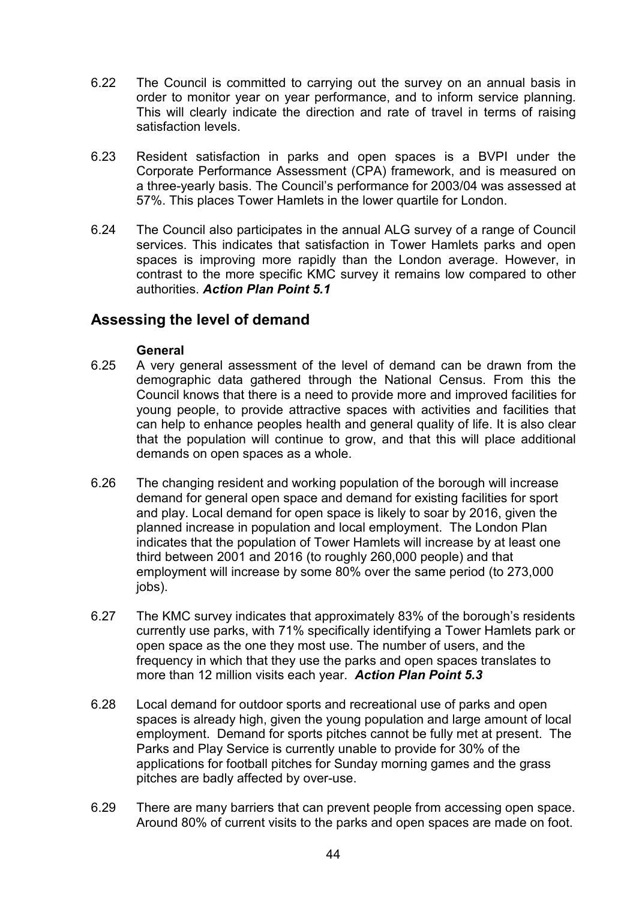6.22 The Council is committed to carrying out the survey on an annual basis in order to monitor year on year performance, and to inform service planning. This will clearly indicate the direction and rate of travel in terms of raising satisfaction levels.

6.23 Resident satisfaction in parks and open spaces is a BVPI under the Corporate Performance Assessment (CPA) framework, and is measured on a three-yearly basis. The Council's performance for 2003/04 was assessed at 57%. This places Tower Hamlets in the lower quartile for London.

6.24 The Council also participates in the annual ALG survey of a range of Council services. This indicates that satisfaction in Tower Hamlets parks and open spaces is improving more rapidly than the London average. However, in contrast to the more specific KMC survey it remains low compared to other authorities. ***Action Plan Point 5.1***

## Assessing the level of demand

**General**

6.25 A very general assessment of the level of demand can be drawn from the demographic data gathered through the National Census. From this the Council knows that there is a need to provide more and improved facilities for young people, to provide attractive spaces with activities and facilities that can help to enhance peoples health and general quality of life. It is also clear that the population will continue to grow, and that this will place additional demands on open spaces as a whole.

6.26 The changing resident and working population of the borough will increase demand for general open space and demand for existing facilities for sport and play. Local demand for open space is likely to soar by 2016, given the planned increase in population and local employment. The London Plan indicates that the population of Tower Hamlets will increase by at least one third between 2001 and 2016 (to roughly 260,000 people) and that employment will increase by some 80% over the same period (to 273,000 jobs).

6.27 The KMC survey indicates that approximately 83% of the borough's residents currently use parks, with 71% specifically identifying a Tower Hamlets park or open space as the one they most use. The number of users, and the frequency in which that they use the parks and open spaces translates to more than 12 million visits each year. ***Action Plan Point 5.3***

6.28 Local demand for outdoor sports and recreational use of parks and open spaces is already high, given the young population and large amount of local employment. Demand for sports pitches cannot be fully met at present. The Parks and Play Service is currently unable to provide for 30% of the applications for football pitches for Sunday morning games and the grass pitches are badly affected by over-use.

6.29 There are many barriers that can prevent people from accessing open space. Around 80% of current visits to the parks and open spaces are made on foot.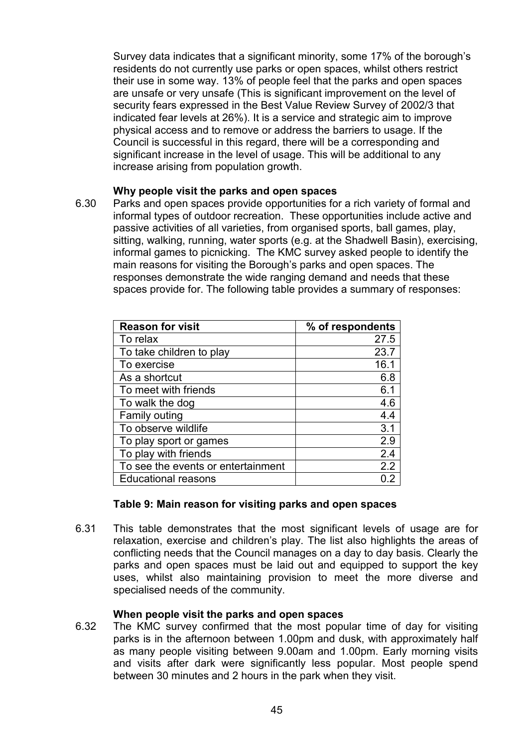Survey data indicates that a significant minority, some 17% of the borough's residents do not currently use parks or open spaces, whilst others restrict their use in some way. 13% of people feel that the parks and open spaces are unsafe or very unsafe (This is significant improvement on the level of security fears expressed in the Best Value Review Survey of 2002/3 that indicated fear levels at 26%). It is a service and strategic aim to improve physical access and to remove or address the barriers to usage. If the Council is successful in this regard, there will be a corresponding and significant increase in the level of usage. This will be additional to any increase arising from population growth.

**Why people visit the parks and open spaces**

6.30 Parks and open spaces provide opportunities for a rich variety of formal and informal types of outdoor recreation. These opportunities include active and passive activities of all varieties, from organised sports, ball games, play, sitting, walking, running, water sports (e.g. at the Shadwell Basin), exercising, informal games to picnicking. The KMC survey asked people to identify the main reasons for visiting the Borough's parks and open spaces. The responses demonstrate the wide ranging demand and needs that these spaces provide for. The following table provides a summary of responses:

| Reason for visit | % of respondents |
|---|---|
| To relax | 27.5 |
| To take children to play | 23.7 |
| To exercise | 16.1 |
| As a shortcut | 6.8 |
| To meet with friends | 6.1 |
| To walk the dog | 4.6 |
| Family outing | 4.4 |
| To observe wildlife | 3.1 |
| To play sport or games | 2.9 |
| To play with friends | 2.4 |
| To see the events or entertainment | 2.2 |
| Educational reasons | 0.2 |

**Table 9: Main reason for visiting parks and open spaces**

6.31 This table demonstrates that the most significant levels of usage are for relaxation, exercise and children's play. The list also highlights the areas of conflicting needs that the Council manages on a day to day basis. Clearly the parks and open spaces must be laid out and equipped to support the key uses, whilst also maintaining provision to meet the more diverse and specialised needs of the community.

**When people visit the parks and open spaces**

6.32 The KMC survey confirmed that the most popular time of day for visiting parks is in the afternoon between 1.00pm and dusk, with approximately half as many people visiting between 9.00am and 1.00pm. Early morning visits and visits after dark were significantly less popular. Most people spend between 30 minutes and 2 hours in the park when they visit.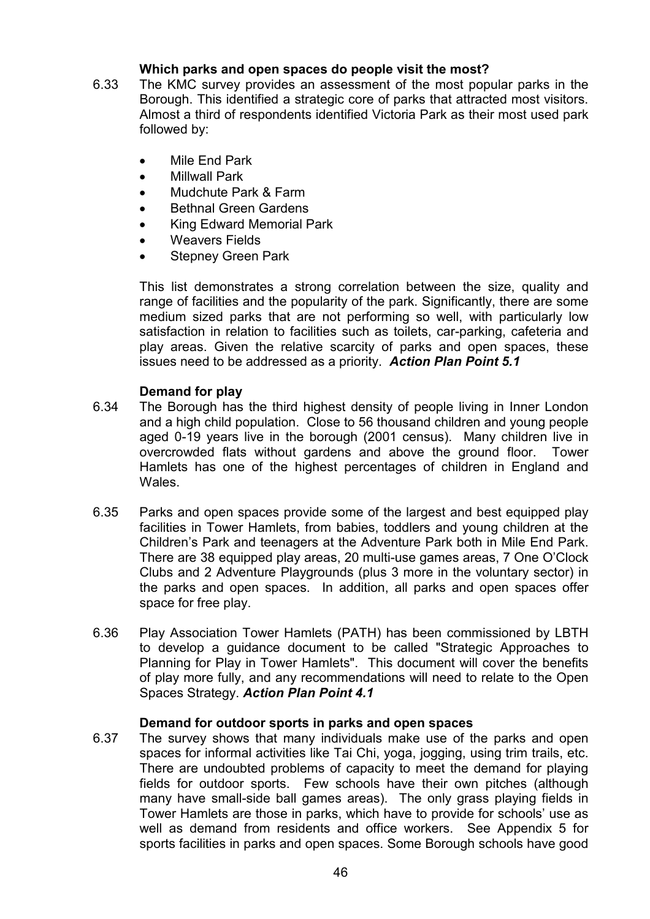### Which parks and open spaces do people visit the most?

6.33 The KMC survey provides an assessment of the most popular parks in the Borough. This identified a strategic core of parks that attracted most visitors. Almost a third of respondents identified Victoria Park as their most used park followed by:

- Mile End Park
- Millwall Park
- Mudchute Park & Farm
- Bethnal Green Gardens
- King Edward Memorial Park
- Weavers Fields
- Stepney Green Park

This list demonstrates a strong correlation between the size, quality and range of facilities and the popularity of the park. Significantly, there are some medium sized parks that are not performing so well, with particularly low satisfaction in relation to facilities such as toilets, car-parking, cafeteria and play areas. Given the relative scarcity of parks and open spaces, these issues need to be addressed as a priority. ***Action Plan Point 5.1***

### Demand for play

6.34 The Borough has the third highest density of people living in Inner London and a high child population. Close to 56 thousand children and young people aged 0-19 years live in the borough (2001 census). Many children live in overcrowded flats without gardens and above the ground floor. Tower Hamlets has one of the highest percentages of children in England and Wales.

6.35 Parks and open spaces provide some of the largest and best equipped play facilities in Tower Hamlets, from babies, toddlers and young children at the Children's Park and teenagers at the Adventure Park both in Mile End Park. There are 38 equipped play areas, 20 multi-use games areas, 7 One O'Clock Clubs and 2 Adventure Playgrounds (plus 3 more in the voluntary sector) in the parks and open spaces. In addition, all parks and open spaces offer space for free play.

6.36 Play Association Tower Hamlets (PATH) has been commissioned by LBTH to develop a guidance document to be called "Strategic Approaches to Planning for Play in Tower Hamlets". This document will cover the benefits of play more fully, and any recommendations will need to relate to the Open Spaces Strategy. ***Action Plan Point 4.1***

### Demand for outdoor sports in parks and open spaces

6.37 The survey shows that many individuals make use of the parks and open spaces for informal activities like Tai Chi, yoga, jogging, using trim trails, etc. There are undoubted problems of capacity to meet the demand for playing fields for outdoor sports. Few schools have their own pitches (although many have small-side ball games areas). The only grass playing fields in Tower Hamlets are those in parks, which have to provide for schools' use as well as demand from residents and office workers. See Appendix 5 for sports facilities in parks and open spaces. Some Borough schools have good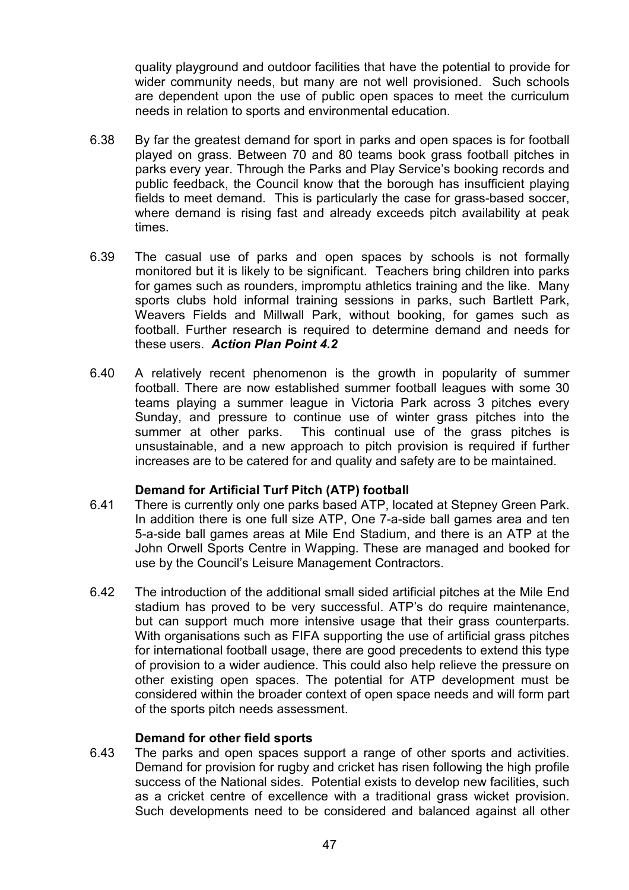quality playground and outdoor facilities that have the potential to provide for wider community needs, but many are not well provisioned. Such schools are dependent upon the use of public open spaces to meet the curriculum needs in relation to sports and environmental education.

6.38 By far the greatest demand for sport in parks and open spaces is for football played on grass. Between 70 and 80 teams book grass football pitches in parks every year. Through the Parks and Play Service's booking records and public feedback, the Council know that the borough has insufficient playing fields to meet demand. This is particularly the case for grass-based soccer, where demand is rising fast and already exceeds pitch availability at peak times.

6.39 The casual use of parks and open spaces by schools is not formally monitored but it is likely to be significant. Teachers bring children into parks for games such as rounders, impromptu athletics training and the like. Many sports clubs hold informal training sessions in parks, such Bartlett Park, Weavers Fields and Millwall Park, without booking, for games such as football. Further research is required to determine demand and needs for these users. ***Action Plan Point 4.2***

6.40 A relatively recent phenomenon is the growth in popularity of summer football. There are now established summer football leagues with some 30 teams playing a summer league in Victoria Park across 3 pitches every Sunday, and pressure to continue use of winter grass pitches into the summer at other parks. This continual use of the grass pitches is unsustainable, and a new approach to pitch provision is required if further increases are to be catered for and quality and safety are to be maintained.

**Demand for Artificial Turf Pitch (ATP) football**

6.41 There is currently only one parks based ATP, located at Stepney Green Park. In addition there is one full size ATP, One 7-a-side ball games area and ten 5-a-side ball games areas at Mile End Stadium, and there is an ATP at the John Orwell Sports Centre in Wapping. These are managed and booked for use by the Council's Leisure Management Contractors.

6.42 The introduction of the additional small sided artificial pitches at the Mile End stadium has proved to be very successful. ATP's do require maintenance, but can support much more intensive usage that their grass counterparts. With organisations such as FIFA supporting the use of artificial grass pitches for international football usage, there are good precedents to extend this type of provision to a wider audience. This could also help relieve the pressure on other existing open spaces. The potential for ATP development must be considered within the broader context of open space needs and will form part of the sports pitch needs assessment.

**Demand for other field sports**

6.43 The parks and open spaces support a range of other sports and activities. Demand for provision for rugby and cricket has risen following the high profile success of the National sides. Potential exists to develop new facilities, such as a cricket centre of excellence with a traditional grass wicket provision. Such developments need to be considered and balanced against all other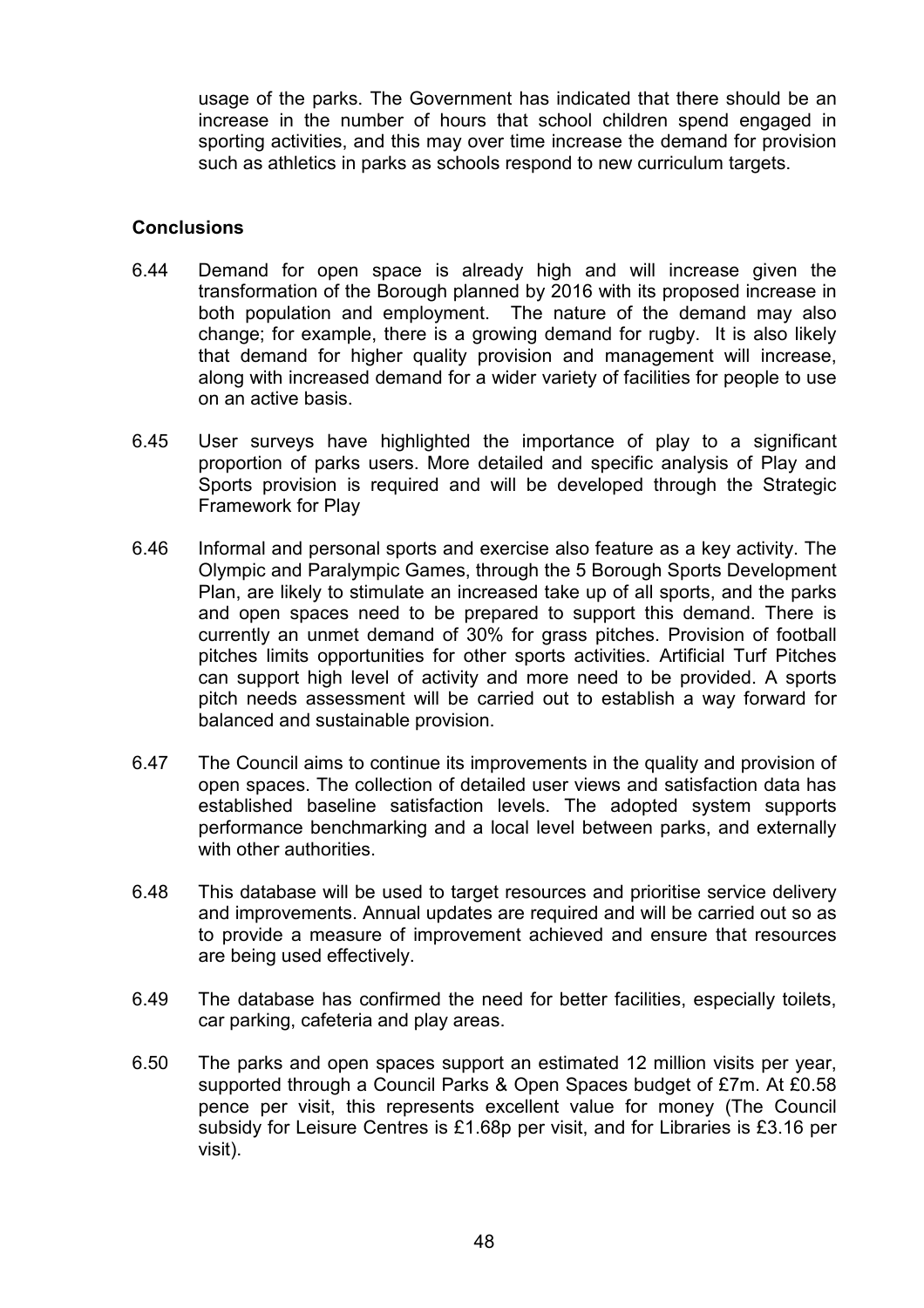usage of the parks. The Government has indicated that there should be an increase in the number of hours that school children spend engaged in sporting activities, and this may over time increase the demand for provision such as athletics in parks as schools respond to new curriculum targets.

**Conclusions**

6.44 Demand for open space is already high and will increase given the transformation of the Borough planned by 2016 with its proposed increase in both population and employment. The nature of the demand may also change; for example, there is a growing demand for rugby. It is also likely that demand for higher quality provision and management will increase, along with increased demand for a wider variety of facilities for people to use on an active basis.

6.45 User surveys have highlighted the importance of play to a significant proportion of parks users. More detailed and specific analysis of Play and Sports provision is required and will be developed through the Strategic Framework for Play

6.46 Informal and personal sports and exercise also feature as a key activity. The Olympic and Paralympic Games, through the 5 Borough Sports Development Plan, are likely to stimulate an increased take up of all sports, and the parks and open spaces need to be prepared to support this demand. There is currently an unmet demand of 30% for grass pitches. Provision of football pitches limits opportunities for other sports activities. Artificial Turf Pitches can support high level of activity and more need to be provided. A sports pitch needs assessment will be carried out to establish a way forward for balanced and sustainable provision.

6.47 The Council aims to continue its improvements in the quality and provision of open spaces. The collection of detailed user views and satisfaction data has established baseline satisfaction levels. The adopted system supports performance benchmarking and a local level between parks, and externally with other authorities.

6.48 This database will be used to target resources and prioritise service delivery and improvements. Annual updates are required and will be carried out so as to provide a measure of improvement achieved and ensure that resources are being used effectively.

6.49 The database has confirmed the need for better facilities, especially toilets, car parking, cafeteria and play areas.

6.50 The parks and open spaces support an estimated 12 million visits per year, supported through a Council Parks & Open Spaces budget of £7m. At £0.58 pence per visit, this represents excellent value for money (The Council subsidy for Leisure Centres is £1.68p per visit, and for Libraries is £3.16 per visit).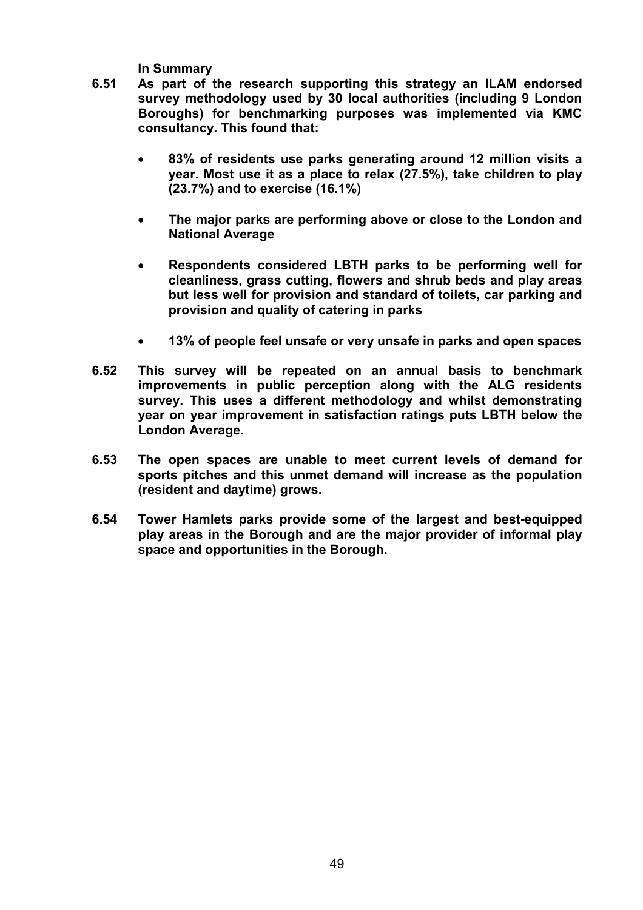**In Summary**

**6.51** **As part of the research supporting this strategy an ILAM endorsed survey methodology used by 30 local authorities (including 9 London Boroughs) for benchmarking purposes was implemented via KMC consultancy. This found that:**

- **83% of residents use parks generating around 12 million visits a year. Most use it as a place to relax (27.5%), take children to play (23.7%) and to exercise (16.1%)**
- **The major parks are performing above or close to the London and National Average**
- **Respondents considered LBTH parks to be performing well for cleanliness, grass cutting, flowers and shrub beds and play areas but less well for provision and standard of toilets, car parking and provision and quality of catering in parks**
- **13% of people feel unsafe or very unsafe in parks and open spaces**

**6.52** **This survey will be repeated on an annual basis to benchmark improvements in public perception along with the ALG residents survey. This uses a different methodology and whilst demonstrating year on year improvement in satisfaction ratings puts LBTH below the London Average.**

**6.53** **The open spaces are unable to meet current levels of demand for sports pitches and this unmet demand will increase as the population (resident and daytime) grows.**

**6.54** **Tower Hamlets parks provide some of the largest and best-equipped play areas in the Borough and are the major provider of informal play space and opportunities in the Borough.**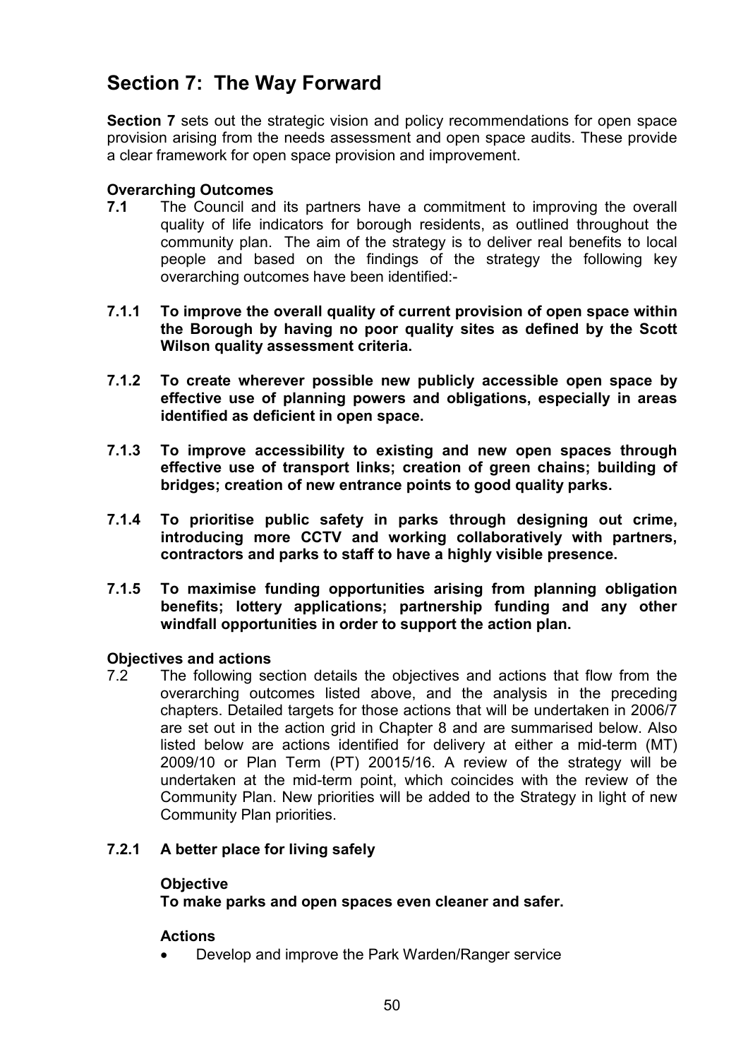# Section 7: The Way Forward

**Section 7** sets out the strategic vision and policy recommendations for open space provision arising from the needs assessment and open space audits. These provide a clear framework for open space provision and improvement.

**Overarching Outcomes**

**7.1** The Council and its partners have a commitment to improving the overall quality of life indicators for borough residents, as outlined throughout the community plan. The aim of the strategy is to deliver real benefits to local people and based on the findings of the strategy the following key overarching outcomes have been identified:-

**7.1.1 To improve the overall quality of current provision of open space within the Borough by having no poor quality sites as defined by the Scott Wilson quality assessment criteria.**

**7.1.2 To create wherever possible new publicly accessible open space by effective use of planning powers and obligations, especially in areas identified as deficient in open space.**

**7.1.3 To improve accessibility to existing and new open spaces through effective use of transport links; creation of green chains; building of bridges; creation of new entrance points to good quality parks.**

**7.1.4 To prioritise public safety in parks through designing out crime, introducing more CCTV and working collaboratively with partners, contractors and parks to staff to have a highly visible presence.**

**7.1.5 To maximise funding opportunities arising from planning obligation benefits; lottery applications; partnership funding and any other windfall opportunities in order to support the action plan.**

**Objectives and actions**

7.2 The following section details the objectives and actions that flow from the overarching outcomes listed above, and the analysis in the preceding chapters. Detailed targets for those actions that will be undertaken in 2006/7 are set out in the action grid in Chapter 8 and are summarised below. Also listed below are actions identified for delivery at either a mid-term (MT) 2009/10 or Plan Term (PT) 20015/16. A review of the strategy will be undertaken at the mid-term point, which coincides with the review of the Community Plan. New priorities will be added to the Strategy in light of new Community Plan priorities.

**7.2.1 A better place for living safely**

**Objective**

**To make parks and open spaces even cleaner and safer.**

**Actions**

- Develop and improve the Park Warden/Ranger service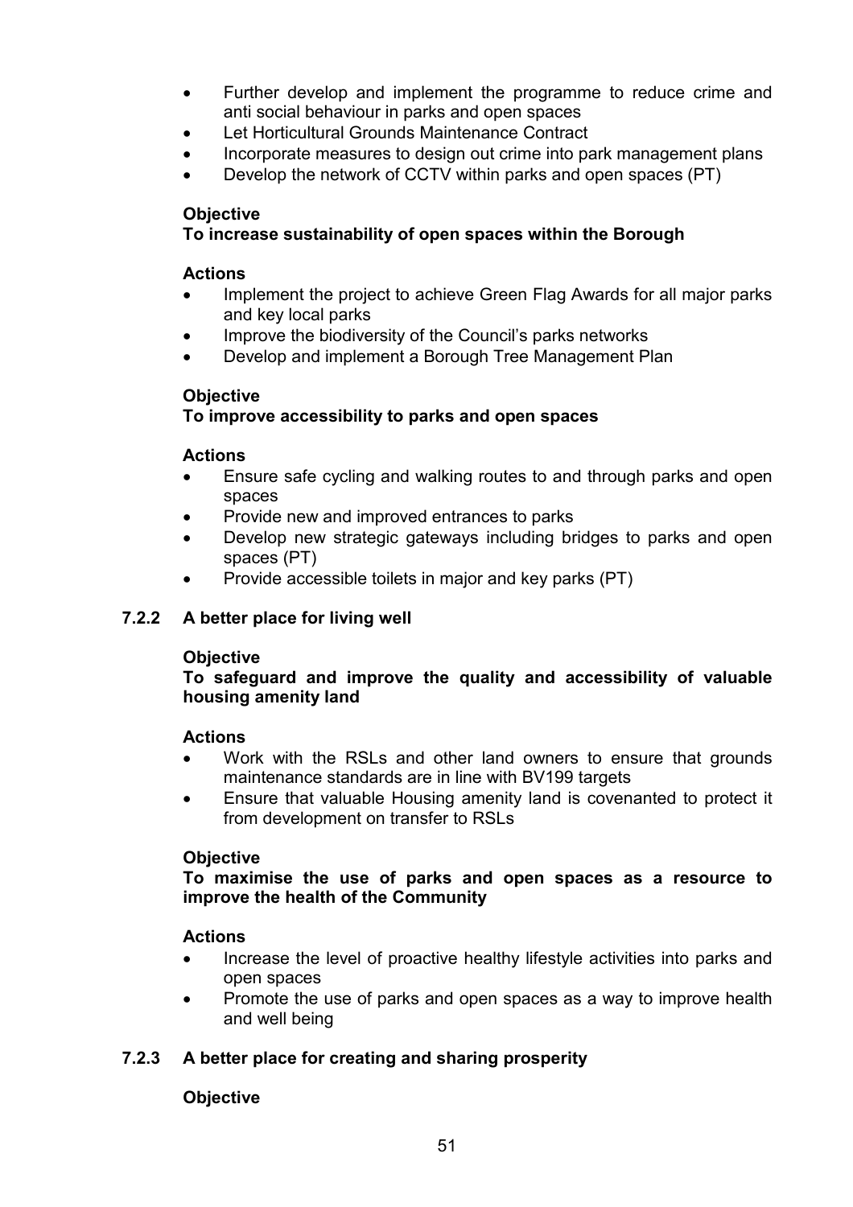- Further develop and implement the programme to reduce crime and anti social behaviour in parks and open spaces
- Let Horticultural Grounds Maintenance Contract
- Incorporate measures to design out crime into park management plans
- Develop the network of CCTV within parks and open spaces (PT)

**Objective**
**To increase sustainability of open spaces within the Borough**

**Actions**

- Implement the project to achieve Green Flag Awards for all major parks and key local parks
- Improve the biodiversity of the Council's parks networks
- Develop and implement a Borough Tree Management Plan

**Objective**
**To improve accessibility to parks and open spaces**

**Actions**

- Ensure safe cycling and walking routes to and through parks and open spaces
- Provide new and improved entrances to parks
- Develop new strategic gateways including bridges to parks and open spaces (PT)
- Provide accessible toilets in major and key parks (PT)

### 7.2.2 A better place for living well

**Objective**
**To safeguard and improve the quality and accessibility of valuable housing amenity land**

**Actions**

- Work with the RSLs and other land owners to ensure that grounds maintenance standards are in line with BV199 targets
- Ensure that valuable Housing amenity land is covenanted to protect it from development on transfer to RSLs

**Objective**
**To maximise the use of parks and open spaces as a resource to improve the health of the Community**

**Actions**

- Increase the level of proactive healthy lifestyle activities into parks and open spaces
- Promote the use of parks and open spaces as a way to improve health and well being

### 7.2.3 A better place for creating and sharing prosperity

**Objective**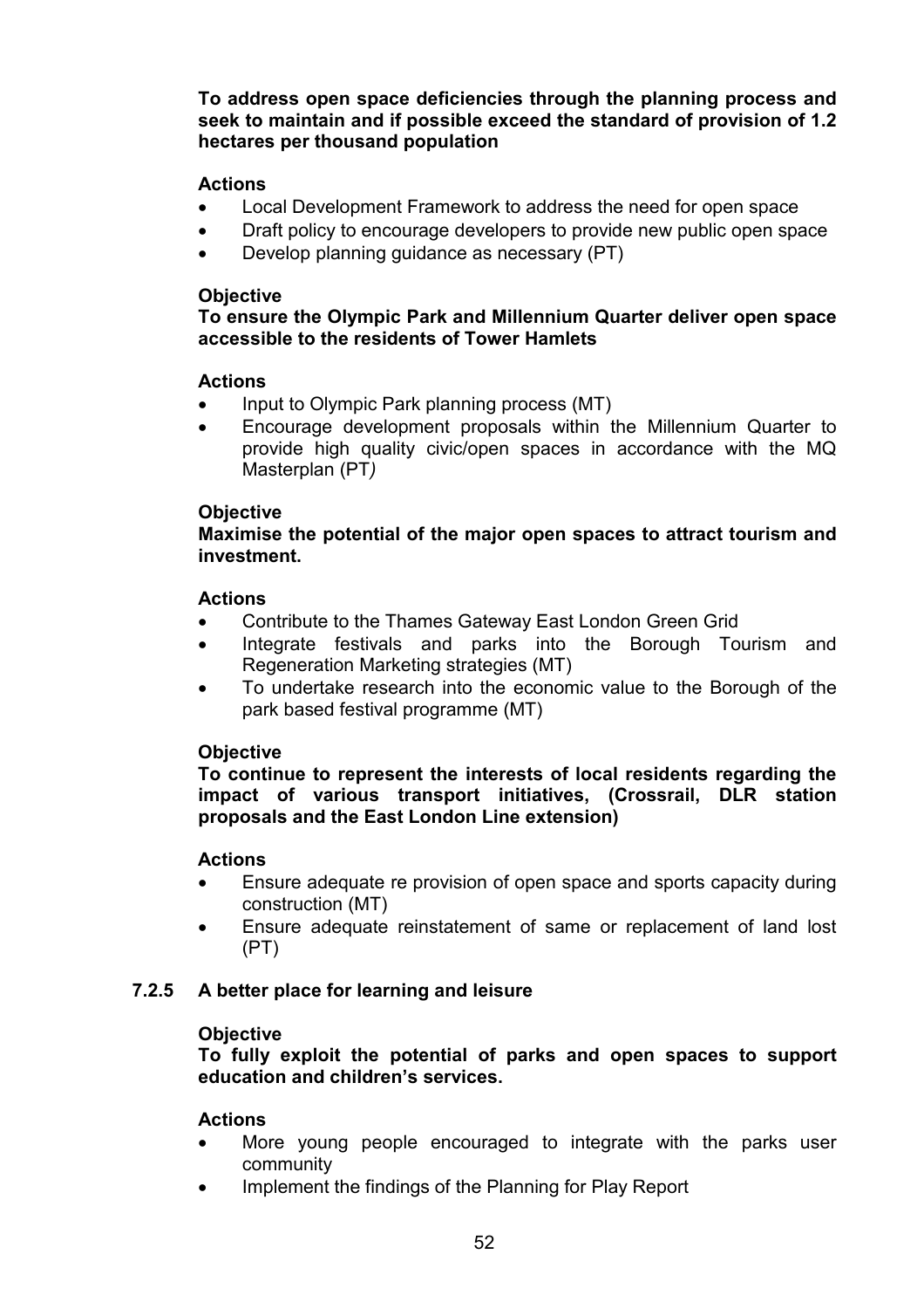**To address open space deficiencies through the planning process and seek to maintain and if possible exceed the standard of provision of 1.2 hectares per thousand population**

**Actions**

- Local Development Framework to address the need for open space
- Draft policy to encourage developers to provide new public open space
- Develop planning guidance as necessary (PT)

**Objective**

**To ensure the Olympic Park and Millennium Quarter deliver open space accessible to the residents of Tower Hamlets**

**Actions**

- Input to Olympic Park planning process (MT)
- Encourage development proposals within the Millennium Quarter to provide high quality civic/open spaces in accordance with the MQ Masterplan (PT*)*

**Objective**

**Maximise the potential of the major open spaces to attract tourism and investment.**

**Actions**

- Contribute to the Thames Gateway East London Green Grid
- Integrate festivals and parks into the Borough Tourism and Regeneration Marketing strategies (MT)
- To undertake research into the economic value to the Borough of the park based festival programme (MT)

**Objective**

**To continue to represent the interests of local residents regarding the impact of various transport initiatives, (Crossrail, DLR station proposals and the East London Line extension)**

**Actions**

- Ensure adequate re provision of open space and sports capacity during construction (MT)
- Ensure adequate reinstatement of same or replacement of land lost (PT)

### 7.2.5 A better place for learning and leisure

**Objective**

**To fully exploit the potential of parks and open spaces to support education and children's services.**

**Actions**

- More young people encouraged to integrate with the parks user community
- Implement the findings of the Planning for Play Report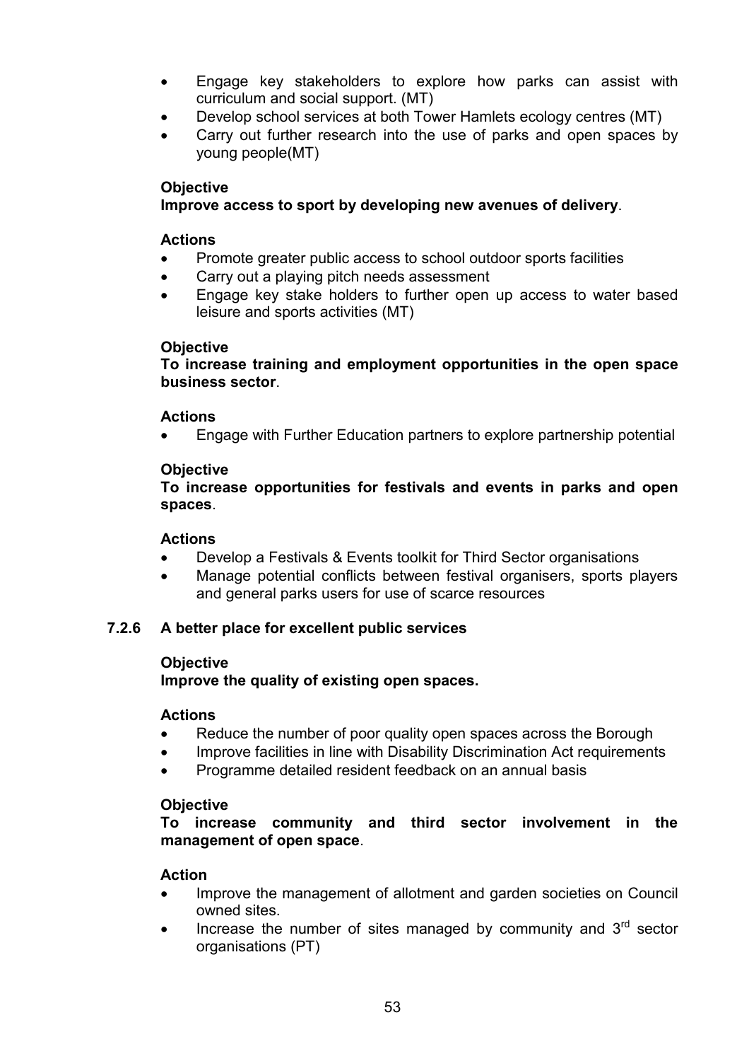- Engage key stakeholders to explore how parks can assist with curriculum and social support. (MT)
- Develop school services at both Tower Hamlets ecology centres (MT)
- Carry out further research into the use of parks and open spaces by young people(MT)

**Objective**
**Improve access to sport by developing new avenues of delivery**.

**Actions**
- Promote greater public access to school outdoor sports facilities
- Carry out a playing pitch needs assessment
- Engage key stake holders to further open up access to water based leisure and sports activities (MT)

**Objective**
**To increase training and employment opportunities in the open space business sector**.

**Actions**
- Engage with Further Education partners to explore partnership potential

**Objective**
**To increase opportunities for festivals and events in parks and open spaces**.

**Actions**
- Develop a Festivals & Events toolkit for Third Sector organisations
- Manage potential conflicts between festival organisers, sports players and general parks users for use of scarce resources

### 7.2.6 A better place for excellent public services

**Objective**
**Improve the quality of existing open spaces.**

**Actions**
- Reduce the number of poor quality open spaces across the Borough
- Improve facilities in line with Disability Discrimination Act requirements
- Programme detailed resident feedback on an annual basis

**Objective**
**To increase community and third sector involvement in the management of open space**.

**Action**
- Improve the management of allotment and garden societies on Council owned sites.
- Increase the number of sites managed by community and 3rd sector organisations (PT)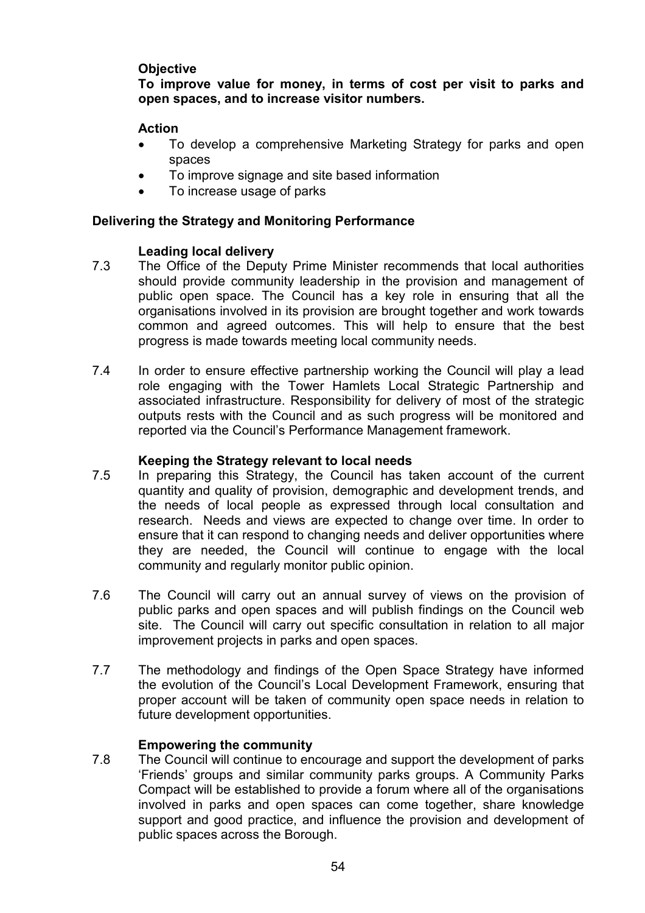**Objective**

**To improve value for money, in terms of cost per visit to parks and open spaces, and to increase visitor numbers.**

**Action**

- To develop a comprehensive Marketing Strategy for parks and open spaces
- To improve signage and site based information
- To increase usage of parks

## Delivering the Strategy and Monitoring Performance

### Leading local delivery

7.3 The Office of the Deputy Prime Minister recommends that local authorities should provide community leadership in the provision and management of public open space. The Council has a key role in ensuring that all the organisations involved in its provision are brought together and work towards common and agreed outcomes. This will help to ensure that the best progress is made towards meeting local community needs.

7.4 In order to ensure effective partnership working the Council will play a lead role engaging with the Tower Hamlets Local Strategic Partnership and associated infrastructure. Responsibility for delivery of most of the strategic outputs rests with the Council and as such progress will be monitored and reported via the Council's Performance Management framework.

### Keeping the Strategy relevant to local needs

7.5 In preparing this Strategy, the Council has taken account of the current quantity and quality of provision, demographic and development trends, and the needs of local people as expressed through local consultation and research. Needs and views are expected to change over time. In order to ensure that it can respond to changing needs and deliver opportunities where they are needed, the Council will continue to engage with the local community and regularly monitor public opinion.

7.6 The Council will carry out an annual survey of views on the provision of public parks and open spaces and will publish findings on the Council web site. The Council will carry out specific consultation in relation to all major improvement projects in parks and open spaces.

7.7 The methodology and findings of the Open Space Strategy have informed the evolution of the Council's Local Development Framework, ensuring that proper account will be taken of community open space needs in relation to future development opportunities.

### Empowering the community

7.8 The Council will continue to encourage and support the development of parks 'Friends' groups and similar community parks groups. A Community Parks Compact will be established to provide a forum where all of the organisations involved in parks and open spaces can come together, share knowledge support and good practice, and influence the provision and development of public spaces across the Borough.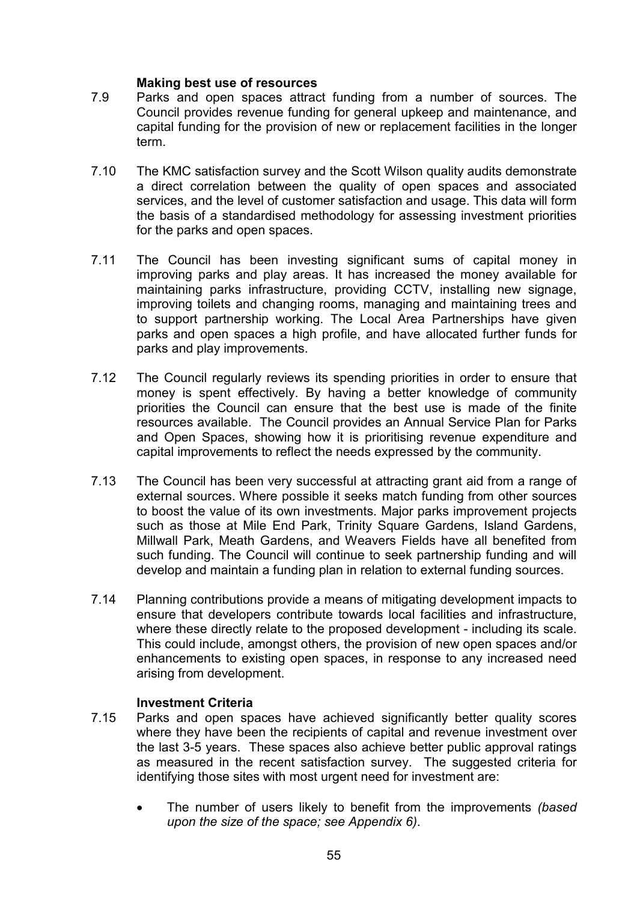**Making best use of resources**

7.9 Parks and open spaces attract funding from a number of sources. The Council provides revenue funding for general upkeep and maintenance, and capital funding for the provision of new or replacement facilities in the longer term.

7.10 The KMC satisfaction survey and the Scott Wilson quality audits demonstrate a direct correlation between the quality of open spaces and associated services, and the level of customer satisfaction and usage. This data will form the basis of a standardised methodology for assessing investment priorities for the parks and open spaces.

7.11 The Council has been investing significant sums of capital money in improving parks and play areas. It has increased the money available for maintaining parks infrastructure, providing CCTV, installing new signage, improving toilets and changing rooms, managing and maintaining trees and to support partnership working. The Local Area Partnerships have given parks and open spaces a high profile, and have allocated further funds for parks and play improvements.

7.12 The Council regularly reviews its spending priorities in order to ensure that money is spent effectively. By having a better knowledge of community priorities the Council can ensure that the best use is made of the finite resources available. The Council provides an Annual Service Plan for Parks and Open Spaces, showing how it is prioritising revenue expenditure and capital improvements to reflect the needs expressed by the community.

7.13 The Council has been very successful at attracting grant aid from a range of external sources. Where possible it seeks match funding from other sources to boost the value of its own investments. Major parks improvement projects such as those at Mile End Park, Trinity Square Gardens, Island Gardens, Millwall Park, Meath Gardens, and Weavers Fields have all benefited from such funding. The Council will continue to seek partnership funding and will develop and maintain a funding plan in relation to external funding sources.

7.14 Planning contributions provide a means of mitigating development impacts to ensure that developers contribute towards local facilities and infrastructure, where these directly relate to the proposed development - including its scale. This could include, amongst others, the provision of new open spaces and/or enhancements to existing open spaces, in response to any increased need arising from development.

**Investment Criteria**

7.15 Parks and open spaces have achieved significantly better quality scores where they have been the recipients of capital and revenue investment over the last 3-5 years. These spaces also achieve better public approval ratings as measured in the recent satisfaction survey. The suggested criteria for identifying those sites with most urgent need for investment are:

- The number of users likely to benefit from the improvements *(based upon the size of the space; see Appendix 6).*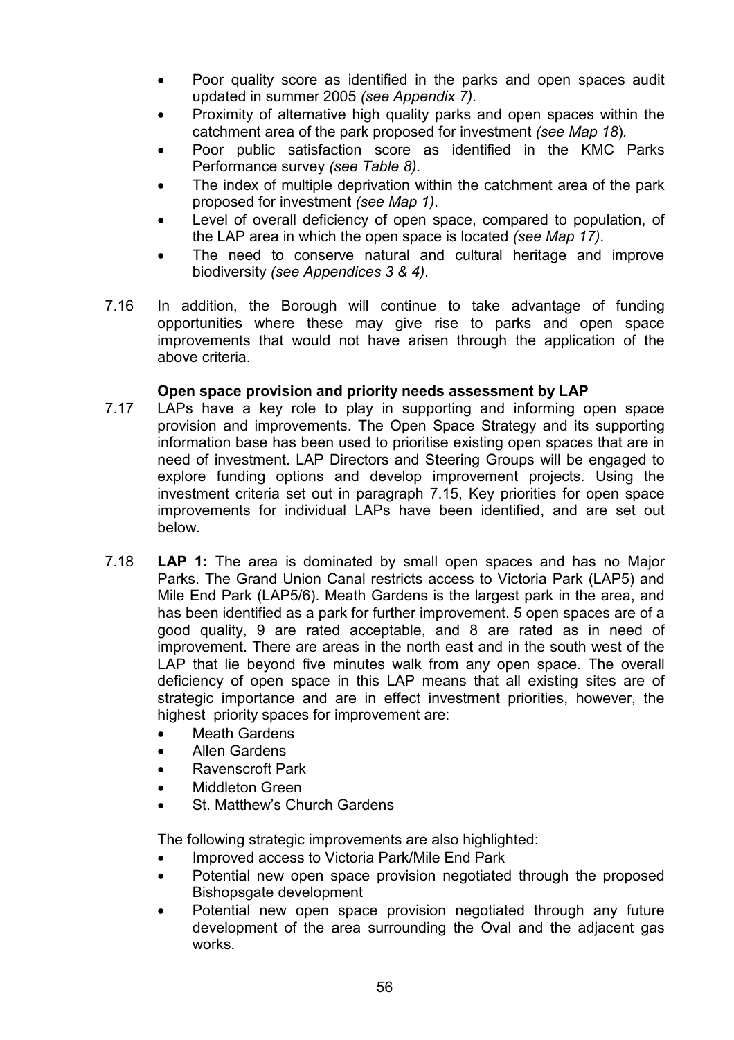- Poor quality score as identified in the parks and open spaces audit updated in summer 2005 *(see Appendix 7)*.
- Proximity of alternative high quality parks and open spaces within the catchment area of the park proposed for investment *(see Map 18*).
- Poor public satisfaction score as identified in the KMC Parks Performance survey *(see Table 8)*.
- The index of multiple deprivation within the catchment area of the park proposed for investment *(see Map 1)*.
- Level of overall deficiency of open space, compared to population, of the LAP area in which the open space is located *(see Map 17)*.
- The need to conserve natural and cultural heritage and improve biodiversity *(see Appendices 3 & 4)*.

7.16 In addition, the Borough will continue to take advantage of funding opportunities where these may give rise to parks and open space improvements that would not have arisen through the application of the above criteria.

**Open space provision and priority needs assessment by LAP**

7.17 LAPs have a key role to play in supporting and informing open space provision and improvements. The Open Space Strategy and its supporting information base has been used to prioritise existing open spaces that are in need of investment. LAP Directors and Steering Groups will be engaged to explore funding options and develop improvement projects. Using the investment criteria set out in paragraph 7.15, Key priorities for open space improvements for individual LAPs have been identified, and are set out below.

7.18 **LAP 1:** The area is dominated by small open spaces and has no Major Parks. The Grand Union Canal restricts access to Victoria Park (LAP5) and Mile End Park (LAP5/6). Meath Gardens is the largest park in the area, and has been identified as a park for further improvement. 5 open spaces are of a good quality, 9 are rated acceptable, and 8 are rated as in need of improvement. There are areas in the north east and in the south west of the LAP that lie beyond five minutes walk from any open space. The overall deficiency of open space in this LAP means that all existing sites are of strategic importance and are in effect investment priorities, however, the highest priority spaces for improvement are:

- Meath Gardens
- Allen Gardens
- Ravenscroft Park
- Middleton Green
- St. Matthew's Church Gardens

The following strategic improvements are also highlighted:

- Improved access to Victoria Park/Mile End Park
- Potential new open space provision negotiated through the proposed Bishopsgate development
- Potential new open space provision negotiated through any future development of the area surrounding the Oval and the adjacent gas works.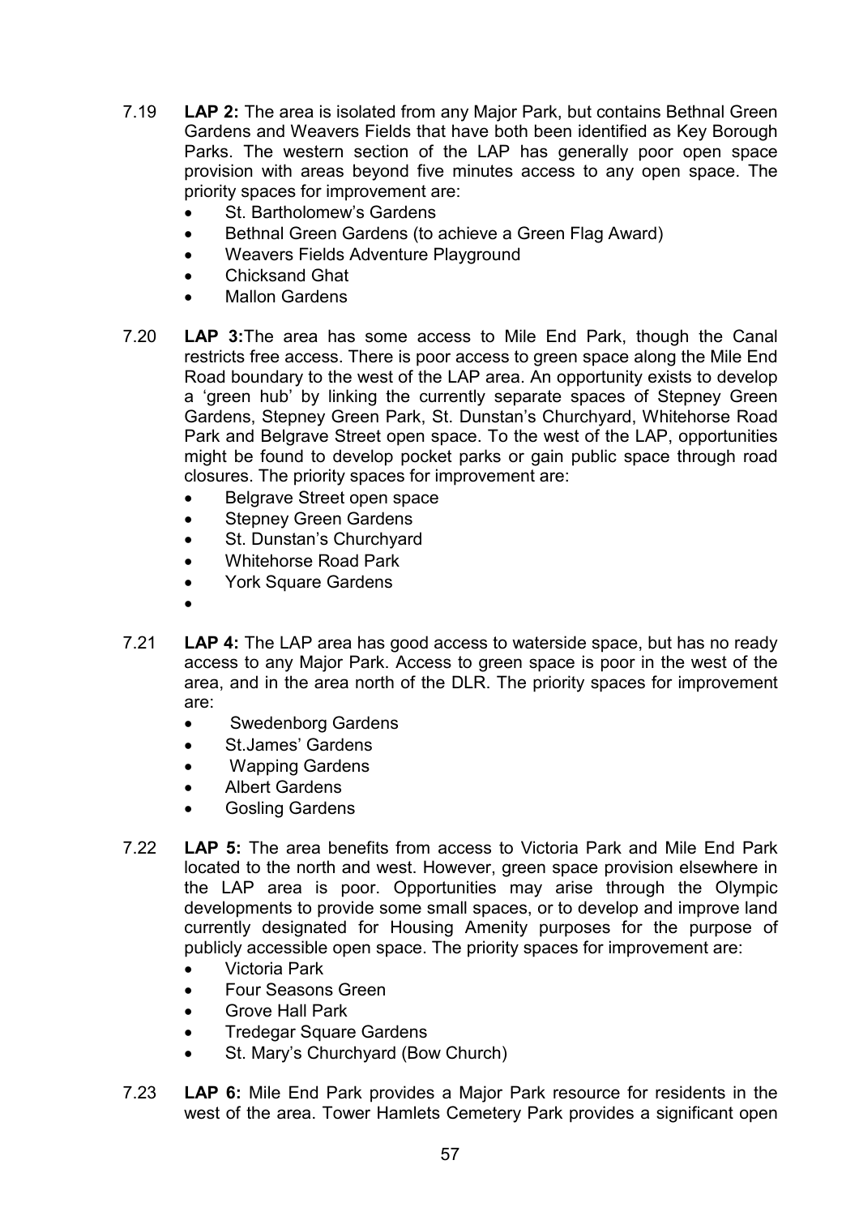7.19 **LAP 2:** The area is isolated from any Major Park, but contains Bethnal Green Gardens and Weavers Fields that have both been identified as Key Borough Parks. The western section of the LAP has generally poor open space provision with areas beyond five minutes access to any open space. The priority spaces for improvement are:

- St. Bartholomew's Gardens
- Bethnal Green Gardens (to achieve a Green Flag Award)
- Weavers Fields Adventure Playground
- Chicksand Ghat
- Mallon Gardens

7.20 **LAP 3:**The area has some access to Mile End Park, though the Canal restricts free access. There is poor access to green space along the Mile End Road boundary to the west of the LAP area. An opportunity exists to develop a 'green hub' by linking the currently separate spaces of Stepney Green Gardens, Stepney Green Park, St. Dunstan's Churchyard, Whitehorse Road Park and Belgrave Street open space. To the west of the LAP, opportunities might be found to develop pocket parks or gain public space through road closures. The priority spaces for improvement are:

- Belgrave Street open space
- Stepney Green Gardens
- St. Dunstan's Churchyard
- Whitehorse Road Park
- York Square Gardens
-

7.21 **LAP 4:** The LAP area has good access to waterside space, but has no ready access to any Major Park. Access to green space is poor in the west of the area, and in the area north of the DLR. The priority spaces for improvement are:

- Swedenborg Gardens
- St.James' Gardens
- Wapping Gardens
- Albert Gardens
- Gosling Gardens

7.22 **LAP 5:** The area benefits from access to Victoria Park and Mile End Park located to the north and west. However, green space provision elsewhere in the LAP area is poor. Opportunities may arise through the Olympic developments to provide some small spaces, or to develop and improve land currently designated for Housing Amenity purposes for the purpose of publicly accessible open space. The priority spaces for improvement are:

- Victoria Park
- Four Seasons Green
- Grove Hall Park
- Tredegar Square Gardens
- St. Mary's Churchyard (Bow Church)

7.23 **LAP 6:** Mile End Park provides a Major Park resource for residents in the west of the area. Tower Hamlets Cemetery Park provides a significant open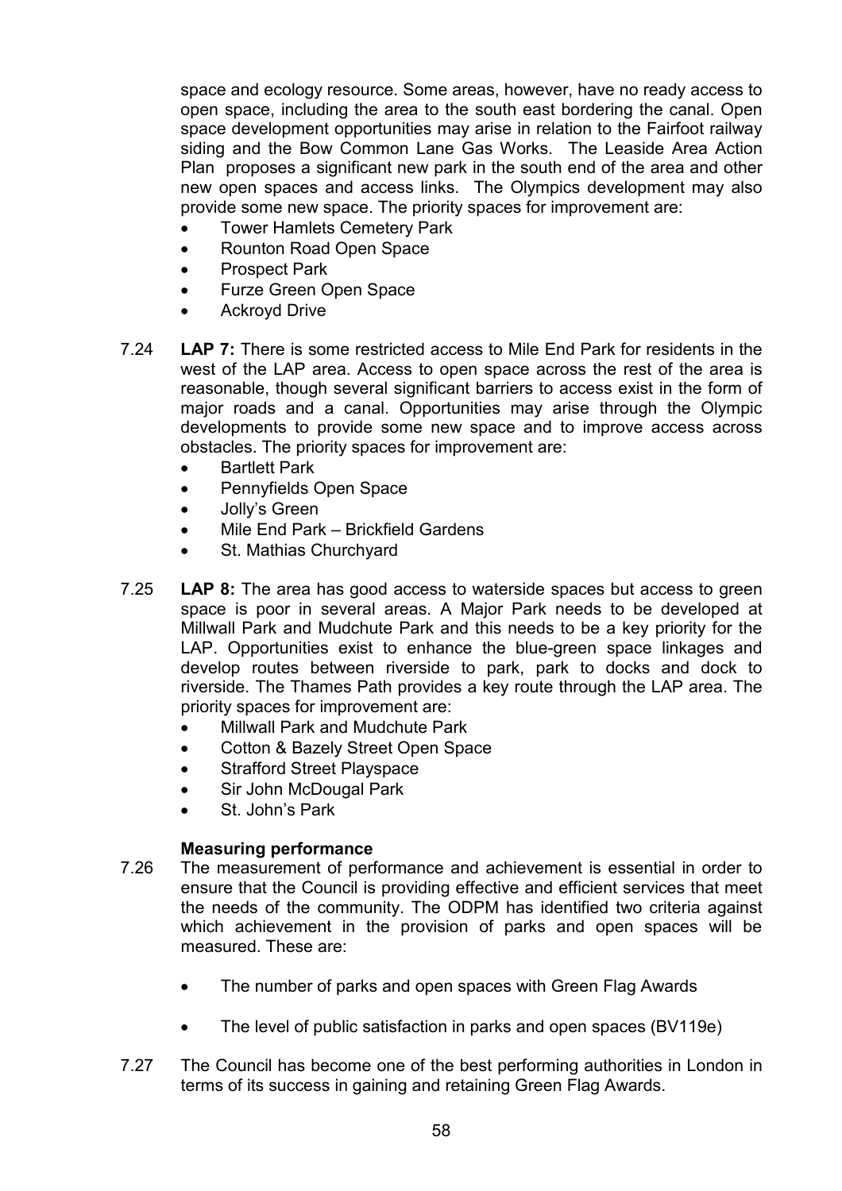space and ecology resource. Some areas, however, have no ready access to open space, including the area to the south east bordering the canal. Open space development opportunities may arise in relation to the Fairfoot railway siding and the Bow Common Lane Gas Works. The Leaside Area Action Plan proposes a significant new park in the south end of the area and other new open spaces and access links. The Olympics development may also provide some new space. The priority spaces for improvement are:

- Tower Hamlets Cemetery Park
- Rounton Road Open Space
- Prospect Park
- Furze Green Open Space
- Ackroyd Drive

7.24 **LAP 7:** There is some restricted access to Mile End Park for residents in the west of the LAP area. Access to open space across the rest of the area is reasonable, though several significant barriers to access exist in the form of major roads and a canal. Opportunities may arise through the Olympic developments to provide some new space and to improve access across obstacles. The priority spaces for improvement are:

- Bartlett Park
- Pennyfields Open Space
- Jolly's Green
- Mile End Park – Brickfield Gardens
- St. Mathias Churchyard

7.25 **LAP 8:** The area has good access to waterside spaces but access to green space is poor in several areas. A Major Park needs to be developed at Millwall Park and Mudchute Park and this needs to be a key priority for the LAP. Opportunities exist to enhance the blue-green space linkages and develop routes between riverside to park, park to docks and dock to riverside. The Thames Path provides a key route through the LAP area. The priority spaces for improvement are:

- Millwall Park and Mudchute Park
- Cotton & Bazely Street Open Space
- Strafford Street Playspace
- Sir John McDougal Park
- St. John's Park

### Measuring performance

7.26 The measurement of performance and achievement is essential in order to ensure that the Council is providing effective and efficient services that meet the needs of the community. The ODPM has identified two criteria against which achievement in the provision of parks and open spaces will be measured. These are:

- The number of parks and open spaces with Green Flag Awards
- The level of public satisfaction in parks and open spaces (BV119e)

7.27 The Council has become one of the best performing authorities in London in terms of its success in gaining and retaining Green Flag Awards.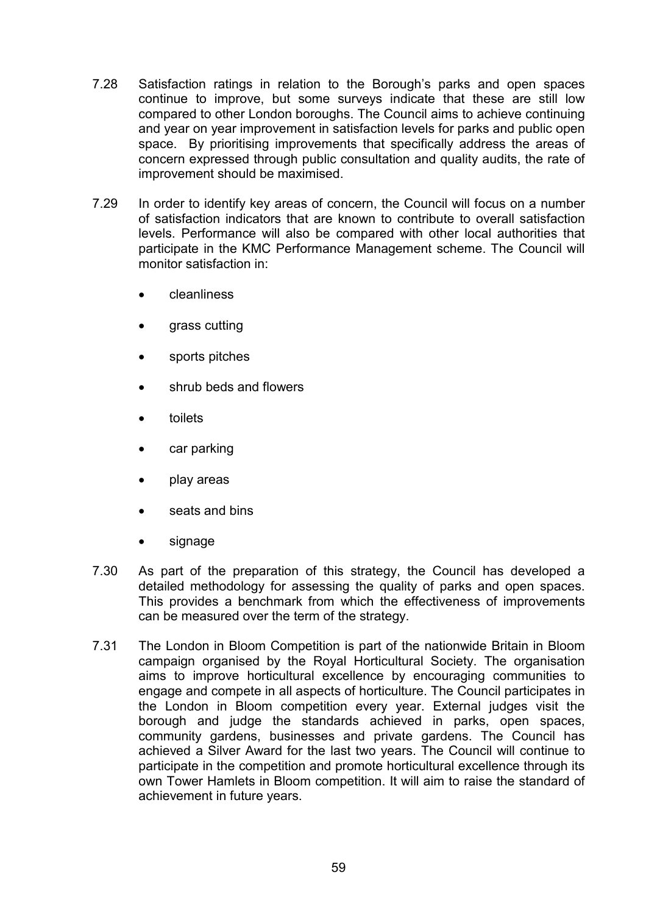7.28 Satisfaction ratings in relation to the Borough's parks and open spaces continue to improve, but some surveys indicate that these are still low compared to other London boroughs. The Council aims to achieve continuing and year on year improvement in satisfaction levels for parks and public open space. By prioritising improvements that specifically address the areas of concern expressed through public consultation and quality audits, the rate of improvement should be maximised.

7.29 In order to identify key areas of concern, the Council will focus on a number of satisfaction indicators that are known to contribute to overall satisfaction levels. Performance will also be compared with other local authorities that participate in the KMC Performance Management scheme. The Council will monitor satisfaction in:

- cleanliness
- grass cutting
- sports pitches
- shrub beds and flowers
- toilets
- car parking
- play areas
- seats and bins
- signage

7.30 As part of the preparation of this strategy, the Council has developed a detailed methodology for assessing the quality of parks and open spaces. This provides a benchmark from which the effectiveness of improvements can be measured over the term of the strategy.

7.31 The London in Bloom Competition is part of the nationwide Britain in Bloom campaign organised by the Royal Horticultural Society. The organisation aims to improve horticultural excellence by encouraging communities to engage and compete in all aspects of horticulture. The Council participates in the London in Bloom competition every year. External judges visit the borough and judge the standards achieved in parks, open spaces, community gardens, businesses and private gardens. The Council has achieved a Silver Award for the last two years. The Council will continue to participate in the competition and promote horticultural excellence through its own Tower Hamlets in Bloom competition. It will aim to raise the standard of achievement in future years.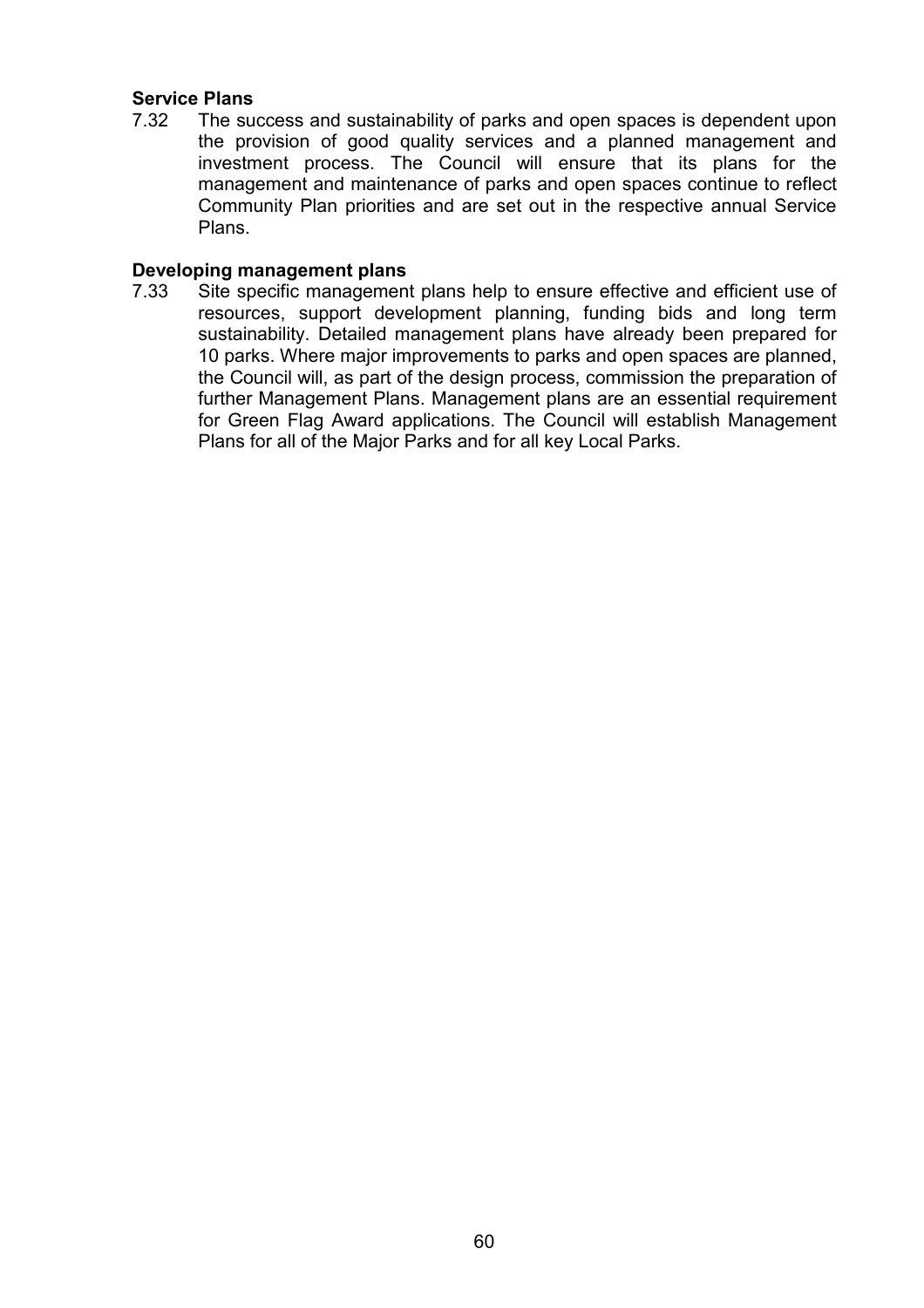**Service Plans**

7.32 The success and sustainability of parks and open spaces is dependent upon the provision of good quality services and a planned management and investment process. The Council will ensure that its plans for the management and maintenance of parks and open spaces continue to reflect Community Plan priorities and are set out in the respective annual Service Plans.

**Developing management plans**

7.33 Site specific management plans help to ensure effective and efficient use of resources, support development planning, funding bids and long term sustainability. Detailed management plans have already been prepared for 10 parks. Where major improvements to parks and open spaces are planned, the Council will, as part of the design process, commission the preparation of further Management Plans. Management plans are an essential requirement for Green Flag Award applications. The Council will establish Management Plans for all of the Major Parks and for all key Local Parks.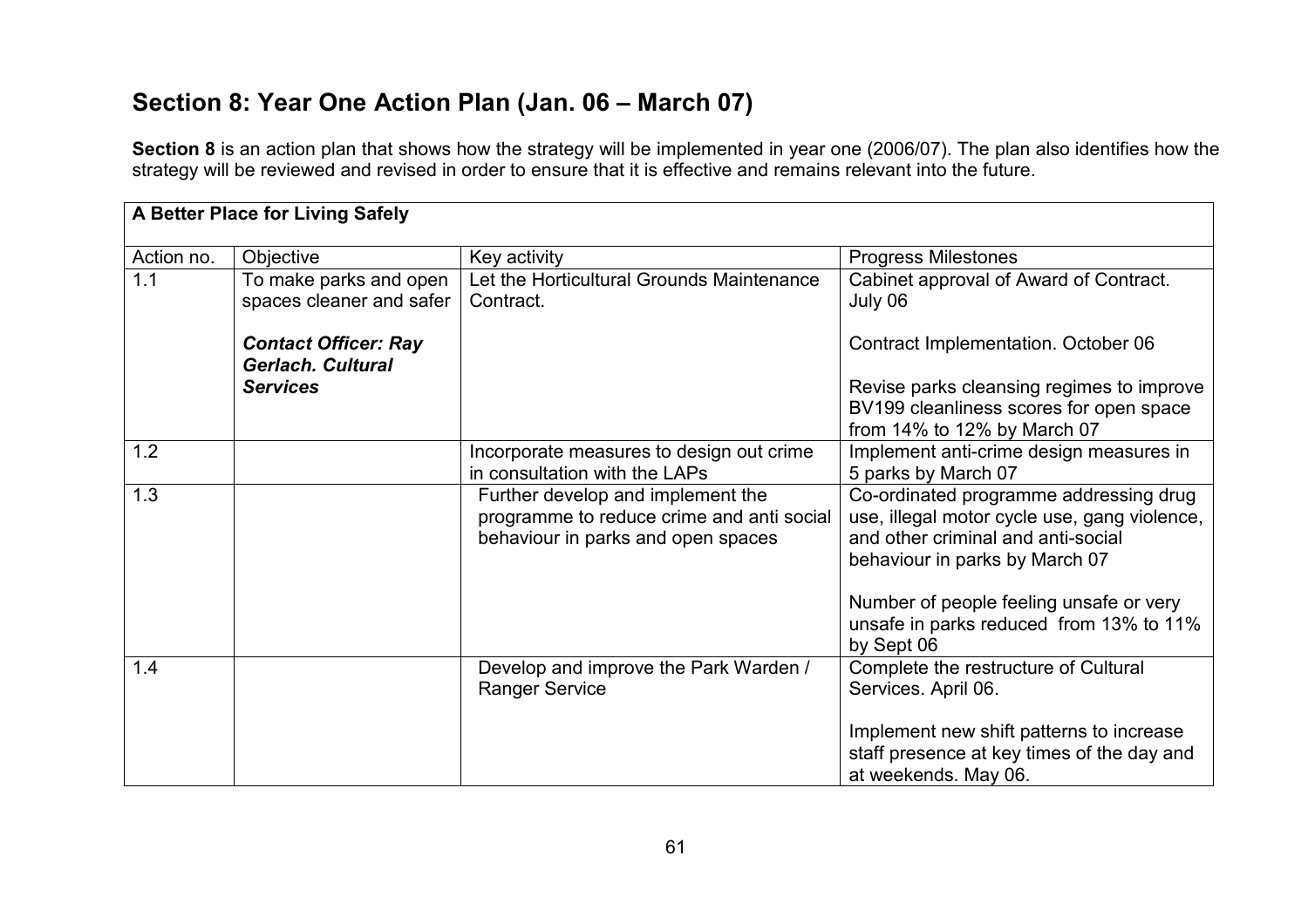## Section 8: Year One Action Plan (Jan. 06 – March 07)

**Section 8** is an action plan that shows how the strategy will be implemented in year one (2006/07). The plan also identifies how the strategy will be reviewed and revised in order to ensure that it is effective and remains relevant into the future.

| **A Better Place for Living Safely** | | | |
|---|---|---|---|
| Action no. | Objective | Key activity | Progress Milestones |
| 1.1 | To make parks and open spaces cleaner and safer<br><br>***Contact Officer: Ray Gerlach. Cultural Services*** | Let the Horticultural Grounds Maintenance Contract. | Cabinet approval of Award of Contract. July 06<br><br>Contract Implementation. October 06<br><br>Revise parks cleansing regimes to improve BV199 cleanliness scores for open space from 14% to 12% by March 07 |
| 1.2 | | Incorporate measures to design out crime in consultation with the LAPs | Implement anti-crime design measures in 5 parks by March 07 |
| 1.3 | | Further develop and implement the programme to reduce crime and anti social behaviour in parks and open spaces | Co-ordinated programme addressing drug use, illegal motor cycle use, gang violence, and other criminal and anti-social behaviour in parks by March 07<br><br>Number of people feeling unsafe or very unsafe in parks reduced from 13% to 11% by Sept 06 |
| 1.4 | | Develop and improve the Park Warden / Ranger Service | Complete the restructure of Cultural Services. April 06.<br><br>Implement new shift patterns to increase staff presence at key times of the day and at weekends. May 06. |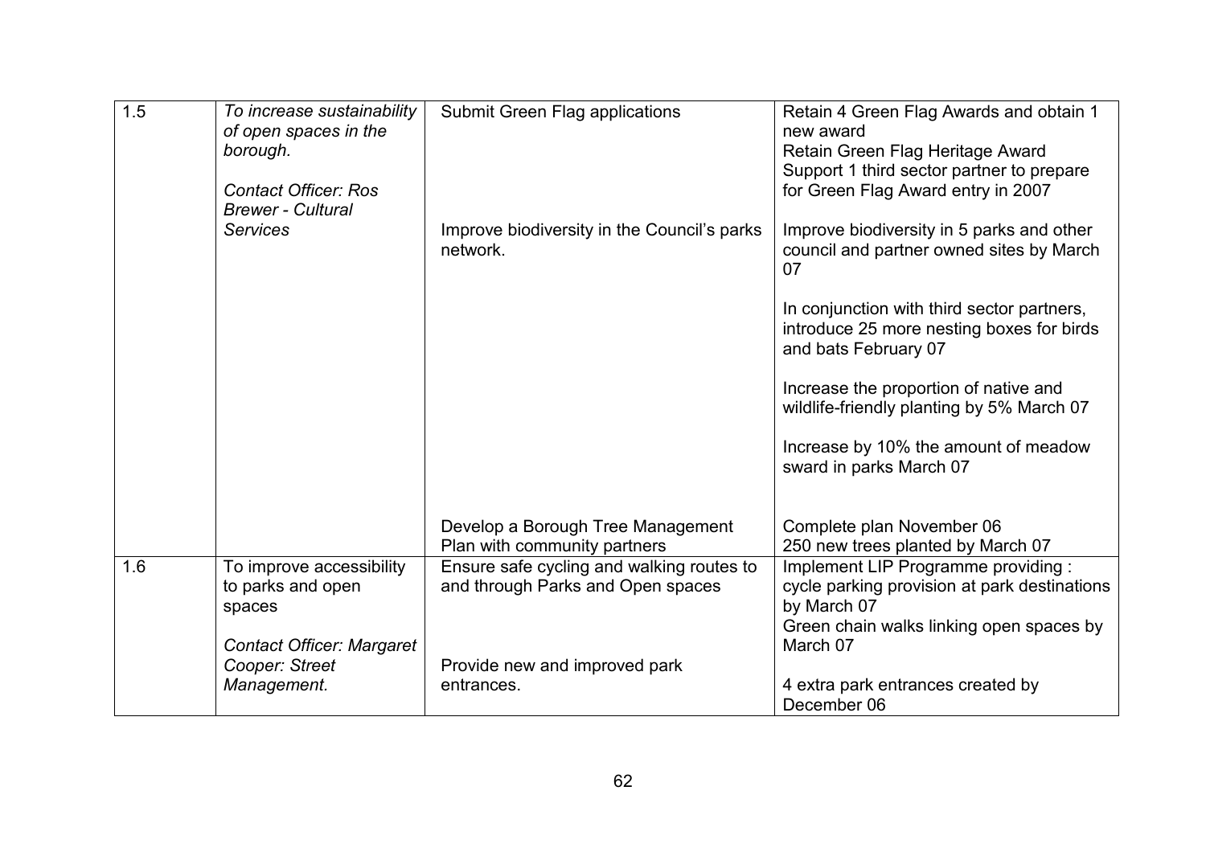| | | | |
|---|---|---|---|
| 1.5 | *To increase sustainability of open spaces in the borough.*<br><br>*Contact Officer: Ros Brewer - Cultural Services* | Submit Green Flag applications | Retain 4 Green Flag Awards and obtain 1 new award<br>Retain Green Flag Heritage Award<br>Support 1 third sector partner to prepare for Green Flag Award entry in 2007 |
| | | Improve biodiversity in the Council's parks network. | Improve biodiversity in 5 parks and other council and partner owned sites by March 07<br><br>In conjunction with third sector partners, introduce 25 more nesting boxes for birds and bats February 07<br><br>Increase the proportion of native and wildlife-friendly planting by 5% March 07<br><br>Increase by 10% the amount of meadow sward in parks March 07 |
| | | Develop a Borough Tree Management Plan with community partners | Complete plan November 06<br>250 new trees planted by March 07 |
| 1.6 | To improve accessibility to parks and open spaces<br><br>*Contact Officer: Margaret Cooper: Street Management.* | Ensure safe cycling and walking routes to and through Parks and Open spaces | Implement LIP Programme providing :<br>cycle parking provision at park destinations by March 07<br>Green chain walks linking open spaces by March 07 |
| | | Provide new and improved park entrances. | 4 extra park entrances created by December 06 |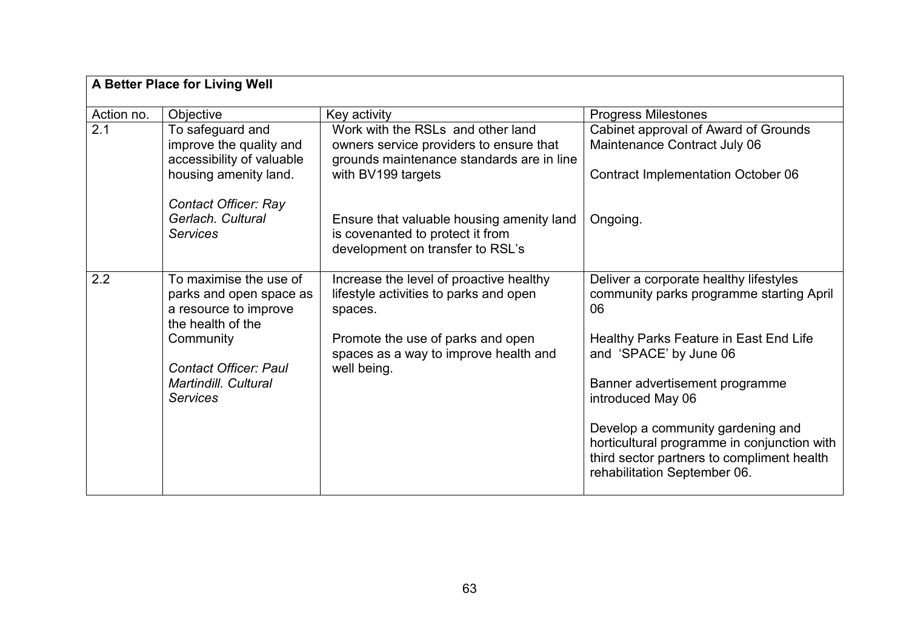| A Better Place for Living Well | | | |
|---|---|---|---|
| Action no. | Objective | Key activity | Progress Milestones |
| 2.1 | To safeguard and improve the quality and accessibility of valuable housing amenity land.<br><br>*Contact Officer: Ray Gerlach. Cultural Services* | Work with the RSLs and other land owners service providers to ensure that grounds maintenance standards are in line with BV199 targets<br><br>Ensure that valuable housing amenity land is covenanted to protect it from development on transfer to RSL's | Cabinet approval of Award of Grounds Maintenance Contract July 06<br><br>Contract Implementation October 06<br><br>Ongoing. |
| 2.2 | To maximise the use of parks and open space as a resource to improve the health of the Community<br><br>*Contact Officer: Paul Martindill. Cultural Services* | Increase the level of proactive healthy lifestyle activities to parks and open spaces.<br><br>Promote the use of parks and open spaces as a way to improve health and well being. | Deliver a corporate healthy lifestyles community parks programme starting April 06<br><br>Healthy Parks Feature in East End Life and 'SPACE' by June 06<br><br>Banner advertisement programme introduced May 06<br><br>Develop a community gardening and horticultural programme in conjunction with third sector partners to compliment health rehabilitation September 06. |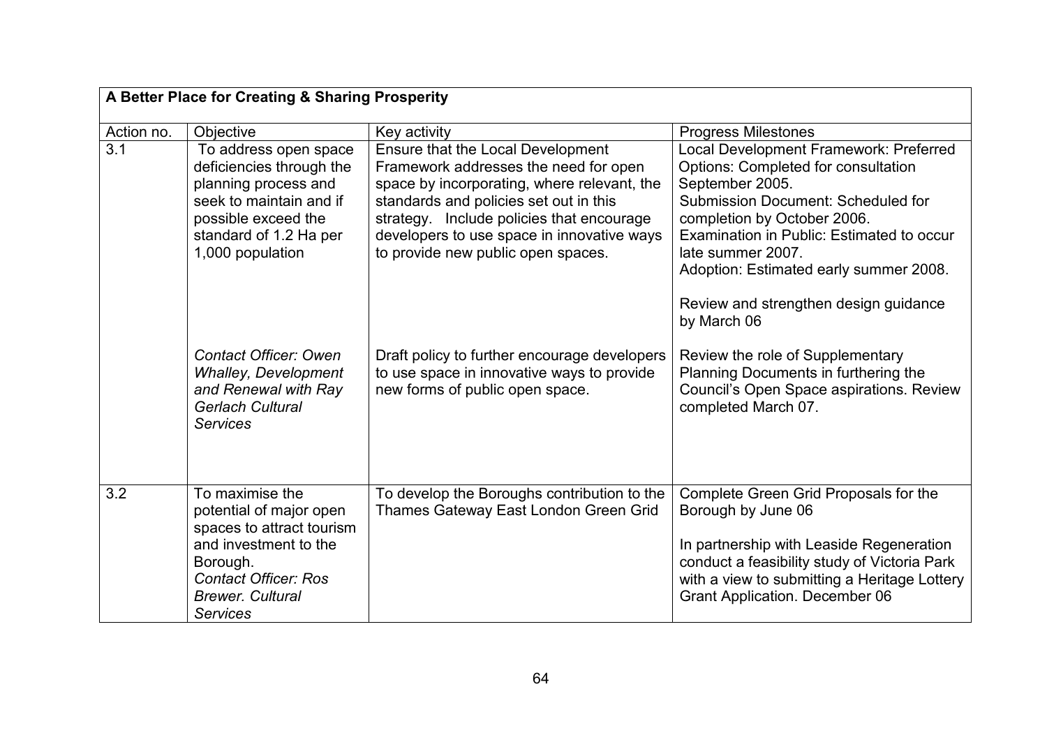| A Better Place for Creating & Sharing Prosperity | | | |
|---|---|---|---|
| Action no. | Objective | Key activity | Progress Milestones |
| 3.1 | To address open space deficiencies through the planning process and seek to maintain and if possible exceed the standard of 1.2 Ha per 1,000 population | Ensure that the Local Development Framework addresses the need for open space by incorporating, where relevant, the standards and policies set out in this strategy. Include policies that encourage developers to use space in innovative ways to provide new public open spaces. | Local Development Framework: Preferred Options: Completed for consultation September 2005.<br>Submission Document: Scheduled for completion by October 2006.<br>Examination in Public: Estimated to occur late summer 2007.<br>Adoption: Estimated early summer 2008.<br><br>Review and strengthen design guidance by March 06 |
| | *Contact Officer: Owen Whalley, Development and Renewal with Ray Gerlach Cultural Services* | Draft policy to further encourage developers to use space in innovative ways to provide new forms of public open space. | Review the role of Supplementary Planning Documents in furthering the Council's Open Space aspirations. Review completed March 07. |
| 3.2 | To maximise the potential of major open spaces to attract tourism and investment to the Borough.<br>*Contact Officer: Ros Brewer. Cultural Services* | To develop the Boroughs contribution to the Thames Gateway East London Green Grid | Complete Green Grid Proposals for the Borough by June 06<br><br>In partnership with Leaside Regeneration conduct a feasibility study of Victoria Park with a view to submitting a Heritage Lottery Grant Application. December 06 |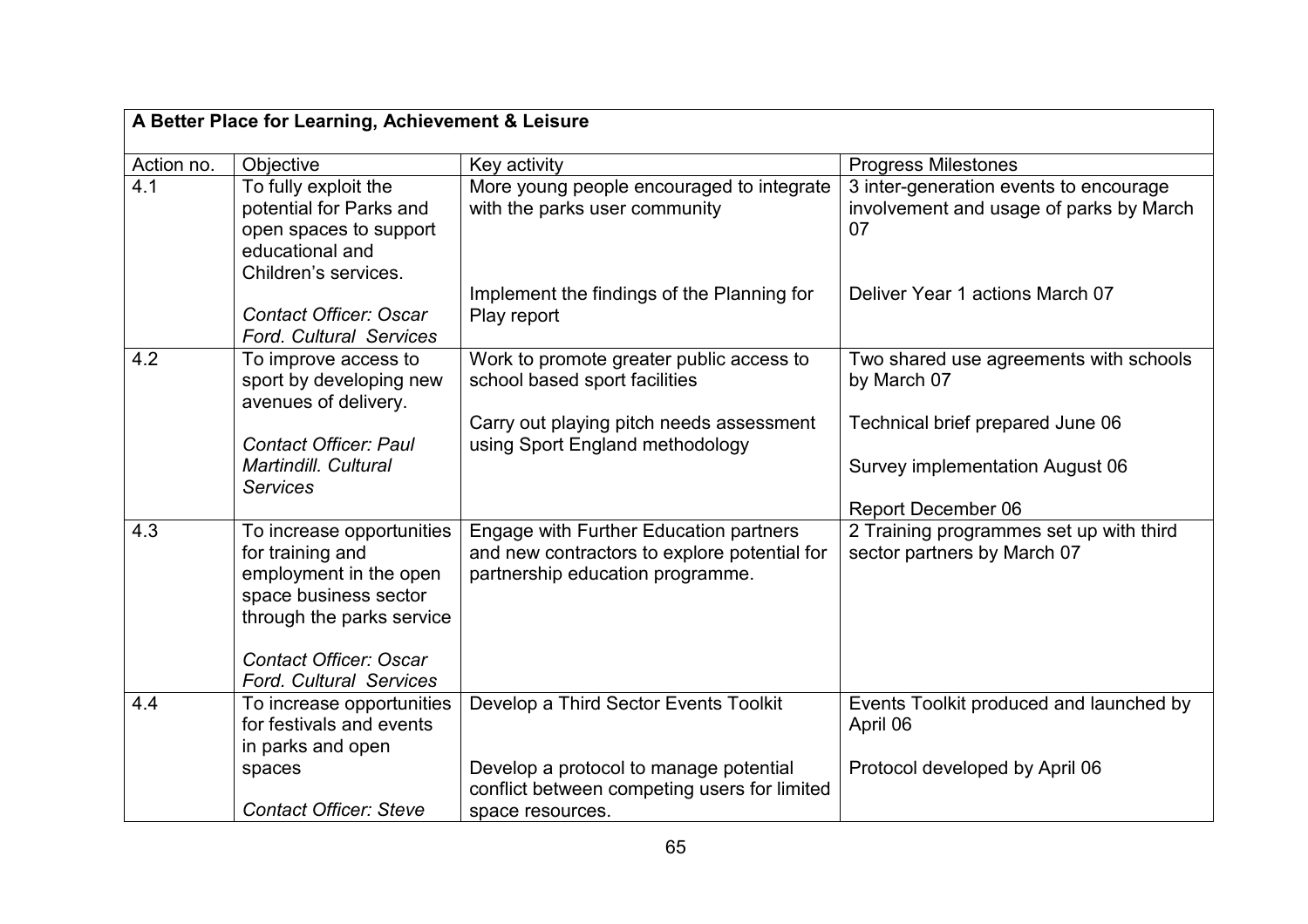| A Better Place for Learning, Achievement & Leisure | | | |
|---|---|---|---|
| Action no. | Objective | Key activity | Progress Milestones |
| 4.1 | To fully exploit the potential for Parks and open spaces to support educational and Children's services.<br><br>*Contact Officer: Oscar Ford. Cultural Services* | More young people encouraged to integrate with the parks user community<br><br>Implement the findings of the Planning for Play report | 3 inter-generation events to encourage involvement and usage of parks by March 07<br><br>Deliver Year 1 actions March 07 |
| 4.2 | To improve access to sport by developing new avenues of delivery.<br><br>*Contact Officer: Paul Martindill. Cultural Services* | Work to promote greater public access to school based sport facilities<br><br>Carry out playing pitch needs assessment using Sport England methodology | Two shared use agreements with schools by March 07<br><br>Technical brief prepared June 06<br><br>Survey implementation August 06<br><br>Report December 06 |
| 4.3 | To increase opportunities for training and employment in the open space business sector through the parks service<br><br>*Contact Officer: Oscar Ford. Cultural Services* | Engage with Further Education partners and new contractors to explore potential for partnership education programme. | 2 Training programmes set up with third sector partners by March 07 |
| 4.4 | To increase opportunities for festivals and events in parks and open spaces<br><br>*Contact Officer: Steve* | Develop a Third Sector Events Toolkit<br><br>Develop a protocol to manage potential conflict between competing users for limited space resources. | Events Toolkit produced and launched by April 06<br><br>Protocol developed by April 06 |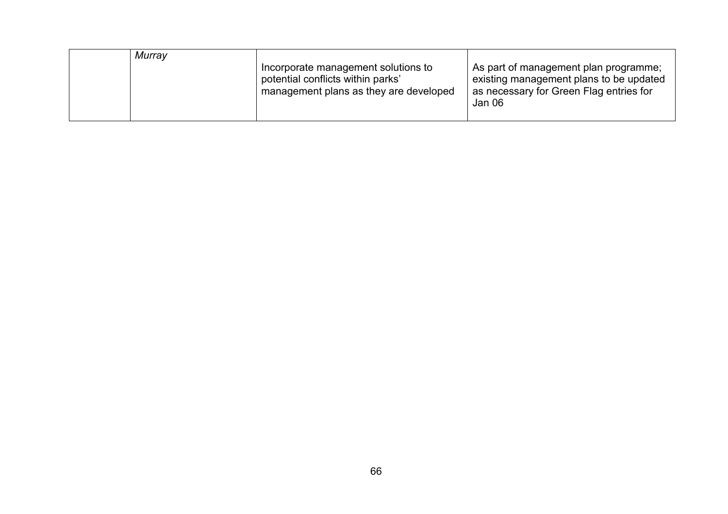| | | | |
|---|---|---|---|
| | *Murray* | Incorporate management solutions to potential conflicts within parks' management plans as they are developed | As part of management plan programme; existing management plans to be updated as necessary for Green Flag entries for Jan 06 |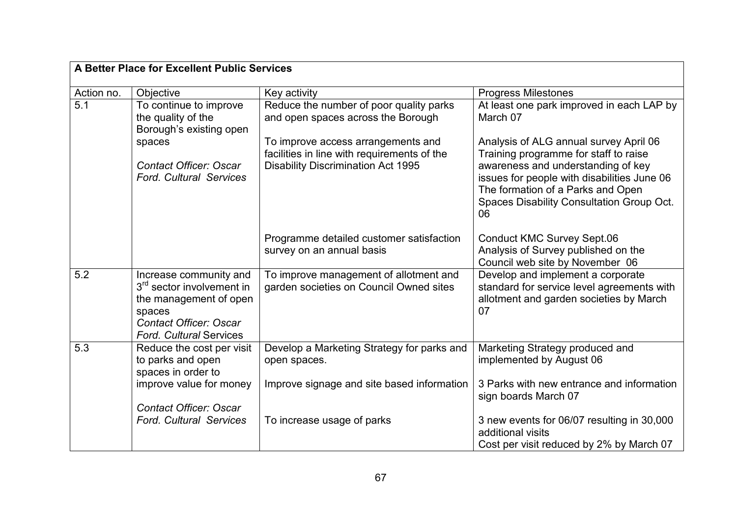| **A Better Place for Excellent Public Services** | | | |
|---|---|---|---|
| Action no. | Objective | Key activity | Progress Milestones |
| 5.1 | To continue to improve the quality of the Borough's existing open spaces<br><br>*Contact Officer: Oscar Ford. Cultural Services* | Reduce the number of poor quality parks and open spaces across the Borough<br><br>To improve access arrangements and facilities in line with requirements of the Disability Discrimination Act 1995<br><br>Programme detailed customer satisfaction survey on an annual basis | At least one park improved in each LAP by March 07<br><br>Analysis of ALG annual survey April 06<br>Training programme for staff to raise awareness and understanding of key issues for people with disabilities June 06<br>The formation of a Parks and Open Spaces Disability Consultation Group Oct. 06<br><br>Conduct KMC Survey Sept.06<br>Analysis of Survey published on the Council web site by November 06 |
| 5.2 | Increase community and 3rd sector involvement in the management of open spaces<br>*Contact Officer: Oscar Ford. Cultural* Services | To improve management of allotment and garden societies on Council Owned sites | Develop and implement a corporate standard for service level agreements with allotment and garden societies by March 07 |
| 5.3 | Reduce the cost per visit to parks and open spaces in order to improve value for money<br><br>*Contact Officer: Oscar Ford. Cultural Services* | Develop a Marketing Strategy for parks and open spaces.<br><br>Improve signage and site based information<br><br>To increase usage of parks | Marketing Strategy produced and implemented by August 06<br><br>3 Parks with new entrance and information sign boards March 07<br><br>3 new events for 06/07 resulting in 30,000 additional visits<br>Cost per visit reduced by 2% by March 07 |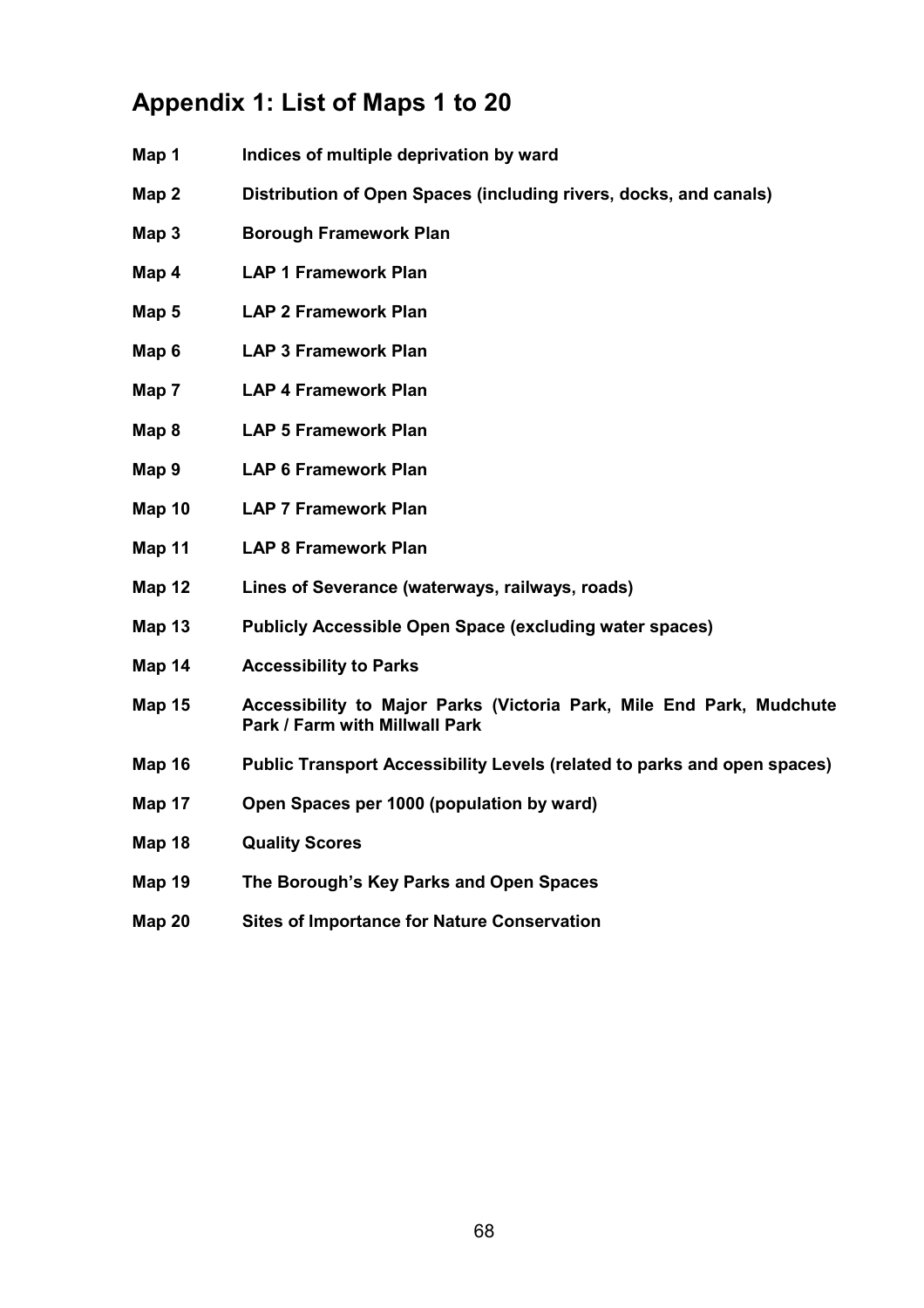## Appendix 1: List of Maps 1 to 20

| | |
|---|---|
| **Map 1** | **Indices of multiple deprivation by ward** |
| **Map 2** | **Distribution of Open Spaces (including rivers, docks, and canals)** |
| **Map 3** | **Borough Framework Plan** |
| **Map 4** | **LAP 1 Framework Plan** |
| **Map 5** | **LAP 2 Framework Plan** |
| **Map 6** | **LAP 3 Framework Plan** |
| **Map 7** | **LAP 4 Framework Plan** |
| **Map 8** | **LAP 5 Framework Plan** |
| **Map 9** | **LAP 6 Framework Plan** |
| **Map 10** | **LAP 7 Framework Plan** |
| **Map 11** | **LAP 8 Framework Plan** |
| **Map 12** | **Lines of Severance (waterways, railways, roads)** |
| **Map 13** | **Publicly Accessible Open Space (excluding water spaces)** |
| **Map 14** | **Accessibility to Parks** |
| **Map 15** | **Accessibility to Major Parks (Victoria Park, Mile End Park, Mudchute Park / Farm with Millwall Park** |
| **Map 16** | **Public Transport Accessibility Levels (related to parks and open spaces)** |
| **Map 17** | **Open Spaces per 1000 (population by ward)** |
| **Map 18** | **Quality Scores** |
| **Map 19** | **The Borough's Key Parks and Open Spaces** |
| **Map 20** | **Sites of Importance for Nature Conservation** |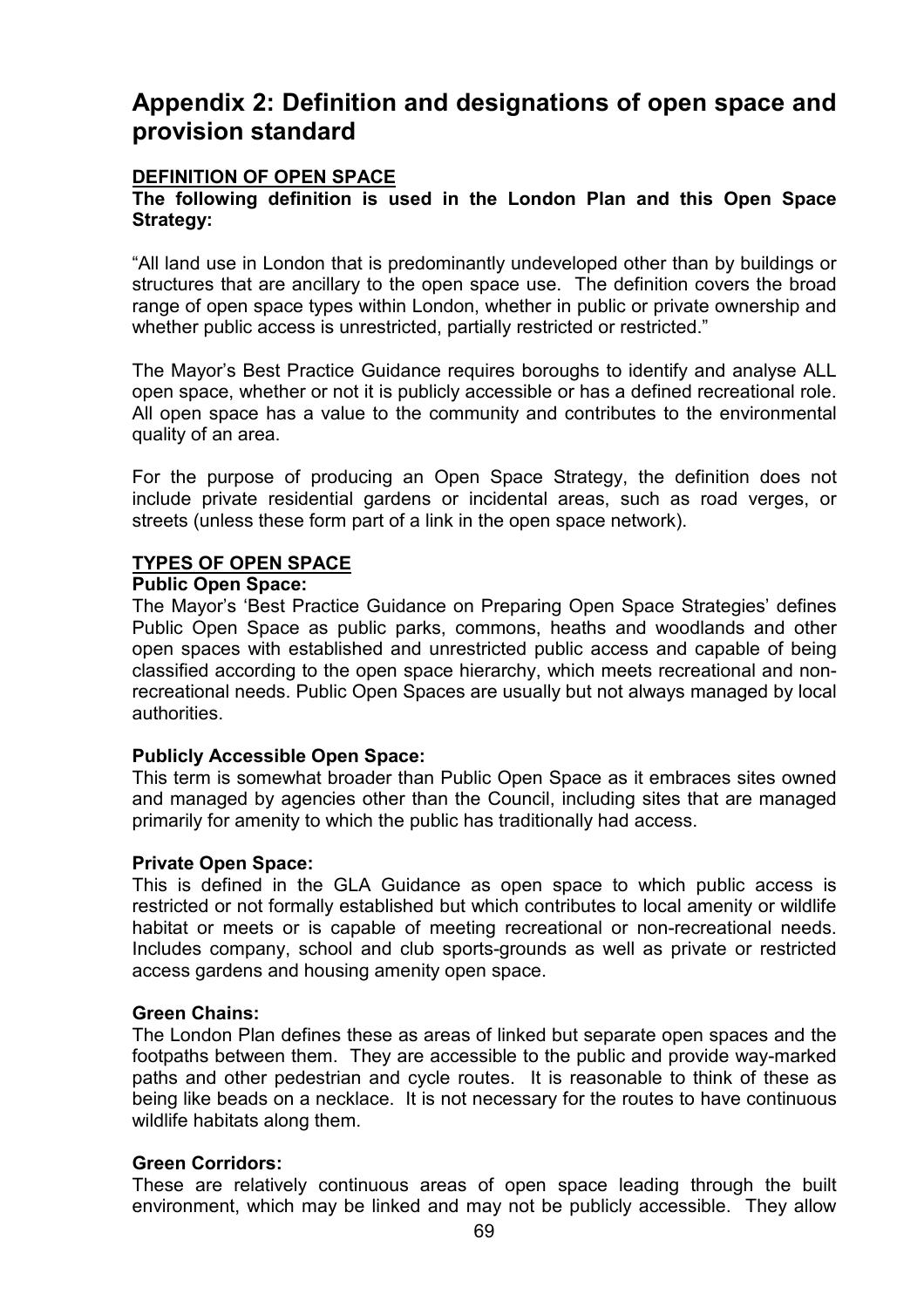# Appendix 2: Definition and designations of open space and provision standard

**DEFINITION OF OPEN SPACE**

**The following definition is used in the London Plan and this Open Space Strategy:**

"All land use in London that is predominantly undeveloped other than by buildings or structures that are ancillary to the open space use. The definition covers the broad range of open space types within London, whether in public or private ownership and whether public access is unrestricted, partially restricted or restricted."

The Mayor's Best Practice Guidance requires boroughs to identify and analyse ALL open space, whether or not it is publicly accessible or has a defined recreational role. All open space has a value to the community and contributes to the environmental quality of an area.

For the purpose of producing an Open Space Strategy, the definition does not include private residential gardens or incidental areas, such as road verges, or streets (unless these form part of a link in the open space network).

**TYPES OF OPEN SPACE**

**Public Open Space:**

The Mayor's 'Best Practice Guidance on Preparing Open Space Strategies' defines Public Open Space as public parks, commons, heaths and woodlands and other open spaces with established and unrestricted public access and capable of being classified according to the open space hierarchy, which meets recreational and non-recreational needs. Public Open Spaces are usually but not always managed by local authorities.

**Publicly Accessible Open Space:**

This term is somewhat broader than Public Open Space as it embraces sites owned and managed by agencies other than the Council, including sites that are managed primarily for amenity to which the public has traditionally had access.

**Private Open Space:**

This is defined in the GLA Guidance as open space to which public access is restricted or not formally established but which contributes to local amenity or wildlife habitat or meets or is capable of meeting recreational or non-recreational needs. Includes company, school and club sports-grounds as well as private or restricted access gardens and housing amenity open space.

**Green Chains:**

The London Plan defines these as areas of linked but separate open spaces and the footpaths between them. They are accessible to the public and provide way-marked paths and other pedestrian and cycle routes. It is reasonable to think of these as being like beads on a necklace. It is not necessary for the routes to have continuous wildlife habitats along them.

**Green Corridors:**

These are relatively continuous areas of open space leading through the built environment, which may be linked and may not be publicly accessible. They allow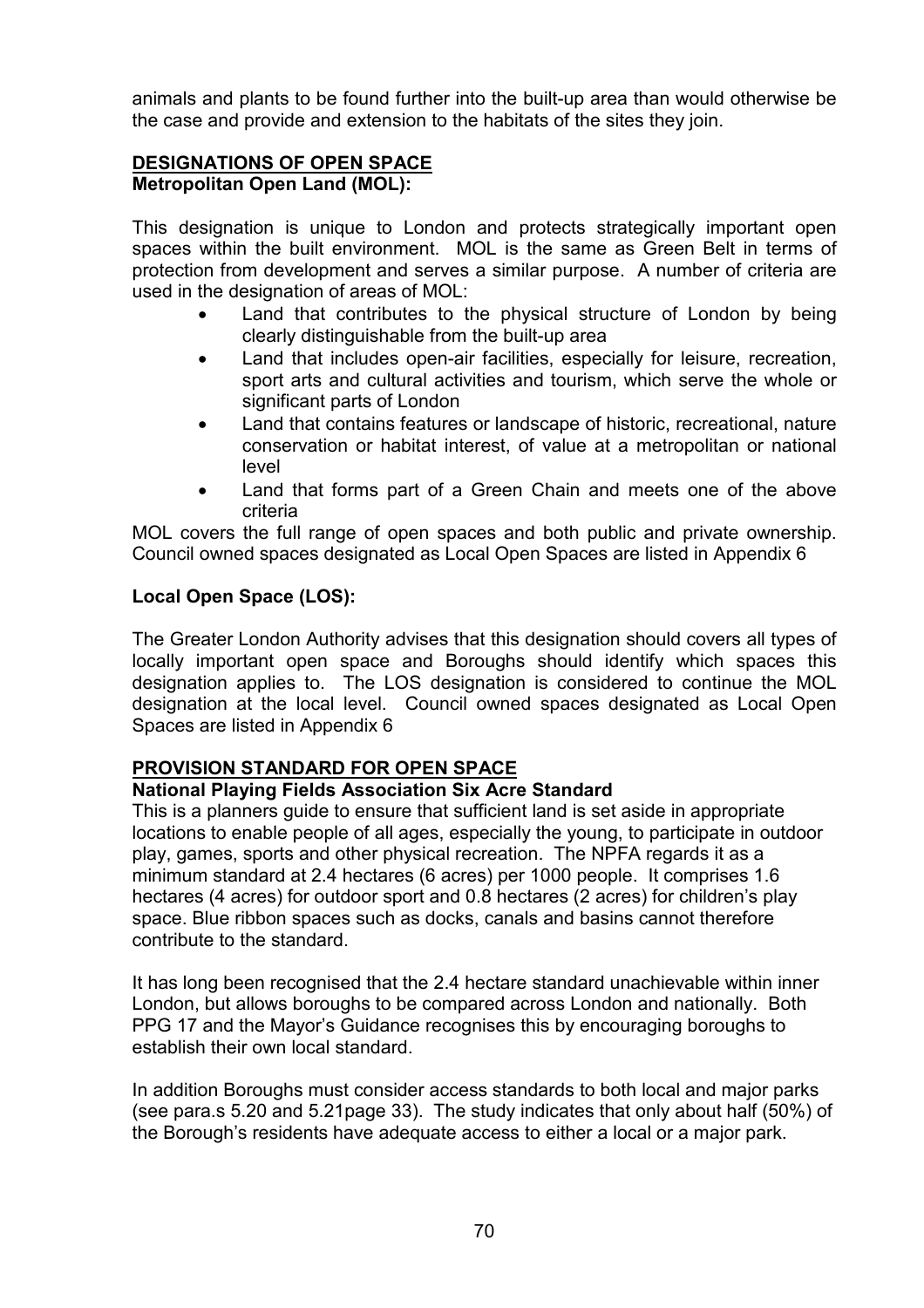animals and plants to be found further into the built-up area than would otherwise be the case and provide and extension to the habitats of the sites they join.

## DESIGNATIONS OF OPEN SPACE

### Metropolitan Open Land (MOL):

This designation is unique to London and protects strategically important open spaces within the built environment. MOL is the same as Green Belt in terms of protection from development and serves a similar purpose. A number of criteria are used in the designation of areas of MOL:

- Land that contributes to the physical structure of London by being clearly distinguishable from the built-up area
- Land that includes open-air facilities, especially for leisure, recreation, sport arts and cultural activities and tourism, which serve the whole or significant parts of London
- Land that contains features or landscape of historic, recreational, nature conservation or habitat interest, of value at a metropolitan or national level
- Land that forms part of a Green Chain and meets one of the above criteria

MOL covers the full range of open spaces and both public and private ownership. Council owned spaces designated as Local Open Spaces are listed in Appendix 6

### Local Open Space (LOS):

The Greater London Authority advises that this designation should covers all types of locally important open space and Boroughs should identify which spaces this designation applies to. The LOS designation is considered to continue the MOL designation at the local level. Council owned spaces designated as Local Open Spaces are listed in Appendix 6

## PROVISION STANDARD FOR OPEN SPACE

### National Playing Fields Association Six Acre Standard

This is a planners guide to ensure that sufficient land is set aside in appropriate locations to enable people of all ages, especially the young, to participate in outdoor play, games, sports and other physical recreation. The NPFA regards it as a minimum standard at 2.4 hectares (6 acres) per 1000 people. It comprises 1.6 hectares (4 acres) for outdoor sport and 0.8 hectares (2 acres) for children's play space. Blue ribbon spaces such as docks, canals and basins cannot therefore contribute to the standard.

It has long been recognised that the 2.4 hectare standard unachievable within inner London, but allows boroughs to be compared across London and nationally. Both PPG 17 and the Mayor's Guidance recognises this by encouraging boroughs to establish their own local standard.

In addition Boroughs must consider access standards to both local and major parks (see para.s 5.20 and 5.21page 33). The study indicates that only about half (50%) of the Borough's residents have adequate access to either a local or a major park.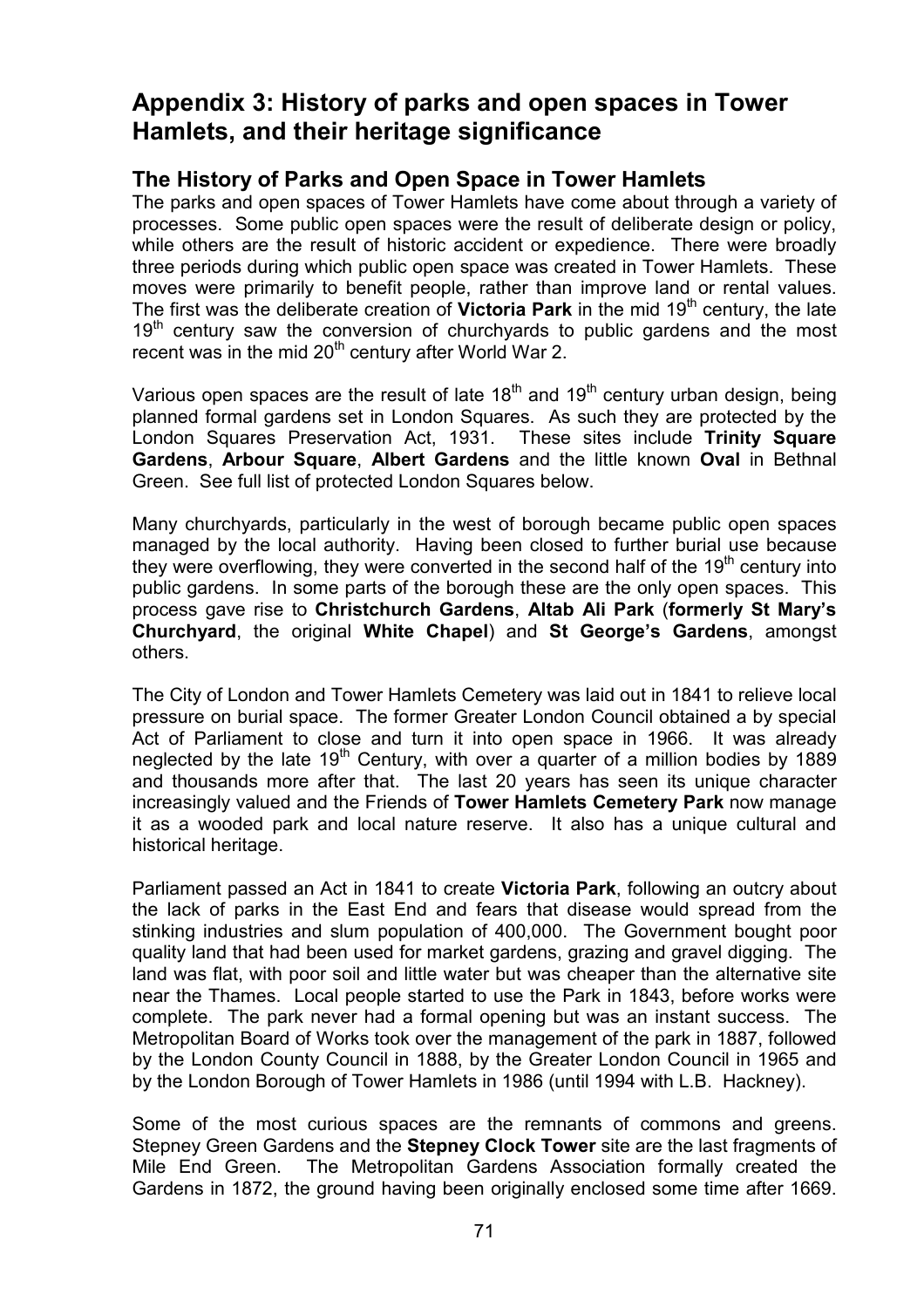# Appendix 3: History of parks and open spaces in Tower Hamlets, and their heritage significance

## The History of Parks and Open Space in Tower Hamlets

The parks and open spaces of Tower Hamlets have come about through a variety of processes. Some public open spaces were the result of deliberate design or policy, while others are the result of historic accident or expedience. There were broadly three periods during which public open space was created in Tower Hamlets. These moves were primarily to benefit people, rather than improve land or rental values. The first was the deliberate creation of **Victoria Park** in the mid 19th century, the late 19th century saw the conversion of churchyards to public gardens and the most recent was in the mid 20th century after World War 2.

Various open spaces are the result of late 18th and 19th century urban design, being planned formal gardens set in London Squares. As such they are protected by the London Squares Preservation Act, 1931. These sites include **Trinity Square Gardens**, **Arbour Square**, **Albert Gardens** and the little known **Oval** in Bethnal Green. See full list of protected London Squares below.

Many churchyards, particularly in the west of borough became public open spaces managed by the local authority. Having been closed to further burial use because they were overflowing, they were converted in the second half of the 19th century into public gardens. In some parts of the borough these are the only open spaces. This process gave rise to **Christchurch Gardens**, **Altab Ali Park** (**formerly St Mary's Churchyard**, the original **White Chapel**) and **St George's Gardens**, amongst others.

The City of London and Tower Hamlets Cemetery was laid out in 1841 to relieve local pressure on burial space. The former Greater London Council obtained a by special Act of Parliament to close and turn it into open space in 1966. It was already neglected by the late 19th Century, with over a quarter of a million bodies by 1889 and thousands more after that. The last 20 years has seen its unique character increasingly valued and the Friends of **Tower Hamlets Cemetery Park** now manage it as a wooded park and local nature reserve. It also has a unique cultural and historical heritage.

Parliament passed an Act in 1841 to create **Victoria Park**, following an outcry about the lack of parks in the East End and fears that disease would spread from the stinking industries and slum population of 400,000. The Government bought poor quality land that had been used for market gardens, grazing and gravel digging. The land was flat, with poor soil and little water but was cheaper than the alternative site near the Thames. Local people started to use the Park in 1843, before works were complete. The park never had a formal opening but was an instant success. The Metropolitan Board of Works took over the management of the park in 1887, followed by the London County Council in 1888, by the Greater London Council in 1965 and by the London Borough of Tower Hamlets in 1986 (until 1994 with L.B. Hackney).

Some of the most curious spaces are the remnants of commons and greens. Stepney Green Gardens and the **Stepney Clock Tower** site are the last fragments of Mile End Green. The Metropolitan Gardens Association formally created the Gardens in 1872, the ground having been originally enclosed some time after 1669.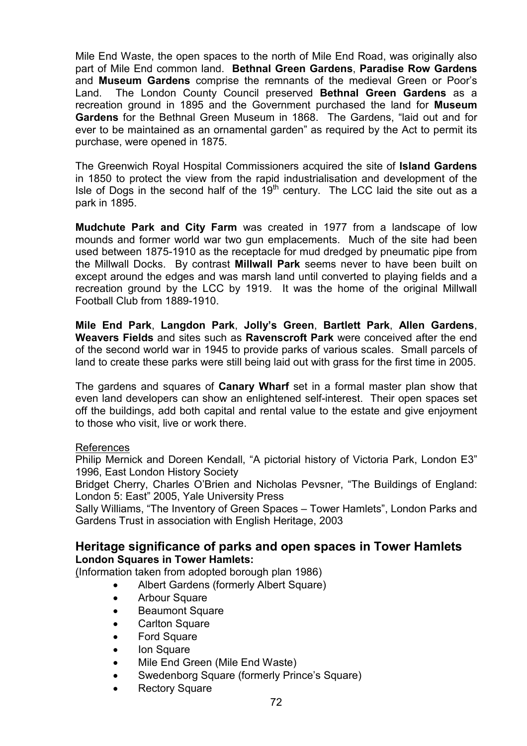Mile End Waste, the open spaces to the north of Mile End Road, was originally also part of Mile End common land. **Bethnal Green Gardens**, **Paradise Row Gardens** and **Museum Gardens** comprise the remnants of the medieval Green or Poor's Land. The London County Council preserved **Bethnal Green Gardens** as a recreation ground in 1895 and the Government purchased the land for **Museum Gardens** for the Bethnal Green Museum in 1868. The Gardens, "laid out and for ever to be maintained as an ornamental garden" as required by the Act to permit its purchase, were opened in 1875.

The Greenwich Royal Hospital Commissioners acquired the site of **Island Gardens** in 1850 to protect the view from the rapid industrialisation and development of the Isle of Dogs in the second half of the 19th century. The LCC laid the site out as a park in 1895.

**Mudchute Park and City Farm** was created in 1977 from a landscape of low mounds and former world war two gun emplacements. Much of the site had been used between 1875-1910 as the receptacle for mud dredged by pneumatic pipe from the Millwall Docks. By contrast **Millwall Park** seems never to have been built on except around the edges and was marsh land until converted to playing fields and a recreation ground by the LCC by 1919. It was the home of the original Millwall Football Club from 1889-1910.

**Mile End Park**, **Langdon Park**, **Jolly's Green**, **Bartlett Park**, **Allen Gardens**, **Weavers Fields** and sites such as **Ravenscroft Park** were conceived after the end of the second world war in 1945 to provide parks of various scales. Small parcels of land to create these parks were still being laid out with grass for the first time in 2005.

The gardens and squares of **Canary Wharf** set in a formal master plan show that even land developers can show an enlightened self-interest. Their open spaces set off the buildings, add both capital and rental value to the estate and give enjoyment to those who visit, live or work there.

References

Philip Mernick and Doreen Kendall, "A pictorial history of Victoria Park, London E3" 1996, East London History Society

Bridget Cherry, Charles O'Brien and Nicholas Pevsner, "The Buildings of England: London 5: East" 2005, Yale University Press

Sally Williams, "The Inventory of Green Spaces – Tower Hamlets", London Parks and Gardens Trust in association with English Heritage, 2003

## Heritage significance of parks and open spaces in Tower Hamlets

**London Squares in Tower Hamlets:**

(Information taken from adopted borough plan 1986)

- Albert Gardens (formerly Albert Square)
- Arbour Square
- Beaumont Square
- Carlton Square
- Ford Square
- Ion Square
- Mile End Green (Mile End Waste)
- Swedenborg Square (formerly Prince's Square)
- Rectory Square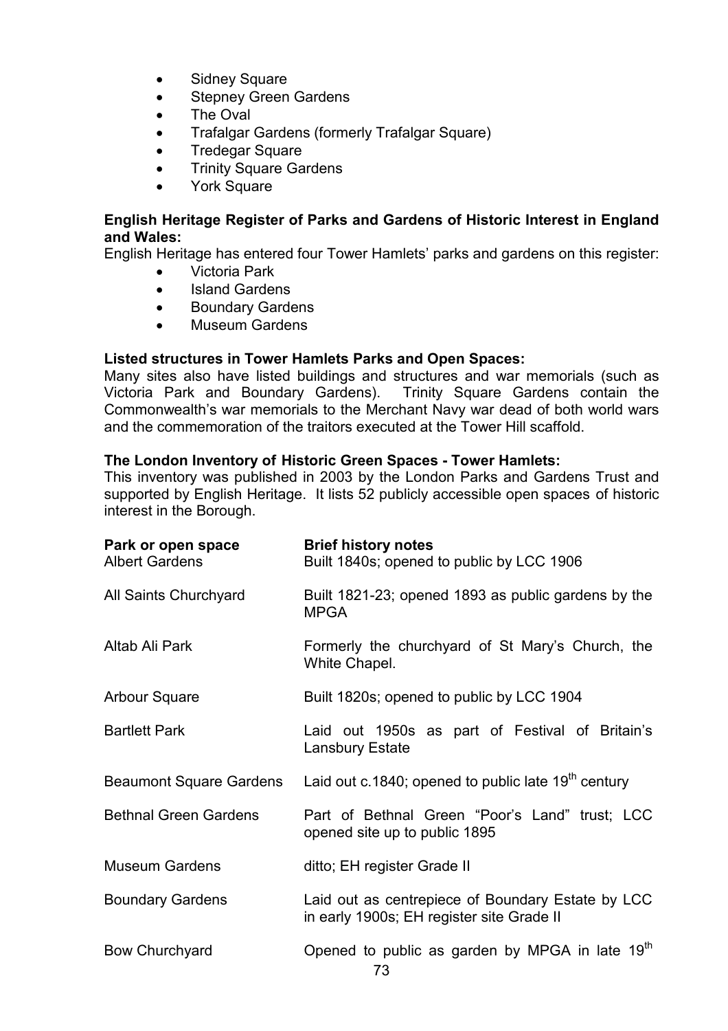- Sidney Square
- Stepney Green Gardens
- The Oval
- Trafalgar Gardens (formerly Trafalgar Square)
- Tredegar Square
- Trinity Square Gardens
- York Square

**English Heritage Register of Parks and Gardens of Historic Interest in England and Wales:**

English Heritage has entered four Tower Hamlets' parks and gardens on this register:

- Victoria Park
- Island Gardens
- Boundary Gardens
- Museum Gardens

**Listed structures in Tower Hamlets Parks and Open Spaces:**

Many sites also have listed buildings and structures and war memorials (such as Victoria Park and Boundary Gardens). Trinity Square Gardens contain the Commonwealth's war memorials to the Merchant Navy war dead of both world wars and the commemoration of the traitors executed at the Tower Hill scaffold.

**The London Inventory of Historic Green Spaces - Tower Hamlets:**

This inventory was published in 2003 by the London Parks and Gardens Trust and supported by English Heritage. It lists 52 publicly accessible open spaces of historic interest in the Borough.

| Park or open space | Brief history notes |
|---|---|
| Albert Gardens | Built 1840s; opened to public by LCC 1906 |
| All Saints Churchyard | Built 1821-23; opened 1893 as public gardens by the MPGA |
| Altab Ali Park | Formerly the churchyard of St Mary's Church, the White Chapel. |
| Arbour Square | Built 1820s; opened to public by LCC 1904 |
| Bartlett Park | Laid out 1950s as part of Festival of Britain's Lansbury Estate |
| Beaumont Square Gardens | Laid out c.1840; opened to public late 19th century |
| Bethnal Green Gardens | Part of Bethnal Green "Poor's Land" trust; LCC opened site up to public 1895 |
| Museum Gardens | ditto; EH register Grade II |
| Boundary Gardens | Laid out as centrepiece of Boundary Estate by LCC in early 1900s; EH register site Grade II |
| Bow Churchyard | Opened to public as garden by MPGA in late 19th |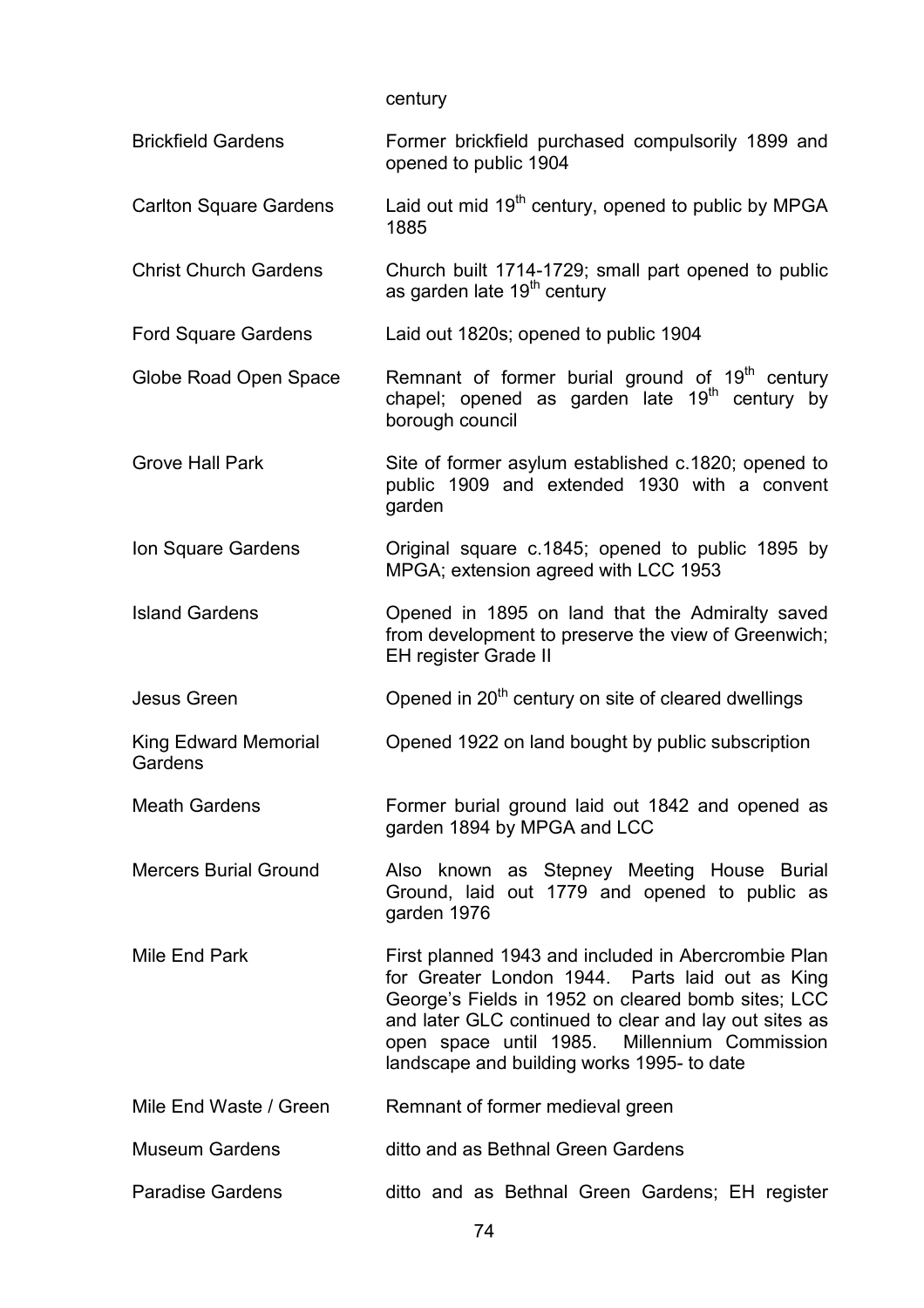| | |
|---|---|
| | century |
| Brickfield Gardens | Former brickfield purchased compulsorily 1899 and opened to public 1904 |
| Carlton Square Gardens | Laid out mid 19th century, opened to public by MPGA 1885 |
| Christ Church Gardens | Church built 1714-1729; small part opened to public as garden late 19th century |
| Ford Square Gardens | Laid out 1820s; opened to public 1904 |
| Globe Road Open Space | Remnant of former burial ground of 19th century chapel; opened as garden late 19th century by borough council |
| Grove Hall Park | Site of former asylum established c.1820; opened to public 1909 and extended 1930 with a convent garden |
| Ion Square Gardens | Original square c.1845; opened to public 1895 by MPGA; extension agreed with LCC 1953 |
| Island Gardens | Opened in 1895 on land that the Admiralty saved from development to preserve the view of Greenwich; EH register Grade II |
| Jesus Green | Opened in 20th century on site of cleared dwellings |
| King Edward Memorial Gardens | Opened 1922 on land bought by public subscription |
| Meath Gardens | Former burial ground laid out 1842 and opened as garden 1894 by MPGA and LCC |
| Mercers Burial Ground | Also known as Stepney Meeting House Burial Ground, laid out 1779 and opened to public as garden 1976 |
| Mile End Park | First planned 1943 and included in Abercrombie Plan for Greater London 1944. Parts laid out as King George's Fields in 1952 on cleared bomb sites; LCC and later GLC continued to clear and lay out sites as open space until 1985. Millennium Commission landscape and building works 1995- to date |
| Mile End Waste / Green | Remnant of former medieval green |
| Museum Gardens | ditto and as Bethnal Green Gardens |
| Paradise Gardens | ditto and as Bethnal Green Gardens; EH register |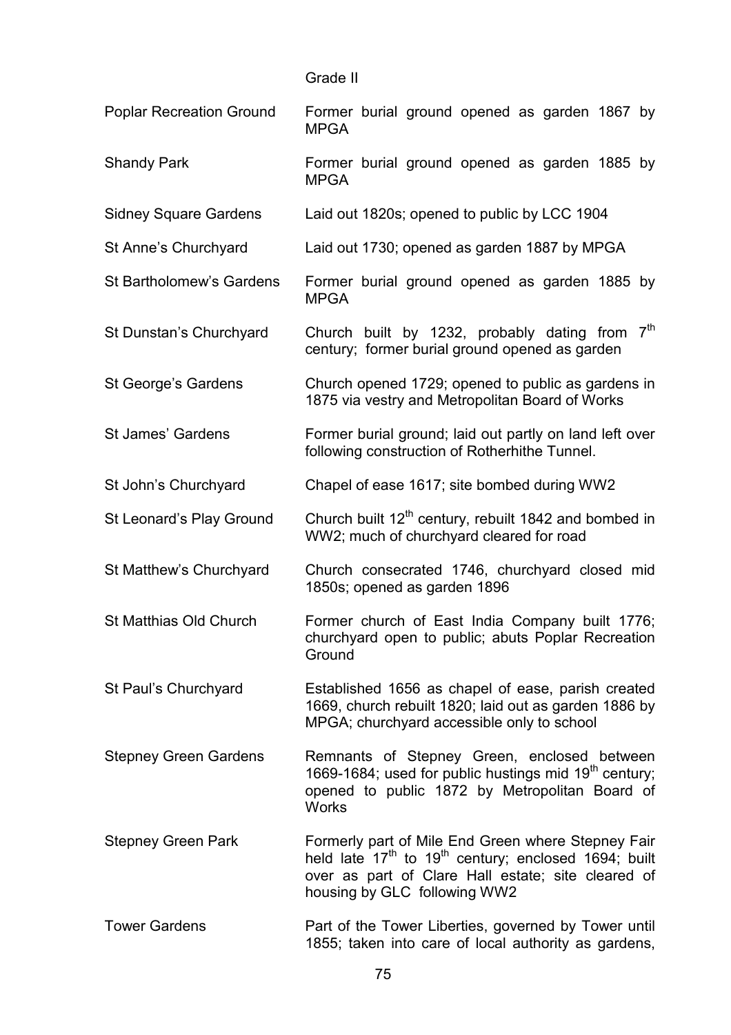| | |
|---|---|
| | Grade II |
| Poplar Recreation Ground | Former burial ground opened as garden 1867 by MPGA |
| Shandy Park | Former burial ground opened as garden 1885 by MPGA |
| Sidney Square Gardens | Laid out 1820s; opened to public by LCC 1904 |
| St Anne's Churchyard | Laid out 1730; opened as garden 1887 by MPGA |
| St Bartholomew's Gardens | Former burial ground opened as garden 1885 by MPGA |
| St Dunstan's Churchyard | Church built by 1232, probably dating from 7th century; former burial ground opened as garden |
| St George's Gardens | Church opened 1729; opened to public as gardens in 1875 via vestry and Metropolitan Board of Works |
| St James' Gardens | Former burial ground; laid out partly on land left over following construction of Rotherhithe Tunnel. |
| St John's Churchyard | Chapel of ease 1617; site bombed during WW2 |
| St Leonard's Play Ground | Church built 12th century, rebuilt 1842 and bombed in WW2; much of churchyard cleared for road |
| St Matthew's Churchyard | Church consecrated 1746, churchyard closed mid 1850s; opened as garden 1896 |
| St Matthias Old Church | Former church of East India Company built 1776; churchyard open to public; abuts Poplar Recreation Ground |
| St Paul's Churchyard | Established 1656 as chapel of ease, parish created 1669, church rebuilt 1820; laid out as garden 1886 by MPGA; churchyard accessible only to school |
| Stepney Green Gardens | Remnants of Stepney Green, enclosed between 1669-1684; used for public hustings mid 19th century; opened to public 1872 by Metropolitan Board of Works |
| Stepney Green Park | Formerly part of Mile End Green where Stepney Fair held late 17th to 19th century; enclosed 1694; built over as part of Clare Hall estate; site cleared of housing by GLC following WW2 |
| Tower Gardens | Part of the Tower Liberties, governed by Tower until 1855; taken into care of local authority as gardens, |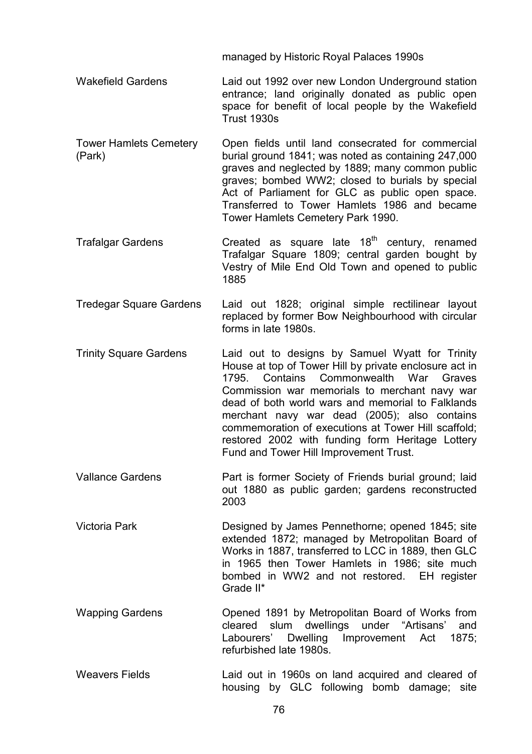| | |
|---|---|
| | managed by Historic Royal Palaces 1990s |
| Wakefield Gardens | Laid out 1992 over new London Underground station entrance; land originally donated as public open space for benefit of local people by the Wakefield Trust 1930s |
| Tower Hamlets Cemetery (Park) | Open fields until land consecrated for commercial burial ground 1841; was noted as containing 247,000 graves and neglected by 1889; many common public graves; bombed WW2; closed to burials by special Act of Parliament for GLC as public open space. Transferred to Tower Hamlets 1986 and became Tower Hamlets Cemetery Park 1990. |
| Trafalgar Gardens | Created as square late 18th century, renamed Trafalgar Square 1809; central garden bought by Vestry of Mile End Old Town and opened to public 1885 |
| Tredegar Square Gardens | Laid out 1828; original simple rectilinear layout replaced by former Bow Neighbourhood with circular forms in late 1980s. |
| Trinity Square Gardens | Laid out to designs by Samuel Wyatt for Trinity House at top of Tower Hill by private enclosure act in 1795. Contains Commonwealth War Graves Commission war memorials to merchant navy war dead of both world wars and memorial to Falklands merchant navy war dead (2005); also contains commemoration of executions at Tower Hill scaffold; restored 2002 with funding form Heritage Lottery Fund and Tower Hill Improvement Trust. |
| Vallance Gardens | Part is former Society of Friends burial ground; laid out 1880 as public garden; gardens reconstructed 2003 |
| Victoria Park | Designed by James Pennethorne; opened 1845; site extended 1872; managed by Metropolitan Board of Works in 1887, transferred to LCC in 1889, then GLC in 1965 then Tower Hamlets in 1986; site much bombed in WW2 and not restored. EH register Grade II* |
| Wapping Gardens | Opened 1891 by Metropolitan Board of Works from cleared slum dwellings under "Artisans' and Labourers' Dwelling Improvement Act 1875; refurbished late 1980s. |
| Weavers Fields | Laid out in 1960s on land acquired and cleared of housing by GLC following bomb damage; site |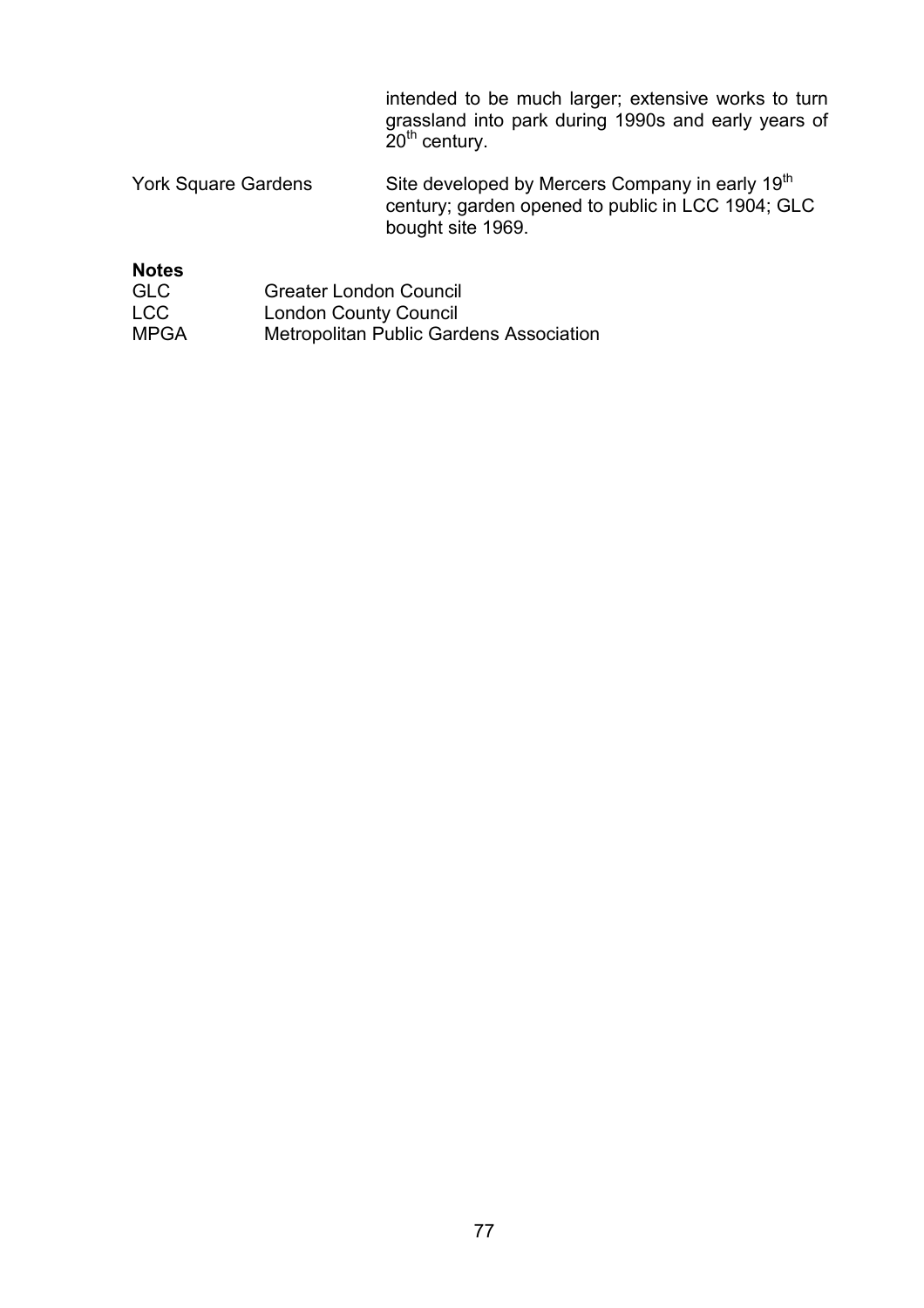| | |
|---|---|
| | intended to be much larger; extensive works to turn grassland into park during 1990s and early years of 20th century. |
| York Square Gardens | Site developed by Mercers Company in early 19th century; garden opened to public in LCC 1904; GLC bought site 1969. |

**Notes**

| | |
|---|---|
| GLC | Greater London Council |
| LCC | London County Council |
| MPGA | Metropolitan Public Gardens Association |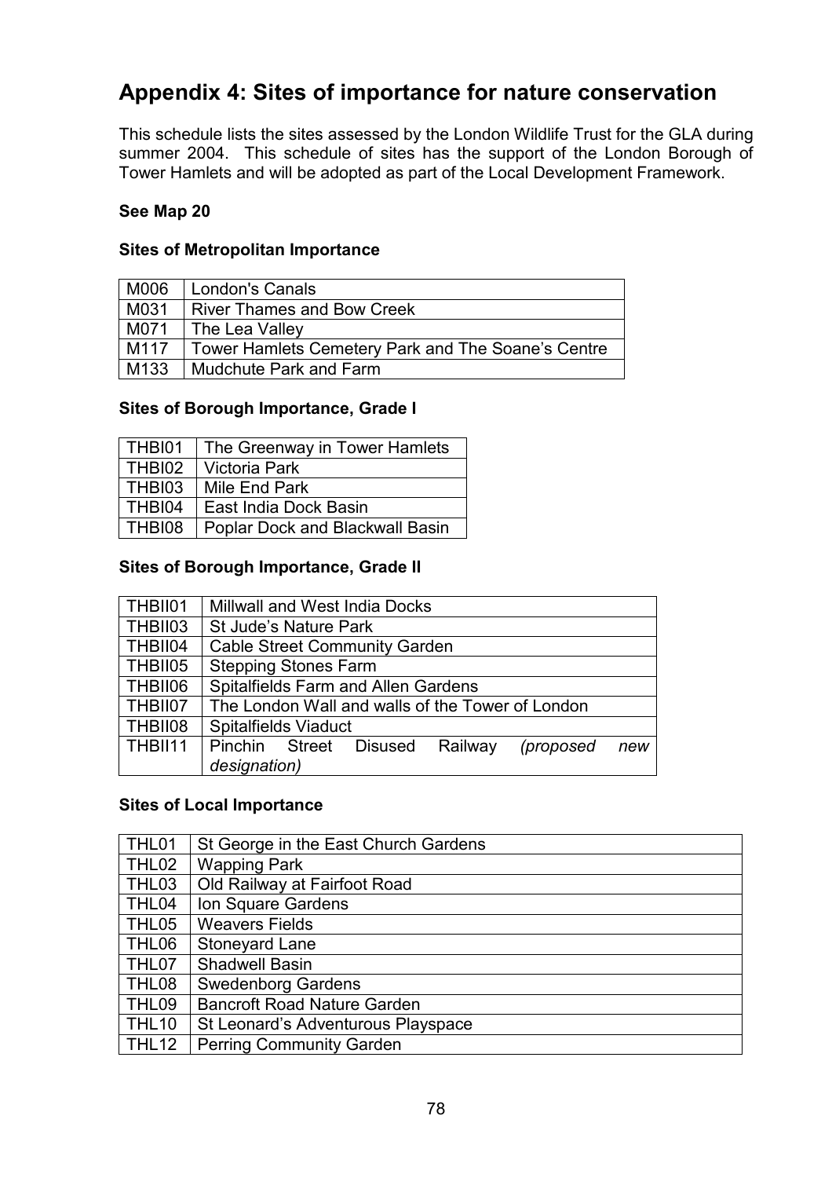## Appendix 4: Sites of importance for nature conservation

This schedule lists the sites assessed by the London Wildlife Trust for the GLA during summer 2004. This schedule of sites has the support of the London Borough of Tower Hamlets and will be adopted as part of the Local Development Framework.

**See Map 20**

**Sites of Metropolitan Importance**

| | |
|---|---|
| M006 | London's Canals |
| M031 | River Thames and Bow Creek |
| M071 | The Lea Valley |
| M117 | Tower Hamlets Cemetery Park and The Soane's Centre |
| M133 | Mudchute Park and Farm |

**Sites of Borough Importance, Grade I**

| | |
|---|---|
| THBI01 | The Greenway in Tower Hamlets |
| THBI02 | Victoria Park |
| THBI03 | Mile End Park |
| THBI04 | East India Dock Basin |
| THBI08 | Poplar Dock and Blackwall Basin |

**Sites of Borough Importance, Grade II**

| | |
|---|---|
| THBII01 | Millwall and West India Docks |
| THBII03 | St Jude's Nature Park |
| THBII04 | Cable Street Community Garden |
| THBII05 | Stepping Stones Farm |
| THBII06 | Spitalfields Farm and Allen Gardens |
| THBII07 | The London Wall and walls of the Tower of London |
| THBII08 | Spitalfields Viaduct |
| THBII11 | Pinchin Street Disused Railway *(proposed new designation)* |

**Sites of Local Importance**

| | |
|---|---|
| THL01 | St George in the East Church Gardens |
| THL02 | Wapping Park |
| THL03 | Old Railway at Fairfoot Road |
| THL04 | Ion Square Gardens |
| THL05 | Weavers Fields |
| THL06 | Stoneyard Lane |
| THL07 | Shadwell Basin |
| THL08 | Swedenborg Gardens |
| THL09 | Bancroft Road Nature Garden |
| THL10 | St Leonard's Adventurous Playspace |
| THL12 | Perring Community Garden |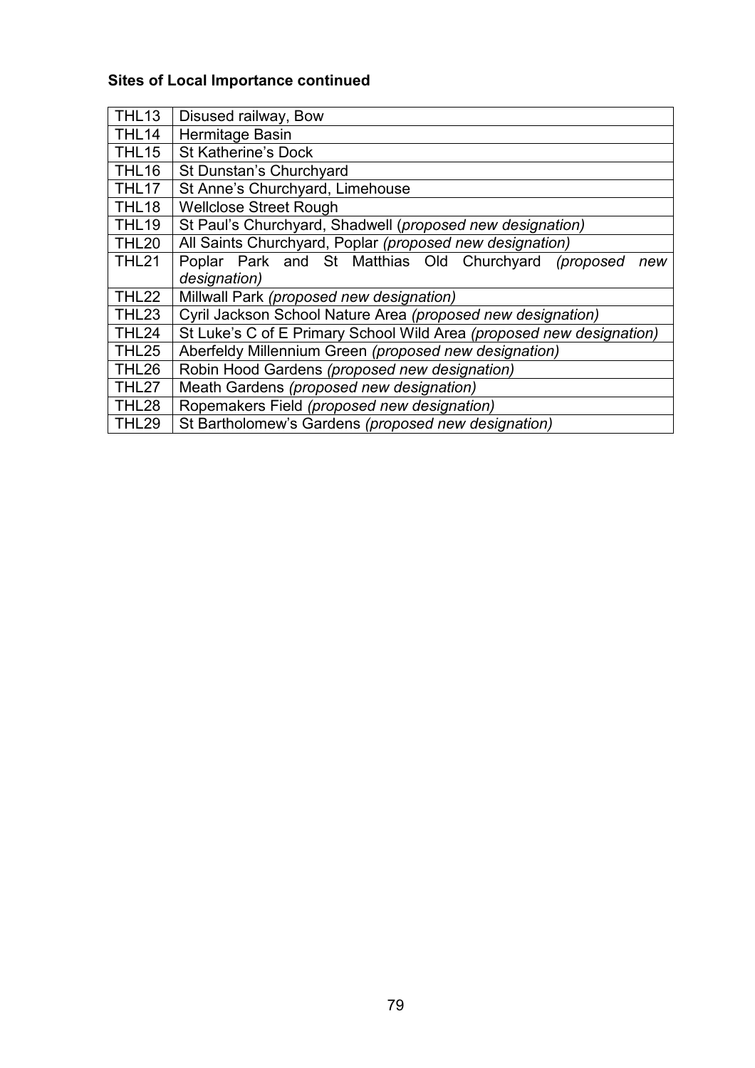**Sites of Local Importance continued**

| | |
|---|---|
| THL13 | Disused railway, Bow |
| THL14 | Hermitage Basin |
| THL15 | St Katherine's Dock |
| THL16 | St Dunstan's Churchyard |
| THL17 | St Anne's Churchyard, Limehouse |
| THL18 | Wellclose Street Rough |
| THL19 | St Paul's Churchyard, Shadwell (*proposed new designation)* |
| THL20 | All Saints Churchyard, Poplar *(proposed new designation)* |
| THL21 | Poplar Park and St Matthias Old Churchyard *(proposed new designation)* |
| THL22 | Millwall Park *(proposed new designation)* |
| THL23 | Cyril Jackson School Nature Area *(proposed new designation)* |
| THL24 | St Luke's C of E Primary School Wild Area *(proposed new designation)* |
| THL25 | Aberfeldy Millennium Green *(proposed new designation)* |
| THL26 | Robin Hood Gardens *(proposed new designation)* |
| THL27 | Meath Gardens *(proposed new designation)* |
| THL28 | Ropemakers Field *(proposed new designation)* |
| THL29 | St Bartholomew's Gardens *(proposed new designation)* |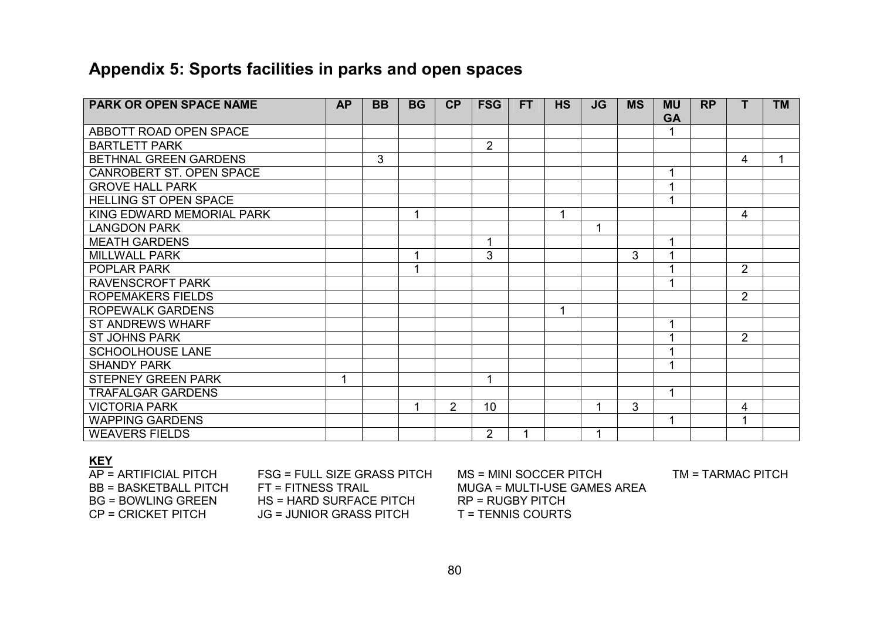## Appendix 5: Sports facilities in parks and open spaces

| PARK OR OPEN SPACE NAME | AP | BB | BG | CP | FSG | FT | HS | JG | MS | MUGA | RP | T | TM |
|---|---|---|---|---|---|---|---|---|---|---|---|---|---|
| ABBOTT ROAD OPEN SPACE | | | | | | | | | | 1 | | | |
| BARTLETT PARK | | | | | 2 | | | | | | | | |
| BETHNAL GREEN GARDENS | | 3 | | | | | | | | | | 4 | 1 |
| CANROBERT ST. OPEN SPACE | | | | | | | | | | 1 | | | |
| GROVE HALL PARK | | | | | | | | | | 1 | | | |
| HELLING ST OPEN SPACE | | | | | | | | | | 1 | | | |
| KING EDWARD MEMORIAL PARK | | | 1 | | | | 1 | | | | | 4 | |
| LANGDON PARK | | | | | | | | 1 | | | | | |
| MEATH GARDENS | | | | | 1 | | | | | 1 | | | |
| MILLWALL PARK | | | 1 | | 3 | | | | 3 | 1 | | | |
| POPLAR PARK | | | 1 | | | | | | | 1 | | 2 | |
| RAVENSCROFT PARK | | | | | | | | | | 1 | | | |
| ROPEMAKERS FIELDS | | | | | | | | | | | | 2 | |
| ROPEWALK GARDENS | | | | | | | 1 | | | | | | |
| ST ANDREWS WHARF | | | | | | | | | | 1 | | | |
| ST JOHNS PARK | | | | | | | | | | 1 | | 2 | |
| SCHOOLHOUSE LANE | | | | | | | | | | 1 | | | |
| SHANDY PARK | | | | | | | | | | 1 | | | |
| STEPNEY GREEN PARK | 1 | | | | 1 | | | | | | | | |
| TRAFALGAR GARDENS | | | | | | | | | | 1 | | | |
| VICTORIA PARK | | | 1 | 2 | 10 | | | 1 | 3 | | | 4 | |
| WAPPING GARDENS | | | | | | | | | | 1 | | 1 | |
| WEAVERS FIELDS | | | | | 2 | 1 | | 1 | | | | | |

**KEY**

AP = ARTIFICIAL PITCH
BB = BASKETBALL PITCH
BG = BOWLING GREEN
CP = CRICKET PITCH
FSG = FULL SIZE GRASS PITCH
FT = FITNESS TRAIL
HS = HARD SURFACE PITCH
JG = JUNIOR GRASS PITCH
MS = MINI SOCCER PITCH
MUGA = MULTI-USE GAMES AREA
RP = RUGBY PITCH
T = TENNIS COURTS
TM = TARMAC PITCH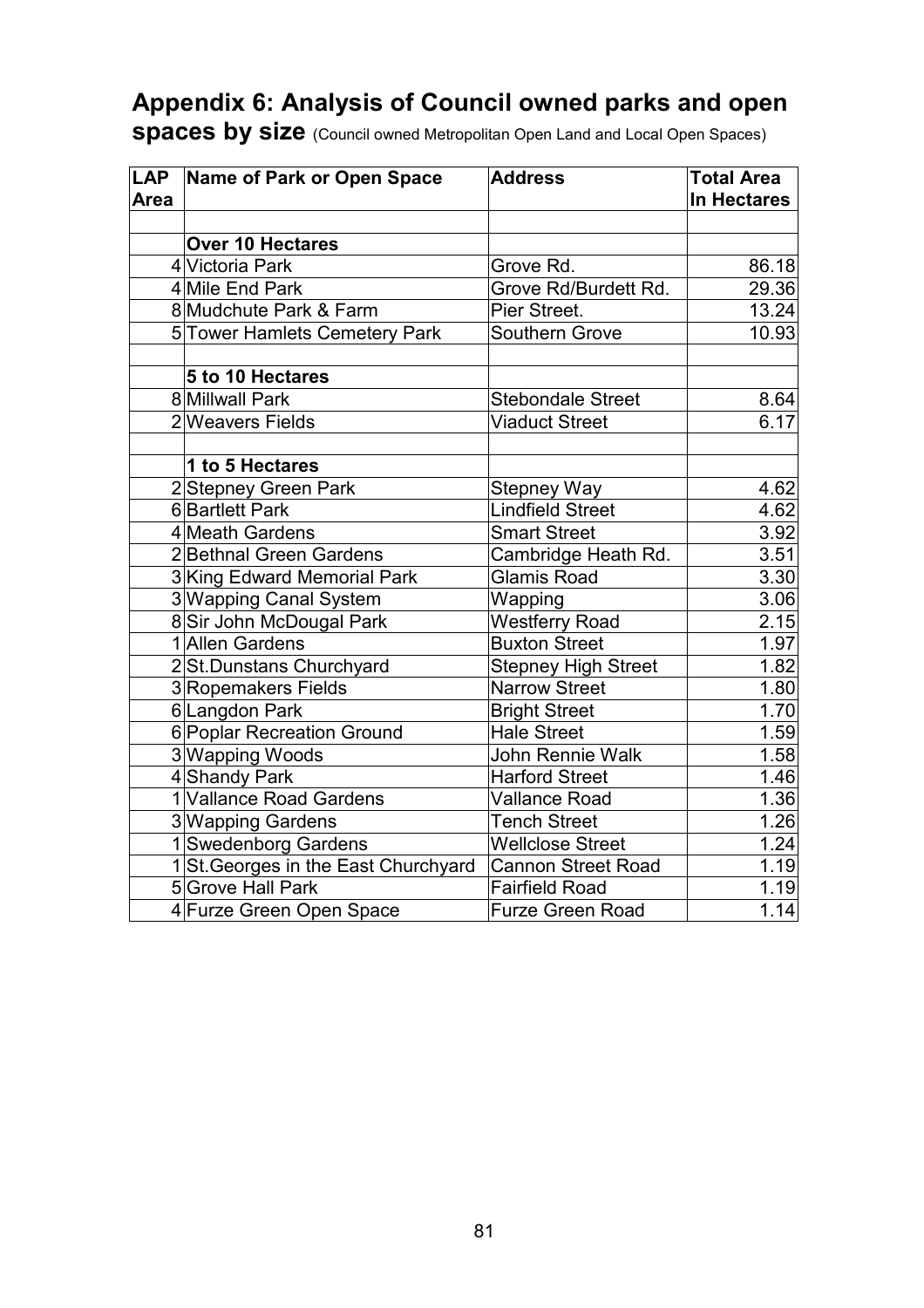## Appendix 6: Analysis of Council owned parks and open spaces by size (Council owned Metropolitan Open Land and Local Open Spaces)

| LAP Area | Name of Park or Open Space | Address | Total Area In Hectares |
|---|---|---|---|
| | | | |
| | **Over 10 Hectares** | | |
| 4 | Victoria Park | Grove Rd. | 86.18 |
| 4 | Mile End Park | Grove Rd/Burdett Rd. | 29.36 |
| 8 | Mudchute Park & Farm | Pier Street. | 13.24 |
| 5 | Tower Hamlets Cemetery Park | Southern Grove | 10.93 |
| | | | |
| | **5 to 10 Hectares** | | |
| 8 | Millwall Park | Stebondale Street | 8.64 |
| 2 | Weavers Fields | Viaduct Street | 6.17 |
| | | | |
| | **1 to 5 Hectares** | | |
| 2 | Stepney Green Park | Stepney Way | 4.62 |
| 6 | Bartlett Park | Lindfield Street | 4.62 |
| 4 | Meath Gardens | Smart Street | 3.92 |
| 2 | Bethnal Green Gardens | Cambridge Heath Rd. | 3.51 |
| 3 | King Edward Memorial Park | Glamis Road | 3.30 |
| 3 | Wapping Canal System | Wapping | 3.06 |
| 8 | Sir John McDougal Park | Westferry Road | 2.15 |
| 1 | Allen Gardens | Buxton Street | 1.97 |
| 2 | St.Dunstans Churchyard | Stepney High Street | 1.82 |
| 3 | Ropemakers Fields | Narrow Street | 1.80 |
| 6 | Langdon Park | Bright Street | 1.70 |
| 6 | Poplar Recreation Ground | Hale Street | 1.59 |
| 3 | Wapping Woods | John Rennie Walk | 1.58 |
| 4 | Shandy Park | Harford Street | 1.46 |
| 1 | Vallance Road Gardens | Vallance Road | 1.36 |
| 3 | Wapping Gardens | Tench Street | 1.26 |
| 1 | Swedenborg Gardens | Wellclose Street | 1.24 |
| 1 | St.Georges in the East Churchyard | Cannon Street Road | 1.19 |
| 5 | Grove Hall Park | Fairfield Road | 1.19 |
| 4 | Furze Green Open Space | Furze Green Road | 1.14 |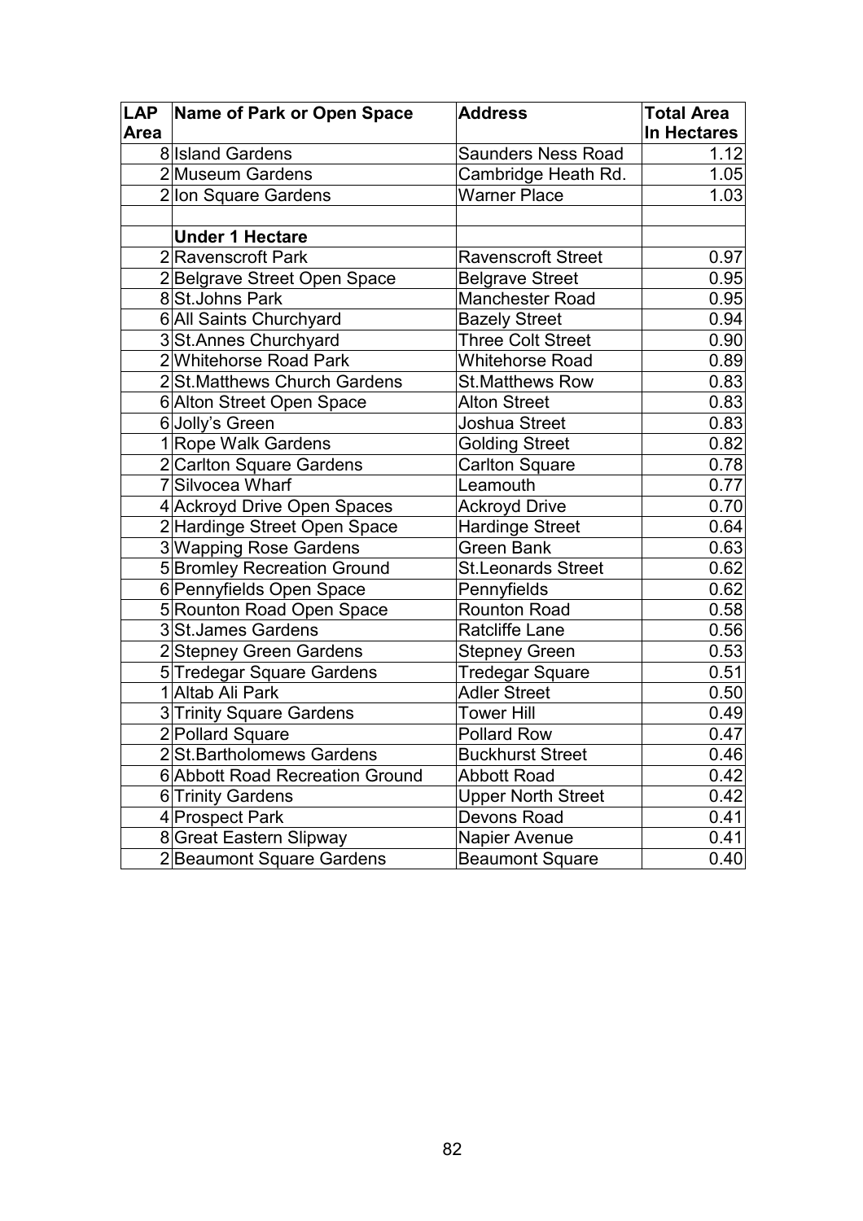| LAP Area | Name of Park or Open Space | Address | Total Area In Hectares |
|---|---|---|---|
| 8 | Island Gardens | Saunders Ness Road | 1.12 |
| 2 | Museum Gardens | Cambridge Heath Rd. | 1.05 |
| 2 | Ion Square Gardens | Warner Place | 1.03 |
| | | | |
| | **Under 1 Hectare** | | |
| 2 | Ravenscroft Park | Ravenscroft Street | 0.97 |
| 2 | Belgrave Street Open Space | Belgrave Street | 0.95 |
| 8 | St.Johns Park | Manchester Road | 0.95 |
| 6 | All Saints Churchyard | Bazely Street | 0.94 |
| 3 | St.Annes Churchyard | Three Colt Street | 0.90 |
| 2 | Whitehorse Road Park | Whitehorse Road | 0.89 |
| 2 | St.Matthews Church Gardens | St.Matthews Row | 0.83 |
| 6 | Alton Street Open Space | Alton Street | 0.83 |
| 6 | Jolly's Green | Joshua Street | 0.83 |
| 1 | Rope Walk Gardens | Golding Street | 0.82 |
| 2 | Carlton Square Gardens | Carlton Square | 0.78 |
| 7 | Silvocea Wharf | Leamouth | 0.77 |
| 4 | Ackroyd Drive Open Spaces | Ackroyd Drive | 0.70 |
| 2 | Hardinge Street Open Space | Hardinge Street | 0.64 |
| 3 | Wapping Rose Gardens | Green Bank | 0.63 |
| 5 | Bromley Recreation Ground | St.Leonards Street | 0.62 |
| 6 | Pennyfields Open Space | Pennyfields | 0.62 |
| 5 | Rounton Road Open Space | Rounton Road | 0.58 |
| 3 | St.James Gardens | Ratcliffe Lane | 0.56 |
| 2 | Stepney Green Gardens | Stepney Green | 0.53 |
| 5 | Tredegar Square Gardens | Tredegar Square | 0.51 |
| 1 | Altab Ali Park | Adler Street | 0.50 |
| 3 | Trinity Square Gardens | Tower Hill | 0.49 |
| 2 | Pollard Square | Pollard Row | 0.47 |
| 2 | St.Bartholomews Gardens | Buckhurst Street | 0.46 |
| 6 | Abbott Road Recreation Ground | Abbott Road | 0.42 |
| 6 | Trinity Gardens | Upper North Street | 0.42 |
| 4 | Prospect Park | Devons Road | 0.41 |
| 8 | Great Eastern Slipway | Napier Avenue | 0.41 |
| 2 | Beaumont Square Gardens | Beaumont Square | 0.40 |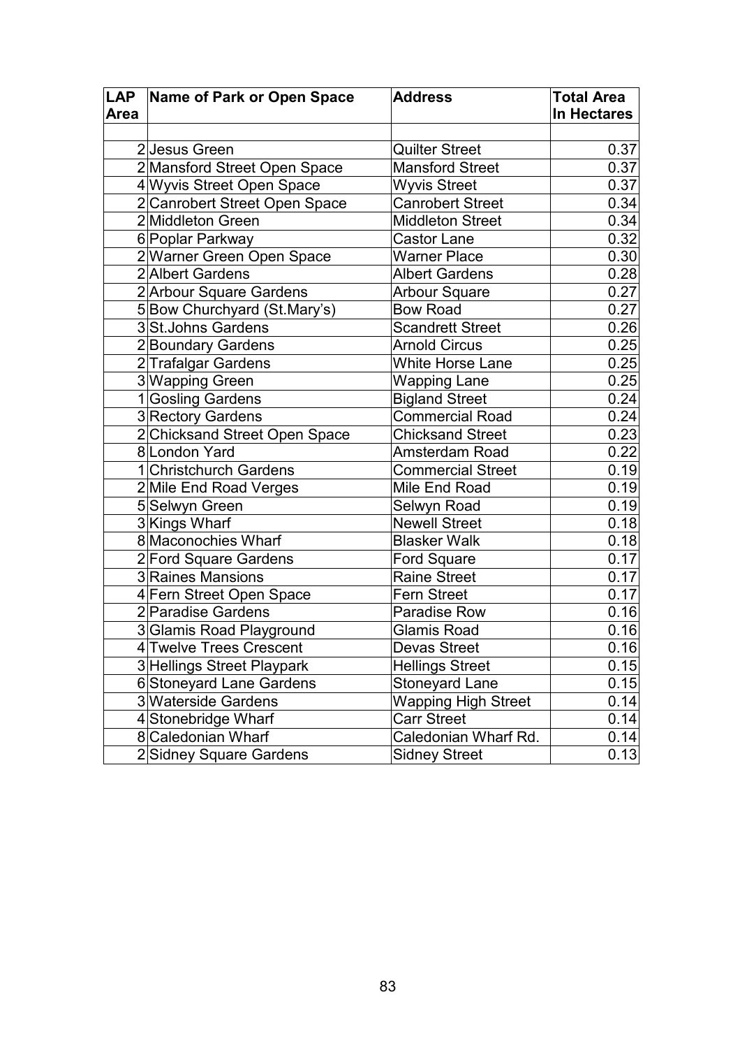| LAP Area | Name of Park or Open Space | Address | Total Area In Hectares |
|---|---|---|---|
| | | | |
| 2 | Jesus Green | Quilter Street | 0.37 |
| 2 | Mansford Street Open Space | Mansford Street | 0.37 |
| 4 | Wyvis Street Open Space | Wyvis Street | 0.37 |
| 2 | Canrobert Street Open Space | Canrobert Street | 0.34 |
| 2 | Middleton Green | Middleton Street | 0.34 |
| 6 | Poplar Parkway | Castor Lane | 0.32 |
| 2 | Warner Green Open Space | Warner Place | 0.30 |
| 2 | Albert Gardens | Albert Gardens | 0.28 |
| 2 | Arbour Square Gardens | Arbour Square | 0.27 |
| 5 | Bow Churchyard (St.Mary's) | Bow Road | 0.27 |
| 3 | St.Johns Gardens | Scandrett Street | 0.26 |
| 2 | Boundary Gardens | Arnold Circus | 0.25 |
| 2 | Trafalgar Gardens | White Horse Lane | 0.25 |
| 3 | Wapping Green | Wapping Lane | 0.25 |
| 1 | Gosling Gardens | Bigland Street | 0.24 |
| 3 | Rectory Gardens | Commercial Road | 0.24 |
| 2 | Chicksand Street Open Space | Chicksand Street | 0.23 |
| 8 | London Yard | Amsterdam Road | 0.22 |
| 1 | Christchurch Gardens | Commercial Street | 0.19 |
| 2 | Mile End Road Verges | Mile End Road | 0.19 |
| 5 | Selwyn Green | Selwyn Road | 0.19 |
| 3 | Kings Wharf | Newell Street | 0.18 |
| 8 | Maconochies Wharf | Blasker Walk | 0.18 |
| 2 | Ford Square Gardens | Ford Square | 0.17 |
| 3 | Raines Mansions | Raine Street | 0.17 |
| 4 | Fern Street Open Space | Fern Street | 0.17 |
| 2 | Paradise Gardens | Paradise Row | 0.16 |
| 3 | Glamis Road Playground | Glamis Road | 0.16 |
| 4 | Twelve Trees Crescent | Devas Street | 0.16 |
| 3 | Hellings Street Playpark | Hellings Street | 0.15 |
| 6 | Stoneyard Lane Gardens | Stoneyard Lane | 0.15 |
| 3 | Waterside Gardens | Wapping High Street | 0.14 |
| 4 | Stonebridge Wharf | Carr Street | 0.14 |
| 8 | Caledonian Wharf | Caledonian Wharf Rd. | 0.14 |
| 2 | Sidney Square Gardens | Sidney Street | 0.13 |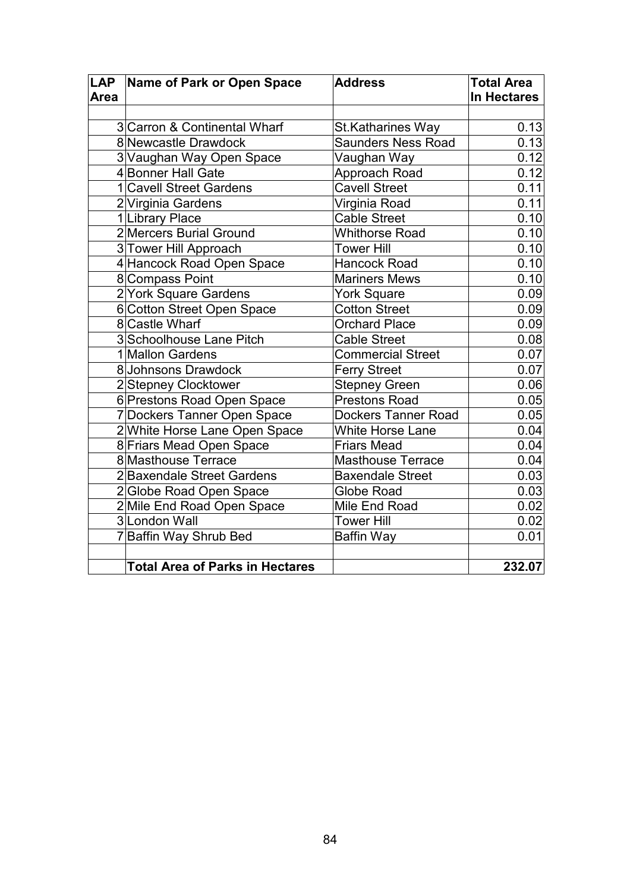| LAP Area | Name of Park or Open Space | Address | Total Area In Hectares |
|---|---|---|---|
| | | | |
| 3 | Carron & Continental Wharf | St.Katharines Way | 0.13 |
| 8 | Newcastle Drawdock | Saunders Ness Road | 0.13 |
| 3 | Vaughan Way Open Space | Vaughan Way | 0.12 |
| 4 | Bonner Hall Gate | Approach Road | 0.12 |
| 1 | Cavell Street Gardens | Cavell Street | 0.11 |
| 2 | Virginia Gardens | Virginia Road | 0.11 |
| 1 | Library Place | Cable Street | 0.10 |
| 2 | Mercers Burial Ground | Whithorse Road | 0.10 |
| 3 | Tower Hill Approach | Tower Hill | 0.10 |
| 4 | Hancock Road Open Space | Hancock Road | 0.10 |
| 8 | Compass Point | Mariners Mews | 0.10 |
| 2 | York Square Gardens | York Square | 0.09 |
| 6 | Cotton Street Open Space | Cotton Street | 0.09 |
| 8 | Castle Wharf | Orchard Place | 0.09 |
| 3 | Schoolhouse Lane Pitch | Cable Street | 0.08 |
| 1 | Mallon Gardens | Commercial Street | 0.07 |
| 8 | Johnsons Drawdock | Ferry Street | 0.07 |
| 2 | Stepney Clocktower | Stepney Green | 0.06 |
| 6 | Prestons Road Open Space | Prestons Road | 0.05 |
| 7 | Dockers Tanner Open Space | Dockers Tanner Road | 0.05 |
| 2 | White Horse Lane Open Space | White Horse Lane | 0.04 |
| 8 | Friars Mead Open Space | Friars Mead | 0.04 |
| 8 | Masthouse Terrace | Masthouse Terrace | 0.04 |
| 2 | Baxendale Street Gardens | Baxendale Street | 0.03 |
| 2 | Globe Road Open Space | Globe Road | 0.03 |
| 2 | Mile End Road Open Space | Mile End Road | 0.02 |
| 3 | London Wall | Tower Hill | 0.02 |
| 7 | Baffin Way Shrub Bed | Baffin Way | 0.01 |
| | | | |
| | **Total Area of Parks in Hectares** | | **232.07** |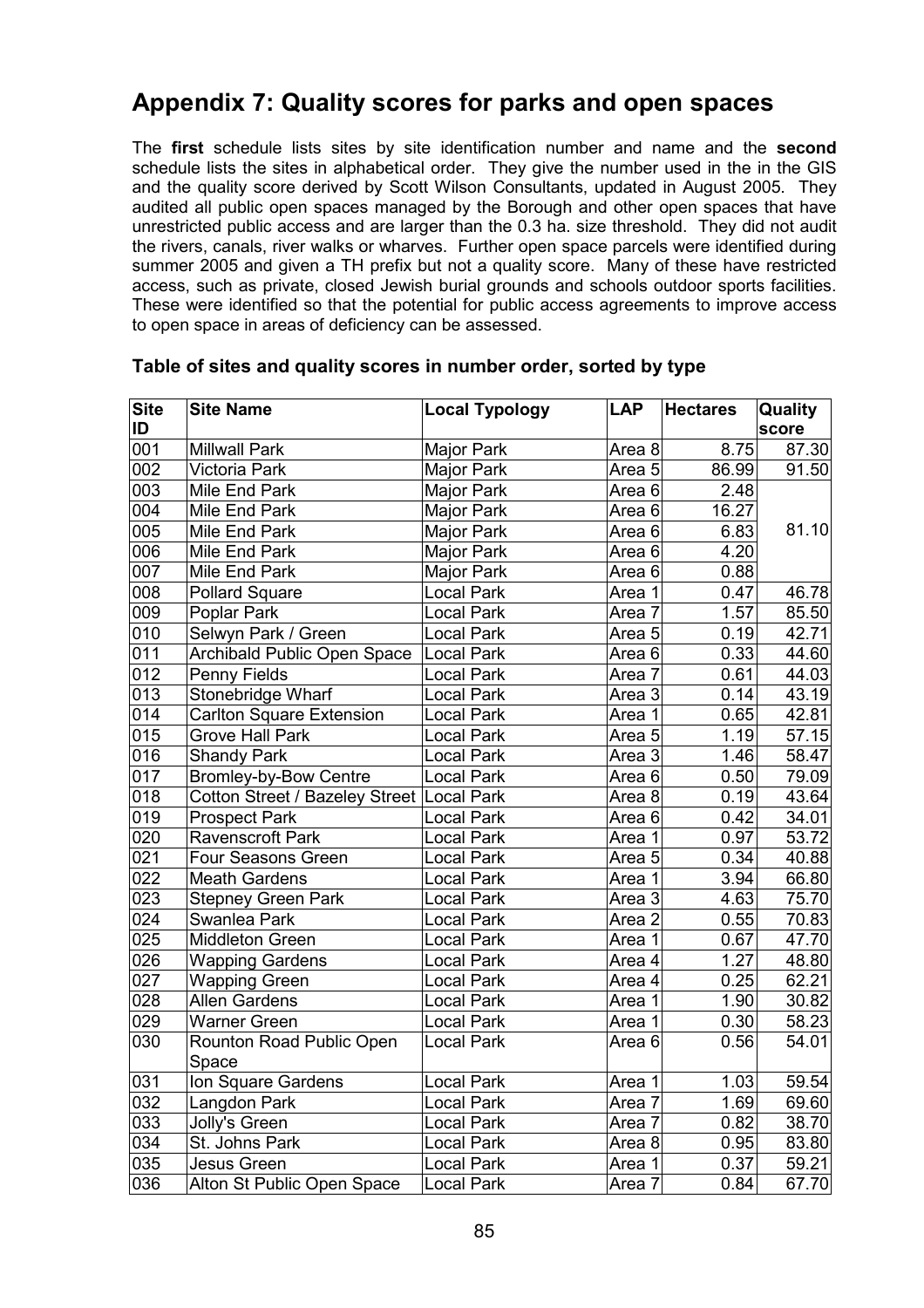## Appendix 7: Quality scores for parks and open spaces

The **first** schedule lists sites by site identification number and name and the **second** schedule lists the sites in alphabetical order. They give the number used in the in the GIS and the quality score derived by Scott Wilson Consultants, updated in August 2005. They audited all public open spaces managed by the Borough and other open spaces that have unrestricted public access and are larger than the 0.3 ha. size threshold. They did not audit the rivers, canals, river walks or wharves. Further open space parcels were identified during summer 2005 and given a TH prefix but not a quality score. Many of these have restricted access, such as private, closed Jewish burial grounds and schools outdoor sports facilities. These were identified so that the potential for public access agreements to improve access to open space in areas of deficiency can be assessed.

### Table of sites and quality scores in number order, sorted by type

| Site ID | Site Name | Local Typology | LAP | Hectares | Quality score |
|---|---|---|---|---|---|
| 001 | Millwall Park | Major Park | Area 8 | 8.75 | 87.30 |
| 002 | Victoria Park | Major Park | Area 5 | 86.99 | 91.50 |
| 003 | Mile End Park | Major Park | Area 6 | 2.48 | |
| 004 | Mile End Park | Major Park | Area 6 | 16.27 | |
| 005 | Mile End Park | Major Park | Area 6 | 6.83 | 81.10 |
| 006 | Mile End Park | Major Park | Area 6 | 4.20 | |
| 007 | Mile End Park | Major Park | Area 6 | 0.88 | |
| 008 | Pollard Square | Local Park | Area 1 | 0.47 | 46.78 |
| 009 | Poplar Park | Local Park | Area 7 | 1.57 | 85.50 |
| 010 | Selwyn Park / Green | Local Park | Area 5 | 0.19 | 42.71 |
| 011 | Archibald Public Open Space | Local Park | Area 6 | 0.33 | 44.60 |
| 012 | Penny Fields | Local Park | Area 7 | 0.61 | 44.03 |
| 013 | Stonebridge Wharf | Local Park | Area 3 | 0.14 | 43.19 |
| 014 | Carlton Square Extension | Local Park | Area 1 | 0.65 | 42.81 |
| 015 | Grove Hall Park | Local Park | Area 5 | 1.19 | 57.15 |
| 016 | Shandy Park | Local Park | Area 3 | 1.46 | 58.47 |
| 017 | Bromley-by-Bow Centre | Local Park | Area 6 | 0.50 | 79.09 |
| 018 | Cotton Street / Bazeley Street | Local Park | Area 8 | 0.19 | 43.64 |
| 019 | Prospect Park | Local Park | Area 6 | 0.42 | 34.01 |
| 020 | Ravenscroft Park | Local Park | Area 1 | 0.97 | 53.72 |
| 021 | Four Seasons Green | Local Park | Area 5 | 0.34 | 40.88 |
| 022 | Meath Gardens | Local Park | Area 1 | 3.94 | 66.80 |
| 023 | Stepney Green Park | Local Park | Area 3 | 4.63 | 75.70 |
| 024 | Swanlea Park | Local Park | Area 2 | 0.55 | 70.83 |
| 025 | Middleton Green | Local Park | Area 1 | 0.67 | 47.70 |
| 026 | Wapping Gardens | Local Park | Area 4 | 1.27 | 48.80 |
| 027 | Wapping Green | Local Park | Area 4 | 0.25 | 62.21 |
| 028 | Allen Gardens | Local Park | Area 1 | 1.90 | 30.82 |
| 029 | Warner Green | Local Park | Area 1 | 0.30 | 58.23 |
| 030 | Rounton Road Public Open Space | Local Park | Area 6 | 0.56 | 54.01 |
| 031 | Ion Square Gardens | Local Park | Area 1 | 1.03 | 59.54 |
| 032 | Langdon Park | Local Park | Area 7 | 1.69 | 69.60 |
| 033 | Jolly's Green | Local Park | Area 7 | 0.82 | 38.70 |
| 034 | St. Johns Park | Local Park | Area 8 | 0.95 | 83.80 |
| 035 | Jesus Green | Local Park | Area 1 | 0.37 | 59.21 |
| 036 | Alton St Public Open Space | Local Park | Area 7 | 0.84 | 67.70 |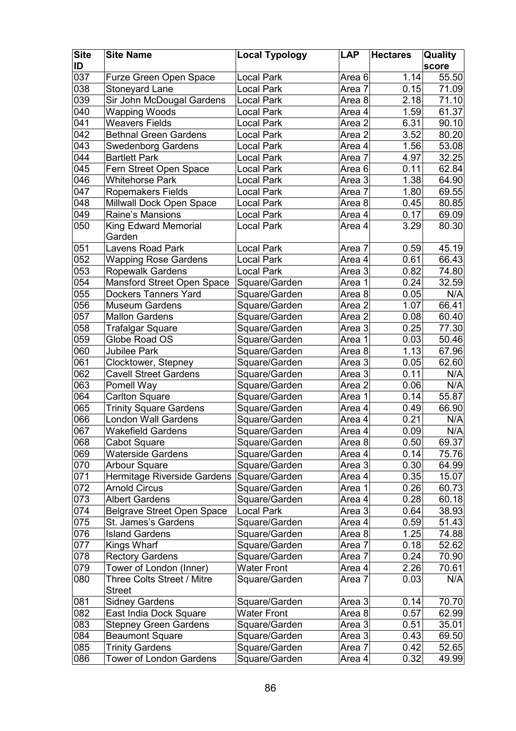| Site ID | Site Name | Local Typology | LAP | Hectares | Quality score |
|---|---|---|---|---|---|
| 037 | Furze Green Open Space | Local Park | Area 6 | 1.14 | 55.50 |
| 038 | Stoneyard Lane | Local Park | Area 7 | 0.15 | 71.09 |
| 039 | Sir John McDougal Gardens | Local Park | Area 8 | 2.18 | 71.10 |
| 040 | Wapping Woods | Local Park | Area 4 | 1.59 | 61.37 |
| 041 | Weavers Fields | Local Park | Area 2 | 6.31 | 90.10 |
| 042 | Bethnal Green Gardens | Local Park | Area 2 | 3.52 | 80.20 |
| 043 | Swedenborg Gardens | Local Park | Area 4 | 1.56 | 53.08 |
| 044 | Bartlett Park | Local Park | Area 7 | 4.97 | 32.25 |
| 045 | Fern Street Open Space | Local Park | Area 6 | 0.11 | 62.84 |
| 046 | Whitehorse Park | Local Park | Area 3 | 1.38 | 64.90 |
| 047 | Ropemakers Fields | Local Park | Area 7 | 1.80 | 69.55 |
| 048 | Millwall Dock Open Space | Local Park | Area 8 | 0.45 | 80.85 |
| 049 | Raine's Mansions | Local Park | Area 4 | 0.17 | 69.09 |
| 050 | King Edward Memorial Garden | Local Park | Area 4 | 3.29 | 80.30 |
| 051 | Lavens Road Park | Local Park | Area 7 | 0.59 | 45.19 |
| 052 | Wapping Rose Gardens | Local Park | Area 4 | 0.61 | 66.43 |
| 053 | Ropewalk Gardens | Local Park | Area 3 | 0.82 | 74.80 |
| 054 | Mansford Street Open Space | Square/Garden | Area 1 | 0.24 | 32.59 |
| 055 | Dockers Tanners Yard | Square/Garden | Area 8 | 0.05 | N/A |
| 056 | Museum Gardens | Square/Garden | Area 2 | 1.07 | 66.41 |
| 057 | Mallon Gardens | Square/Garden | Area 2 | 0.08 | 60.40 |
| 058 | Trafalgar Square | Square/Garden | Area 3 | 0.25 | 77.30 |
| 059 | Globe Road OS | Square/Garden | Area 1 | 0.03 | 50.46 |
| 060 | Jubilee Park | Square/Garden | Area 8 | 1.13 | 67.96 |
| 061 | Clocktower, Stepney | Square/Garden | Area 3 | 0.05 | 62.60 |
| 062 | Cavell Street Gardens | Square/Garden | Area 3 | 0.11 | N/A |
| 063 | Pomell Way | Square/Garden | Area 2 | 0.06 | N/A |
| 064 | Carlton Square | Square/Garden | Area 1 | 0.14 | 55.87 |
| 065 | Trinity Square Gardens | Square/Garden | Area 4 | 0.49 | 66.90 |
| 066 | London Wall Gardens | Square/Garden | Area 4 | 0.21 | N/A |
| 067 | Wakefield Gardens | Square/Garden | Area 4 | 0.09 | N/A |
| 068 | Cabot Square | Square/Garden | Area 8 | 0.50 | 69.37 |
| 069 | Waterside Gardens | Square/Garden | Area 4 | 0.14 | 75.76 |
| 070 | Arbour Square | Square/Garden | Area 3 | 0.30 | 64.99 |
| 071 | Hermitage Riverside Gardens | Square/Garden | Area 4 | 0.35 | 15.07 |
| 072 | Arnold Circus | Square/Garden | Area 1 | 0.26 | 60.73 |
| 073 | Albert Gardens | Square/Garden | Area 4 | 0.28 | 60.18 |
| 074 | Belgrave Street Open Space | Local Park | Area 3 | 0.64 | 38.93 |
| 075 | St. James's Gardens | Square/Garden | Area 4 | 0.59 | 51.43 |
| 076 | Island Gardens | Square/Garden | Area 8 | 1.25 | 74.88 |
| 077 | Kings Wharf | Square/Garden | Area 7 | 0.18 | 52.62 |
| 078 | Rectory Gardens | Square/Garden | Area 7 | 0.24 | 70.90 |
| 079 | Tower of London (Inner) | Water Front | Area 4 | 2.26 | 70.61 |
| 080 | Three Colts Street / Mitre Street | Square/Garden | Area 7 | 0.03 | N/A |
| 081 | Sidney Gardens | Square/Garden | Area 3 | 0.14 | 70.70 |
| 082 | East India Dock Square | Water Front | Area 8 | 0.57 | 62.99 |
| 083 | Stepney Green Gardens | Square/Garden | Area 3 | 0.51 | 35.01 |
| 084 | Beaumont Square | Square/Garden | Area 3 | 0.43 | 69.50 |
| 085 | Trinity Gardens | Square/Garden | Area 7 | 0.42 | 52.65 |
| 086 | Tower of London Gardens | Square/Garden | Area 4 | 0.32 | 49.99 |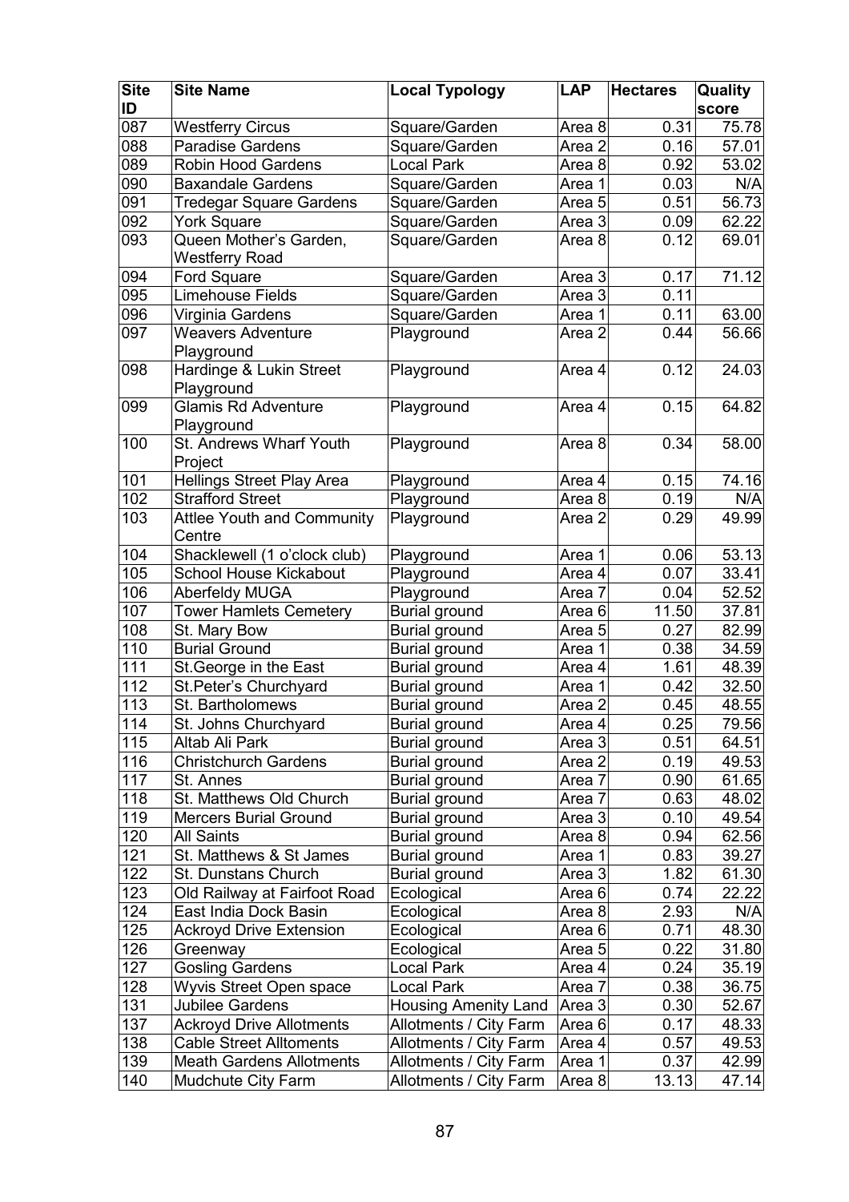| Site ID | Site Name | Local Typology | LAP | Hectares | Quality score |
|---|---|---|---|---|---|
| 087 | Westferry Circus | Square/Garden | Area 8 | 0.31 | 75.78 |
| 088 | Paradise Gardens | Square/Garden | Area 2 | 0.16 | 57.01 |
| 089 | Robin Hood Gardens | Local Park | Area 8 | 0.92 | 53.02 |
| 090 | Baxandale Gardens | Square/Garden | Area 1 | 0.03 | N/A |
| 091 | Tredegar Square Gardens | Square/Garden | Area 5 | 0.51 | 56.73 |
| 092 | York Square | Square/Garden | Area 3 | 0.09 | 62.22 |
| 093 | Queen Mother's Garden, Westferry Road | Square/Garden | Area 8 | 0.12 | 69.01 |
| 094 | Ford Square | Square/Garden | Area 3 | 0.17 | 71.12 |
| 095 | Limehouse Fields | Square/Garden | Area 3 | 0.11 | |
| 096 | Virginia Gardens | Square/Garden | Area 1 | 0.11 | 63.00 |
| 097 | Weavers Adventure Playground | Playground | Area 2 | 0.44 | 56.66 |
| 098 | Hardinge & Lukin Street Playground | Playground | Area 4 | 0.12 | 24.03 |
| 099 | Glamis Rd Adventure Playground | Playground | Area 4 | 0.15 | 64.82 |
| 100 | St. Andrews Wharf Youth Project | Playground | Area 8 | 0.34 | 58.00 |
| 101 | Hellings Street Play Area | Playground | Area 4 | 0.15 | 74.16 |
| 102 | Strafford Street | Playground | Area 8 | 0.19 | N/A |
| 103 | Attlee Youth and Community Centre | Playground | Area 2 | 0.29 | 49.99 |
| 104 | Shacklewell (1 o'clock club) | Playground | Area 1 | 0.06 | 53.13 |
| 105 | School House Kickabout | Playground | Area 4 | 0.07 | 33.41 |
| 106 | Aberfeldy MUGA | Playground | Area 7 | 0.04 | 52.52 |
| 107 | Tower Hamlets Cemetery | Burial ground | Area 6 | 11.50 | 37.81 |
| 108 | St. Mary Bow | Burial ground | Area 5 | 0.27 | 82.99 |
| 110 | Burial Ground | Burial ground | Area 1 | 0.38 | 34.59 |
| 111 | St.George in the East | Burial ground | Area 4 | 1.61 | 48.39 |
| 112 | St.Peter's Churchyard | Burial ground | Area 1 | 0.42 | 32.50 |
| 113 | St. Bartholomews | Burial ground | Area 2 | 0.45 | 48.55 |
| 114 | St. Johns Churchyard | Burial ground | Area 4 | 0.25 | 79.56 |
| 115 | Altab Ali Park | Burial ground | Area 3 | 0.51 | 64.51 |
| 116 | Christchurch Gardens | Burial ground | Area 2 | 0.19 | 49.53 |
| 117 | St. Annes | Burial ground | Area 7 | 0.90 | 61.65 |
| 118 | St. Matthews Old Church | Burial ground | Area 7 | 0.63 | 48.02 |
| 119 | Mercers Burial Ground | Burial ground | Area 3 | 0.10 | 49.54 |
| 120 | All Saints | Burial ground | Area 8 | 0.94 | 62.56 |
| 121 | St. Matthews & St James | Burial ground | Area 1 | 0.83 | 39.27 |
| 122 | St. Dunstans Church | Burial ground | Area 3 | 1.82 | 61.30 |
| 123 | Old Railway at Fairfoot Road | Ecological | Area 6 | 0.74 | 22.22 |
| 124 | East India Dock Basin | Ecological | Area 8 | 2.93 | N/A |
| 125 | Ackroyd Drive Extension | Ecological | Area 6 | 0.71 | 48.30 |
| 126 | Greenway | Ecological | Area 5 | 0.22 | 31.80 |
| 127 | Gosling Gardens | Local Park | Area 4 | 0.24 | 35.19 |
| 128 | Wyvis Street Open space | Local Park | Area 7 | 0.38 | 36.75 |
| 131 | Jubilee Gardens | Housing Amenity Land | Area 3 | 0.30 | 52.67 |
| 137 | Ackroyd Drive Allotments | Allotments / City Farm | Area 6 | 0.17 | 48.33 |
| 138 | Cable Street Alltoments | Allotments / City Farm | Area 4 | 0.57 | 49.53 |
| 139 | Meath Gardens Allotments | Allotments / City Farm | Area 1 | 0.37 | 42.99 |
| 140 | Mudchute City Farm | Allotments / City Farm | Area 8 | 13.13 | 47.14 |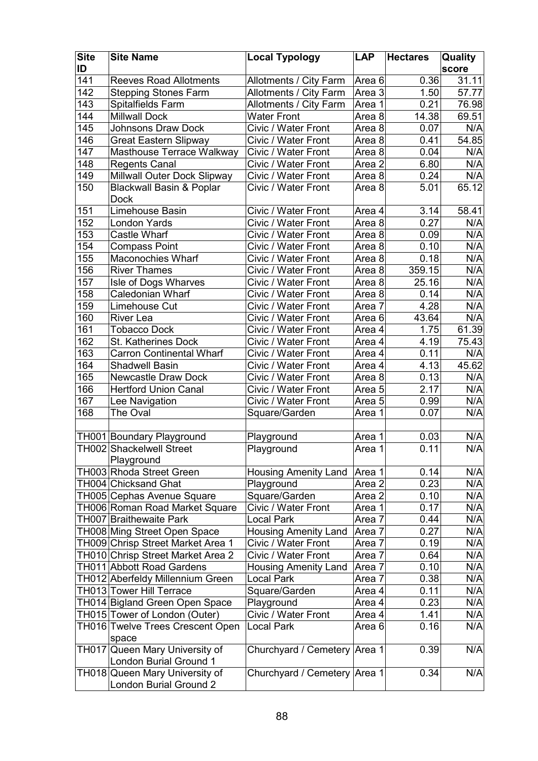| Site ID | Site Name | Local Typology | LAP | Hectares | Quality score |
|---|---|---|---|---|---|
| 141 | Reeves Road Allotments | Allotments / City Farm | Area 6 | 0.36 | 31.11 |
| 142 | Stepping Stones Farm | Allotments / City Farm | Area 3 | 1.50 | 57.77 |
| 143 | Spitalfields Farm | Allotments / City Farm | Area 1 | 0.21 | 76.98 |
| 144 | Millwall Dock | Water Front | Area 8 | 14.38 | 69.51 |
| 145 | Johnsons Draw Dock | Civic / Water Front | Area 8 | 0.07 | N/A |
| 146 | Great Eastern Slipway | Civic / Water Front | Area 8 | 0.41 | 54.85 |
| 147 | Masthouse Terrace Walkway | Civic / Water Front | Area 8 | 0.04 | N/A |
| 148 | Regents Canal | Civic / Water Front | Area 2 | 6.80 | N/A |
| 149 | Millwall Outer Dock Slipway | Civic / Water Front | Area 8 | 0.24 | N/A |
| 150 | Blackwall Basin & Poplar Dock | Civic / Water Front | Area 8 | 5.01 | 65.12 |
| 151 | Limehouse Basin | Civic / Water Front | Area 4 | 3.14 | 58.41 |
| 152 | London Yards | Civic / Water Front | Area 8 | 0.27 | N/A |
| 153 | Castle Wharf | Civic / Water Front | Area 8 | 0.09 | N/A |
| 154 | Compass Point | Civic / Water Front | Area 8 | 0.10 | N/A |
| 155 | Maconochies Wharf | Civic / Water Front | Area 8 | 0.18 | N/A |
| 156 | River Thames | Civic / Water Front | Area 8 | 359.15 | N/A |
| 157 | Isle of Dogs Wharves | Civic / Water Front | Area 8 | 25.16 | N/A |
| 158 | Caledonian Wharf | Civic / Water Front | Area 8 | 0.14 | N/A |
| 159 | Limehouse Cut | Civic / Water Front | Area 7 | 4.28 | N/A |
| 160 | River Lea | Civic / Water Front | Area 6 | 43.64 | N/A |
| 161 | Tobacco Dock | Civic / Water Front | Area 4 | 1.75 | 61.39 |
| 162 | St. Katherines Dock | Civic / Water Front | Area 4 | 4.19 | 75.43 |
| 163 | Carron Continental Wharf | Civic / Water Front | Area 4 | 0.11 | N/A |
| 164 | Shadwell Basin | Civic / Water Front | Area 4 | 4.13 | 45.62 |
| 165 | Newcastle Draw Dock | Civic / Water Front | Area 8 | 0.13 | N/A |
| 166 | Hertford Union Canal | Civic / Water Front | Area 5 | 2.17 | N/A |
| 167 | Lee Navigation | Civic / Water Front | Area 5 | 0.99 | N/A |
| 168 | The Oval | Square/Garden | Area 1 | 0.07 | N/A |
| | | | | | |
| TH001 | Boundary Playground | Playground | Area 1 | 0.03 | N/A |
| TH002 | Shackelwell Street Playground | Playground | Area 1 | 0.11 | N/A |
| TH003 | Rhoda Street Green | Housing Amenity Land | Area 1 | 0.14 | N/A |
| TH004 | Chicksand Ghat | Playground | Area 2 | 0.23 | N/A |
| TH005 | Cephas Avenue Square | Square/Garden | Area 2 | 0.10 | N/A |
| TH006 | Roman Road Market Square | Civic / Water Front | Area 1 | 0.17 | N/A |
| TH007 | Braithewaite Park | Local Park | Area 7 | 0.44 | N/A |
| TH008 | Ming Street Open Space | Housing Amenity Land | Area 7 | 0.27 | N/A |
| TH009 | Chrisp Street Market Area 1 | Civic / Water Front | Area 7 | 0.19 | N/A |
| TH010 | Chrisp Street Market Area 2 | Civic / Water Front | Area 7 | 0.64 | N/A |
| TH011 | Abbott Road Gardens | Housing Amenity Land | Area 7 | 0.10 | N/A |
| TH012 | Aberfeldy Millennium Green | Local Park | Area 7 | 0.38 | N/A |
| TH013 | Tower Hill Terrace | Square/Garden | Area 4 | 0.11 | N/A |
| TH014 | Bigland Green Open Space | Playground | Area 4 | 0.23 | N/A |
| TH015 | Tower of London (Outer) | Civic / Water Front | Area 4 | 1.41 | N/A |
| TH016 | Twelve Trees Crescent Open space | Local Park | Area 6 | 0.16 | N/A |
| TH017 | Queen Mary University of London Burial Ground 1 | Churchyard / Cemetery | Area 1 | 0.39 | N/A |
| TH018 | Queen Mary University of London Burial Ground 2 | Churchyard / Cemetery | Area 1 | 0.34 | N/A |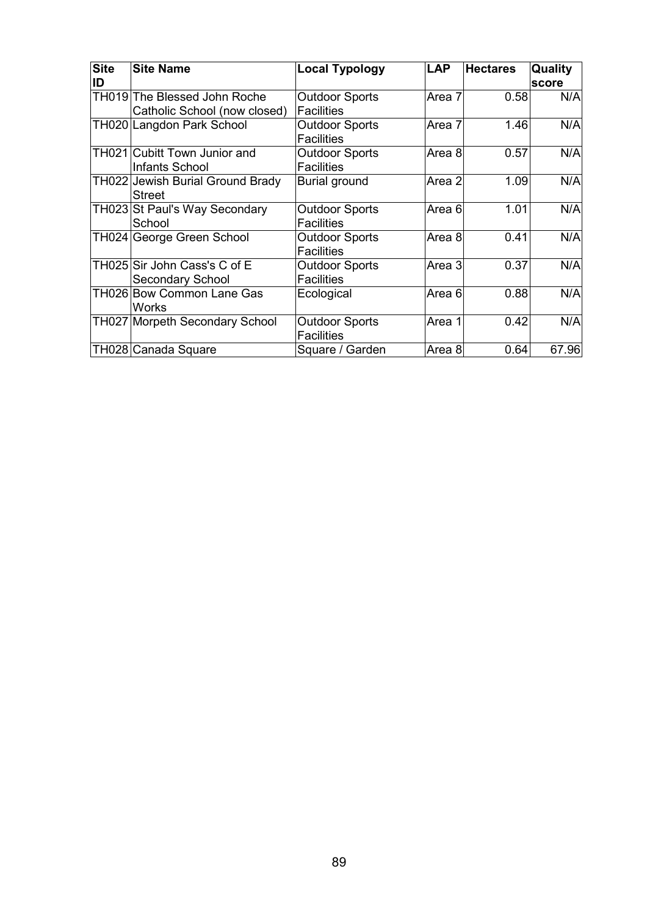| Site ID | Site Name | Local Typology | LAP | Hectares | Quality score |
|---|---|---|---|---|---|
| TH019 | The Blessed John Roche Catholic School (now closed) | Outdoor Sports Facilities | Area 7 | 0.58 | N/A |
| TH020 | Langdon Park School | Outdoor Sports Facilities | Area 7 | 1.46 | N/A |
| TH021 | Cubitt Town Junior and Infants School | Outdoor Sports Facilities | Area 8 | 0.57 | N/A |
| TH022 | Jewish Burial Ground Brady Street | Burial ground | Area 2 | 1.09 | N/A |
| TH023 | St Paul's Way Secondary School | Outdoor Sports Facilities | Area 6 | 1.01 | N/A |
| TH024 | George Green School | Outdoor Sports Facilities | Area 8 | 0.41 | N/A |
| TH025 | Sir John Cass's C of E Secondary School | Outdoor Sports Facilities | Area 3 | 0.37 | N/A |
| TH026 | Bow Common Lane Gas Works | Ecological | Area 6 | 0.88 | N/A |
| TH027 | Morpeth Secondary School | Outdoor Sports Facilities | Area 1 | 0.42 | N/A |
| TH028 | Canada Square | Square / Garden | Area 8 | 0.64 | 67.96 |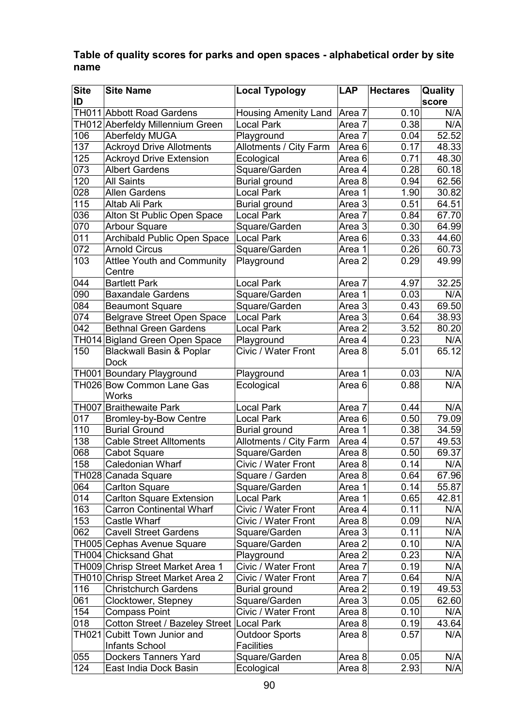**Table of quality scores for parks and open spaces - alphabetical order by site name**

| Site ID | Site Name | Local Typology | LAP | Hectares | Quality score |
|---|---|---|---|---|---|
| TH011 | Abbott Road Gardens | Housing Amenity Land | Area 7 | 0.10 | N/A |
| TH012 | Aberfeldy Millennium Green | Local Park | Area 7 | 0.38 | N/A |
| 106 | Aberfeldy MUGA | Playground | Area 7 | 0.04 | 52.52 |
| 137 | Ackroyd Drive Allotments | Allotments / City Farm | Area 6 | 0.17 | 48.33 |
| 125 | Ackroyd Drive Extension | Ecological | Area 6 | 0.71 | 48.30 |
| 073 | Albert Gardens | Square/Garden | Area 4 | 0.28 | 60.18 |
| 120 | All Saints | Burial ground | Area 8 | 0.94 | 62.56 |
| 028 | Allen Gardens | Local Park | Area 1 | 1.90 | 30.82 |
| 115 | Altab Ali Park | Burial ground | Area 3 | 0.51 | 64.51 |
| 036 | Alton St Public Open Space | Local Park | Area 7 | 0.84 | 67.70 |
| 070 | Arbour Square | Square/Garden | Area 3 | 0.30 | 64.99 |
| 011 | Archibald Public Open Space | Local Park | Area 6 | 0.33 | 44.60 |
| 072 | Arnold Circus | Square/Garden | Area 1 | 0.26 | 60.73 |
| 103 | Attlee Youth and Community Centre | Playground | Area 2 | 0.29 | 49.99 |
| 044 | Bartlett Park | Local Park | Area 7 | 4.97 | 32.25 |
| 090 | Baxandale Gardens | Square/Garden | Area 1 | 0.03 | N/A |
| 084 | Beaumont Square | Square/Garden | Area 3 | 0.43 | 69.50 |
| 074 | Belgrave Street Open Space | Local Park | Area 3 | 0.64 | 38.93 |
| 042 | Bethnal Green Gardens | Local Park | Area 2 | 3.52 | 80.20 |
| TH014 | Bigland Green Open Space | Playground | Area 4 | 0.23 | N/A |
| 150 | Blackwall Basin & Poplar Dock | Civic / Water Front | Area 8 | 5.01 | 65.12 |
| TH001 | Boundary Playground | Playground | Area 1 | 0.03 | N/A |
| TH026 | Bow Common Lane Gas Works | Ecological | Area 6 | 0.88 | N/A |
| TH007 | Braithewaite Park | Local Park | Area 7 | 0.44 | N/A |
| 017 | Bromley-by-Bow Centre | Local Park | Area 6 | 0.50 | 79.09 |
| 110 | Burial Ground | Burial ground | Area 1 | 0.38 | 34.59 |
| 138 | Cable Street Alltoments | Allotments / City Farm | Area 4 | 0.57 | 49.53 |
| 068 | Cabot Square | Square/Garden | Area 8 | 0.50 | 69.37 |
| 158 | Caledonian Wharf | Civic / Water Front | Area 8 | 0.14 | N/A |
| TH028 | Canada Square | Square / Garden | Area 8 | 0.64 | 67.96 |
| 064 | Carlton Square | Square/Garden | Area 1 | 0.14 | 55.87 |
| 014 | Carlton Square Extension | Local Park | Area 1 | 0.65 | 42.81 |
| 163 | Carron Continental Wharf | Civic / Water Front | Area 4 | 0.11 | N/A |
| 153 | Castle Wharf | Civic / Water Front | Area 8 | 0.09 | N/A |
| 062 | Cavell Street Gardens | Square/Garden | Area 3 | 0.11 | N/A |
| TH005 | Cephas Avenue Square | Square/Garden | Area 2 | 0.10 | N/A |
| TH004 | Chicksand Ghat | Playground | Area 2 | 0.23 | N/A |
| TH009 | Chrisp Street Market Area 1 | Civic / Water Front | Area 7 | 0.19 | N/A |
| TH010 | Chrisp Street Market Area 2 | Civic / Water Front | Area 7 | 0.64 | N/A |
| 116 | Christchurch Gardens | Burial ground | Area 2 | 0.19 | 49.53 |
| 061 | Clocktower, Stepney | Square/Garden | Area 3 | 0.05 | 62.60 |
| 154 | Compass Point | Civic / Water Front | Area 8 | 0.10 | N/A |
| 018 | Cotton Street / Bazeley Street | Local Park | Area 8 | 0.19 | 43.64 |
| TH021 | Cubitt Town Junior and Infants School | Outdoor Sports Facilities | Area 8 | 0.57 | N/A |
| 055 | Dockers Tanners Yard | Square/Garden | Area 8 | 0.05 | N/A |
| 124 | East India Dock Basin | Ecological | Area 8 | 2.93 | N/A |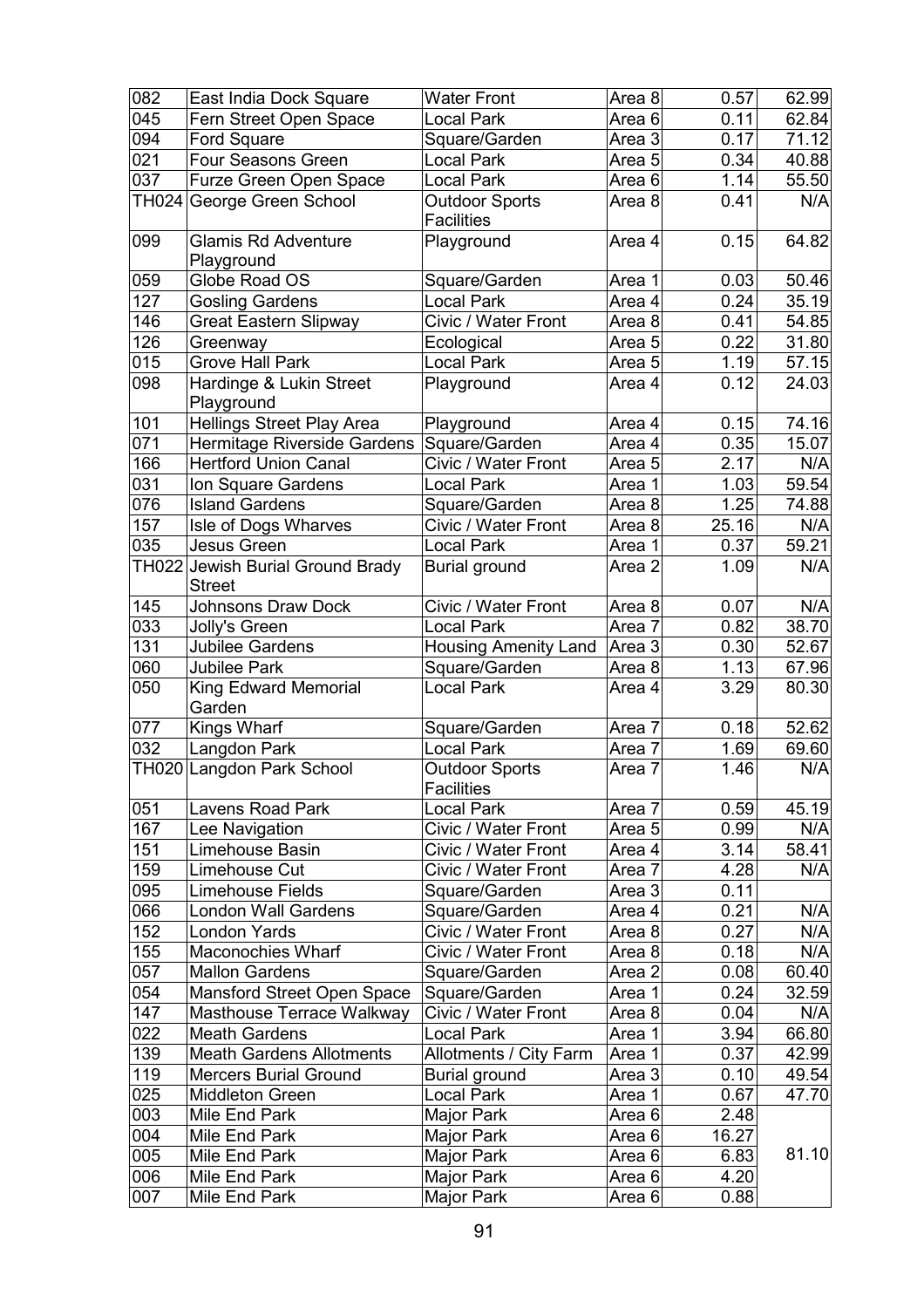| | | | | | |
|---|---|---|---|---|---|
| 082 | East India Dock Square | Water Front | Area 8 | 0.57 | 62.99 |
| 045 | Fern Street Open Space | Local Park | Area 6 | 0.11 | 62.84 |
| 094 | Ford Square | Square/Garden | Area 3 | 0.17 | 71.12 |
| 021 | Four Seasons Green | Local Park | Area 5 | 0.34 | 40.88 |
| 037 | Furze Green Open Space | Local Park | Area 6 | 1.14 | 55.50 |
| TH024 | George Green School | Outdoor Sports Facilities | Area 8 | 0.41 | N/A |
| 099 | Glamis Rd Adventure Playground | Playground | Area 4 | 0.15 | 64.82 |
| 059 | Globe Road OS | Square/Garden | Area 1 | 0.03 | 50.46 |
| 127 | Gosling Gardens | Local Park | Area 4 | 0.24 | 35.19 |
| 146 | Great Eastern Slipway | Civic / Water Front | Area 8 | 0.41 | 54.85 |
| 126 | Greenway | Ecological | Area 5 | 0.22 | 31.80 |
| 015 | Grove Hall Park | Local Park | Area 5 | 1.19 | 57.15 |
| 098 | Hardinge & Lukin Street Playground | Playground | Area 4 | 0.12 | 24.03 |
| 101 | Hellings Street Play Area | Playground | Area 4 | 0.15 | 74.16 |
| 071 | Hermitage Riverside Gardens | Square/Garden | Area 4 | 0.35 | 15.07 |
| 166 | Hertford Union Canal | Civic / Water Front | Area 5 | 2.17 | N/A |
| 031 | Ion Square Gardens | Local Park | Area 1 | 1.03 | 59.54 |
| 076 | Island Gardens | Square/Garden | Area 8 | 1.25 | 74.88 |
| 157 | Isle of Dogs Wharves | Civic / Water Front | Area 8 | 25.16 | N/A |
| 035 | Jesus Green | Local Park | Area 1 | 0.37 | 59.21 |
| TH022 | Jewish Burial Ground Brady Street | Burial ground | Area 2 | 1.09 | N/A |
| 145 | Johnsons Draw Dock | Civic / Water Front | Area 8 | 0.07 | N/A |
| 033 | Jolly's Green | Local Park | Area 7 | 0.82 | 38.70 |
| 131 | Jubilee Gardens | Housing Amenity Land | Area 3 | 0.30 | 52.67 |
| 060 | Jubilee Park | Square/Garden | Area 8 | 1.13 | 67.96 |
| 050 | King Edward Memorial Garden | Local Park | Area 4 | 3.29 | 80.30 |
| 077 | Kings Wharf | Square/Garden | Area 7 | 0.18 | 52.62 |
| 032 | Langdon Park | Local Park | Area 7 | 1.69 | 69.60 |
| TH020 | Langdon Park School | Outdoor Sports Facilities | Area 7 | 1.46 | N/A |
| 051 | Lavens Road Park | Local Park | Area 7 | 0.59 | 45.19 |
| 167 | Lee Navigation | Civic / Water Front | Area 5 | 0.99 | N/A |
| 151 | Limehouse Basin | Civic / Water Front | Area 4 | 3.14 | 58.41 |
| 159 | Limehouse Cut | Civic / Water Front | Area 7 | 4.28 | N/A |
| 095 | Limehouse Fields | Square/Garden | Area 3 | 0.11 | |
| 066 | London Wall Gardens | Square/Garden | Area 4 | 0.21 | N/A |
| 152 | London Yards | Civic / Water Front | Area 8 | 0.27 | N/A |
| 155 | Maconochies Wharf | Civic / Water Front | Area 8 | 0.18 | N/A |
| 057 | Mallon Gardens | Square/Garden | Area 2 | 0.08 | 60.40 |
| 054 | Mansford Street Open Space | Square/Garden | Area 1 | 0.24 | 32.59 |
| 147 | Masthouse Terrace Walkway | Civic / Water Front | Area 8 | 0.04 | N/A |
| 022 | Meath Gardens | Local Park | Area 1 | 3.94 | 66.80 |
| 139 | Meath Gardens Allotments | Allotments / City Farm | Area 1 | 0.37 | 42.99 |
| 119 | Mercers Burial Ground | Burial ground | Area 3 | 0.10 | 49.54 |
| 025 | Middleton Green | Local Park | Area 1 | 0.67 | 47.70 |
| 003 | Mile End Park | Major Park | Area 6 | 2.48 | 81.10 |
| 004 | Mile End Park | Major Park | Area 6 | 16.27 | |
| 005 | Mile End Park | Major Park | Area 6 | 6.83 | |
| 006 | Mile End Park | Major Park | Area 6 | 4.20 | |
| 007 | Mile End Park | Major Park | Area 6 | 0.88 | |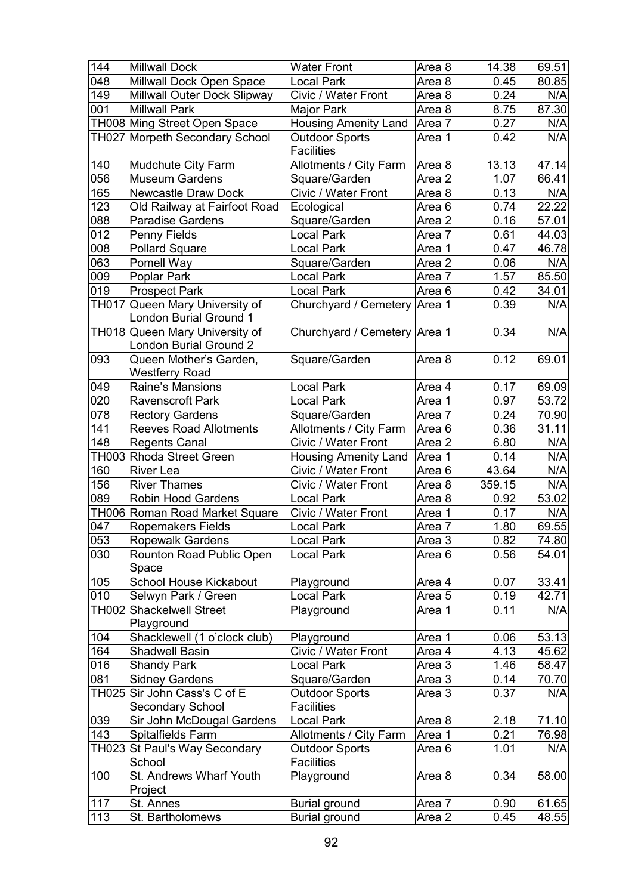| 144 | Millwall Dock | Water Front | Area 8 | 14.38 | 69.51 |
|---|---|---|---|---|---|
| 048 | Millwall Dock Open Space | Local Park | Area 8 | 0.45 | 80.85 |
| 149 | Millwall Outer Dock Slipway | Civic / Water Front | Area 8 | 0.24 | N/A |
| 001 | Millwall Park | Major Park | Area 8 | 8.75 | 87.30 |
| TH008 | Ming Street Open Space | Housing Amenity Land | Area 7 | 0.27 | N/A |
| TH027 | Morpeth Secondary School | Outdoor Sports Facilities | Area 1 | 0.42 | N/A |
| 140 | Mudchute City Farm | Allotments / City Farm | Area 8 | 13.13 | 47.14 |
| 056 | Museum Gardens | Square/Garden | Area 2 | 1.07 | 66.41 |
| 165 | Newcastle Draw Dock | Civic / Water Front | Area 8 | 0.13 | N/A |
| 123 | Old Railway at Fairfoot Road | Ecological | Area 6 | 0.74 | 22.22 |
| 088 | Paradise Gardens | Square/Garden | Area 2 | 0.16 | 57.01 |
| 012 | Penny Fields | Local Park | Area 7 | 0.61 | 44.03 |
| 008 | Pollard Square | Local Park | Area 1 | 0.47 | 46.78 |
| 063 | Pomell Way | Square/Garden | Area 2 | 0.06 | N/A |
| 009 | Poplar Park | Local Park | Area 7 | 1.57 | 85.50 |
| 019 | Prospect Park | Local Park | Area 6 | 0.42 | 34.01 |
| TH017 | Queen Mary University of London Burial Ground 1 | Churchyard / Cemetery | Area 1 | 0.39 | N/A |
| TH018 | Queen Mary University of London Burial Ground 2 | Churchyard / Cemetery | Area 1 | 0.34 | N/A |
| 093 | Queen Mother's Garden, Westferry Road | Square/Garden | Area 8 | 0.12 | 69.01 |
| 049 | Raine's Mansions | Local Park | Area 4 | 0.17 | 69.09 |
| 020 | Ravenscroft Park | Local Park | Area 1 | 0.97 | 53.72 |
| 078 | Rectory Gardens | Square/Garden | Area 7 | 0.24 | 70.90 |
| 141 | Reeves Road Allotments | Allotments / City Farm | Area 6 | 0.36 | 31.11 |
| 148 | Regents Canal | Civic / Water Front | Area 2 | 6.80 | N/A |
| TH003 | Rhoda Street Green | Housing Amenity Land | Area 1 | 0.14 | N/A |
| 160 | River Lea | Civic / Water Front | Area 6 | 43.64 | N/A |
| 156 | River Thames | Civic / Water Front | Area 8 | 359.15 | N/A |
| 089 | Robin Hood Gardens | Local Park | Area 8 | 0.92 | 53.02 |
| TH006 | Roman Road Market Square | Civic / Water Front | Area 1 | 0.17 | N/A |
| 047 | Ropemakers Fields | Local Park | Area 7 | 1.80 | 69.55 |
| 053 | Ropewalk Gardens | Local Park | Area 3 | 0.82 | 74.80 |
| 030 | Rounton Road Public Open Space | Local Park | Area 6 | 0.56 | 54.01 |
| 105 | School House Kickabout | Playground | Area 4 | 0.07 | 33.41 |
| 010 | Selwyn Park / Green | Local Park | Area 5 | 0.19 | 42.71 |
| TH002 | Shackelwell Street Playground | Playground | Area 1 | 0.11 | N/A |
| 104 | Shacklewell (1 o'clock club) | Playground | Area 1 | 0.06 | 53.13 |
| 164 | Shadwell Basin | Civic / Water Front | Area 4 | 4.13 | 45.62 |
| 016 | Shandy Park | Local Park | Area 3 | 1.46 | 58.47 |
| 081 | Sidney Gardens | Square/Garden | Area 3 | 0.14 | 70.70 |
| TH025 | Sir John Cass's C of E Secondary School | Outdoor Sports Facilities | Area 3 | 0.37 | N/A |
| 039 | Sir John McDougal Gardens | Local Park | Area 8 | 2.18 | 71.10 |
| 143 | Spitalfields Farm | Allotments / City Farm | Area 1 | 0.21 | 76.98 |
| TH023 | St Paul's Way Secondary School | Outdoor Sports Facilities | Area 6 | 1.01 | N/A |
| 100 | St. Andrews Wharf Youth Project | Playground | Area 8 | 0.34 | 58.00 |
| 117 | St. Annes | Burial ground | Area 7 | 0.90 | 61.65 |
| 113 | St. Bartholomews | Burial ground | Area 2 | 0.45 | 48.55 |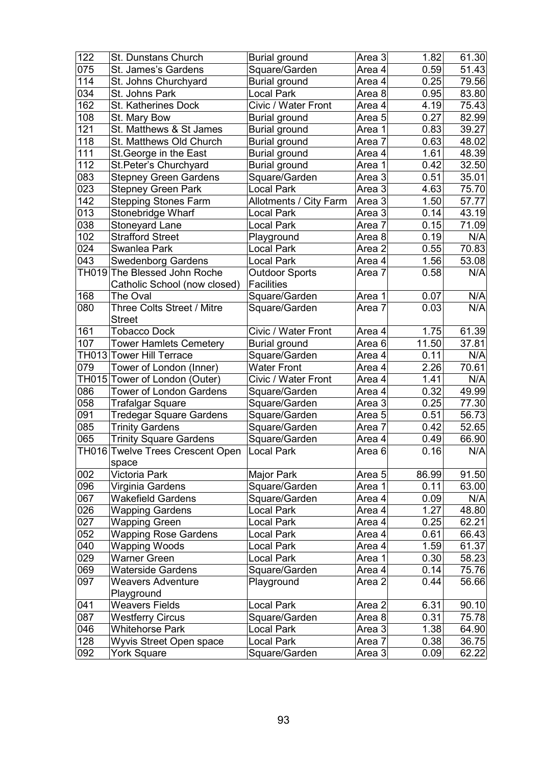| | | | | | |
|---|---|---|---|---|---|
| 122 | St. Dunstans Church | Burial ground | Area 3 | 1.82 | 61.30 |
| 075 | St. James's Gardens | Square/Garden | Area 4 | 0.59 | 51.43 |
| 114 | St. Johns Churchyard | Burial ground | Area 4 | 0.25 | 79.56 |
| 034 | St. Johns Park | Local Park | Area 8 | 0.95 | 83.80 |
| 162 | St. Katherines Dock | Civic / Water Front | Area 4 | 4.19 | 75.43 |
| 108 | St. Mary Bow | Burial ground | Area 5 | 0.27 | 82.99 |
| 121 | St. Matthews & St James | Burial ground | Area 1 | 0.83 | 39.27 |
| 118 | St. Matthews Old Church | Burial ground | Area 7 | 0.63 | 48.02 |
| 111 | St.George in the East | Burial ground | Area 4 | 1.61 | 48.39 |
| 112 | St.Peter's Churchyard | Burial ground | Area 1 | 0.42 | 32.50 |
| 083 | Stepney Green Gardens | Square/Garden | Area 3 | 0.51 | 35.01 |
| 023 | Stepney Green Park | Local Park | Area 3 | 4.63 | 75.70 |
| 142 | Stepping Stones Farm | Allotments / City Farm | Area 3 | 1.50 | 57.77 |
| 013 | Stonebridge Wharf | Local Park | Area 3 | 0.14 | 43.19 |
| 038 | Stoneyard Lane | Local Park | Area 7 | 0.15 | 71.09 |
| 102 | Strafford Street | Playground | Area 8 | 0.19 | N/A |
| 024 | Swanlea Park | Local Park | Area 2 | 0.55 | 70.83 |
| 043 | Swedenborg Gardens | Local Park | Area 4 | 1.56 | 53.08 |
| TH019 | The Blessed John Roche Catholic School (now closed) | Outdoor Sports Facilities | Area 7 | 0.58 | N/A |
| 168 | The Oval | Square/Garden | Area 1 | 0.07 | N/A |
| 080 | Three Colts Street / Mitre Street | Square/Garden | Area 7 | 0.03 | N/A |
| 161 | Tobacco Dock | Civic / Water Front | Area 4 | 1.75 | 61.39 |
| 107 | Tower Hamlets Cemetery | Burial ground | Area 6 | 11.50 | 37.81 |
| TH013 | Tower Hill Terrace | Square/Garden | Area 4 | 0.11 | N/A |
| 079 | Tower of London (Inner) | Water Front | Area 4 | 2.26 | 70.61 |
| TH015 | Tower of London (Outer) | Civic / Water Front | Area 4 | 1.41 | N/A |
| 086 | Tower of London Gardens | Square/Garden | Area 4 | 0.32 | 49.99 |
| 058 | Trafalgar Square | Square/Garden | Area 3 | 0.25 | 77.30 |
| 091 | Tredegar Square Gardens | Square/Garden | Area 5 | 0.51 | 56.73 |
| 085 | Trinity Gardens | Square/Garden | Area 7 | 0.42 | 52.65 |
| 065 | Trinity Square Gardens | Square/Garden | Area 4 | 0.49 | 66.90 |
| TH016 | Twelve Trees Crescent Open space | Local Park | Area 6 | 0.16 | N/A |
| 002 | Victoria Park | Major Park | Area 5 | 86.99 | 91.50 |
| 096 | Virginia Gardens | Square/Garden | Area 1 | 0.11 | 63.00 |
| 067 | Wakefield Gardens | Square/Garden | Area 4 | 0.09 | N/A |
| 026 | Wapping Gardens | Local Park | Area 4 | 1.27 | 48.80 |
| 027 | Wapping Green | Local Park | Area 4 | 0.25 | 62.21 |
| 052 | Wapping Rose Gardens | Local Park | Area 4 | 0.61 | 66.43 |
| 040 | Wapping Woods | Local Park | Area 4 | 1.59 | 61.37 |
| 029 | Warner Green | Local Park | Area 1 | 0.30 | 58.23 |
| 069 | Waterside Gardens | Square/Garden | Area 4 | 0.14 | 75.76 |
| 097 | Weavers Adventure Playground | Playground | Area 2 | 0.44 | 56.66 |
| 041 | Weavers Fields | Local Park | Area 2 | 6.31 | 90.10 |
| 087 | Westferry Circus | Square/Garden | Area 8 | 0.31 | 75.78 |
| 046 | Whitehorse Park | Local Park | Area 3 | 1.38 | 64.90 |
| 128 | Wyvis Street Open space | Local Park | Area 7 | 0.38 | 36.75 |
| 092 | York Square | Square/Garden | Area 3 | 0.09 | 62.22 |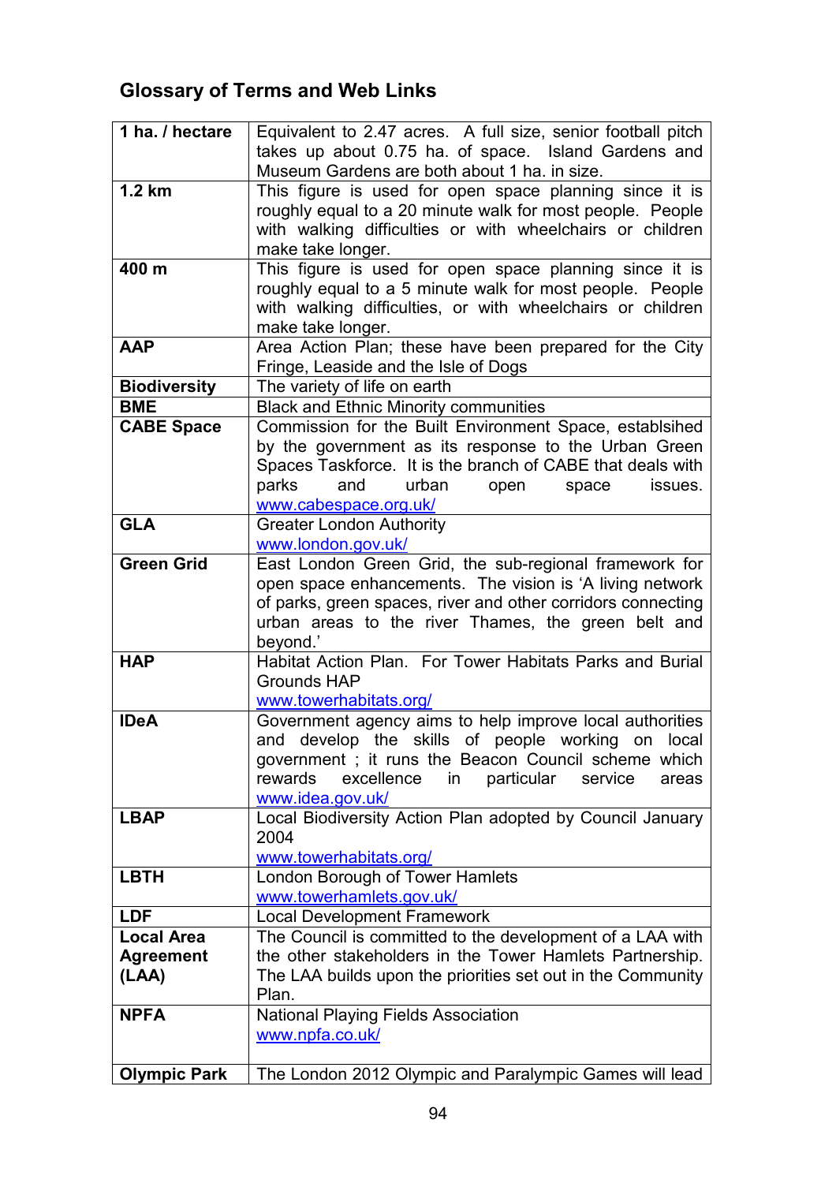## Glossary of Terms and Web Links

| | |
|---|---|
| **1 ha. / hectare** | Equivalent to 2.47 acres. A full size, senior football pitch takes up about 0.75 ha. of space. Island Gardens and Museum Gardens are both about 1 ha. in size. |
| **1.2 km** | This figure is used for open space planning since it is roughly equal to a 20 minute walk for most people. People with walking difficulties or with wheelchairs or children make take longer. |
| **400 m** | This figure is used for open space planning since it is roughly equal to a 5 minute walk for most people. People with walking difficulties, or with wheelchairs or children make take longer. |
| **AAP** | Area Action Plan; these have been prepared for the City Fringe, Leaside and the Isle of Dogs |
| **Biodiversity** | The variety of life on earth |
| **BME** | Black and Ethnic Minority communities |
| **CABE Space** | Commission for the Built Environment Space, establsihed by the government as its response to the Urban Green Spaces Taskforce. It is the branch of CABE that deals with parks and urban open space issues. www.cabespace.org.uk/ |
| **GLA** | Greater London Authority www.london.gov.uk/ |
| **Green Grid** | East London Green Grid, the sub-regional framework for open space enhancements. The vision is 'A living network of parks, green spaces, river and other corridors connecting urban areas to the river Thames, the green belt and beyond.' |
| **HAP** | Habitat Action Plan. For Tower Habitats Parks and Burial Grounds HAP www.towerhabitats.org/ |
| **IDeA** | Government agency aims to help improve local authorities and develop the skills of people working on local government ; it runs the Beacon Council scheme which rewards excellence in particular service areas www.idea.gov.uk/ |
| **LBAP** | Local Biodiversity Action Plan adopted by Council January 2004 www.towerhabitats.org/ |
| **LBTH** | London Borough of Tower Hamlets www.towerhamlets.gov.uk/ |
| **LDF** | Local Development Framework |
| **Local Area Agreement (LAA)** | The Council is committed to the development of a LAA with the other stakeholders in the Tower Hamlets Partnership. The LAA builds upon the priorities set out in the Community Plan. |
| **NPFA** | National Playing Fields Association www.npfa.co.uk/ |
| **Olympic Park** | The London 2012 Olympic and Paralympic Games will lead |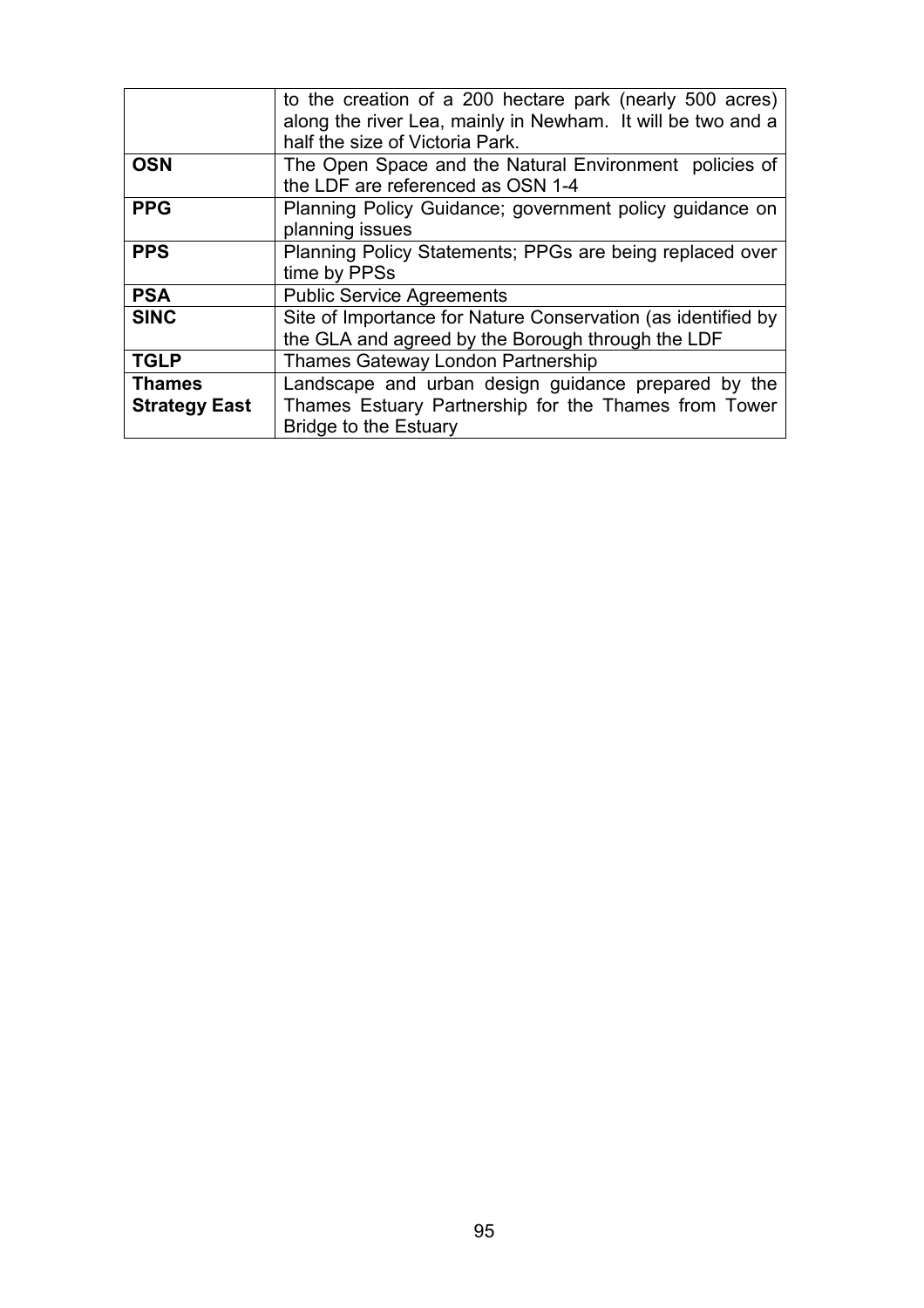| | |
|---|---|
| | to the creation of a 200 hectare park (nearly 500 acres) along the river Lea, mainly in Newham. It will be two and a half the size of Victoria Park. |
| **OSN** | The Open Space and the Natural Environment policies of the LDF are referenced as OSN 1-4 |
| **PPG** | Planning Policy Guidance; government policy guidance on planning issues |
| **PPS** | Planning Policy Statements; PPGs are being replaced over time by PPSs |
| **PSA** | Public Service Agreements |
| **SINC** | Site of Importance for Nature Conservation (as identified by the GLA and agreed by the Borough through the LDF |
| **TGLP** | Thames Gateway London Partnership |
| **Thames Strategy East** | Landscape and urban design guidance prepared by the Thames Estuary Partnership for the Thames from Tower Bridge to the Estuary |